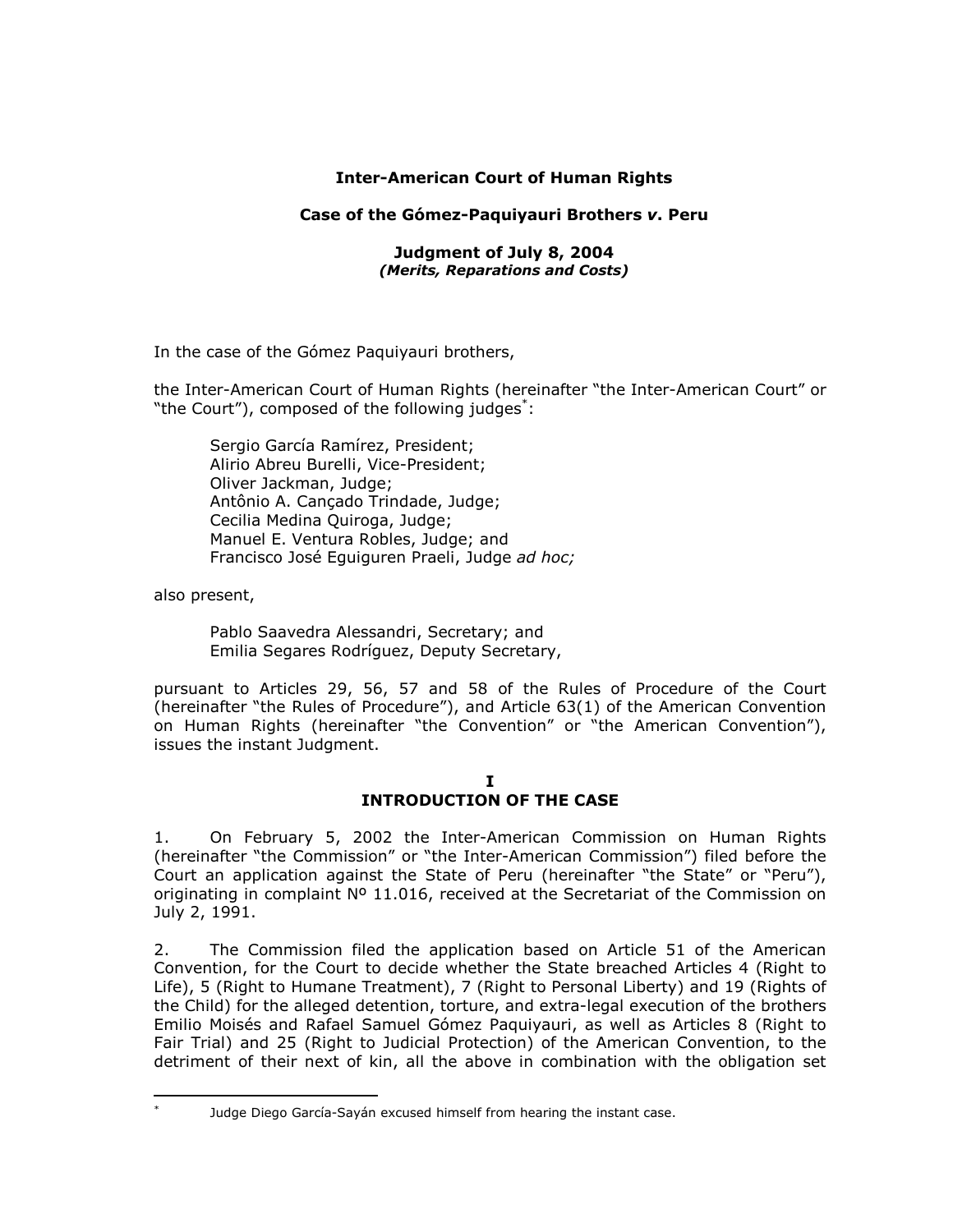**Inter-American Court of Human Rights**

**Case of the Gómez-Paquiyauri Brothers *v*. Peru**

**Judgment of July 8, 2004**
***(Merits, Reparations and Costs)***

In the case of the Gómez Paquiyauri brothers,

the Inter-American Court of Human Rights (hereinafter "the Inter-American Court" or "the Court"), composed of the following judges*:

Sergio García Ramírez, President;
Alirio Abreu Burelli, Vice-President;
Oliver Jackman, Judge;
Antônio A. Cançado Trindade, Judge;
Cecilia Medina Quiroga, Judge;
Manuel E. Ventura Robles, Judge; and
Francisco José Eguiguren Praeli, Judge *ad hoc;*

also present,

Pablo Saavedra Alessandri, Secretary; and
Emilia Segares Rodríguez, Deputy Secretary,

pursuant to Articles 29, 56, 57 and 58 of the Rules of Procedure of the Court (hereinafter "the Rules of Procedure"), and Article 63(1) of the American Convention on Human Rights (hereinafter "the Convention" or "the American Convention"), issues the instant Judgment.

## I
## INTRODUCTION OF THE CASE

1. On February 5, 2002 the Inter-American Commission on Human Rights (hereinafter "the Commission" or "the Inter-American Commission") filed before the Court an application against the State of Peru (hereinafter "the State" or "Peru"), originating in complaint Nº 11.016, received at the Secretariat of the Commission on July 2, 1991.

2. The Commission filed the application based on Article 51 of the American Convention, for the Court to decide whether the State breached Articles 4 (Right to Life), 5 (Right to Humane Treatment), 7 (Right to Personal Liberty) and 19 (Rights of the Child) for the alleged detention, torture, and extra-legal execution of the brothers Emilio Moisés and Rafael Samuel Gómez Paquiyauri, as well as Articles 8 (Right to Fair Trial) and 25 (Right to Judicial Protection) of the American Convention, to the detriment of their next of kin, all the above in combination with the obligation set

\* Judge Diego García-Sayán excused himself from hearing the instant case.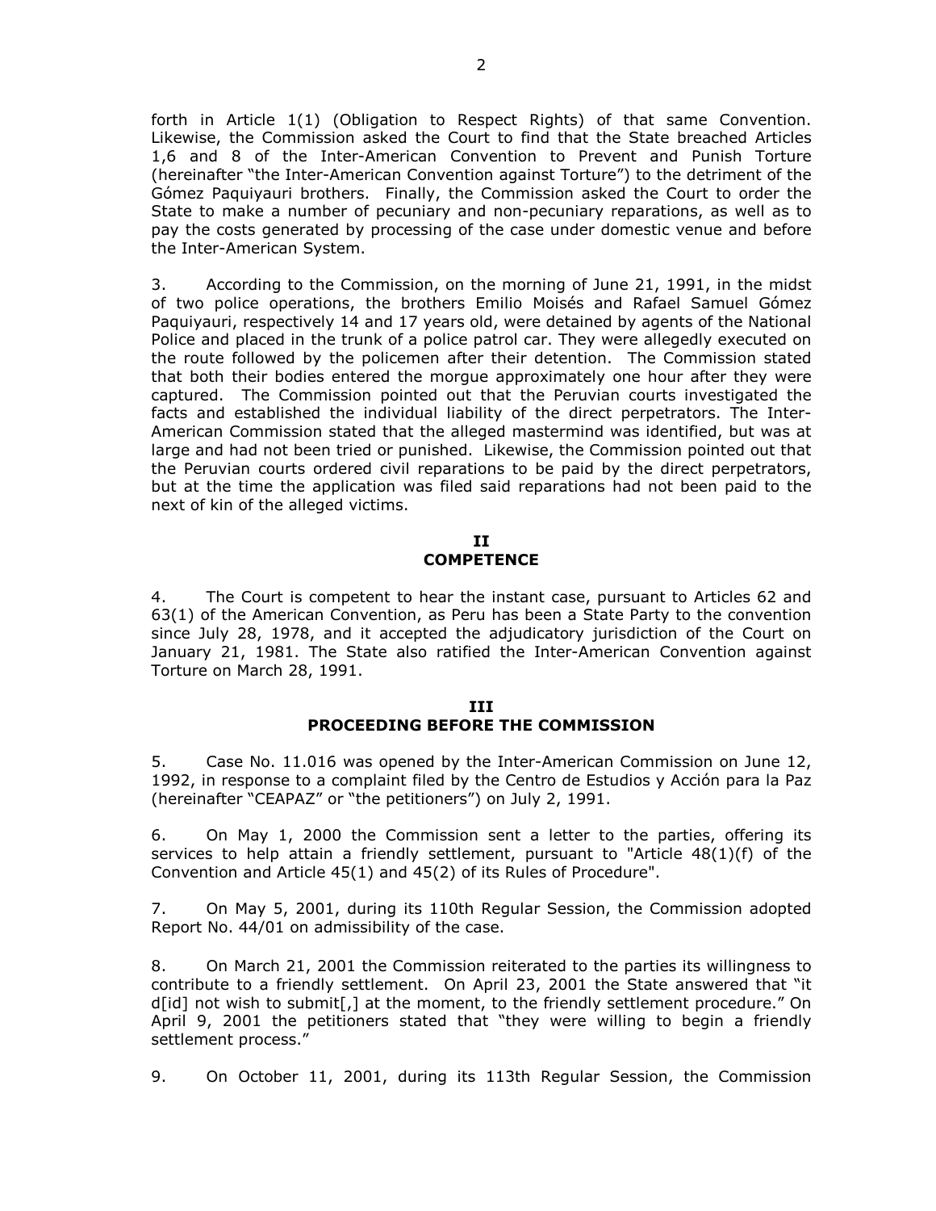forth in Article 1(1) (Obligation to Respect Rights) of that same Convention. Likewise, the Commission asked the Court to find that the State breached Articles 1,6 and 8 of the Inter-American Convention to Prevent and Punish Torture (hereinafter "the Inter-American Convention against Torture") to the detriment of the Gómez Paquiyauri brothers. Finally, the Commission asked the Court to order the State to make a number of pecuniary and non-pecuniary reparations, as well as to pay the costs generated by processing of the case under domestic venue and before the Inter-American System.

3. According to the Commission, on the morning of June 21, 1991, in the midst of two police operations, the brothers Emilio Moisés and Rafael Samuel Gómez Paquiyauri, respectively 14 and 17 years old, were detained by agents of the National Police and placed in the trunk of a police patrol car. They were allegedly executed on the route followed by the policemen after their detention. The Commission stated that both their bodies entered the morgue approximately one hour after they were captured. The Commission pointed out that the Peruvian courts investigated the facts and established the individual liability of the direct perpetrators. The Inter-American Commission stated that the alleged mastermind was identified, but was at large and had not been tried or punished. Likewise, the Commission pointed out that the Peruvian courts ordered civil reparations to be paid by the direct perpetrators, but at the time the application was filed said reparations had not been paid to the next of kin of the alleged victims.

## II
## COMPETENCE

4. The Court is competent to hear the instant case, pursuant to Articles 62 and 63(1) of the American Convention, as Peru has been a State Party to the convention since July 28, 1978, and it accepted the adjudicatory jurisdiction of the Court on January 21, 1981. The State also ratified the Inter-American Convention against Torture on March 28, 1991.

## III
## PROCEEDING BEFORE THE COMMISSION

5. Case No. 11.016 was opened by the Inter-American Commission on June 12, 1992, in response to a complaint filed by the Centro de Estudios y Acción para la Paz (hereinafter "CEAPAZ" or "the petitioners") on July 2, 1991.

6. On May 1, 2000 the Commission sent a letter to the parties, offering its services to help attain a friendly settlement, pursuant to "Article 48(1)(f) of the Convention and Article 45(1) and 45(2) of its Rules of Procedure".

7. On May 5, 2001, during its 110th Regular Session, the Commission adopted Report No. 44/01 on admissibility of the case.

8. On March 21, 2001 the Commission reiterated to the parties its willingness to contribute to a friendly settlement. On April 23, 2001 the State answered that "it d[id] not wish to submit[,] at the moment, to the friendly settlement procedure." On April 9, 2001 the petitioners stated that "they were willing to begin a friendly settlement process."

9. On October 11, 2001, during its 113th Regular Session, the Commission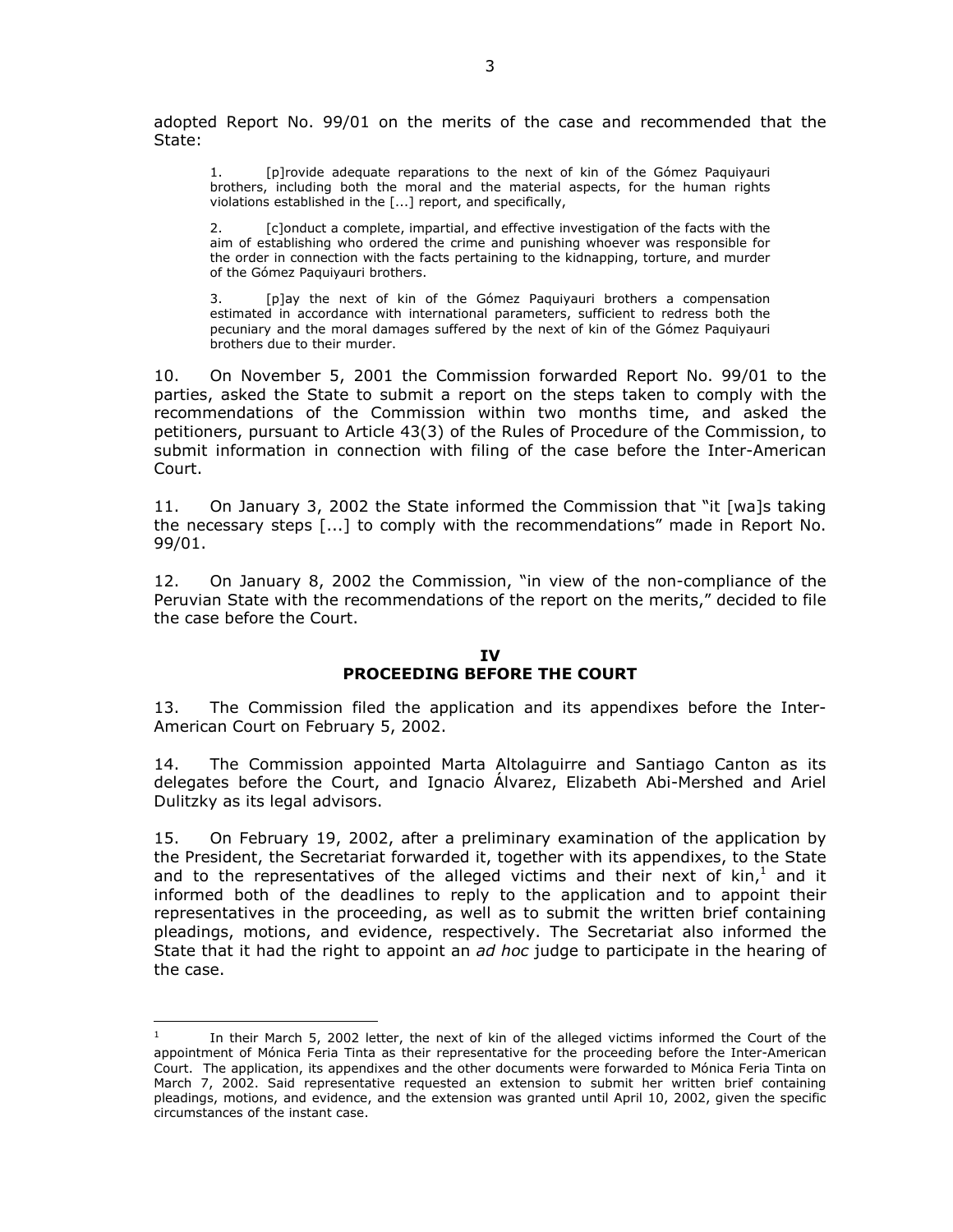adopted Report No. 99/01 on the merits of the case and recommended that the State:

> 1. [p]rovide adequate reparations to the next of kin of the Gómez Paquiyauri brothers, including both the moral and the material aspects, for the human rights violations established in the [...] report, and specifically,
>
> 2. [c]onduct a complete, impartial, and effective investigation of the facts with the aim of establishing who ordered the crime and punishing whoever was responsible for the order in connection with the facts pertaining to the kidnapping, torture, and murder of the Gómez Paquiyauri brothers.
>
> 3. [p]ay the next of kin of the Gómez Paquiyauri brothers a compensation estimated in accordance with international parameters, sufficient to redress both the pecuniary and the moral damages suffered by the next of kin of the Gómez Paquiyauri brothers due to their murder.

10. On November 5, 2001 the Commission forwarded Report No. 99/01 to the parties, asked the State to submit a report on the steps taken to comply with the recommendations of the Commission within two months time, and asked the petitioners, pursuant to Article 43(3) of the Rules of Procedure of the Commission, to submit information in connection with filing of the case before the Inter-American Court.

11. On January 3, 2002 the State informed the Commission that "it [wa]s taking the necessary steps [...] to comply with the recommendations" made in Report No. 99/01.

12. On January 8, 2002 the Commission, "in view of the non-compliance of the Peruvian State with the recommendations of the report on the merits," decided to file the case before the Court.

## IV
## PROCEEDING BEFORE THE COURT

13. The Commission filed the application and its appendixes before the Inter-American Court on February 5, 2002.

14. The Commission appointed Marta Altolaguirre and Santiago Canton as its delegates before the Court, and Ignacio Álvarez, Elizabeth Abi-Mershed and Ariel Dulitzky as its legal advisors.

15. On February 19, 2002, after a preliminary examination of the application by the President, the Secretariat forwarded it, together with its appendixes, to the State and to the representatives of the alleged victims and their next of kin,[1] and it informed both of the deadlines to reply to the application and to appoint their representatives in the proceeding, as well as to submit the written brief containing pleadings, motions, and evidence, respectively. The Secretariat also informed the State that it had the right to appoint an *ad hoc* judge to participate in the hearing of the case.

---

[1] In their March 5, 2002 letter, the next of kin of the alleged victims informed the Court of the appointment of Mónica Feria Tinta as their representative for the proceeding before the Inter-American Court. The application, its appendixes and the other documents were forwarded to Mónica Feria Tinta on March 7, 2002. Said representative requested an extension to submit her written brief containing pleadings, motions, and evidence, and the extension was granted until April 10, 2002, given the specific circumstances of the instant case.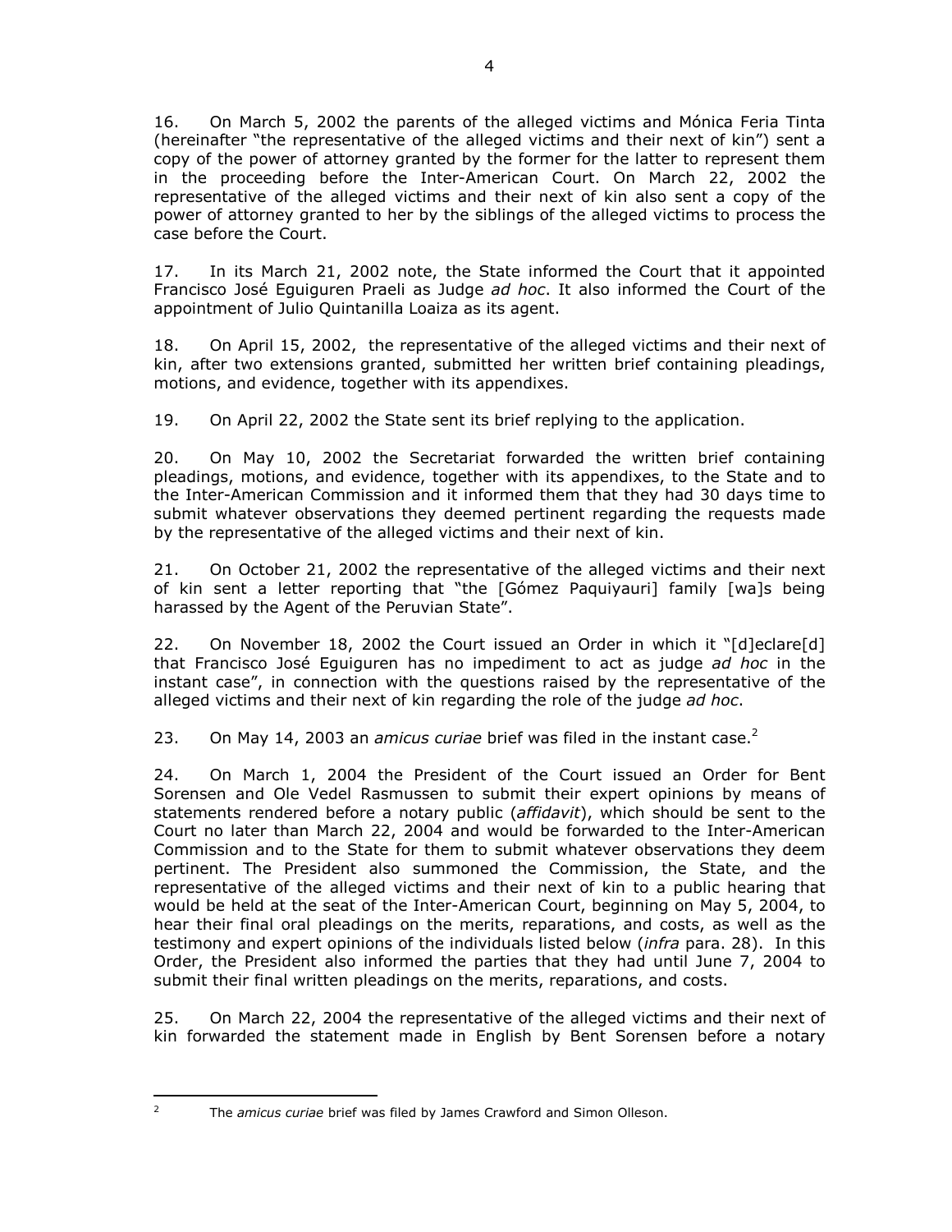16. On March 5, 2002 the parents of the alleged victims and Mónica Feria Tinta (hereinafter "the representative of the alleged victims and their next of kin") sent a copy of the power of attorney granted by the former for the latter to represent them in the proceeding before the Inter-American Court. On March 22, 2002 the representative of the alleged victims and their next of kin also sent a copy of the power of attorney granted to her by the siblings of the alleged victims to process the case before the Court.

17. In its March 21, 2002 note, the State informed the Court that it appointed Francisco José Eguiguren Praeli as Judge *ad hoc*. It also informed the Court of the appointment of Julio Quintanilla Loaiza as its agent.

18. On April 15, 2002, the representative of the alleged victims and their next of kin, after two extensions granted, submitted her written brief containing pleadings, motions, and evidence, together with its appendixes.

19. On April 22, 2002 the State sent its brief replying to the application.

20. On May 10, 2002 the Secretariat forwarded the written brief containing pleadings, motions, and evidence, together with its appendixes, to the State and to the Inter-American Commission and it informed them that they had 30 days time to submit whatever observations they deemed pertinent regarding the requests made by the representative of the alleged victims and their next of kin.

21. On October 21, 2002 the representative of the alleged victims and their next of kin sent a letter reporting that "the [Gómez Paquiyauri] family [wa]s being harassed by the Agent of the Peruvian State".

22. On November 18, 2002 the Court issued an Order in which it "[d]eclare[d] that Francisco José Eguiguren has no impediment to act as judge *ad hoc* in the instant case", in connection with the questions raised by the representative of the alleged victims and their next of kin regarding the role of the judge *ad hoc*.

23. On May 14, 2003 an *amicus curiae* brief was filed in the instant case.[2]

24. On March 1, 2004 the President of the Court issued an Order for Bent Sorensen and Ole Vedel Rasmussen to submit their expert opinions by means of statements rendered before a notary public (*affidavit*), which should be sent to the Court no later than March 22, 2004 and would be forwarded to the Inter-American Commission and to the State for them to submit whatever observations they deem pertinent. The President also summoned the Commission, the State, and the representative of the alleged victims and their next of kin to a public hearing that would be held at the seat of the Inter-American Court, beginning on May 5, 2004, to hear their final oral pleadings on the merits, reparations, and costs, as well as the testimony and expert opinions of the individuals listed below (*infra* para. 28). In this Order, the President also informed the parties that they had until June 7, 2004 to submit their final written pleadings on the merits, reparations, and costs.

25. On March 22, 2004 the representative of the alleged victims and their next of kin forwarded the statement made in English by Bent Sorensen before a notary

---

[2] The *amicus curiae* brief was filed by James Crawford and Simon Olleson.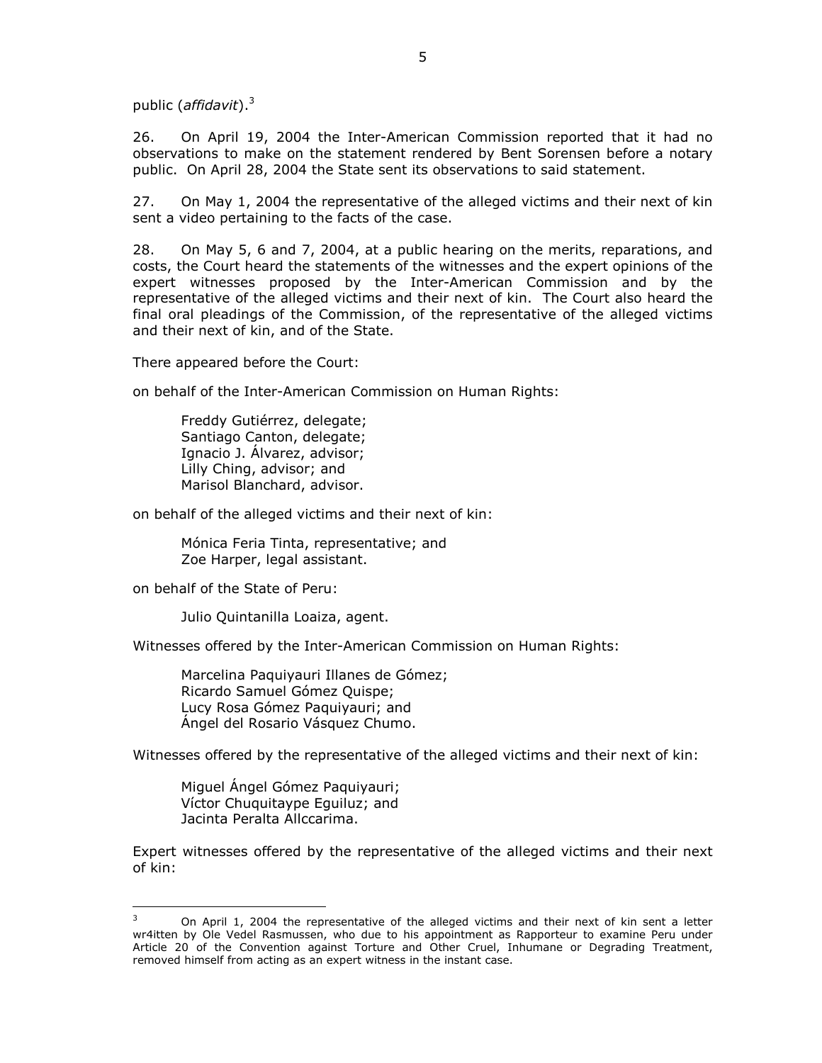public (*affidavit*).[3]

26. On April 19, 2004 the Inter-American Commission reported that it had no observations to make on the statement rendered by Bent Sorensen before a notary public. On April 28, 2004 the State sent its observations to said statement.

27. On May 1, 2004 the representative of the alleged victims and their next of kin sent a video pertaining to the facts of the case.

28. On May 5, 6 and 7, 2004, at a public hearing on the merits, reparations, and costs, the Court heard the statements of the witnesses and the expert opinions of the expert witnesses proposed by the Inter-American Commission and by the representative of the alleged victims and their next of kin. The Court also heard the final oral pleadings of the Commission, of the representative of the alleged victims and their next of kin, and of the State.

There appeared before the Court:

on behalf of the Inter-American Commission on Human Rights:

> Freddy Gutiérrez, delegate;
> Santiago Canton, delegate;
> Ignacio J. Álvarez, advisor;
> Lilly Ching, advisor; and
> Marisol Blanchard, advisor.

on behalf of the alleged victims and their next of kin:

> Mónica Feria Tinta, representative; and
> Zoe Harper, legal assistant.

on behalf of the State of Peru:

> Julio Quintanilla Loaiza, agent.

Witnesses offered by the Inter-American Commission on Human Rights:

> Marcelina Paquiyauri Illanes de Gómez;
> Ricardo Samuel Gómez Quispe;
> Lucy Rosa Gómez Paquiyauri; and
> Ángel del Rosario Vásquez Chumo.

Witnesses offered by the representative of the alleged victims and their next of kin:

> Miguel Ángel Gómez Paquiyauri;
> Víctor Chuquitaype Eguiluz; and
> Jacinta Peralta Allccarima.

Expert witnesses offered by the representative of the alleged victims and their next of kin:

---

[3] On April 1, 2004 the representative of the alleged victims and their next of kin sent a letter wr4itten by Ole Vedel Rasmussen, who due to his appointment as Rapporteur to examine Peru under Article 20 of the Convention against Torture and Other Cruel, Inhumane or Degrading Treatment, removed himself from acting as an expert witness in the instant case.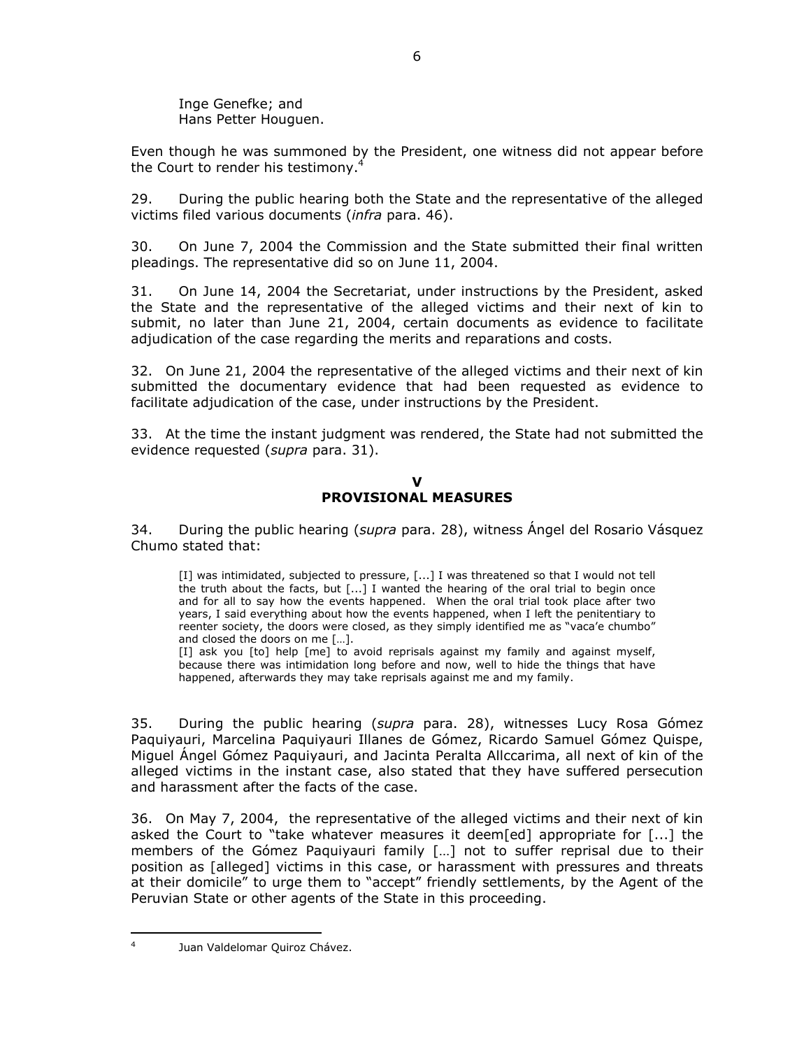Inge Genefke; and
Hans Petter Houguen.

Even though he was summoned by the President, one witness did not appear before the Court to render his testimony.[4]

29. During the public hearing both the State and the representative of the alleged victims filed various documents (*infra* para. 46).

30. On June 7, 2004 the Commission and the State submitted their final written pleadings. The representative did so on June 11, 2004.

31. On June 14, 2004 the Secretariat, under instructions by the President, asked the State and the representative of the alleged victims and their next of kin to submit, no later than June 21, 2004, certain documents as evidence to facilitate adjudication of the case regarding the merits and reparations and costs.

32. On June 21, 2004 the representative of the alleged victims and their next of kin submitted the documentary evidence that had been requested as evidence to facilitate adjudication of the case, under instructions by the President.

33. At the time the instant judgment was rendered, the State had not submitted the evidence requested (*supra* para. 31).

## V
## PROVISIONAL MEASURES

34. During the public hearing (*supra* para. 28), witness Ángel del Rosario Vásquez Chumo stated that:

> [I] was intimidated, subjected to pressure, [...] I was threatened so that I would not tell the truth about the facts, but [...] I wanted the hearing of the oral trial to begin once and for all to say how the events happened. When the oral trial took place after two years, I said everything about how the events happened, when I left the penitentiary to reenter society, the doors were closed, as they simply identified me as "vaca'e chumbo" and closed the doors on me […].
>
> [I] ask you [to] help [me] to avoid reprisals against my family and against myself, because there was intimidation long before and now, well to hide the things that have happened, afterwards they may take reprisals against me and my family.

35. During the public hearing (*supra* para. 28), witnesses Lucy Rosa Gómez Paquiyauri, Marcelina Paquiyauri Illanes de Gómez, Ricardo Samuel Gómez Quispe, Miguel Ángel Gómez Paquiyauri, and Jacinta Peralta Allccarima, all next of kin of the alleged victims in the instant case, also stated that they have suffered persecution and harassment after the facts of the case.

36. On May 7, 2004, the representative of the alleged victims and their next of kin asked the Court to "take whatever measures it deem[ed] appropriate for [...] the members of the Gómez Paquiyauri family […] not to suffer reprisal due to their position as [alleged] victims in this case, or harassment with pressures and threats at their domicile" to urge them to "accept" friendly settlements, by the Agent of the Peruvian State or other agents of the State in this proceeding.

---

[4] Juan Valdelomar Quiroz Chávez.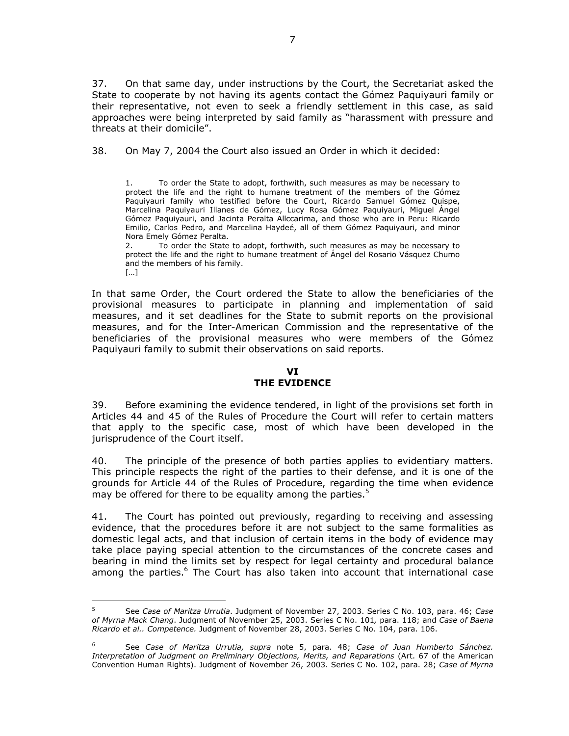37. On that same day, under instructions by the Court, the Secretariat asked the State to cooperate by not having its agents contact the Gómez Paquiyauri family or their representative, not even to seek a friendly settlement in this case, as said approaches were being interpreted by said family as "harassment with pressure and threats at their domicile".

38. On May 7, 2004 the Court also issued an Order in which it decided:

> 1. To order the State to adopt, forthwith, such measures as may be necessary to protect the life and the right to humane treatment of the members of the Gómez Paquiyauri family who testified before the Court, Ricardo Samuel Gómez Quispe, Marcelina Paquiyauri Illanes de Gómez, Lucy Rosa Gómez Paquiyauri, Miguel Ángel Gómez Paquiyauri, and Jacinta Peralta Allccarima, and those who are in Peru: Ricardo Emilio, Carlos Pedro, and Marcelina Haydeé, all of them Gómez Paquiyauri, and minor Nora Emely Gómez Peralta.
>
> 2. To order the State to adopt, forthwith, such measures as may be necessary to protect the life and the right to humane treatment of Ángel del Rosario Vásquez Chumo and the members of his family.
>
> […]

In that same Order, the Court ordered the State to allow the beneficiaries of the provisional measures to participate in planning and implementation of said measures, and it set deadlines for the State to submit reports on the provisional measures, and for the Inter-American Commission and the representative of the beneficiaries of the provisional measures who were members of the Gómez Paquiyauri family to submit their observations on said reports.

## VI
## THE EVIDENCE

39. Before examining the evidence tendered, in light of the provisions set forth in Articles 44 and 45 of the Rules of Procedure the Court will refer to certain matters that apply to the specific case, most of which have been developed in the jurisprudence of the Court itself.

40. The principle of the presence of both parties applies to evidentiary matters. This principle respects the right of the parties to their defense, and it is one of the grounds for Article 44 of the Rules of Procedure, regarding the time when evidence may be offered for there to be equality among the parties.[5]

41. The Court has pointed out previously, regarding to receiving and assessing evidence, that the procedures before it are not subject to the same formalities as domestic legal acts, and that inclusion of certain items in the body of evidence may take place paying special attention to the circumstances of the concrete cases and bearing in mind the limits set by respect for legal certainty and procedural balance among the parties.[6] The Court has also taken into account that international case

---

[5] See *Case of Maritza Urrutia*. Judgment of November 27, 2003. Series C No. 103, para. 46; *Case of Myrna Mack Chang*. Judgment of November 25, 2003. Series C No. 101, para. 118; and *Case of Baena Ricardo et al.. Competence.* Judgment of November 28, 2003. Series C No. 104, para. 106.

[6] See *Case of Maritza Urrutia, supra* note 5, para. 48; *Case of Juan Humberto Sánchez. Interpretation of Judgment on Preliminary Objections, Merits, and Reparations* (Art. 67 of the American Convention Human Rights). Judgment of November 26, 2003. Series C No. 102, para. 28; *Case of Myrna*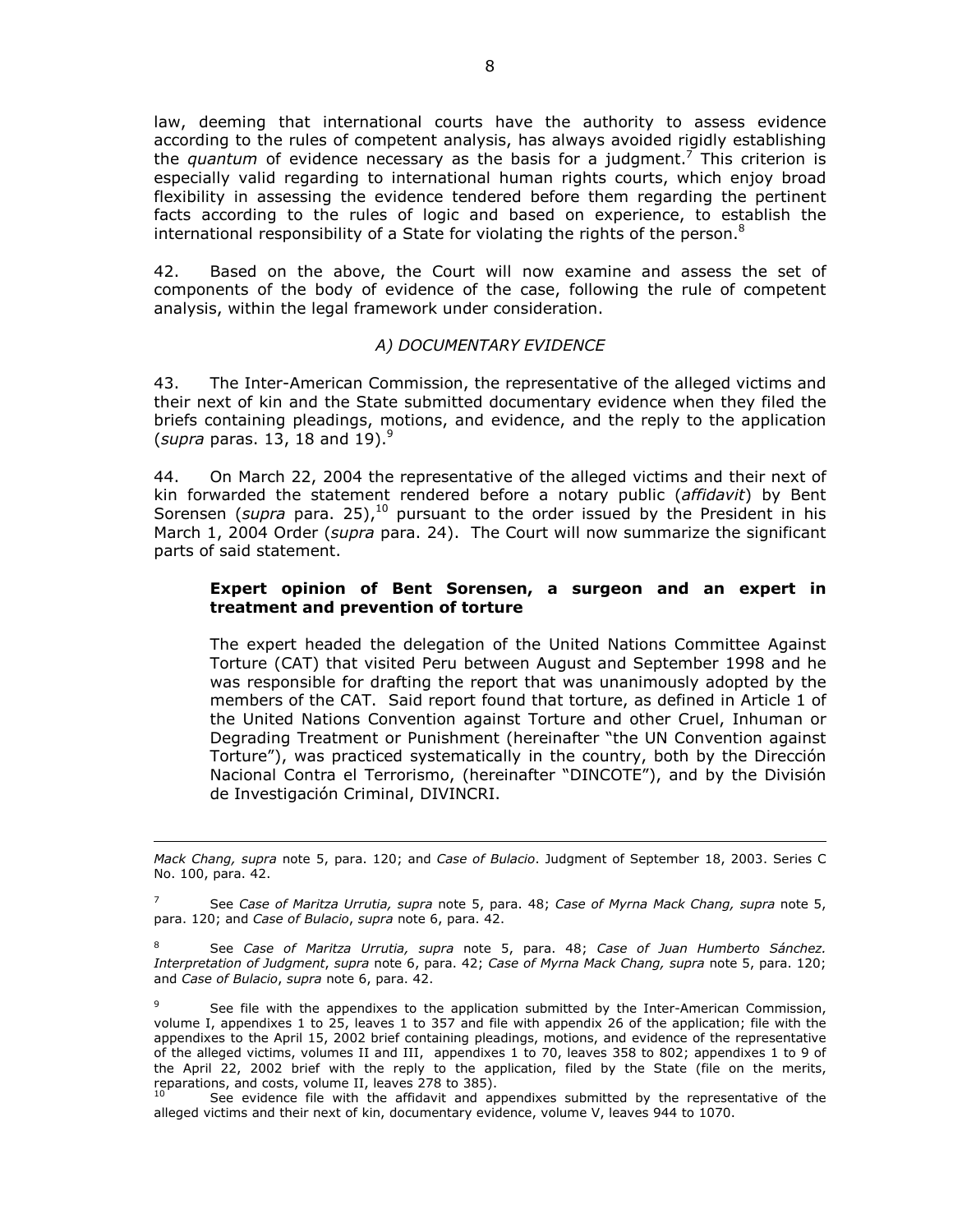law, deeming that international courts have the authority to assess evidence according to the rules of competent analysis, has always avoided rigidly establishing the *quantum* of evidence necessary as the basis for a judgment.[7] This criterion is especially valid regarding to international human rights courts, which enjoy broad flexibility in assessing the evidence tendered before them regarding the pertinent facts according to the rules of logic and based on experience, to establish the international responsibility of a State for violating the rights of the person.[8]

42. Based on the above, the Court will now examine and assess the set of components of the body of evidence of the case, following the rule of competent analysis, within the legal framework under consideration.

*A) DOCUMENTARY EVIDENCE*

43. The Inter-American Commission, the representative of the alleged victims and their next of kin and the State submitted documentary evidence when they filed the briefs containing pleadings, motions, and evidence, and the reply to the application (*supra* paras. 13, 18 and 19).[9]

44. On March 22, 2004 the representative of the alleged victims and their next of kin forwarded the statement rendered before a notary public (*affidavit*) by Bent Sorensen (*supra* para. 25),[10] pursuant to the order issued by the President in his March 1, 2004 Order (*supra* para. 24). The Court will now summarize the significant parts of said statement.

**Expert opinion of Bent Sorensen, a surgeon and an expert in treatment and prevention of torture**

The expert headed the delegation of the United Nations Committee Against Torture (CAT) that visited Peru between August and September 1998 and he was responsible for drafting the report that was unanimously adopted by the members of the CAT. Said report found that torture, as defined in Article 1 of the United Nations Convention against Torture and other Cruel, Inhuman or Degrading Treatment or Punishment (hereinafter "the UN Convention against Torture"), was practiced systematically in the country, both by the Dirección Nacional Contra el Terrorismo, (hereinafter "DINCOTE"), and by the División de Investigación Criminal, DIVINCRI.

---

*Mack Chang, supra* note 5, para. 120; and *Case of Bulacio*. Judgment of September 18, 2003. Series C No. 100, para. 42.

[7] See *Case of Maritza Urrutia, supra* note 5, para. 48; *Case of Myrna Mack Chang, supra* note 5, para. 120; and *Case of Bulacio*, *supra* note 6, para. 42.

[8] See *Case of Maritza Urrutia, supra* note 5, para. 48; *Case of Juan Humberto Sánchez. Interpretation of Judgment*, *supra* note 6, para. 42; *Case of Myrna Mack Chang, supra* note 5, para. 120; and *Case of Bulacio*, *supra* note 6, para. 42.

[9] See file with the appendixes to the application submitted by the Inter-American Commission, volume I, appendixes 1 to 25, leaves 1 to 357 and file with appendix 26 of the application; file with the appendixes to the April 15, 2002 brief containing pleadings, motions, and evidence of the representative of the alleged victims, volumes II and III, appendixes 1 to 70, leaves 358 to 802; appendixes 1 to 9 of the April 22, 2002 brief with the reply to the application, filed by the State (file on the merits, reparations, and costs, volume II, leaves 278 to 385).

[10] See evidence file with the affidavit and appendixes submitted by the representative of the alleged victims and their next of kin, documentary evidence, volume V, leaves 944 to 1070.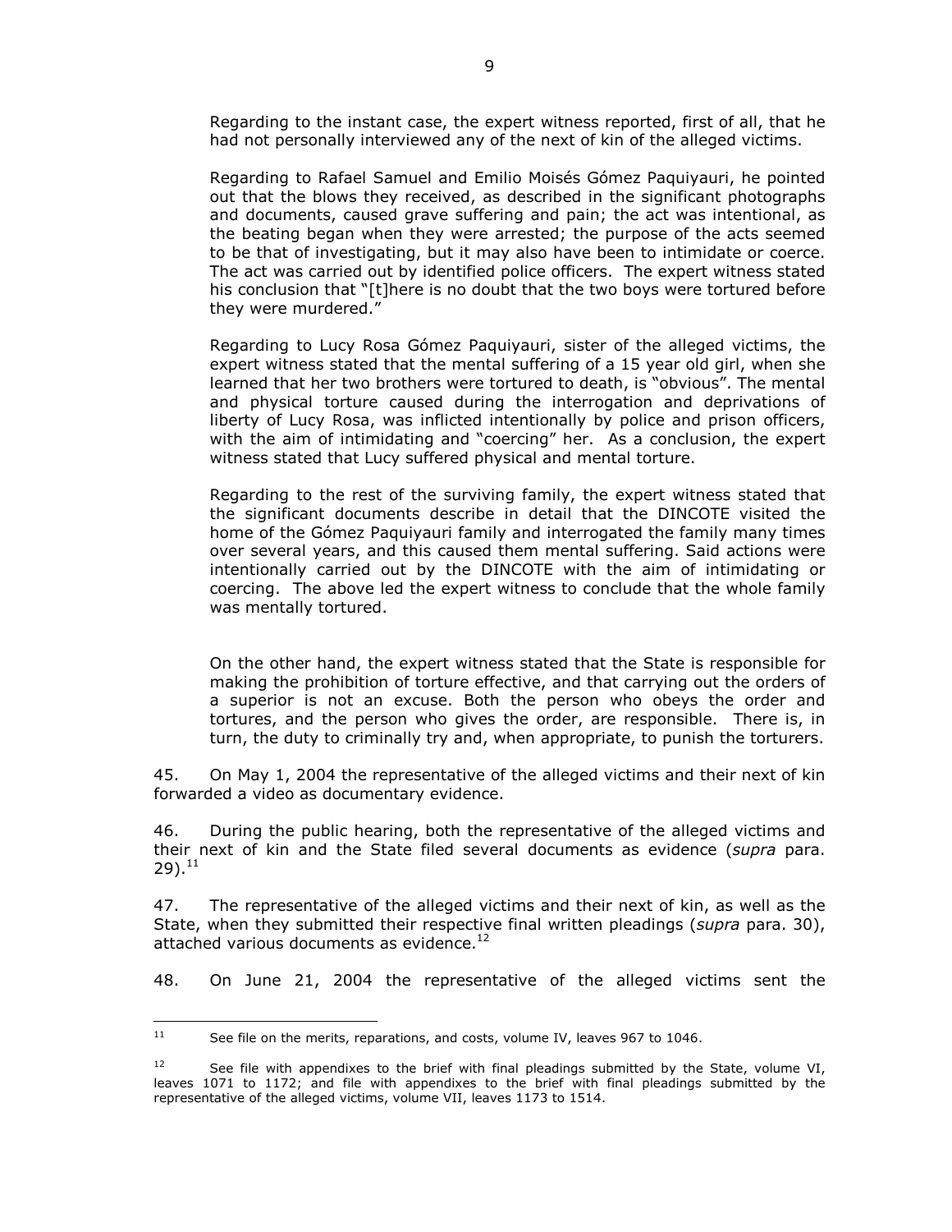Regarding to the instant case, the expert witness reported, first of all, that he had not personally interviewed any of the next of kin of the alleged victims.

Regarding to Rafael Samuel and Emilio Moisés Gómez Paquiyauri, he pointed out that the blows they received, as described in the significant photographs and documents, caused grave suffering and pain; the act was intentional, as the beating began when they were arrested; the purpose of the acts seemed to be that of investigating, but it may also have been to intimidate or coerce. The act was carried out by identified police officers. The expert witness stated his conclusion that "[t]here is no doubt that the two boys were tortured before they were murdered."

Regarding to Lucy Rosa Gómez Paquiyauri, sister of the alleged victims, the expert witness stated that the mental suffering of a 15 year old girl, when she learned that her two brothers were tortured to death, is "obvious". The mental and physical torture caused during the interrogation and deprivations of liberty of Lucy Rosa, was inflicted intentionally by police and prison officers, with the aim of intimidating and "coercing" her. As a conclusion, the expert witness stated that Lucy suffered physical and mental torture.

Regarding to the rest of the surviving family, the expert witness stated that the significant documents describe in detail that the DINCOTE visited the home of the Gómez Paquiyauri family and interrogated the family many times over several years, and this caused them mental suffering. Said actions were intentionally carried out by the DINCOTE with the aim of intimidating or coercing. The above led the expert witness to conclude that the whole family was mentally tortured.

On the other hand, the expert witness stated that the State is responsible for making the prohibition of torture effective, and that carrying out the orders of a superior is not an excuse. Both the person who obeys the order and tortures, and the person who gives the order, are responsible. There is, in turn, the duty to criminally try and, when appropriate, to punish the torturers.

45. On May 1, 2004 the representative of the alleged victims and their next of kin forwarded a video as documentary evidence.

46. During the public hearing, both the representative of the alleged victims and their next of kin and the State filed several documents as evidence (*supra* para. 29).[11]

47. The representative of the alleged victims and their next of kin, as well as the State, when they submitted their respective final written pleadings (*supra* para. 30), attached various documents as evidence.[12]

48. On June 21, 2004 the representative of the alleged victims sent the

---

[11] See file on the merits, reparations, and costs, volume IV, leaves 967 to 1046.

[12] See file with appendixes to the brief with final pleadings submitted by the State, volume VI, leaves 1071 to 1172; and file with appendixes to the brief with final pleadings submitted by the representative of the alleged victims, volume VII, leaves 1173 to 1514.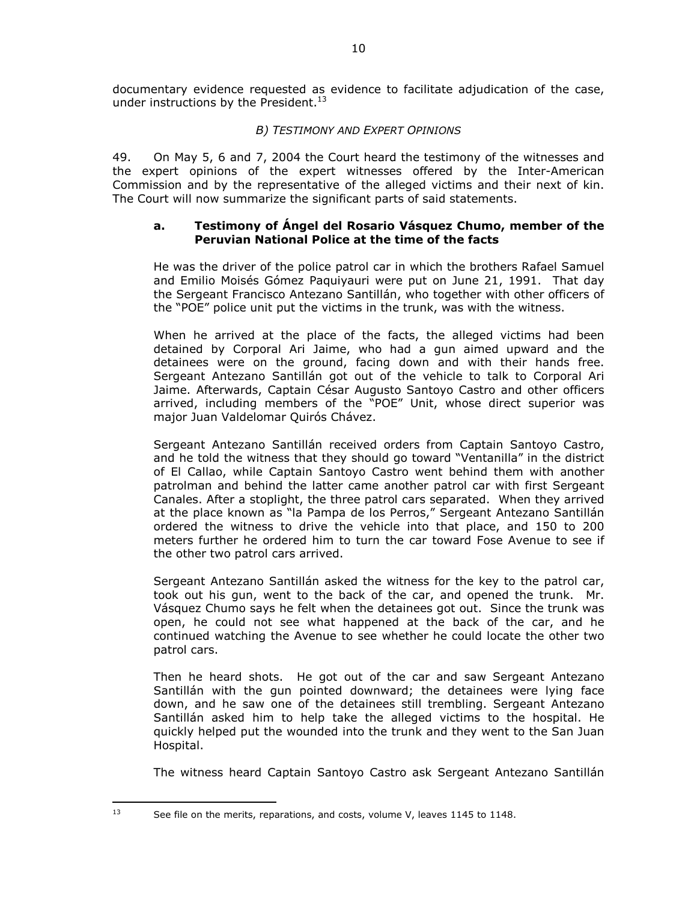documentary evidence requested as evidence to facilitate adjudication of the case, under instructions by the President.[13]

*B) TESTIMONY AND EXPERT OPINIONS*

49. On May 5, 6 and 7, 2004 the Court heard the testimony of the witnesses and the expert opinions of the expert witnesses offered by the Inter-American Commission and by the representative of the alleged victims and their next of kin. The Court will now summarize the significant parts of said statements.

**a. Testimony of Ángel del Rosario Vásquez Chumo, member of the Peruvian National Police at the time of the facts**

He was the driver of the police patrol car in which the brothers Rafael Samuel and Emilio Moisés Gómez Paquiyauri were put on June 21, 1991. That day the Sergeant Francisco Antezano Santillán, who together with other officers of the "POE" police unit put the victims in the trunk, was with the witness.

When he arrived at the place of the facts, the alleged victims had been detained by Corporal Ari Jaime, who had a gun aimed upward and the detainees were on the ground, facing down and with their hands free. Sergeant Antezano Santillán got out of the vehicle to talk to Corporal Ari Jaime. Afterwards, Captain César Augusto Santoyo Castro and other officers arrived, including members of the "POE" Unit, whose direct superior was major Juan Valdelomar Quirós Chávez.

Sergeant Antezano Santillán received orders from Captain Santoyo Castro, and he told the witness that they should go toward "Ventanilla" in the district of El Callao, while Captain Santoyo Castro went behind them with another patrolman and behind the latter came another patrol car with first Sergeant Canales. After a stoplight, the three patrol cars separated. When they arrived at the place known as "la Pampa de los Perros," Sergeant Antezano Santillán ordered the witness to drive the vehicle into that place, and 150 to 200 meters further he ordered him to turn the car toward Fose Avenue to see if the other two patrol cars arrived.

Sergeant Antezano Santillán asked the witness for the key to the patrol car, took out his gun, went to the back of the car, and opened the trunk. Mr. Vásquez Chumo says he felt when the detainees got out. Since the trunk was open, he could not see what happened at the back of the car, and he continued watching the Avenue to see whether he could locate the other two patrol cars.

Then he heard shots. He got out of the car and saw Sergeant Antezano Santillán with the gun pointed downward; the detainees were lying face down, and he saw one of the detainees still trembling. Sergeant Antezano Santillán asked him to help take the alleged victims to the hospital. He quickly helped put the wounded into the trunk and they went to the San Juan Hospital.

The witness heard Captain Santoyo Castro ask Sergeant Antezano Santillán

[13] See file on the merits, reparations, and costs, volume V, leaves 1145 to 1148.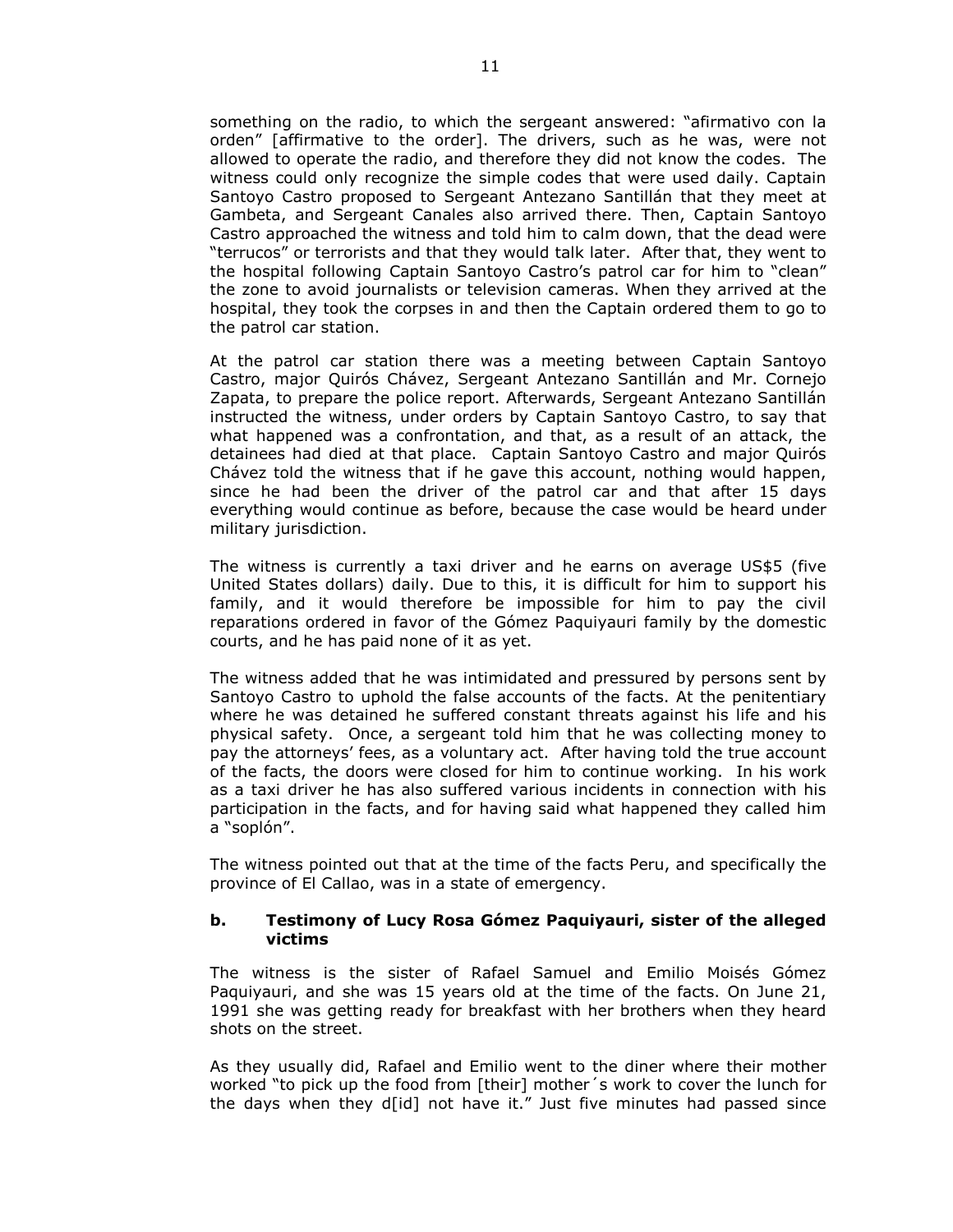something on the radio, to which the sergeant answered: "afirmativo con la orden" [affirmative to the order]. The drivers, such as he was, were not allowed to operate the radio, and therefore they did not know the codes. The witness could only recognize the simple codes that were used daily. Captain Santoyo Castro proposed to Sergeant Antezano Santillán that they meet at Gambeta, and Sergeant Canales also arrived there. Then, Captain Santoyo Castro approached the witness and told him to calm down, that the dead were "terrucos" or terrorists and that they would talk later. After that, they went to the hospital following Captain Santoyo Castro's patrol car for him to "clean" the zone to avoid journalists or television cameras. When they arrived at the hospital, they took the corpses in and then the Captain ordered them to go to the patrol car station.

At the patrol car station there was a meeting between Captain Santoyo Castro, major Quirós Chávez, Sergeant Antezano Santillán and Mr. Cornejo Zapata, to prepare the police report. Afterwards, Sergeant Antezano Santillán instructed the witness, under orders by Captain Santoyo Castro, to say that what happened was a confrontation, and that, as a result of an attack, the detainees had died at that place. Captain Santoyo Castro and major Quirós Chávez told the witness that if he gave this account, nothing would happen, since he had been the driver of the patrol car and that after 15 days everything would continue as before, because the case would be heard under military jurisdiction.

The witness is currently a taxi driver and he earns on average US$5 (five United States dollars) daily. Due to this, it is difficult for him to support his family, and it would therefore be impossible for him to pay the civil reparations ordered in favor of the Gómez Paquiyauri family by the domestic courts, and he has paid none of it as yet.

The witness added that he was intimidated and pressured by persons sent by Santoyo Castro to uphold the false accounts of the facts. At the penitentiary where he was detained he suffered constant threats against his life and his physical safety. Once, a sergeant told him that he was collecting money to pay the attorneys' fees, as a voluntary act. After having told the true account of the facts, the doors were closed for him to continue working. In his work as a taxi driver he has also suffered various incidents in connection with his participation in the facts, and for having said what happened they called him a "soplón".

The witness pointed out that at the time of the facts Peru, and specifically the province of El Callao, was in a state of emergency.

**b. Testimony of Lucy Rosa Gómez Paquiyauri, sister of the alleged victims**

The witness is the sister of Rafael Samuel and Emilio Moisés Gómez Paquiyauri, and she was 15 years old at the time of the facts. On June 21, 1991 she was getting ready for breakfast with her brothers when they heard shots on the street.

As they usually did, Rafael and Emilio went to the diner where their mother worked "to pick up the food from [their] mother´s work to cover the lunch for the days when they d[id] not have it." Just five minutes had passed since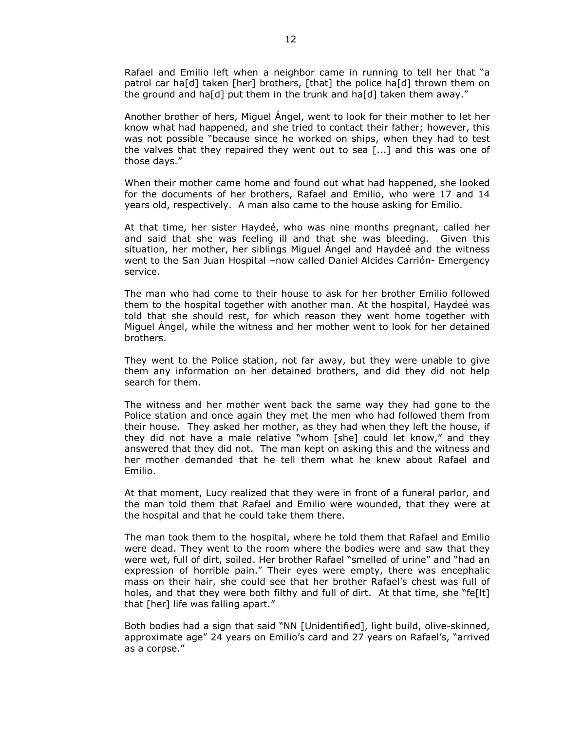Rafael and Emilio left when a neighbor came in running to tell her that "a patrol car ha[d] taken [her] brothers, [that] the police ha[d] thrown them on the ground and ha[d] put them in the trunk and ha[d] taken them away."

Another brother of hers, Miguel Ángel, went to look for their mother to let her know what had happened, and she tried to contact their father; however, this was not possible "because since he worked on ships, when they had to test the valves that they repaired they went out to sea [...] and this was one of those days."

When their mother came home and found out what had happened, she looked for the documents of her brothers, Rafael and Emilio, who were 17 and 14 years old, respectively. A man also came to the house asking for Emilio.

At that time, her sister Haydeé, who was nine months pregnant, called her and said that she was feeling ill and that she was bleeding. Given this situation, her mother, her siblings Miguel Ángel and Haydeé and the witness went to the San Juan Hospital –now called Daniel Alcides Carrión- Emergency service.

The man who had come to their house to ask for her brother Emilio followed them to the hospital together with another man. At the hospital, Haydeé was told that she should rest, for which reason they went home together with Miguel Ángel, while the witness and her mother went to look for her detained brothers.

They went to the Police station, not far away, but they were unable to give them any information on her detained brothers, and did they did not help search for them.

The witness and her mother went back the same way they had gone to the Police station and once again they met the men who had followed them from their house. They asked her mother, as they had when they left the house, if they did not have a male relative "whom [she] could let know," and they answered that they did not. The man kept on asking this and the witness and her mother demanded that he tell them what he knew about Rafael and Emilio.

At that moment, Lucy realized that they were in front of a funeral parlor, and the man told them that Rafael and Emilio were wounded, that they were at the hospital and that he could take them there.

The man took them to the hospital, where he told them that Rafael and Emilio were dead. They went to the room where the bodies were and saw that they were wet, full of dirt, soiled. Her brother Rafael "smelled of urine" and "had an expression of horrible pain." Their eyes were empty, there was encephalic mass on their hair, she could see that her brother Rafael's chest was full of holes, and that they were both filthy and full of dirt. At that time, she "fe[lt] that [her] life was falling apart."

Both bodies had a sign that said "NN [Unidentified], light build, olive-skinned, approximate age" 24 years on Emilio's card and 27 years on Rafael's, "arrived as a corpse."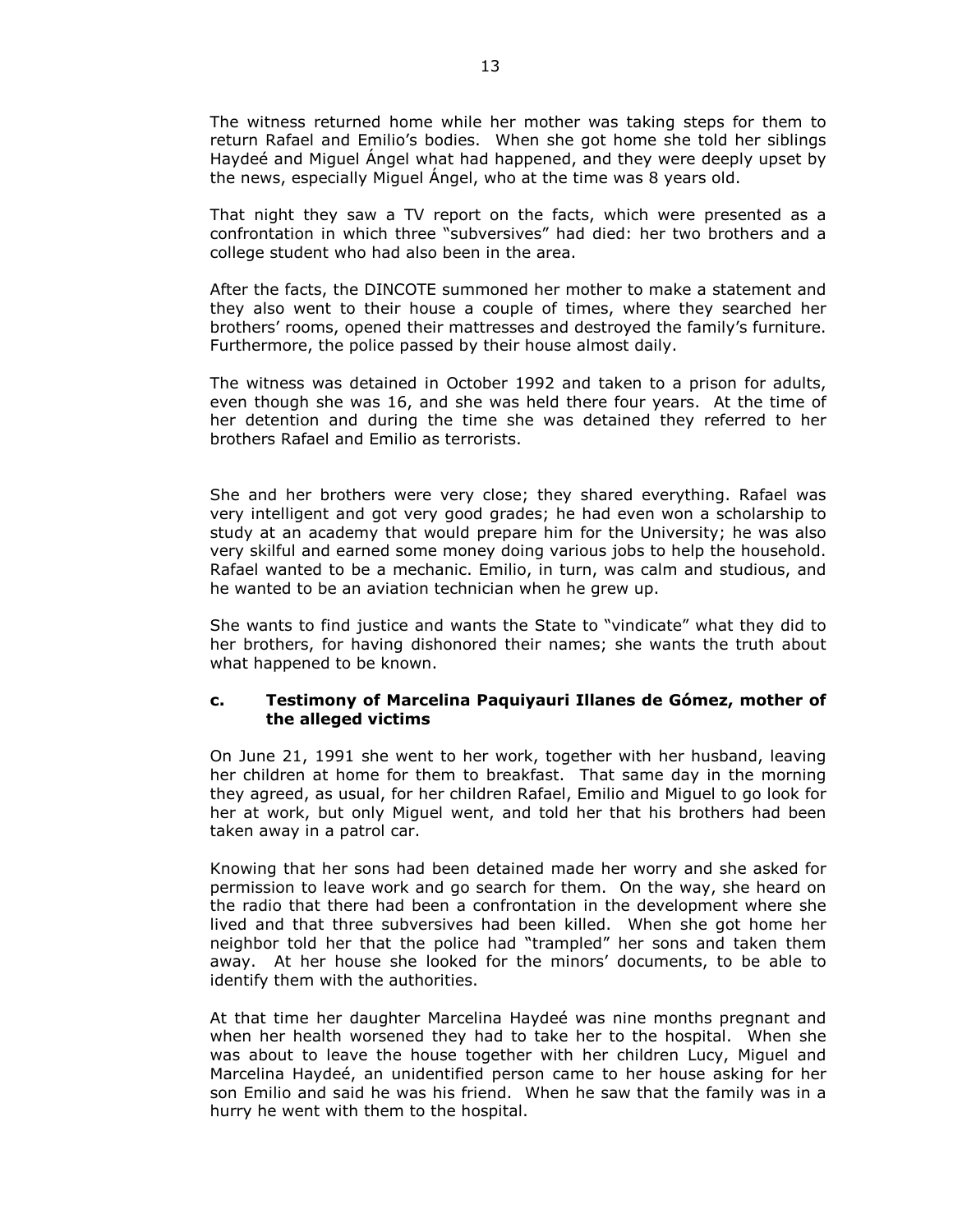The witness returned home while her mother was taking steps for them to return Rafael and Emilio's bodies. When she got home she told her siblings Haydeé and Miguel Ángel what had happened, and they were deeply upset by the news, especially Miguel Ángel, who at the time was 8 years old.

That night they saw a TV report on the facts, which were presented as a confrontation in which three "subversives" had died: her two brothers and a college student who had also been in the area.

After the facts, the DINCOTE summoned her mother to make a statement and they also went to their house a couple of times, where they searched her brothers' rooms, opened their mattresses and destroyed the family's furniture. Furthermore, the police passed by their house almost daily.

The witness was detained in October 1992 and taken to a prison for adults, even though she was 16, and she was held there four years. At the time of her detention and during the time she was detained they referred to her brothers Rafael and Emilio as terrorists.

She and her brothers were very close; they shared everything. Rafael was very intelligent and got very good grades; he had even won a scholarship to study at an academy that would prepare him for the University; he was also very skilful and earned some money doing various jobs to help the household. Rafael wanted to be a mechanic. Emilio, in turn, was calm and studious, and he wanted to be an aviation technician when he grew up.

She wants to find justice and wants the State to "vindicate" what they did to her brothers, for having dishonored their names; she wants the truth about what happened to be known.

### c. Testimony of Marcelina Paquiyauri Illanes de Gómez, mother of the alleged victims

On June 21, 1991 she went to her work, together with her husband, leaving her children at home for them to breakfast. That same day in the morning they agreed, as usual, for her children Rafael, Emilio and Miguel to go look for her at work, but only Miguel went, and told her that his brothers had been taken away in a patrol car.

Knowing that her sons had been detained made her worry and she asked for permission to leave work and go search for them. On the way, she heard on the radio that there had been a confrontation in the development where she lived and that three subversives had been killed. When she got home her neighbor told her that the police had "trampled" her sons and taken them away. At her house she looked for the minors' documents, to be able to identify them with the authorities.

At that time her daughter Marcelina Haydeé was nine months pregnant and when her health worsened they had to take her to the hospital. When she was about to leave the house together with her children Lucy, Miguel and Marcelina Haydeé, an unidentified person came to her house asking for her son Emilio and said he was his friend. When he saw that the family was in a hurry he went with them to the hospital.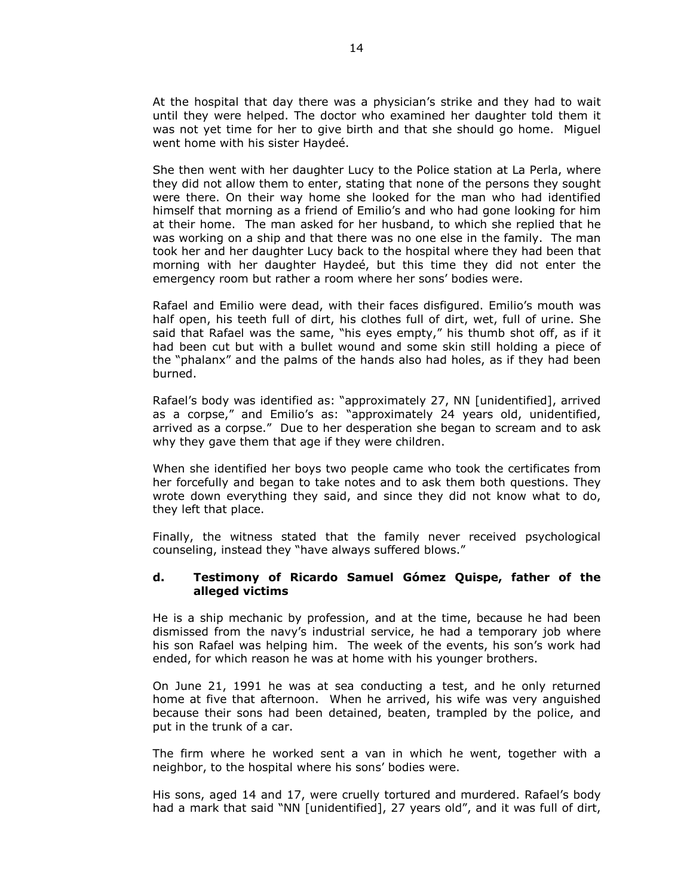At the hospital that day there was a physician's strike and they had to wait until they were helped. The doctor who examined her daughter told them it was not yet time for her to give birth and that she should go home. Miguel went home with his sister Haydeé.

She then went with her daughter Lucy to the Police station at La Perla, where they did not allow them to enter, stating that none of the persons they sought were there. On their way home she looked for the man who had identified himself that morning as a friend of Emilio's and who had gone looking for him at their home. The man asked for her husband, to which she replied that he was working on a ship and that there was no one else in the family. The man took her and her daughter Lucy back to the hospital where they had been that morning with her daughter Haydeé, but this time they did not enter the emergency room but rather a room where her sons' bodies were.

Rafael and Emilio were dead, with their faces disfigured. Emilio's mouth was half open, his teeth full of dirt, his clothes full of dirt, wet, full of urine. She said that Rafael was the same, "his eyes empty," his thumb shot off, as if it had been cut but with a bullet wound and some skin still holding a piece of the "phalanx" and the palms of the hands also had holes, as if they had been burned.

Rafael's body was identified as: "approximately 27, NN [unidentified], arrived as a corpse," and Emilio's as: "approximately 24 years old, unidentified, arrived as a corpse." Due to her desperation she began to scream and to ask why they gave them that age if they were children.

When she identified her boys two people came who took the certificates from her forcefully and began to take notes and to ask them both questions. They wrote down everything they said, and since they did not know what to do, they left that place.

Finally, the witness stated that the family never received psychological counseling, instead they "have always suffered blows."

### d. Testimony of Ricardo Samuel Gómez Quispe, father of the alleged victims

He is a ship mechanic by profession, and at the time, because he had been dismissed from the navy's industrial service, he had a temporary job where his son Rafael was helping him. The week of the events, his son's work had ended, for which reason he was at home with his younger brothers.

On June 21, 1991 he was at sea conducting a test, and he only returned home at five that afternoon. When he arrived, his wife was very anguished because their sons had been detained, beaten, trampled by the police, and put in the trunk of a car.

The firm where he worked sent a van in which he went, together with a neighbor, to the hospital where his sons' bodies were.

His sons, aged 14 and 17, were cruelly tortured and murdered. Rafael's body had a mark that said "NN [unidentified], 27 years old", and it was full of dirt,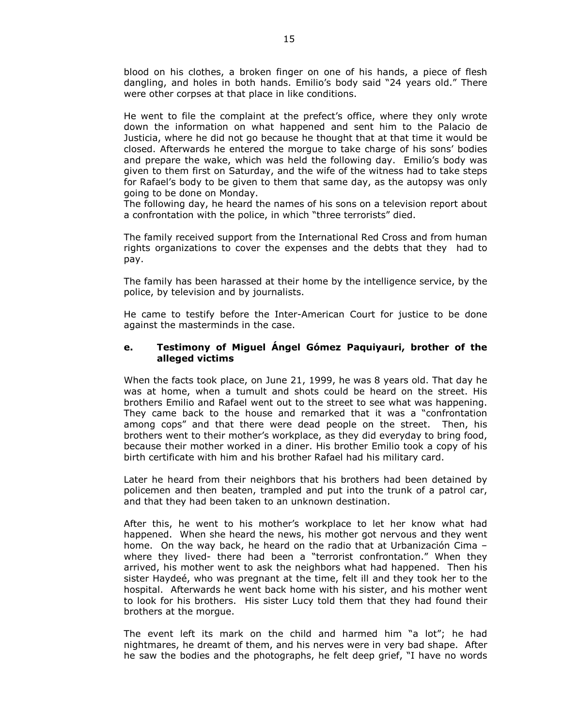blood on his clothes, a broken finger on one of his hands, a piece of flesh dangling, and holes in both hands. Emilio's body said "24 years old." There were other corpses at that place in like conditions.

He went to file the complaint at the prefect's office, where they only wrote down the information on what happened and sent him to the Palacio de Justicia, where he did not go because he thought that at that time it would be closed. Afterwards he entered the morgue to take charge of his sons' bodies and prepare the wake, which was held the following day. Emilio's body was given to them first on Saturday, and the wife of the witness had to take steps for Rafael's body to be given to them that same day, as the autopsy was only going to be done on Monday.
The following day, he heard the names of his sons on a television report about a confrontation with the police, in which "three terrorists" died.

The family received support from the International Red Cross and from human rights organizations to cover the expenses and the debts that they had to pay.

The family has been harassed at their home by the intelligence service, by the police, by television and by journalists.

He came to testify before the Inter-American Court for justice to be done against the masterminds in the case.

### e. Testimony of Miguel Ángel Gómez Paquiyauri, brother of the alleged victims

When the facts took place, on June 21, 1999, he was 8 years old. That day he was at home, when a tumult and shots could be heard on the street. His brothers Emilio and Rafael went out to the street to see what was happening. They came back to the house and remarked that it was a "confrontation among cops" and that there were dead people on the street. Then, his brothers went to their mother's workplace, as they did everyday to bring food, because their mother worked in a diner. His brother Emilio took a copy of his birth certificate with him and his brother Rafael had his military card.

Later he heard from their neighbors that his brothers had been detained by policemen and then beaten, trampled and put into the trunk of a patrol car, and that they had been taken to an unknown destination.

After this, he went to his mother's workplace to let her know what had happened. When she heard the news, his mother got nervous and they went home. On the way back, he heard on the radio that at Urbanización Cima – where they lived- there had been a "terrorist confrontation." When they arrived, his mother went to ask the neighbors what had happened. Then his sister Haydeé, who was pregnant at the time, felt ill and they took her to the hospital. Afterwards he went back home with his sister, and his mother went to look for his brothers. His sister Lucy told them that they had found their brothers at the morgue.

The event left its mark on the child and harmed him "a lot"; he had nightmares, he dreamt of them, and his nerves were in very bad shape. After he saw the bodies and the photographs, he felt deep grief, "I have no words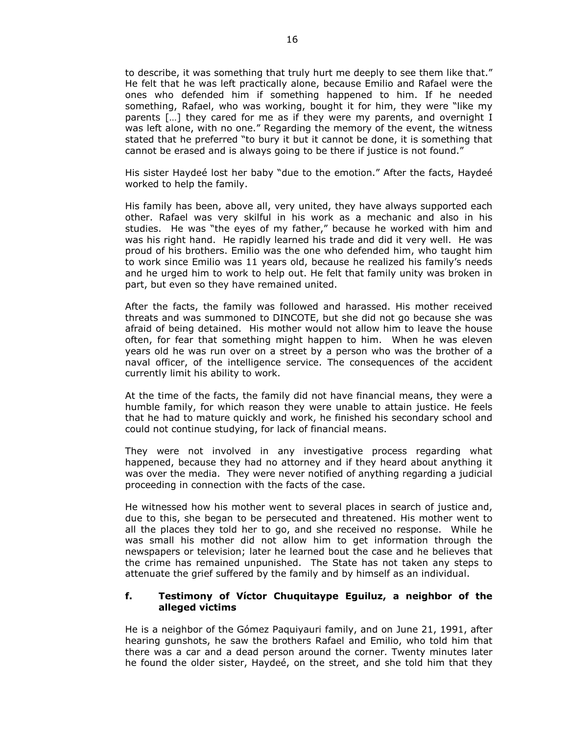to describe, it was something that truly hurt me deeply to see them like that." He felt that he was left practically alone, because Emilio and Rafael were the ones who defended him if something happened to him. If he needed something, Rafael, who was working, bought it for him, they were "like my parents […] they cared for me as if they were my parents, and overnight I was left alone, with no one." Regarding the memory of the event, the witness stated that he preferred "to bury it but it cannot be done, it is something that cannot be erased and is always going to be there if justice is not found."

His sister Haydeé lost her baby "due to the emotion." After the facts, Haydeé worked to help the family.

His family has been, above all, very united, they have always supported each other. Rafael was very skilful in his work as a mechanic and also in his studies. He was "the eyes of my father," because he worked with him and was his right hand. He rapidly learned his trade and did it very well. He was proud of his brothers. Emilio was the one who defended him, who taught him to work since Emilio was 11 years old, because he realized his family's needs and he urged him to work to help out. He felt that family unity was broken in part, but even so they have remained united.

After the facts, the family was followed and harassed. His mother received threats and was summoned to DINCOTE, but she did not go because she was afraid of being detained. His mother would not allow him to leave the house often, for fear that something might happen to him. When he was eleven years old he was run over on a street by a person who was the brother of a naval officer, of the intelligence service. The consequences of the accident currently limit his ability to work.

At the time of the facts, the family did not have financial means, they were a humble family, for which reason they were unable to attain justice. He feels that he had to mature quickly and work, he finished his secondary school and could not continue studying, for lack of financial means.

They were not involved in any investigative process regarding what happened, because they had no attorney and if they heard about anything it was over the media. They were never notified of anything regarding a judicial proceeding in connection with the facts of the case.

He witnessed how his mother went to several places in search of justice and, due to this, she began to be persecuted and threatened. His mother went to all the places they told her to go, and she received no response. While he was small his mother did not allow him to get information through the newspapers or television; later he learned bout the case and he believes that the crime has remained unpunished. The State has not taken any steps to attenuate the grief suffered by the family and by himself as an individual.

### f. Testimony of Víctor Chuquitaype Eguiluz, a neighbor of the alleged victims

He is a neighbor of the Gómez Paquiyauri family, and on June 21, 1991, after hearing gunshots, he saw the brothers Rafael and Emilio, who told him that there was a car and a dead person around the corner. Twenty minutes later he found the older sister, Haydeé, on the street, and she told him that they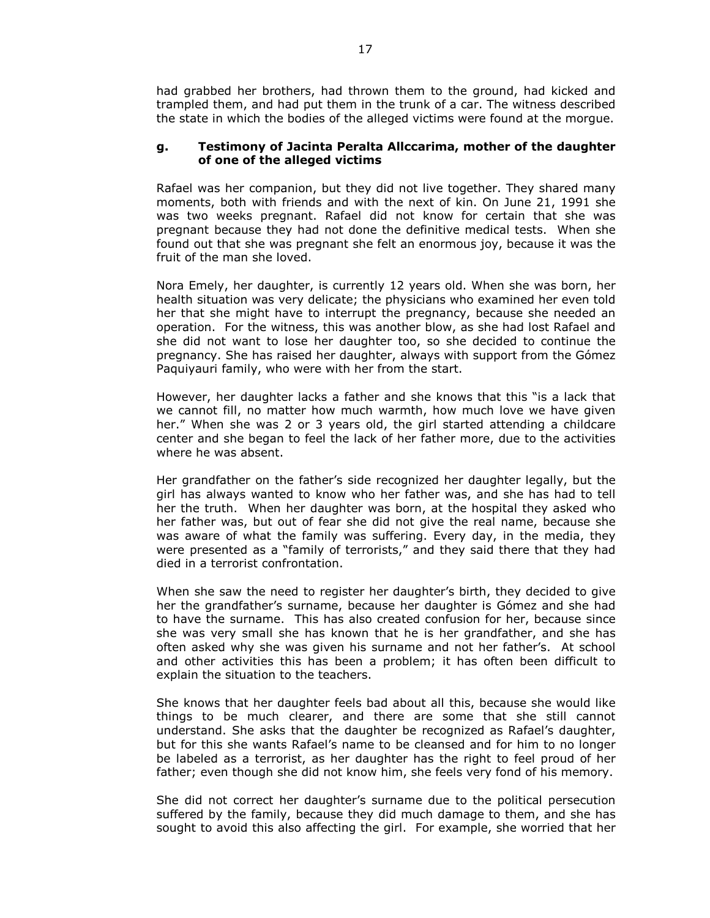had grabbed her brothers, had thrown them to the ground, had kicked and trampled them, and had put them in the trunk of a car. The witness described the state in which the bodies of the alleged victims were found at the morgue.

### g. Testimony of Jacinta Peralta Allccarima, mother of the daughter of one of the alleged victims

Rafael was her companion, but they did not live together. They shared many moments, both with friends and with the next of kin. On June 21, 1991 she was two weeks pregnant. Rafael did not know for certain that she was pregnant because they had not done the definitive medical tests. When she found out that she was pregnant she felt an enormous joy, because it was the fruit of the man she loved.

Nora Emely, her daughter, is currently 12 years old. When she was born, her health situation was very delicate; the physicians who examined her even told her that she might have to interrupt the pregnancy, because she needed an operation. For the witness, this was another blow, as she had lost Rafael and she did not want to lose her daughter too, so she decided to continue the pregnancy. She has raised her daughter, always with support from the Gómez Paquiyauri family, who were with her from the start.

However, her daughter lacks a father and she knows that this "is a lack that we cannot fill, no matter how much warmth, how much love we have given her." When she was 2 or 3 years old, the girl started attending a childcare center and she began to feel the lack of her father more, due to the activities where he was absent.

Her grandfather on the father's side recognized her daughter legally, but the girl has always wanted to know who her father was, and she has had to tell her the truth. When her daughter was born, at the hospital they asked who her father was, but out of fear she did not give the real name, because she was aware of what the family was suffering. Every day, in the media, they were presented as a "family of terrorists," and they said there that they had died in a terrorist confrontation.

When she saw the need to register her daughter's birth, they decided to give her the grandfather's surname, because her daughter is Gómez and she had to have the surname. This has also created confusion for her, because since she was very small she has known that he is her grandfather, and she has often asked why she was given his surname and not her father's. At school and other activities this has been a problem; it has often been difficult to explain the situation to the teachers.

She knows that her daughter feels bad about all this, because she would like things to be much clearer, and there are some that she still cannot understand. She asks that the daughter be recognized as Rafael's daughter, but for this she wants Rafael's name to be cleansed and for him to no longer be labeled as a terrorist, as her daughter has the right to feel proud of her father; even though she did not know him, she feels very fond of his memory.

She did not correct her daughter's surname due to the political persecution suffered by the family, because they did much damage to them, and she has sought to avoid this also affecting the girl. For example, she worried that her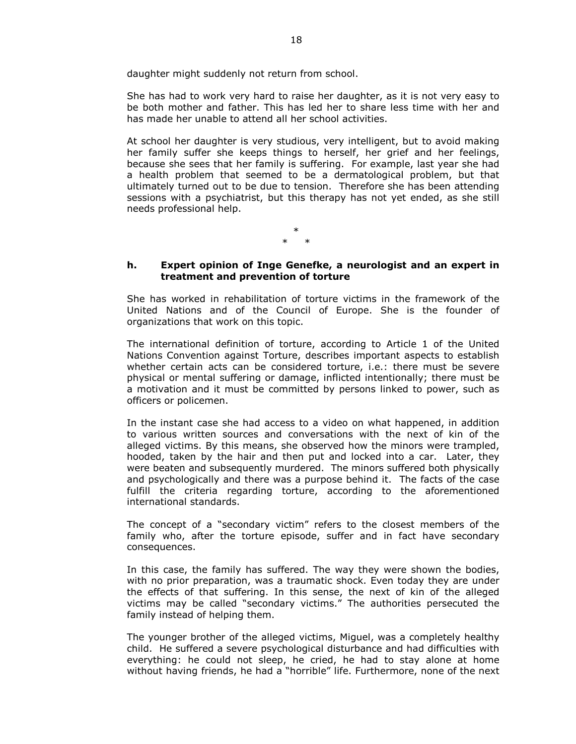daughter might suddenly not return from school.

She has had to work very hard to raise her daughter, as it is not very easy to be both mother and father. This has led her to share less time with her and has made her unable to attend all her school activities.

At school her daughter is very studious, very intelligent, but to avoid making her family suffer she keeps things to herself, her grief and her feelings, because she sees that her family is suffering. For example, last year she had a health problem that seemed to be a dermatological problem, but that ultimately turned out to be due to tension. Therefore she has been attending sessions with a psychiatrist, but this therapy has not yet ended, as she still needs professional help.

\*
\* \*

### h. Expert opinion of Inge Genefke, a neurologist and an expert in treatment and prevention of torture

She has worked in rehabilitation of torture victims in the framework of the United Nations and of the Council of Europe. She is the founder of organizations that work on this topic.

The international definition of torture, according to Article 1 of the United Nations Convention against Torture, describes important aspects to establish whether certain acts can be considered torture, i.e.: there must be severe physical or mental suffering or damage, inflicted intentionally; there must be a motivation and it must be committed by persons linked to power, such as officers or policemen.

In the instant case she had access to a video on what happened, in addition to various written sources and conversations with the next of kin of the alleged victims. By this means, she observed how the minors were trampled, hooded, taken by the hair and then put and locked into a car. Later, they were beaten and subsequently murdered. The minors suffered both physically and psychologically and there was a purpose behind it. The facts of the case fulfill the criteria regarding torture, according to the aforementioned international standards.

The concept of a "secondary victim" refers to the closest members of the family who, after the torture episode, suffer and in fact have secondary consequences.

In this case, the family has suffered. The way they were shown the bodies, with no prior preparation, was a traumatic shock. Even today they are under the effects of that suffering. In this sense, the next of kin of the alleged victims may be called "secondary victims." The authorities persecuted the family instead of helping them.

The younger brother of the alleged victims, Miguel, was a completely healthy child. He suffered a severe psychological disturbance and had difficulties with everything: he could not sleep, he cried, he had to stay alone at home without having friends, he had a "horrible" life. Furthermore, none of the next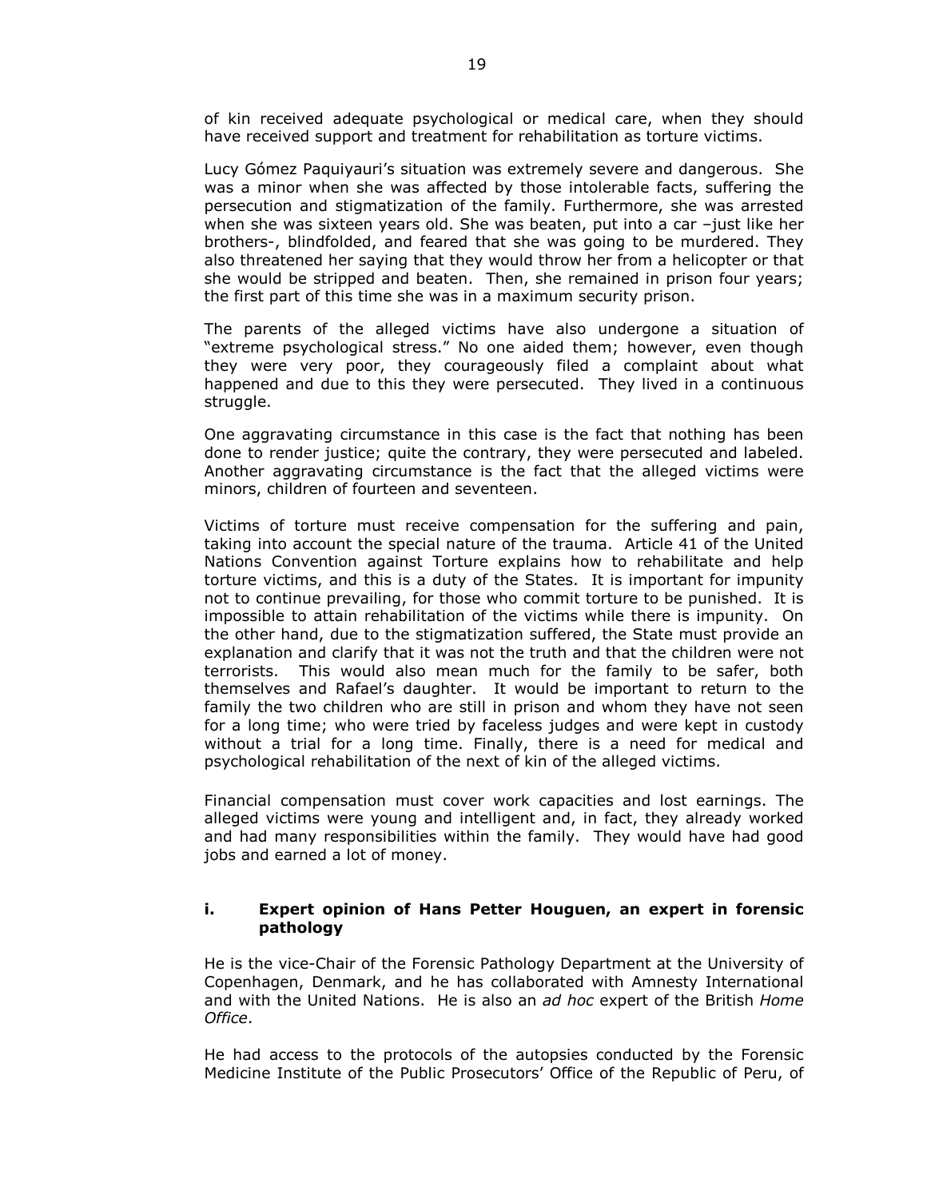of kin received adequate psychological or medical care, when they should have received support and treatment for rehabilitation as torture victims.

Lucy Gómez Paquiyauri's situation was extremely severe and dangerous. She was a minor when she was affected by those intolerable facts, suffering the persecution and stigmatization of the family. Furthermore, she was arrested when she was sixteen years old. She was beaten, put into a car –just like her brothers-, blindfolded, and feared that she was going to be murdered. They also threatened her saying that they would throw her from a helicopter or that she would be stripped and beaten. Then, she remained in prison four years; the first part of this time she was in a maximum security prison.

The parents of the alleged victims have also undergone a situation of "extreme psychological stress." No one aided them; however, even though they were very poor, they courageously filed a complaint about what happened and due to this they were persecuted. They lived in a continuous struggle.

One aggravating circumstance in this case is the fact that nothing has been done to render justice; quite the contrary, they were persecuted and labeled. Another aggravating circumstance is the fact that the alleged victims were minors, children of fourteen and seventeen.

Victims of torture must receive compensation for the suffering and pain, taking into account the special nature of the trauma. Article 41 of the United Nations Convention against Torture explains how to rehabilitate and help torture victims, and this is a duty of the States. It is important for impunity not to continue prevailing, for those who commit torture to be punished. It is impossible to attain rehabilitation of the victims while there is impunity. On the other hand, due to the stigmatization suffered, the State must provide an explanation and clarify that it was not the truth and that the children were not terrorists. This would also mean much for the family to be safer, both themselves and Rafael's daughter. It would be important to return to the family the two children who are still in prison and whom they have not seen for a long time; who were tried by faceless judges and were kept in custody without a trial for a long time. Finally, there is a need for medical and psychological rehabilitation of the next of kin of the alleged victims.

Financial compensation must cover work capacities and lost earnings. The alleged victims were young and intelligent and, in fact, they already worked and had many responsibilities within the family. They would have had good jobs and earned a lot of money.

### i. Expert opinion of Hans Petter Houguen, an expert in forensic pathology

He is the vice-Chair of the Forensic Pathology Department at the University of Copenhagen, Denmark, and he has collaborated with Amnesty International and with the United Nations. He is also an *ad hoc* expert of the British *Home Office*.

He had access to the protocols of the autopsies conducted by the Forensic Medicine Institute of the Public Prosecutors' Office of the Republic of Peru, of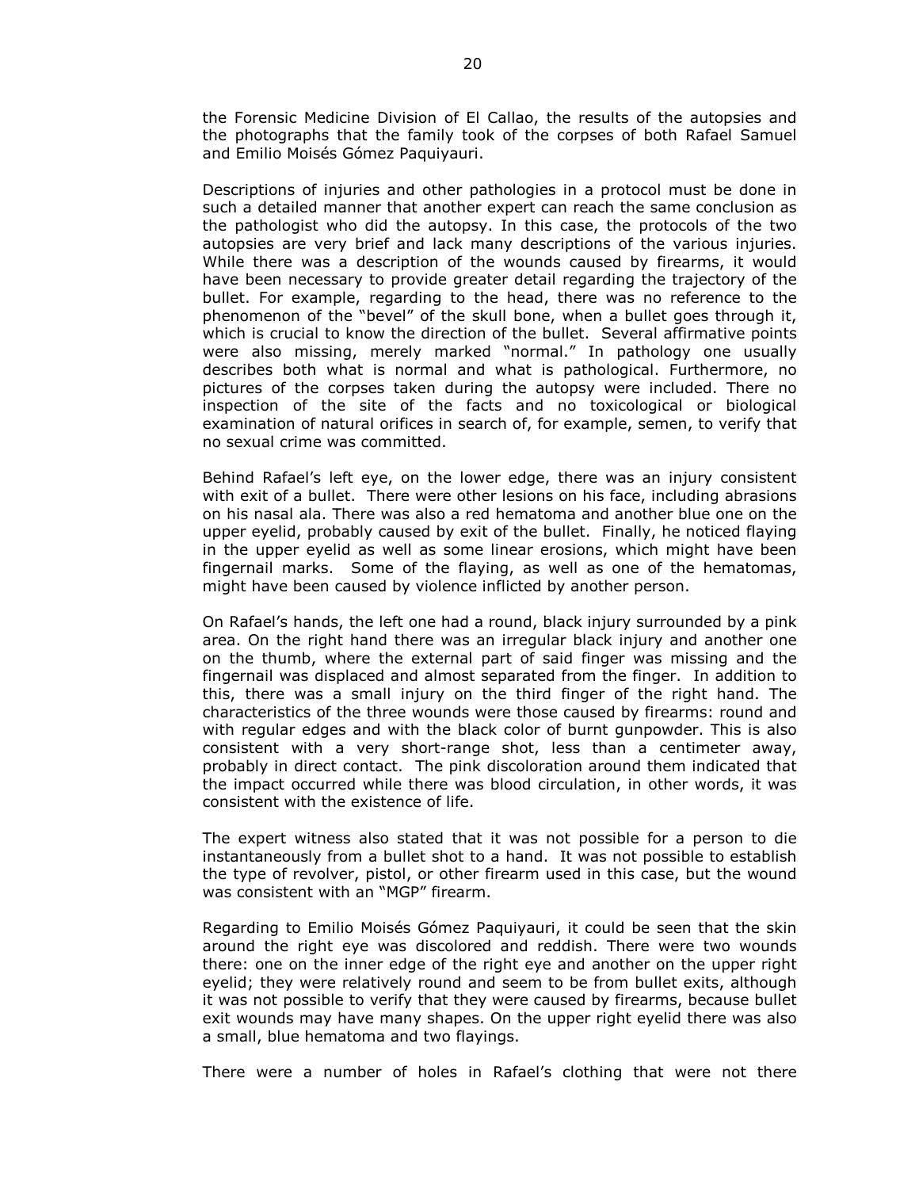the Forensic Medicine Division of El Callao, the results of the autopsies and the photographs that the family took of the corpses of both Rafael Samuel and Emilio Moisés Gómez Paquiyauri.

Descriptions of injuries and other pathologies in a protocol must be done in such a detailed manner that another expert can reach the same conclusion as the pathologist who did the autopsy. In this case, the protocols of the two autopsies are very brief and lack many descriptions of the various injuries. While there was a description of the wounds caused by firearms, it would have been necessary to provide greater detail regarding the trajectory of the bullet. For example, regarding to the head, there was no reference to the phenomenon of the "bevel" of the skull bone, when a bullet goes through it, which is crucial to know the direction of the bullet. Several affirmative points were also missing, merely marked "normal." In pathology one usually describes both what is normal and what is pathological. Furthermore, no pictures of the corpses taken during the autopsy were included. There no inspection of the site of the facts and no toxicological or biological examination of natural orifices in search of, for example, semen, to verify that no sexual crime was committed.

Behind Rafael's left eye, on the lower edge, there was an injury consistent with exit of a bullet. There were other lesions on his face, including abrasions on his nasal ala. There was also a red hematoma and another blue one on the upper eyelid, probably caused by exit of the bullet. Finally, he noticed flaying in the upper eyelid as well as some linear erosions, which might have been fingernail marks. Some of the flaying, as well as one of the hematomas, might have been caused by violence inflicted by another person.

On Rafael's hands, the left one had a round, black injury surrounded by a pink area. On the right hand there was an irregular black injury and another one on the thumb, where the external part of said finger was missing and the fingernail was displaced and almost separated from the finger. In addition to this, there was a small injury on the third finger of the right hand. The characteristics of the three wounds were those caused by firearms: round and with regular edges and with the black color of burnt gunpowder. This is also consistent with a very short-range shot, less than a centimeter away, probably in direct contact. The pink discoloration around them indicated that the impact occurred while there was blood circulation, in other words, it was consistent with the existence of life.

The expert witness also stated that it was not possible for a person to die instantaneously from a bullet shot to a hand. It was not possible to establish the type of revolver, pistol, or other firearm used in this case, but the wound was consistent with an "MGP" firearm.

Regarding to Emilio Moisés Gómez Paquiyauri, it could be seen that the skin around the right eye was discolored and reddish. There were two wounds there: one on the inner edge of the right eye and another on the upper right eyelid; they were relatively round and seem to be from bullet exits, although it was not possible to verify that they were caused by firearms, because bullet exit wounds may have many shapes. On the upper right eyelid there was also a small, blue hematoma and two flayings.

There were a number of holes in Rafael's clothing that were not there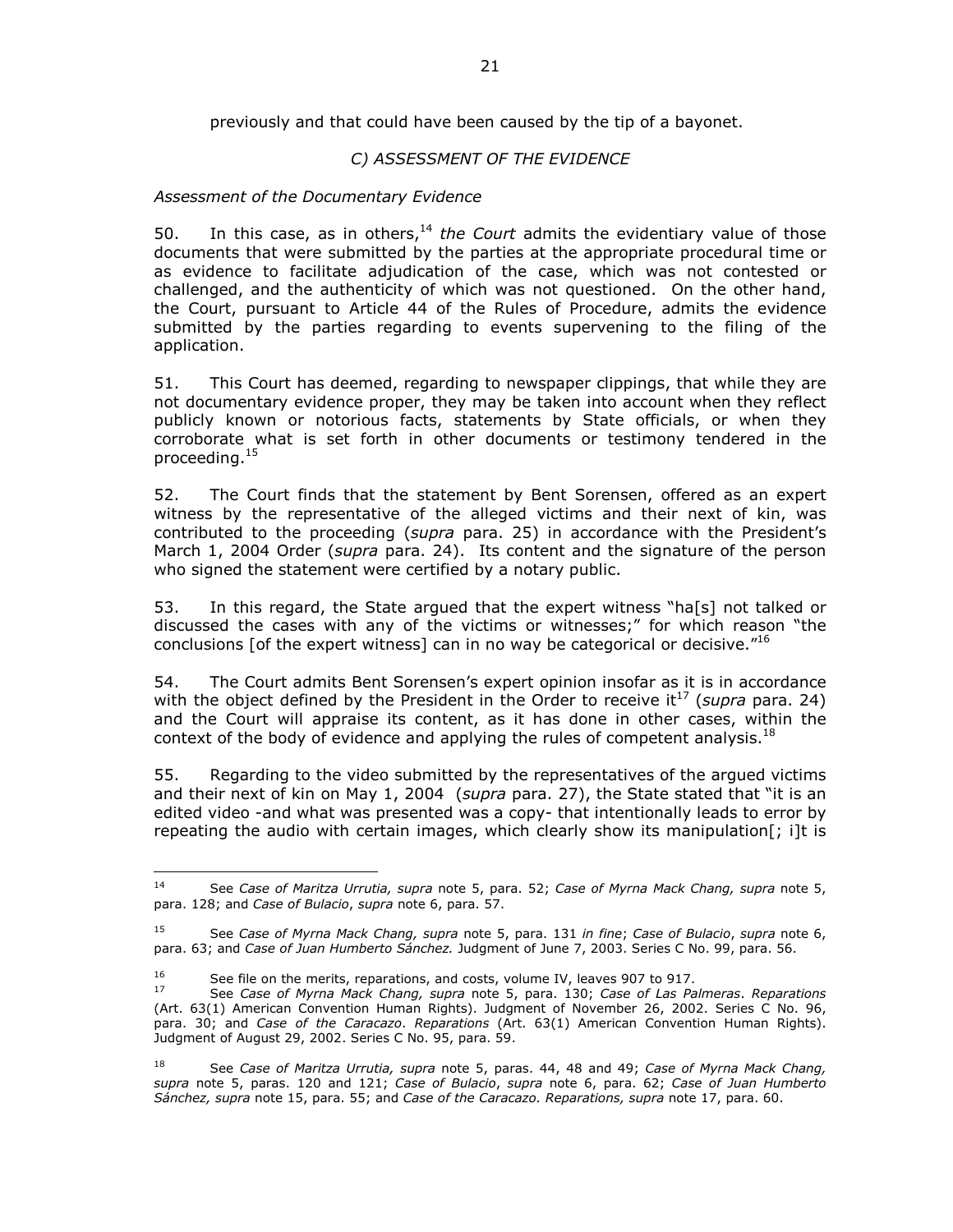previously and that could have been caused by the tip of a bayonet.

### *C) ASSESSMENT OF THE EVIDENCE*

*Assessment of the Documentary Evidence*

50. In this case, as in others,[14] *the Court* admits the evidentiary value of those documents that were submitted by the parties at the appropriate procedural time or as evidence to facilitate adjudication of the case, which was not contested or challenged, and the authenticity of which was not questioned. On the other hand, the Court, pursuant to Article 44 of the Rules of Procedure, admits the evidence submitted by the parties regarding to events supervening to the filing of the application.

51. This Court has deemed, regarding to newspaper clippings, that while they are not documentary evidence proper, they may be taken into account when they reflect publicly known or notorious facts, statements by State officials, or when they corroborate what is set forth in other documents or testimony tendered in the proceeding.[15]

52. The Court finds that the statement by Bent Sorensen, offered as an expert witness by the representative of the alleged victims and their next of kin, was contributed to the proceeding (*supra* para. 25) in accordance with the President's March 1, 2004 Order (*supra* para. 24). Its content and the signature of the person who signed the statement were certified by a notary public.

53. In this regard, the State argued that the expert witness "ha[s] not talked or discussed the cases with any of the victims or witnesses;" for which reason "the conclusions [of the expert witness] can in no way be categorical or decisive."[16]

54. The Court admits Bent Sorensen's expert opinion insofar as it is in accordance with the object defined by the President in the Order to receive it[17] (*supra* para. 24) and the Court will appraise its content, as it has done in other cases, within the context of the body of evidence and applying the rules of competent analysis.[18]

55. Regarding to the video submitted by the representatives of the argued victims and their next of kin on May 1, 2004 (*supra* para. 27), the State stated that "it is an edited video -and what was presented was a copy- that intentionally leads to error by repeating the audio with certain images, which clearly show its manipulation[; i]t is

---

[14] See *Case of Maritza Urrutia, supra* note 5, para. 52; *Case of Myrna Mack Chang, supra* note 5, para. 128; and *Case of Bulacio*, *supra* note 6, para. 57.

[15] See *Case of Myrna Mack Chang, supra* note 5, para. 131 *in fine*; *Case of Bulacio*, *supra* note 6, para. 63; and *Case of Juan Humberto Sánchez.* Judgment of June 7, 2003. Series C No. 99, para. 56.

[16] See file on the merits, reparations, and costs, volume IV, leaves 907 to 917.

[17] See *Case of Myrna Mack Chang, supra* note 5, para. 130; *Case of Las Palmeras*. *Reparations* (Art. 63(1) American Convention Human Rights). Judgment of November 26, 2002. Series C No. 96, para. 30; and *Case of the Caracazo*. *Reparations* (Art. 63(1) American Convention Human Rights). Judgment of August 29, 2002. Series C No. 95, para. 59.

[18] See *Case of Maritza Urrutia, supra* note 5, paras. 44, 48 and 49; *Case of Myrna Mack Chang, supra* note 5, paras. 120 and 121; *Case of Bulacio*, *supra* note 6, para. 62; *Case of Juan Humberto Sánchez, supra* note 15, para. 55; and *Case of the Caracazo. Reparations, supra* note 17, para. 60.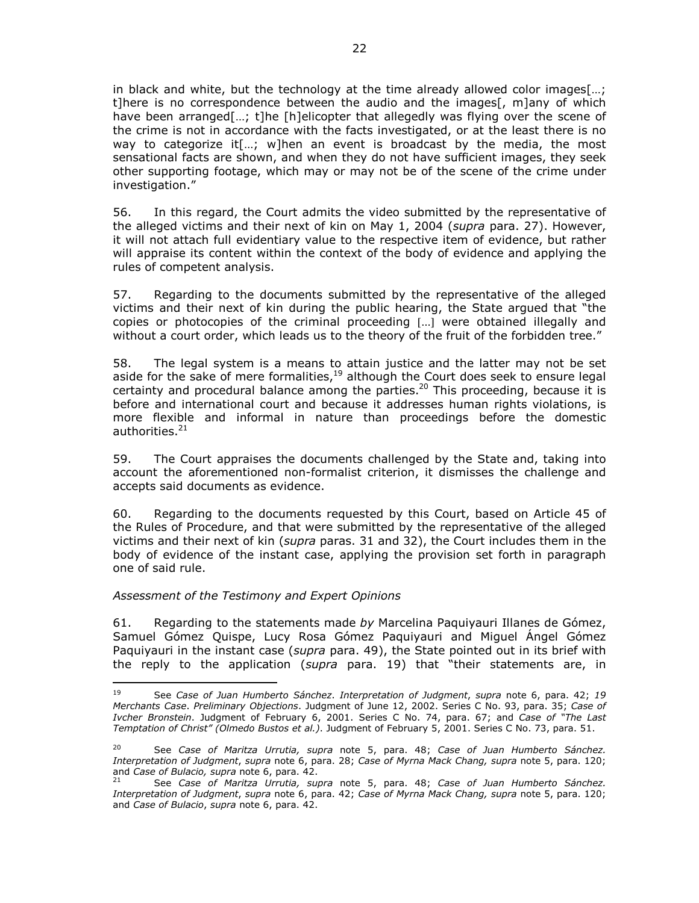in black and white, but the technology at the time already allowed color images[…; t]here is no correspondence between the audio and the images[, m]any of which have been arranged[…; t]he [h]elicopter that allegedly was flying over the scene of the crime is not in accordance with the facts investigated, or at the least there is no way to categorize it[…; w]hen an event is broadcast by the media, the most sensational facts are shown, and when they do not have sufficient images, they seek other supporting footage, which may or may not be of the scene of the crime under investigation."

56. In this regard, the Court admits the video submitted by the representative of the alleged victims and their next of kin on May 1, 2004 (*supra* para. 27). However, it will not attach full evidentiary value to the respective item of evidence, but rather will appraise its content within the context of the body of evidence and applying the rules of competent analysis.

57. Regarding to the documents submitted by the representative of the alleged victims and their next of kin during the public hearing, the State argued that "the copies or photocopies of the criminal proceeding […] were obtained illegally and without a court order, which leads us to the theory of the fruit of the forbidden tree."

58. The legal system is a means to attain justice and the latter may not be set aside for the sake of mere formalities,[19] although the Court does seek to ensure legal certainty and procedural balance among the parties.[20] This proceeding, because it is before and international court and because it addresses human rights violations, is more flexible and informal in nature than proceedings before the domestic authorities.[21]

59. The Court appraises the documents challenged by the State and, taking into account the aforementioned non-formalist criterion, it dismisses the challenge and accepts said documents as evidence.

60. Regarding to the documents requested by this Court, based on Article 45 of the Rules of Procedure, and that were submitted by the representative of the alleged victims and their next of kin (*supra* paras. 31 and 32), the Court includes them in the body of evidence of the instant case, applying the provision set forth in paragraph one of said rule.

*Assessment of the Testimony and Expert Opinions*

61. Regarding to the statements made *by* Marcelina Paquiyauri Illanes de Gómez, Samuel Gómez Quispe, Lucy Rosa Gómez Paquiyauri and Miguel Ángel Gómez Paquiyauri in the instant case (*supra* para. 49), the State pointed out in its brief with the reply to the application (*supra* para. 19) that "their statements are, in

---

[19] See *Case of Juan Humberto Sánchez*. *Interpretation of Judgment*, *supra* note 6, para. 42; *19 Merchants Case*. *Preliminary Objections*. Judgment of June 12, 2002. Series C No. 93, para. 35; *Case of Ivcher Bronstein*. Judgment of February 6, 2001. Series C No. 74, para. 67; and *Case of "The Last Temptation of Christ" (Olmedo Bustos et al.)*. Judgment of February 5, 2001. Series C No. 73, para. 51.

[20] See *Case of Maritza Urrutia, supra* note 5, para. 48; *Case of Juan Humberto Sánchez. Interpretation of Judgment*, *supra* note 6, para. 28; *Case of Myrna Mack Chang, supra* note 5, para. 120; and *Case of Bulacio, supra* note 6, para. 42.

[21] See *Case of Maritza Urrutia, supra* note 5, para. 48; *Case of Juan Humberto Sánchez. Interpretation of Judgment*, *supra* note 6, para. 42; *Case of Myrna Mack Chang, supra* note 5, para. 120; and *Case of Bulacio*, *supra* note 6, para. 42.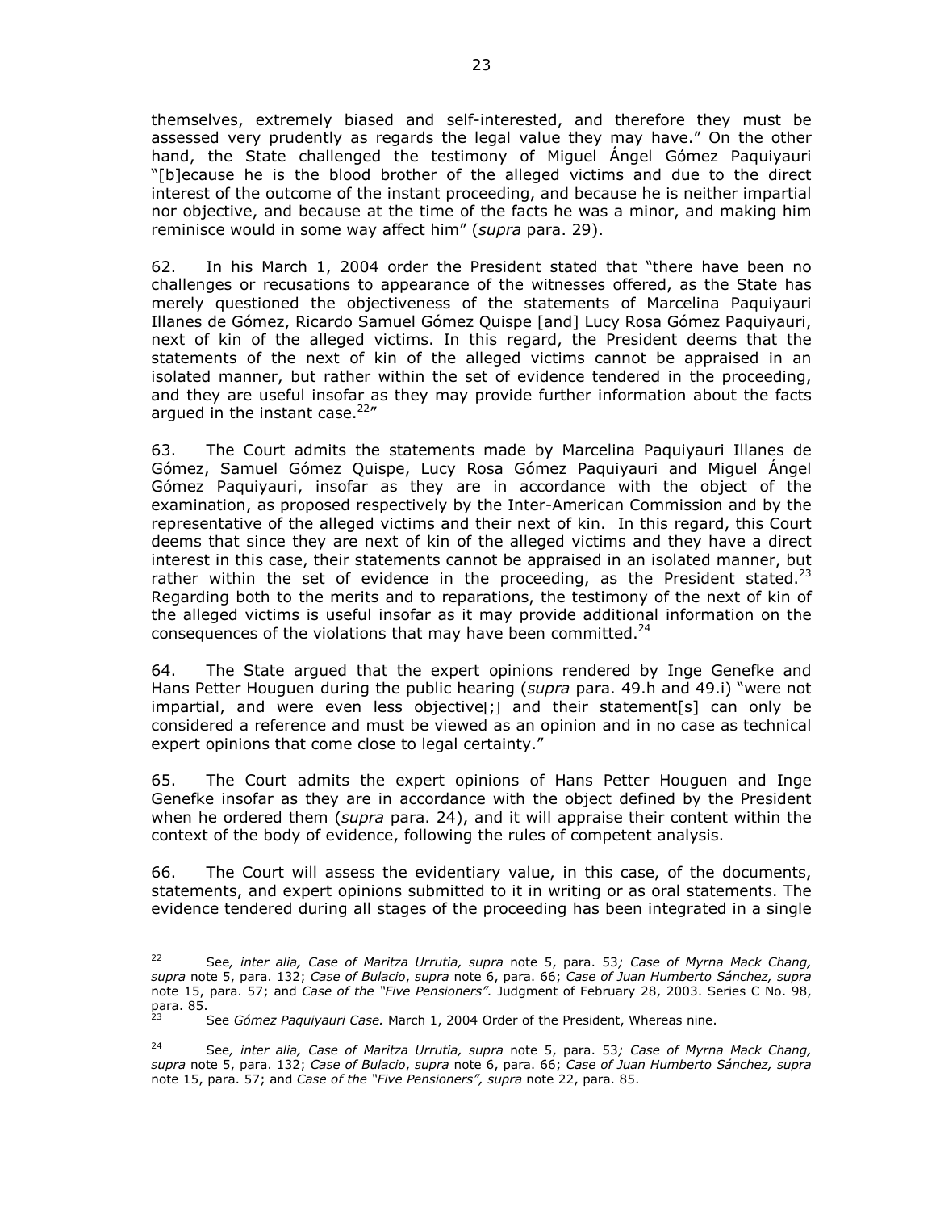themselves, extremely biased and self-interested, and therefore they must be assessed very prudently as regards the legal value they may have." On the other hand, the State challenged the testimony of Miguel Ángel Gómez Paquiyauri "[b]ecause he is the blood brother of the alleged victims and due to the direct interest of the outcome of the instant proceeding, and because he is neither impartial nor objective, and because at the time of the facts he was a minor, and making him reminisce would in some way affect him" (*supra* para. 29).

62. In his March 1, 2004 order the President stated that "there have been no challenges or recusations to appearance of the witnesses offered, as the State has merely questioned the objectiveness of the statements of Marcelina Paquiyauri Illanes de Gómez, Ricardo Samuel Gómez Quispe [and] Lucy Rosa Gómez Paquiyauri, next of kin of the alleged victims. In this regard, the President deems that the statements of the next of kin of the alleged victims cannot be appraised in an isolated manner, but rather within the set of evidence tendered in the proceeding, and they are useful insofar as they may provide further information about the facts argued in the instant case.[22]"

63. The Court admits the statements made by Marcelina Paquiyauri Illanes de Gómez, Samuel Gómez Quispe, Lucy Rosa Gómez Paquiyauri and Miguel Ángel Gómez Paquiyauri, insofar as they are in accordance with the object of the examination, as proposed respectively by the Inter-American Commission and by the representative of the alleged victims and their next of kin. In this regard, this Court deems that since they are next of kin of the alleged victims and they have a direct interest in this case, their statements cannot be appraised in an isolated manner, but rather within the set of evidence in the proceeding, as the President stated.[23] Regarding both to the merits and to reparations, the testimony of the next of kin of the alleged victims is useful insofar as it may provide additional information on the consequences of the violations that may have been committed.[24]

64. The State argued that the expert opinions rendered by Inge Genefke and Hans Petter Houguen during the public hearing (*supra* para. 49.h and 49.i) "were not impartial, and were even less objective[;] and their statement[s] can only be considered a reference and must be viewed as an opinion and in no case as technical expert opinions that come close to legal certainty."

65. The Court admits the expert opinions of Hans Petter Houguen and Inge Genefke insofar as they are in accordance with the object defined by the President when he ordered them (*supra* para. 24), and it will appraise their content within the context of the body of evidence, following the rules of competent analysis.

66. The Court will assess the evidentiary value, in this case, of the documents, statements, and expert opinions submitted to it in writing or as oral statements. The evidence tendered during all stages of the proceeding has been integrated in a single

---

[22] See*, inter alia, Case of Maritza Urrutia, supra* note 5, para. 53*; Case of Myrna Mack Chang, supra* note 5, para. 132; *Case of Bulacio*, *supra* note 6, para. 66; *Case of Juan Humberto Sánchez, supra* note 15, para. 57; and *Case of the "Five Pensioners".* Judgment of February 28, 2003. Series C No. 98, para. 85.

[23] See *Gómez Paquiyauri Case.* March 1, 2004 Order of the President, Whereas nine.

[24] See*, inter alia, Case of Maritza Urrutia, supra* note 5, para. 53*; Case of Myrna Mack Chang, supra* note 5, para. 132; *Case of Bulacio*, *supra* note 6, para. 66; *Case of Juan Humberto Sánchez, supra* note 15, para. 57; and *Case of the "Five Pensioners", supra* note 22, para. 85.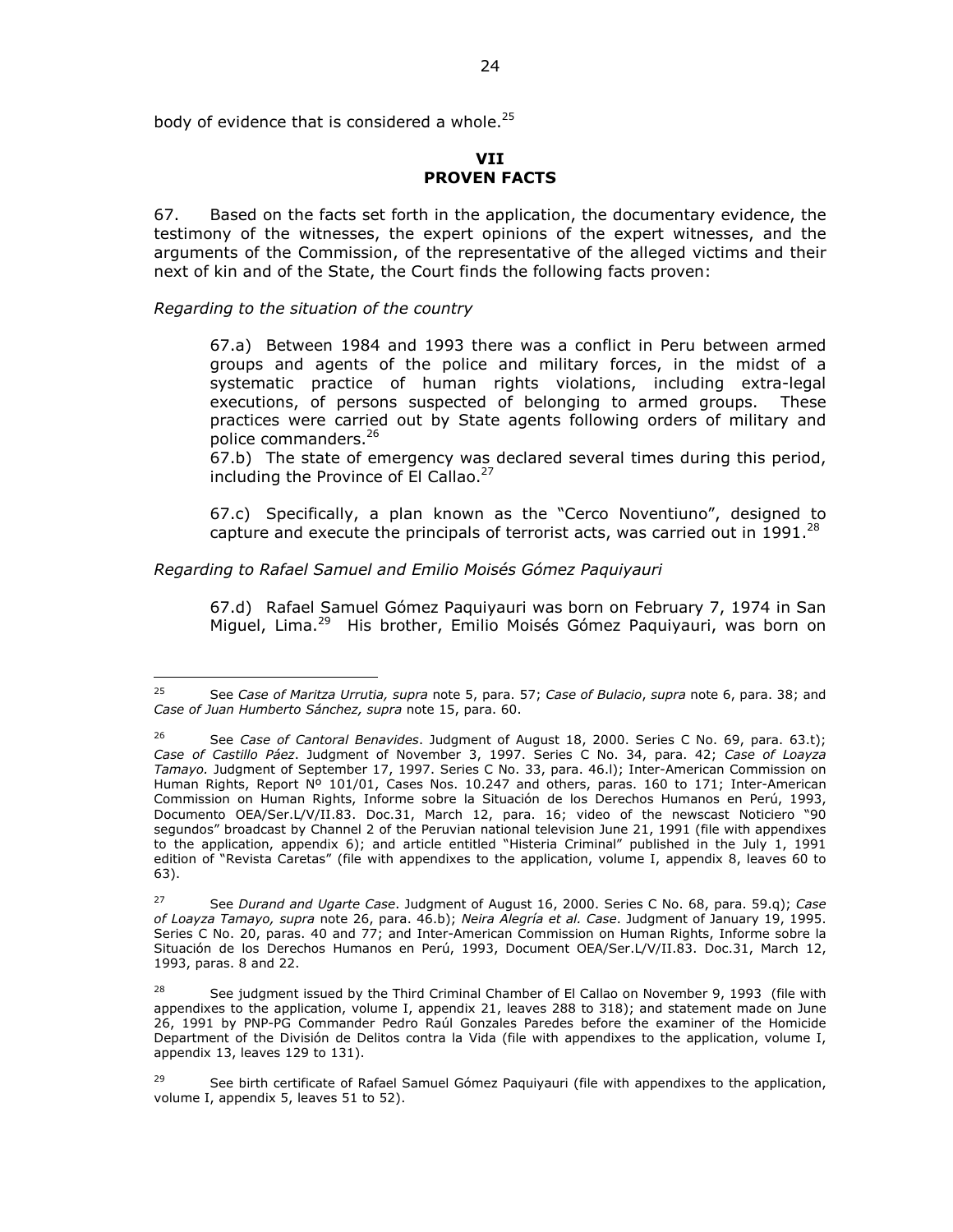body of evidence that is considered a whole.[25]

## VII
## PROVEN FACTS

67. Based on the facts set forth in the application, the documentary evidence, the testimony of the witnesses, the expert opinions of the expert witnesses, and the arguments of the Commission, of the representative of the alleged victims and their next of kin and of the State, the Court finds the following facts proven:

*Regarding to the situation of the country*

> 67.a) Between 1984 and 1993 there was a conflict in Peru between armed groups and agents of the police and military forces, in the midst of a systematic practice of human rights violations, including extra-legal executions, of persons suspected of belonging to armed groups. These practices were carried out by State agents following orders of military and police commanders.[26]
>
> 67.b) The state of emergency was declared several times during this period, including the Province of El Callao.[27]
>
> 67.c) Specifically, a plan known as the "Cerco Noventiuno", designed to capture and execute the principals of terrorist acts, was carried out in 1991.[28]

*Regarding to Rafael Samuel and Emilio Moisés Gómez Paquiyauri*

> 67.d) Rafael Samuel Gómez Paquiyauri was born on February 7, 1974 in San Miguel, Lima.[29] His brother, Emilio Moisés Gómez Paquiyauri, was born on

---

[25] See *Case of Maritza Urrutia, supra* note 5, para. 57; *Case of Bulacio*, *supra* note 6, para. 38; and *Case of Juan Humberto Sánchez, supra* note 15, para. 60.

[26] See *Case of Cantoral Benavides*. Judgment of August 18, 2000. Series C No. 69, para. 63.t); *Case of Castillo Páez*. Judgment of November 3, 1997. Series C No. 34, para. 42; *Case of Loayza Tamayo.* Judgment of September 17, 1997. Series C No. 33, para. 46.l); Inter-American Commission on Human Rights, Report Nº 101/01, Cases Nos. 10.247 and others, paras. 160 to 171; Inter-American Commission on Human Rights, Informe sobre la Situación de los Derechos Humanos en Perú, 1993, Documento OEA/Ser.L/V/II.83. Doc.31, March 12, para. 16; video of the newscast Noticiero "90 segundos" broadcast by Channel 2 of the Peruvian national television June 21, 1991 (file with appendixes to the application, appendix 6); and article entitled "Histeria Criminal" published in the July 1, 1991 edition of "Revista Caretas" (file with appendixes to the application, volume I, appendix 8, leaves 60 to 63).

[27] See *Durand and Ugarte Case*. Judgment of August 16, 2000. Series C No. 68, para. 59.q); *Case of Loayza Tamayo, supra* note 26, para. 46.b); *Neira Alegría et al. Case*. Judgment of January 19, 1995. Series C No. 20, paras. 40 and 77; and Inter-American Commission on Human Rights, Informe sobre la Situación de los Derechos Humanos en Perú, 1993, Document OEA/Ser.L/V/II.83. Doc.31, March 12, 1993, paras. 8 and 22.

[28] See judgment issued by the Third Criminal Chamber of El Callao on November 9, 1993 (file with appendixes to the application, volume I, appendix 21, leaves 288 to 318); and statement made on June 26, 1991 by PNP-PG Commander Pedro Raúl Gonzales Paredes before the examiner of the Homicide Department of the División de Delitos contra la Vida (file with appendixes to the application, volume I, appendix 13, leaves 129 to 131).

[29] See birth certificate of Rafael Samuel Gómez Paquiyauri (file with appendixes to the application, volume I, appendix 5, leaves 51 to 52).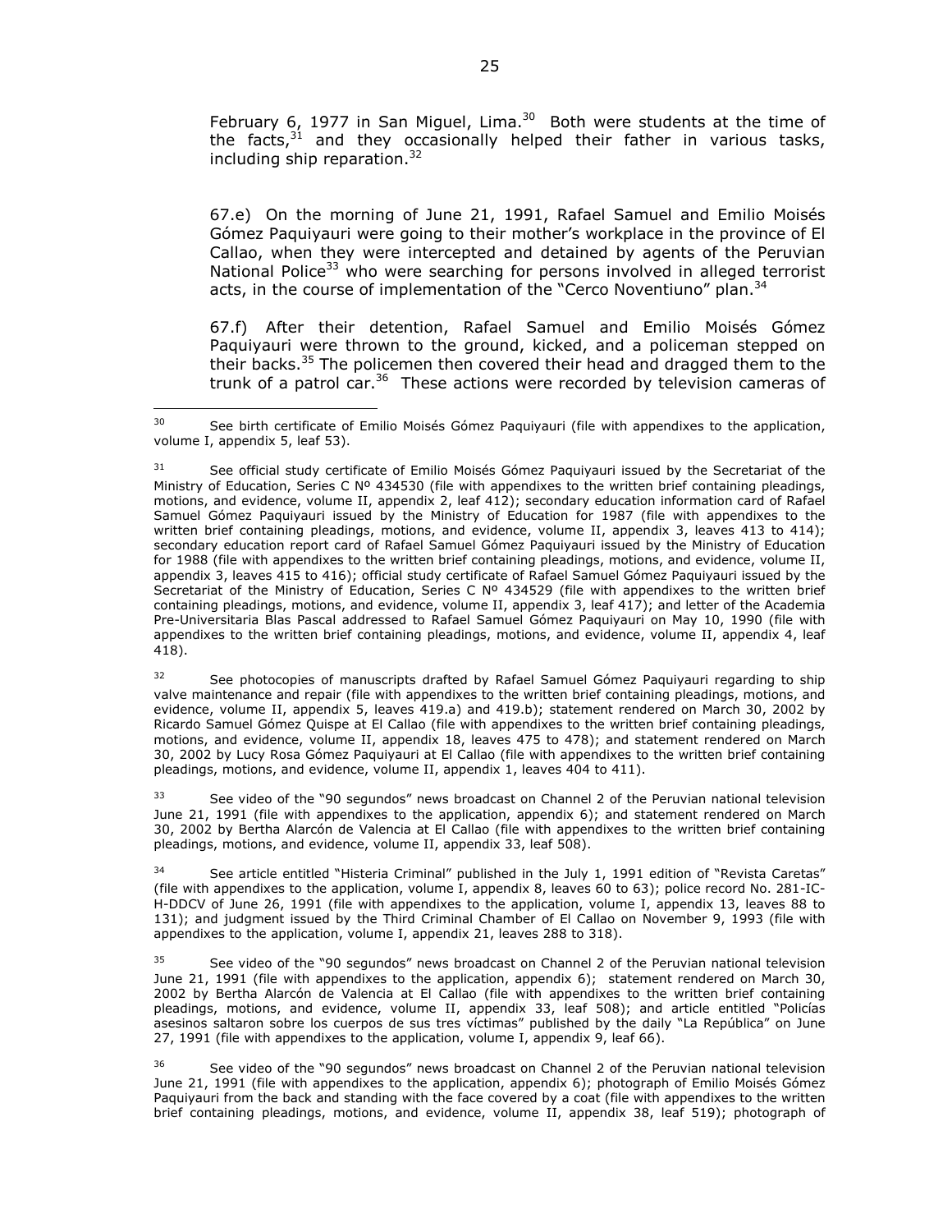February 6, 1977 in San Miguel, Lima.[30] Both were students at the time of the facts,[31] and they occasionally helped their father in various tasks, including ship reparation.[32]

67.e) On the morning of June 21, 1991, Rafael Samuel and Emilio Moisés Gómez Paquiyauri were going to their mother's workplace in the province of El Callao, when they were intercepted and detained by agents of the Peruvian National Police[33] who were searching for persons involved in alleged terrorist acts, in the course of implementation of the "Cerco Noventiuno" plan.[34]

67.f) After their detention, Rafael Samuel and Emilio Moisés Gómez Paquiyauri were thrown to the ground, kicked, and a policeman stepped on their backs.[35] The policemen then covered their head and dragged them to the trunk of a patrol car.[36] These actions were recorded by television cameras of

---

[30] See birth certificate of Emilio Moisés Gómez Paquiyauri (file with appendixes to the application, volume I, appendix 5, leaf 53).

[31] See official study certificate of Emilio Moisés Gómez Paquiyauri issued by the Secretariat of the Ministry of Education, Series C Nº 434530 (file with appendixes to the written brief containing pleadings, motions, and evidence, volume II, appendix 2, leaf 412); secondary education information card of Rafael Samuel Gómez Paquiyauri issued by the Ministry of Education for 1987 (file with appendixes to the written brief containing pleadings, motions, and evidence, volume II, appendix 3, leaves 413 to 414); secondary education report card of Rafael Samuel Gómez Paquiyauri issued by the Ministry of Education for 1988 (file with appendixes to the written brief containing pleadings, motions, and evidence, volume II, appendix 3, leaves 415 to 416); official study certificate of Rafael Samuel Gómez Paquiyauri issued by the Secretariat of the Ministry of Education, Series C Nº 434529 (file with appendixes to the written brief containing pleadings, motions, and evidence, volume II, appendix 3, leaf 417); and letter of the Academia Pre-Universitaria Blas Pascal addressed to Rafael Samuel Gómez Paquiyauri on May 10, 1990 (file with appendixes to the written brief containing pleadings, motions, and evidence, volume II, appendix 4, leaf 418).

[32] See photocopies of manuscripts drafted by Rafael Samuel Gómez Paquiyauri regarding to ship valve maintenance and repair (file with appendixes to the written brief containing pleadings, motions, and evidence, volume II, appendix 5, leaves 419.a) and 419.b)); statement rendered on March 30, 2002 by Ricardo Samuel Gómez Quispe at El Callao (file with appendixes to the written brief containing pleadings, motions, and evidence, volume II, appendix 18, leaves 475 to 478); and statement rendered on March 30, 2002 by Lucy Rosa Gómez Paquiyauri at El Callao (file with appendixes to the written brief containing pleadings, motions, and evidence, volume II, appendix 1, leaves 404 to 411).

[33] See video of the "90 segundos" news broadcast on Channel 2 of the Peruvian national television June 21, 1991 (file with appendixes to the application, appendix 6); and statement rendered on March 30, 2002 by Bertha Alarcón de Valencia at El Callao (file with appendixes to the written brief containing pleadings, motions, and evidence, volume II, appendix 33, leaf 508).

[34] See article entitled "Histeria Criminal" published in the July 1, 1991 edition of "Revista Caretas" (file with appendixes to the application, volume I, appendix 8, leaves 60 to 63); police record No. 281-IC-H-DDCV of June 26, 1991 (file with appendixes to the application, volume I, appendix 13, leaves 88 to 131); and judgment issued by the Third Criminal Chamber of El Callao on November 9, 1993 (file with appendixes to the application, volume I, appendix 21, leaves 288 to 318).

[35] See video of the "90 segundos" news broadcast on Channel 2 of the Peruvian national television June 21, 1991 (file with appendixes to the application, appendix 6); statement rendered on March 30, 2002 by Bertha Alarcón de Valencia at El Callao (file with appendixes to the written brief containing pleadings, motions, and evidence, volume II, appendix 33, leaf 508); and article entitled "Policías asesinos saltaron sobre los cuerpos de sus tres víctimas" published by the daily "La República" on June 27, 1991 (file with appendixes to the application, volume I, appendix 9, leaf 66).

[36] See video of the "90 segundos" news broadcast on Channel 2 of the Peruvian national television June 21, 1991 (file with appendixes to the application, appendix 6); photograph of Emilio Moisés Gómez Paquiyauri from the back and standing with the face covered by a coat (file with appendixes to the written brief containing pleadings, motions, and evidence, volume II, appendix 38, leaf 519); photograph of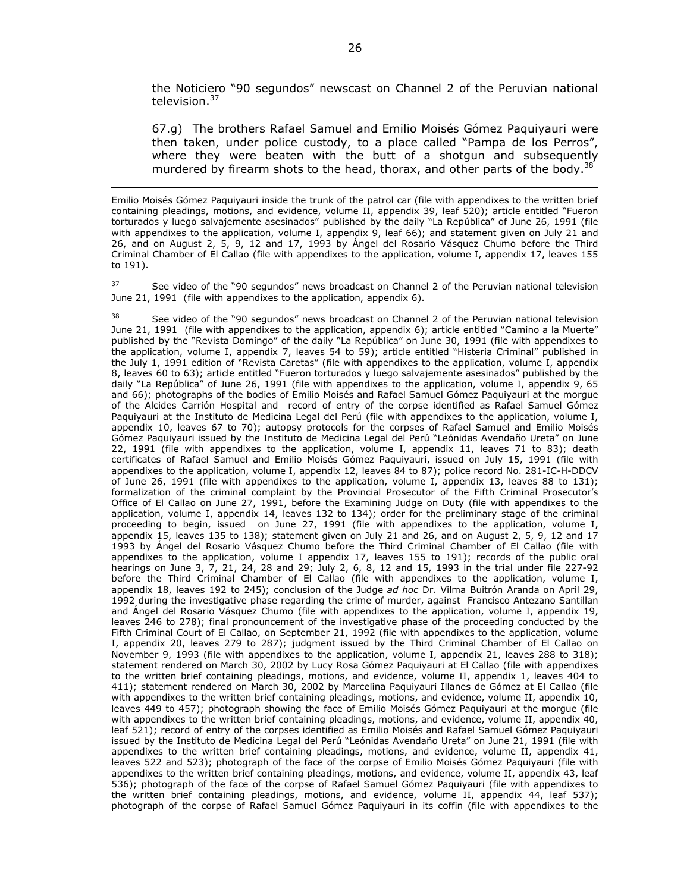the Noticiero "90 segundos" newscast on Channel 2 of the Peruvian national television.[37]

67.g) The brothers Rafael Samuel and Emilio Moisés Gómez Paquiyauri were then taken, under police custody, to a place called "Pampa de los Perros", where they were beaten with the butt of a shotgun and subsequently murdered by firearm shots to the head, thorax, and other parts of the body.[38]

---

Emilio Moisés Gómez Paquiyauri inside the trunk of the patrol car (file with appendixes to the written brief containing pleadings, motions, and evidence, volume II, appendix 39, leaf 520); article entitled "Fueron torturados y luego salvajemente asesinados" published by the daily "La República" of June 26, 1991 (file with appendixes to the application, volume I, appendix 9, leaf 66); and statement given on July 21 and 26, and on August 2, 5, 9, 12 and 17, 1993 by Ángel del Rosario Vásquez Chumo before the Third Criminal Chamber of El Callao (file with appendixes to the application, volume I, appendix 17, leaves 155 to 191).

[37] See video of the "90 segundos" news broadcast on Channel 2 of the Peruvian national television June 21, 1991 (file with appendixes to the application, appendix 6).

[38] See video of the "90 segundos" news broadcast on Channel 2 of the Peruvian national television June 21, 1991 (file with appendixes to the application, appendix 6); article entitled "Camino a la Muerte" published by the "Revista Domingo" of the daily "La República" on June 30, 1991 (file with appendixes to the application, volume I, appendix 7, leaves 54 to 59); article entitled "Histeria Criminal" published in the July 1, 1991 edition of "Revista Caretas" (file with appendixes to the application, volume I, appendix 8, leaves 60 to 63); article entitled "Fueron torturados y luego salvajemente asesinados" published by the daily "La República" of June 26, 1991 (file with appendixes to the application, volume I, appendix 9, 65 and 66); photographs of the bodies of Emilio Moisés and Rafael Samuel Gómez Paquiyauri at the morgue of the Alcides Carrión Hospital and record of entry of the corpse identified as Rafael Samuel Gómez Paquiyauri at the Instituto de Medicina Legal del Perú (file with appendixes to the application, volume I, appendix 10, leaves 67 to 70); autopsy protocols for the corpses of Rafael Samuel and Emilio Moisés Gómez Paquiyauri issued by the Instituto de Medicina Legal del Perú "Leónidas Avendaño Ureta" on June 22, 1991 (file with appendixes to the application, volume I, appendix 11, leaves 71 to 83); death certificates of Rafael Samuel and Emilio Moisés Gómez Paquiyauri, issued on July 15, 1991 (file with appendixes to the application, volume I, appendix 12, leaves 84 to 87); police record No. 281-IC-H-DDCV of June 26, 1991 (file with appendixes to the application, volume I, appendix 13, leaves 88 to 131); formalization of the criminal complaint by the Provincial Prosecutor of the Fifth Criminal Prosecutor's Office of El Callao on June 27, 1991, before the Examining Judge on Duty (file with appendixes to the application, volume I, appendix 14, leaves 132 to 134); order for the preliminary stage of the criminal proceeding to begin, issued on June 27, 1991 (file with appendixes to the application, volume I, appendix 15, leaves 135 to 138); statement given on July 21 and 26, and on August 2, 5, 9, 12 and 17 1993 by Ángel del Rosario Vásquez Chumo before the Third Criminal Chamber of El Callao (file with appendixes to the application, volume I appendix 17, leaves 155 to 191); records of the public oral hearings on June 3, 7, 21, 24, 28 and 29; July 2, 6, 8, 12 and 15, 1993 in the trial under file 227-92 before the Third Criminal Chamber of El Callao (file with appendixes to the application, volume I, appendix 18, leaves 192 to 245); conclusion of the Judge *ad hoc* Dr. Vilma Buitrón Aranda on April 29, 1992 during the investigative phase regarding the crime of murder, against Francisco Antezano Santillan and Ángel del Rosario Vásquez Chumo (file with appendixes to the application, volume I, appendix 19, leaves 246 to 278); final pronouncement of the investigative phase of the proceeding conducted by the Fifth Criminal Court of El Callao, on September 21, 1992 (file with appendixes to the application, volume I, appendix 20, leaves 279 to 287); judgment issued by the Third Criminal Chamber of El Callao on November 9, 1993 (file with appendixes to the application, volume I, appendix 21, leaves 288 to 318); statement rendered on March 30, 2002 by Lucy Rosa Gómez Paquiyauri at El Callao (file with appendixes to the written brief containing pleadings, motions, and evidence, volume II, appendix 1, leaves 404 to 411); statement rendered on March 30, 2002 by Marcelina Paquiyauri Illanes de Gómez at El Callao (file with appendixes to the written brief containing pleadings, motions, and evidence, volume II, appendix 10, leaves 449 to 457); photograph showing the face of Emilio Moisés Gómez Paquiyauri at the morgue (file with appendixes to the written brief containing pleadings, motions, and evidence, volume II, appendix 40, leaf 521); record of entry of the corpses identified as Emilio Moisés and Rafael Samuel Gómez Paquiyauri issued by the Instituto de Medicina Legal del Perú "Leónidas Avendaño Ureta" on June 21, 1991 (file with appendixes to the written brief containing pleadings, motions, and evidence, volume II, appendix 41, leaves 522 and 523); photograph of the face of the corpse of Emilio Moisés Gómez Paquiyauri (file with appendixes to the written brief containing pleadings, motions, and evidence, volume II, appendix 43, leaf 536); photograph of the face of the corpse of Rafael Samuel Gómez Paquiyauri (file with appendixes to the written brief containing pleadings, motions, and evidence, volume II, appendix 44, leaf 537); photograph of the corpse of Rafael Samuel Gómez Paquiyauri in its coffin (file with appendixes to the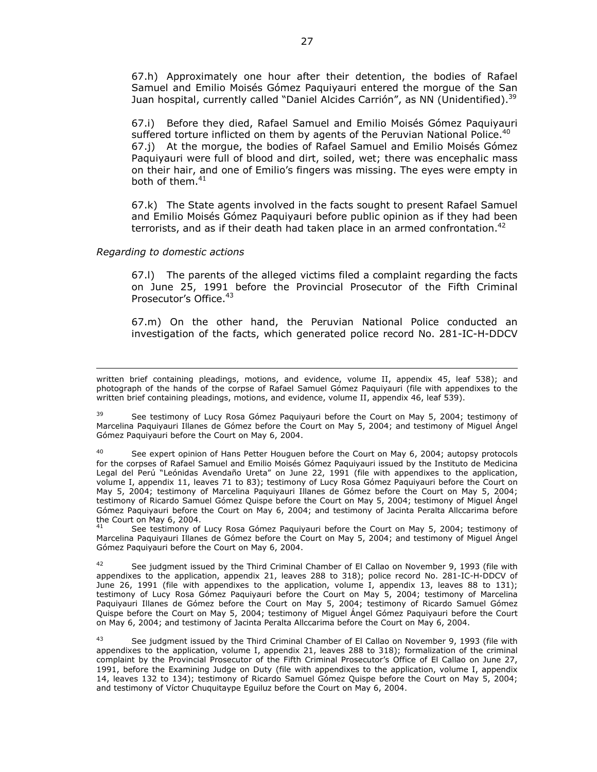67.h) Approximately one hour after their detention, the bodies of Rafael Samuel and Emilio Moisés Gómez Paquiyauri entered the morgue of the San Juan hospital, currently called "Daniel Alcides Carrión", as NN (Unidentified).[39]

67.i) Before they died, Rafael Samuel and Emilio Moisés Gómez Paquiyauri suffered torture inflicted on them by agents of the Peruvian National Police.[40]

67.j) At the morgue, the bodies of Rafael Samuel and Emilio Moisés Gómez Paquiyauri were full of blood and dirt, soiled, wet; there was encephalic mass on their hair, and one of Emilio's fingers was missing. The eyes were empty in both of them.[41]

67.k) The State agents involved in the facts sought to present Rafael Samuel and Emilio Moisés Gómez Paquiyauri before public opinion as if they had been terrorists, and as if their death had taken place in an armed confrontation.[42]

*Regarding to domestic actions*

67.l) The parents of the alleged victims filed a complaint regarding the facts on June 25, 1991 before the Provincial Prosecutor of the Fifth Criminal Prosecutor's Office.[43]

67.m) On the other hand, the Peruvian National Police conducted an investigation of the facts, which generated police record No. 281-IC-H-DDCV

---

written brief containing pleadings, motions, and evidence, volume II, appendix 45, leaf 538); and photograph of the hands of the corpse of Rafael Samuel Gómez Paquiyauri (file with appendixes to the written brief containing pleadings, motions, and evidence, volume II, appendix 46, leaf 539).

[39] See testimony of Lucy Rosa Gómez Paquiyauri before the Court on May 5, 2004; testimony of Marcelina Paquiyauri Illanes de Gómez before the Court on May 5, 2004; and testimony of Miguel Ángel Gómez Paquiyauri before the Court on May 6, 2004.

[40] See expert opinion of Hans Petter Houguen before the Court on May 6, 2004; autopsy protocols for the corpses of Rafael Samuel and Emilio Moisés Gómez Paquiyauri issued by the Instituto de Medicina Legal del Perú "Leónidas Avendaño Ureta" on June 22, 1991 (file with appendixes to the application, volume I, appendix 11, leaves 71 to 83); testimony of Lucy Rosa Gómez Paquiyauri before the Court on May 5, 2004; testimony of Marcelina Paquiyauri Illanes de Gómez before the Court on May 5, 2004; testimony of Ricardo Samuel Gómez Quispe before the Court on May 5, 2004; testimony of Miguel Ángel Gómez Paquiyauri before the Court on May 6, 2004; and testimony of Jacinta Peralta Allccarima before the Court on May 6, 2004.

[41] See testimony of Lucy Rosa Gómez Paquiyauri before the Court on May 5, 2004; testimony of Marcelina Paquiyauri Illanes de Gómez before the Court on May 5, 2004; and testimony of Miguel Ángel Gómez Paquiyauri before the Court on May 6, 2004.

[42] See judgment issued by the Third Criminal Chamber of El Callao on November 9, 1993 (file with appendixes to the application, appendix 21, leaves 288 to 318); police record No. 281-IC-H-DDCV of June 26, 1991 (file with appendixes to the application, volume I, appendix 13, leaves 88 to 131); testimony of Lucy Rosa Gómez Paquiyauri before the Court on May 5, 2004; testimony of Marcelina Paquiyauri Illanes de Gómez before the Court on May 5, 2004; testimony of Ricardo Samuel Gómez Quispe before the Court on May 5, 2004; testimony of Miguel Ángel Gómez Paquiyauri before the Court on May 6, 2004; and testimony of Jacinta Peralta Allccarima before the Court on May 6, 2004.

[43] See judgment issued by the Third Criminal Chamber of El Callao on November 9, 1993 (file with appendixes to the application, volume I, appendix 21, leaves 288 to 318); formalization of the criminal complaint by the Provincial Prosecutor of the Fifth Criminal Prosecutor's Office of El Callao on June 27, 1991, before the Examining Judge on Duty (file with appendixes to the application, volume I, appendix 14, leaves 132 to 134); testimony of Ricardo Samuel Gómez Quispe before the Court on May 5, 2004; and testimony of Víctor Chuquitaype Eguiluz before the Court on May 6, 2004.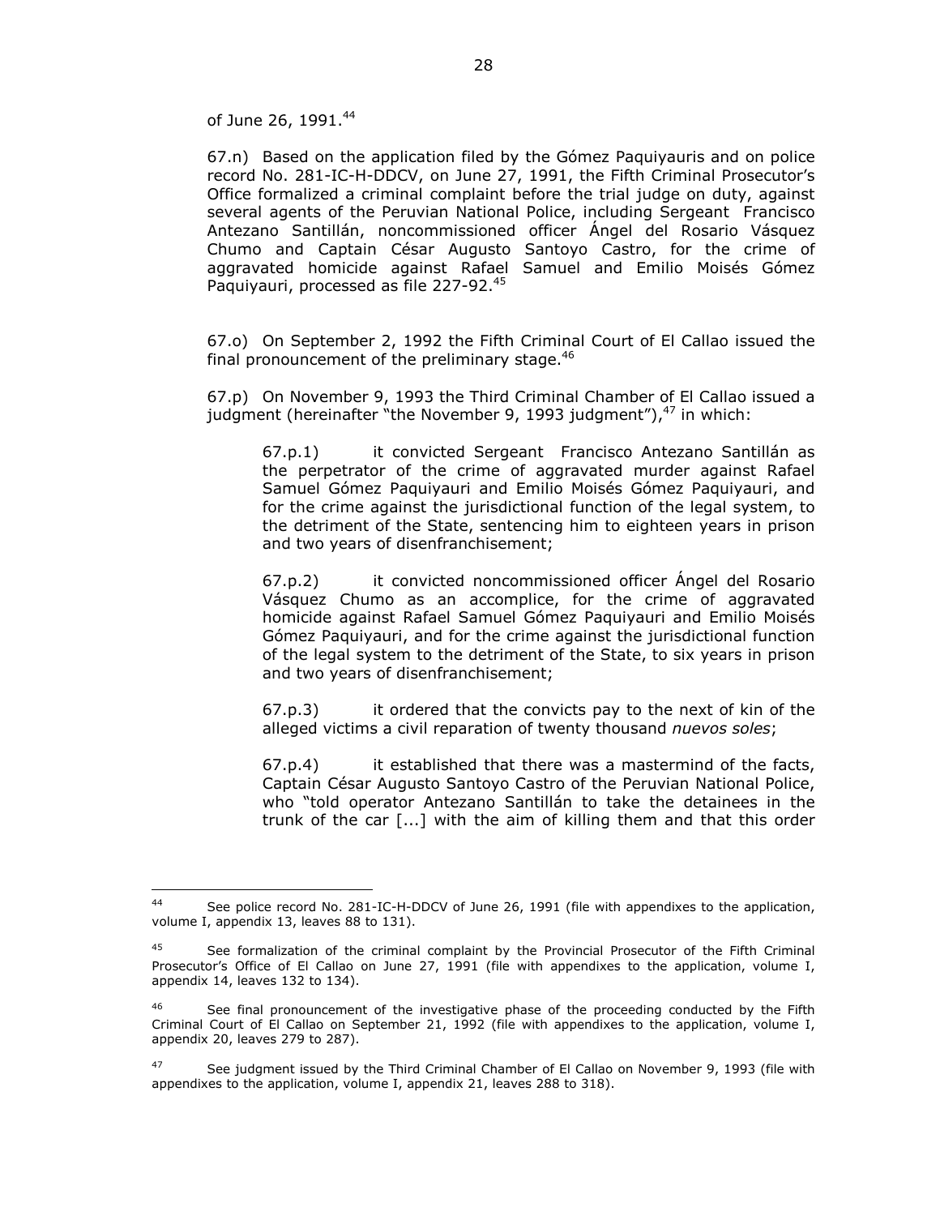of June 26, 1991.[44]

67.n) Based on the application filed by the Gómez Paquiyauris and on police record No. 281-IC-H-DDCV, on June 27, 1991, the Fifth Criminal Prosecutor's Office formalized a criminal complaint before the trial judge on duty, against several agents of the Peruvian National Police, including Sergeant Francisco Antezano Santillán, noncommissioned officer Ángel del Rosario Vásquez Chumo and Captain César Augusto Santoyo Castro, for the crime of aggravated homicide against Rafael Samuel and Emilio Moisés Gómez Paquiyauri, processed as file 227-92.[45]

67.o) On September 2, 1992 the Fifth Criminal Court of El Callao issued the final pronouncement of the preliminary stage.[46]

67.p) On November 9, 1993 the Third Criminal Chamber of El Callao issued a judgment (hereinafter "the November 9, 1993 judgment"),[47] in which:

> 67.p.1) it convicted Sergeant Francisco Antezano Santillán as the perpetrator of the crime of aggravated murder against Rafael Samuel Gómez Paquiyauri and Emilio Moisés Gómez Paquiyauri, and for the crime against the jurisdictional function of the legal system, to the detriment of the State, sentencing him to eighteen years in prison and two years of disenfranchisement;
>
> 67.p.2) it convicted noncommissioned officer Ángel del Rosario Vásquez Chumo as an accomplice, for the crime of aggravated homicide against Rafael Samuel Gómez Paquiyauri and Emilio Moisés Gómez Paquiyauri, and for the crime against the jurisdictional function of the legal system to the detriment of the State, to six years in prison and two years of disenfranchisement;
>
> 67.p.3) it ordered that the convicts pay to the next of kin of the alleged victims a civil reparation of twenty thousand *nuevos soles*;
>
> 67.p.4) it established that there was a mastermind of the facts, Captain César Augusto Santoyo Castro of the Peruvian National Police, who "told operator Antezano Santillán to take the detainees in the trunk of the car [...] with the aim of killing them and that this order

---

[44] See police record No. 281-IC-H-DDCV of June 26, 1991 (file with appendixes to the application, volume I, appendix 13, leaves 88 to 131).

[45] See formalization of the criminal complaint by the Provincial Prosecutor of the Fifth Criminal Prosecutor's Office of El Callao on June 27, 1991 (file with appendixes to the application, volume I, appendix 14, leaves 132 to 134).

[46] See final pronouncement of the investigative phase of the proceeding conducted by the Fifth Criminal Court of El Callao on September 21, 1992 (file with appendixes to the application, volume I, appendix 20, leaves 279 to 287).

[47] See judgment issued by the Third Criminal Chamber of El Callao on November 9, 1993 (file with appendixes to the application, volume I, appendix 21, leaves 288 to 318).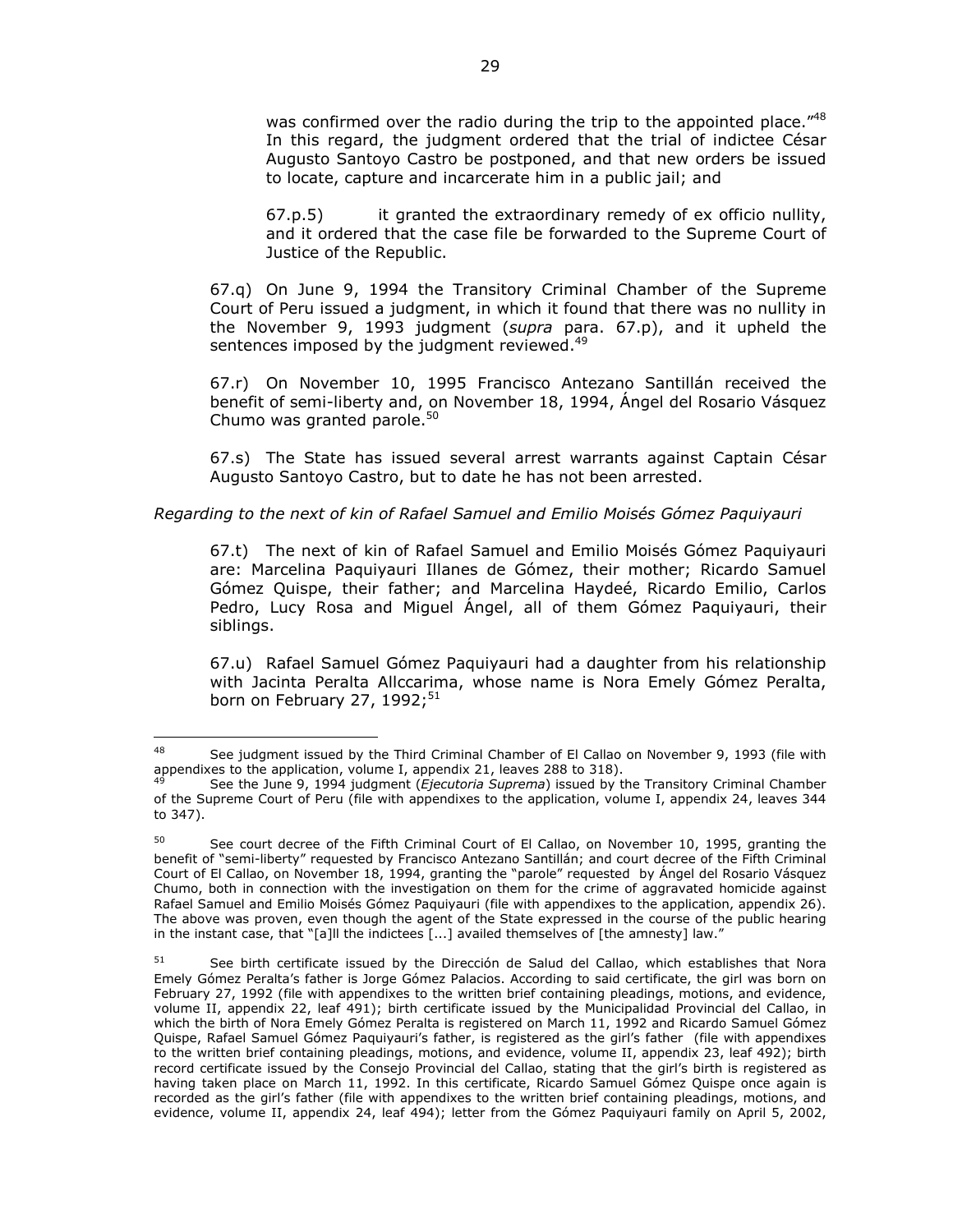was confirmed over the radio during the trip to the appointed place."[48] In this regard, the judgment ordered that the trial of indictee César Augusto Santoyo Castro be postponed, and that new orders be issued to locate, capture and incarcerate him in a public jail; and

67.p.5) it granted the extraordinary remedy of ex officio nullity, and it ordered that the case file be forwarded to the Supreme Court of Justice of the Republic.

67.q) On June 9, 1994 the Transitory Criminal Chamber of the Supreme Court of Peru issued a judgment, in which it found that there was no nullity in the November 9, 1993 judgment (*supra* para. 67.p), and it upheld the sentences imposed by the judgment reviewed.[49]

67.r) On November 10, 1995 Francisco Antezano Santillán received the benefit of semi-liberty and, on November 18, 1994, Ángel del Rosario Vásquez Chumo was granted parole.[50]

67.s) The State has issued several arrest warrants against Captain César Augusto Santoyo Castro, but to date he has not been arrested.

*Regarding to the next of kin of Rafael Samuel and Emilio Moisés Gómez Paquiyauri*

67.t) The next of kin of Rafael Samuel and Emilio Moisés Gómez Paquiyauri are: Marcelina Paquiyauri Illanes de Gómez, their mother; Ricardo Samuel Gómez Quispe, their father; and Marcelina Haydeé, Ricardo Emilio, Carlos Pedro, Lucy Rosa and Miguel Ángel, all of them Gómez Paquiyauri, their siblings.

67.u) Rafael Samuel Gómez Paquiyauri had a daughter from his relationship with Jacinta Peralta Allccarima, whose name is Nora Emely Gómez Peralta, born on February 27, 1992;[51]

---

[48] See judgment issued by the Third Criminal Chamber of El Callao on November 9, 1993 (file with appendixes to the application, volume I, appendix 21, leaves 288 to 318).

[49] See the June 9, 1994 judgment (*Ejecutoria Suprema*) issued by the Transitory Criminal Chamber of the Supreme Court of Peru (file with appendixes to the application, volume I, appendix 24, leaves 344 to 347).

[50] See court decree of the Fifth Criminal Court of El Callao, on November 10, 1995, granting the benefit of "semi-liberty" requested by Francisco Antezano Santillán; and court decree of the Fifth Criminal Court of El Callao, on November 18, 1994, granting the "parole" requested by Ángel del Rosario Vásquez Chumo, both in connection with the investigation on them for the crime of aggravated homicide against Rafael Samuel and Emilio Moisés Gómez Paquiyauri (file with appendixes to the application, appendix 26). The above was proven, even though the agent of the State expressed in the course of the public hearing in the instant case, that "[a]ll the indictees [...] availed themselves of [the amnesty] law."

[51] See birth certificate issued by the Dirección de Salud del Callao, which establishes that Nora Emely Gómez Peralta's father is Jorge Gómez Palacios. According to said certificate, the girl was born on February 27, 1992 (file with appendixes to the written brief containing pleadings, motions, and evidence, volume II, appendix 22, leaf 491); birth certificate issued by the Municipalidad Provincial del Callao, in which the birth of Nora Emely Gómez Peralta is registered on March 11, 1992 and Ricardo Samuel Gómez Quispe, Rafael Samuel Gómez Paquiyauri's father, is registered as the girl's father (file with appendixes to the written brief containing pleadings, motions, and evidence, volume II, appendix 23, leaf 492); birth record certificate issued by the Consejo Provincial del Callao, stating that the girl's birth is registered as having taken place on March 11, 1992. In this certificate, Ricardo Samuel Gómez Quispe once again is recorded as the girl's father (file with appendixes to the written brief containing pleadings, motions, and evidence, volume II, appendix 24, leaf 494); letter from the Gómez Paquiyauri family on April 5, 2002,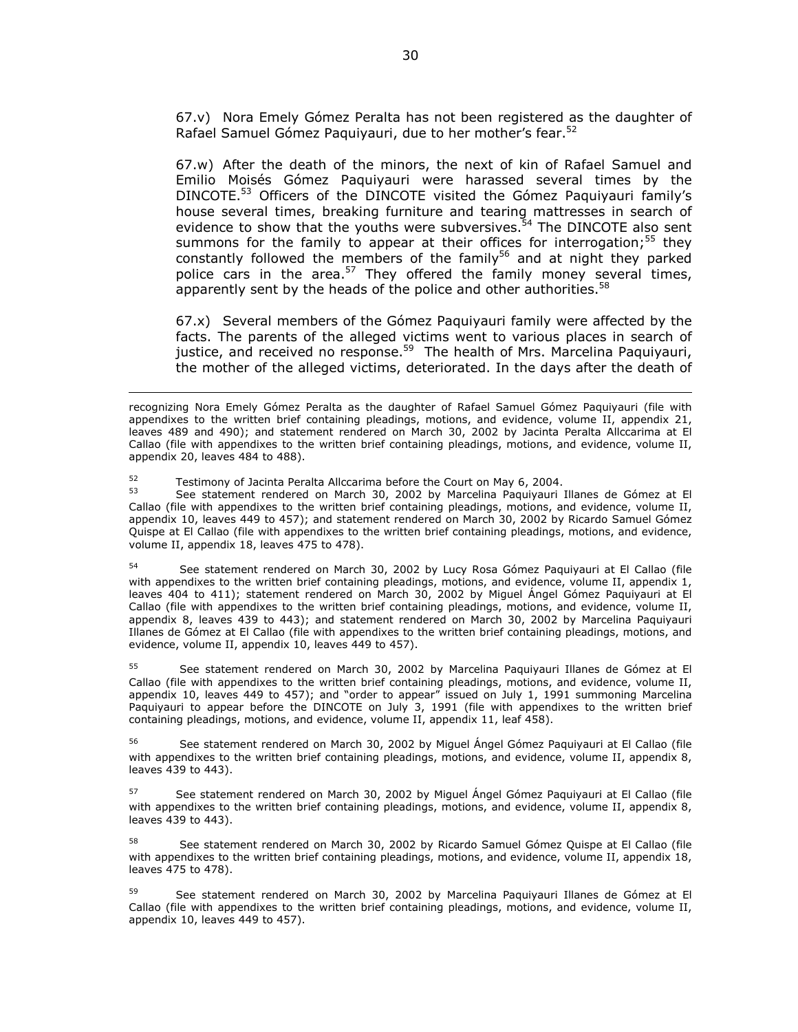67.v) Nora Emely Gómez Peralta has not been registered as the daughter of Rafael Samuel Gómez Paquiyauri, due to her mother's fear.[52]

67.w) After the death of the minors, the next of kin of Rafael Samuel and Emilio Moisés Gómez Paquiyauri were harassed several times by the DINCOTE.[53] Officers of the DINCOTE visited the Gómez Paquiyauri family's house several times, breaking furniture and tearing mattresses in search of evidence to show that the youths were subversives.[54] The DINCOTE also sent summons for the family to appear at their offices for interrogation;[55] they constantly followed the members of the family[56] and at night they parked police cars in the area.[57] They offered the family money several times, apparently sent by the heads of the police and other authorities.[58]

67.x) Several members of the Gómez Paquiyauri family were affected by the facts. The parents of the alleged victims went to various places in search of justice, and received no response.[59] The health of Mrs. Marcelina Paquiyauri, the mother of the alleged victims, deteriorated. In the days after the death of

---

recognizing Nora Emely Gómez Peralta as the daughter of Rafael Samuel Gómez Paquiyauri (file with appendixes to the written brief containing pleadings, motions, and evidence, volume II, appendix 21, leaves 489 and 490); and statement rendered on March 30, 2002 by Jacinta Peralta Allccarima at El Callao (file with appendixes to the written brief containing pleadings, motions, and evidence, volume II, appendix 20, leaves 484 to 488).

[52] Testimony of Jacinta Peralta Allccarima before the Court on May 6, 2004.

[53] See statement rendered on March 30, 2002 by Marcelina Paquiyauri Illanes de Gómez at El Callao (file with appendixes to the written brief containing pleadings, motions, and evidence, volume II, appendix 10, leaves 449 to 457); and statement rendered on March 30, 2002 by Ricardo Samuel Gómez Quispe at El Callao (file with appendixes to the written brief containing pleadings, motions, and evidence, volume II, appendix 18, leaves 475 to 478).

[54] See statement rendered on March 30, 2002 by Lucy Rosa Gómez Paquiyauri at El Callao (file with appendixes to the written brief containing pleadings, motions, and evidence, volume II, appendix 1, leaves 404 to 411); statement rendered on March 30, 2002 by Miguel Ángel Gómez Paquiyauri at El Callao (file with appendixes to the written brief containing pleadings, motions, and evidence, volume II, appendix 8, leaves 439 to 443); and statement rendered on March 30, 2002 by Marcelina Paquiyauri Illanes de Gómez at El Callao (file with appendixes to the written brief containing pleadings, motions, and evidence, volume II, appendix 10, leaves 449 to 457).

[55] See statement rendered on March 30, 2002 by Marcelina Paquiyauri Illanes de Gómez at El Callao (file with appendixes to the written brief containing pleadings, motions, and evidence, volume II, appendix 10, leaves 449 to 457); and "order to appear" issued on July 1, 1991 summoning Marcelina Paquiyauri to appear before the DINCOTE on July 3, 1991 (file with appendixes to the written brief containing pleadings, motions, and evidence, volume II, appendix 11, leaf 458).

[56] See statement rendered on March 30, 2002 by Miguel Ángel Gómez Paquiyauri at El Callao (file with appendixes to the written brief containing pleadings, motions, and evidence, volume II, appendix 8, leaves 439 to 443).

[57] See statement rendered on March 30, 2002 by Miguel Ángel Gómez Paquiyauri at El Callao (file with appendixes to the written brief containing pleadings, motions, and evidence, volume II, appendix 8, leaves 439 to 443).

[58] See statement rendered on March 30, 2002 by Ricardo Samuel Gómez Quispe at El Callao (file with appendixes to the written brief containing pleadings, motions, and evidence, volume II, appendix 18, leaves 475 to 478).

[59] See statement rendered on March 30, 2002 by Marcelina Paquiyauri Illanes de Gómez at El Callao (file with appendixes to the written brief containing pleadings, motions, and evidence, volume II, appendix 10, leaves 449 to 457).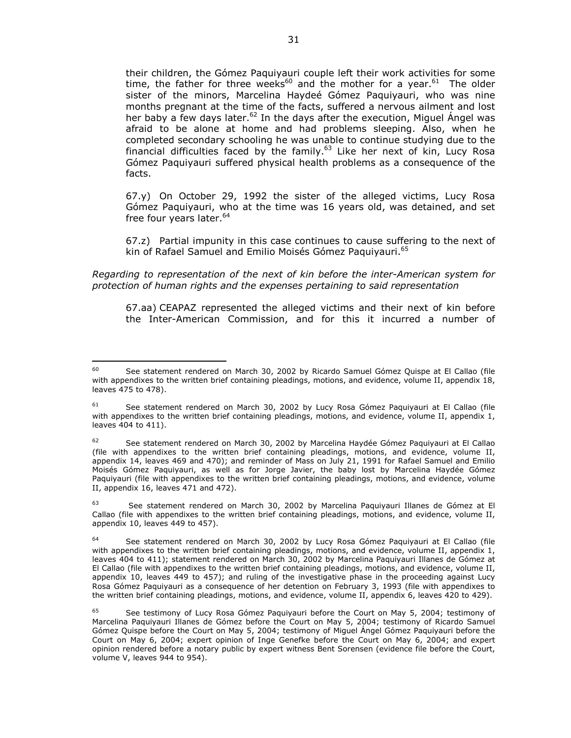their children, the Gómez Paquiyauri couple left their work activities for some time, the father for three weeks[60] and the mother for a year.[61] The older sister of the minors, Marcelina Haydeé Gómez Paquiyauri, who was nine months pregnant at the time of the facts, suffered a nervous ailment and lost her baby a few days later.[62] In the days after the execution, Miguel Ángel was afraid to be alone at home and had problems sleeping. Also, when he completed secondary schooling he was unable to continue studying due to the financial difficulties faced by the family.[63] Like her next of kin, Lucy Rosa Gómez Paquiyauri suffered physical health problems as a consequence of the facts.

67.y) On October 29, 1992 the sister of the alleged victims, Lucy Rosa Gómez Paquiyauri, who at the time was 16 years old, was detained, and set free four years later.[64]

67.z) Partial impunity in this case continues to cause suffering to the next of kin of Rafael Samuel and Emilio Moisés Gómez Paquiyauri.[65]

*Regarding to representation of the next of kin before the inter-American system for protection of human rights and the expenses pertaining to said representation*

67.aa) CEAPAZ represented the alleged victims and their next of kin before the Inter-American Commission, and for this it incurred a number of

---

[60] See statement rendered on March 30, 2002 by Ricardo Samuel Gómez Quispe at El Callao (file with appendixes to the written brief containing pleadings, motions, and evidence, volume II, appendix 18, leaves 475 to 478).

[61] See statement rendered on March 30, 2002 by Lucy Rosa Gómez Paquiyauri at El Callao (file with appendixes to the written brief containing pleadings, motions, and evidence, volume II, appendix 1, leaves 404 to 411).

[62] See statement rendered on March 30, 2002 by Marcelina Haydée Gómez Paquiyauri at El Callao (file with appendixes to the written brief containing pleadings, motions, and evidence, volume II, appendix 14, leaves 469 and 470); and reminder of Mass on July 21, 1991 for Rafael Samuel and Emilio Moisés Gómez Paquiyauri, as well as for Jorge Javier, the baby lost by Marcelina Haydée Gómez Paquiyauri (file with appendixes to the written brief containing pleadings, motions, and evidence, volume II, appendix 16, leaves 471 and 472).

[63] See statement rendered on March 30, 2002 by Marcelina Paquiyauri Illanes de Gómez at El Callao (file with appendixes to the written brief containing pleadings, motions, and evidence, volume II, appendix 10, leaves 449 to 457).

[64] See statement rendered on March 30, 2002 by Lucy Rosa Gómez Paquiyauri at El Callao (file with appendixes to the written brief containing pleadings, motions, and evidence, volume II, appendix 1, leaves 404 to 411); statement rendered on March 30, 2002 by Marcelina Paquiyauri Illanes de Gómez at El Callao (file with appendixes to the written brief containing pleadings, motions, and evidence, volume II, appendix 10, leaves 449 to 457); and ruling of the investigative phase in the proceeding against Lucy Rosa Gómez Paquiyauri as a consequence of her detention on February 3, 1993 (file with appendixes to the written brief containing pleadings, motions, and evidence, volume II, appendix 6, leaves 420 to 429).

[65] See testimony of Lucy Rosa Gómez Paquiyauri before the Court on May 5, 2004; testimony of Marcelina Paquiyauri Illanes de Gómez before the Court on May 5, 2004; testimony of Ricardo Samuel Gómez Quispe before the Court on May 5, 2004; testimony of Miguel Ángel Gómez Paquiyauri before the Court on May 6, 2004; expert opinion of Inge Genefke before the Court on May 6, 2004; and expert opinion rendered before a notary public by expert witness Bent Sorensen (evidence file before the Court, volume V, leaves 944 to 954).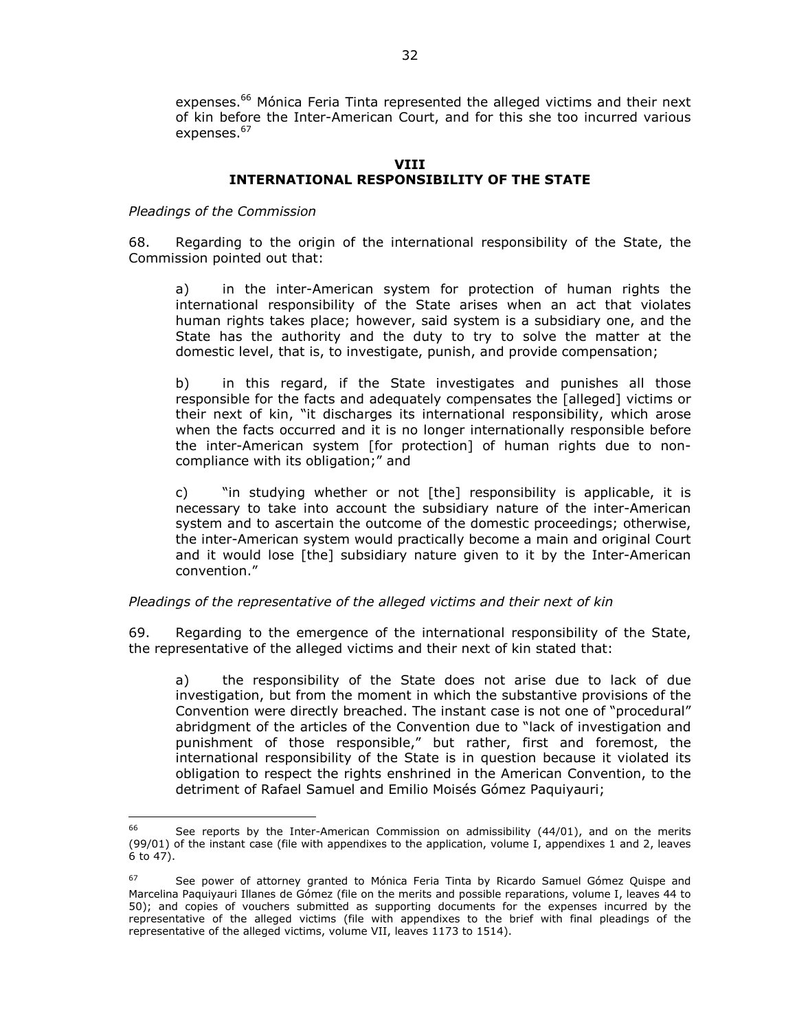expenses.[66] Mónica Feria Tinta represented the alleged victims and their next of kin before the Inter-American Court, and for this she too incurred various expenses.[67]

## VIII
## INTERNATIONAL RESPONSIBILITY OF THE STATE

*Pleadings of the Commission*

68. Regarding to the origin of the international responsibility of the State, the Commission pointed out that:

a) in the inter-American system for protection of human rights the international responsibility of the State arises when an act that violates human rights takes place; however, said system is a subsidiary one, and the State has the authority and the duty to try to solve the matter at the domestic level, that is, to investigate, punish, and provide compensation;

b) in this regard, if the State investigates and punishes all those responsible for the facts and adequately compensates the [alleged] victims or their next of kin, "it discharges its international responsibility, which arose when the facts occurred and it is no longer internationally responsible before the inter-American system [for protection] of human rights due to non-compliance with its obligation;" and

c) "in studying whether or not [the] responsibility is applicable, it is necessary to take into account the subsidiary nature of the inter-American system and to ascertain the outcome of the domestic proceedings; otherwise, the inter-American system would practically become a main and original Court and it would lose [the] subsidiary nature given to it by the Inter-American convention."

*Pleadings of the representative of the alleged victims and their next of kin*

69. Regarding to the emergence of the international responsibility of the State, the representative of the alleged victims and their next of kin stated that:

a) the responsibility of the State does not arise due to lack of due investigation, but from the moment in which the substantive provisions of the Convention were directly breached. The instant case is not one of "procedural" abridgment of the articles of the Convention due to "lack of investigation and punishment of those responsible," but rather, first and foremost, the international responsibility of the State is in question because it violated its obligation to respect the rights enshrined in the American Convention, to the detriment of Rafael Samuel and Emilio Moisés Gómez Paquiyauri;

---

[66] See reports by the Inter-American Commission on admissibility (44/01), and on the merits (99/01) of the instant case (file with appendixes to the application, volume I, appendixes 1 and 2, leaves 6 to 47).

[67] See power of attorney granted to Mónica Feria Tinta by Ricardo Samuel Gómez Quispe and Marcelina Paquiyauri Illanes de Gómez (file on the merits and possible reparations, volume I, leaves 44 to 50); and copies of vouchers submitted as supporting documents for the expenses incurred by the representative of the alleged victims (file with appendixes to the brief with final pleadings of the representative of the alleged victims, volume VII, leaves 1173 to 1514).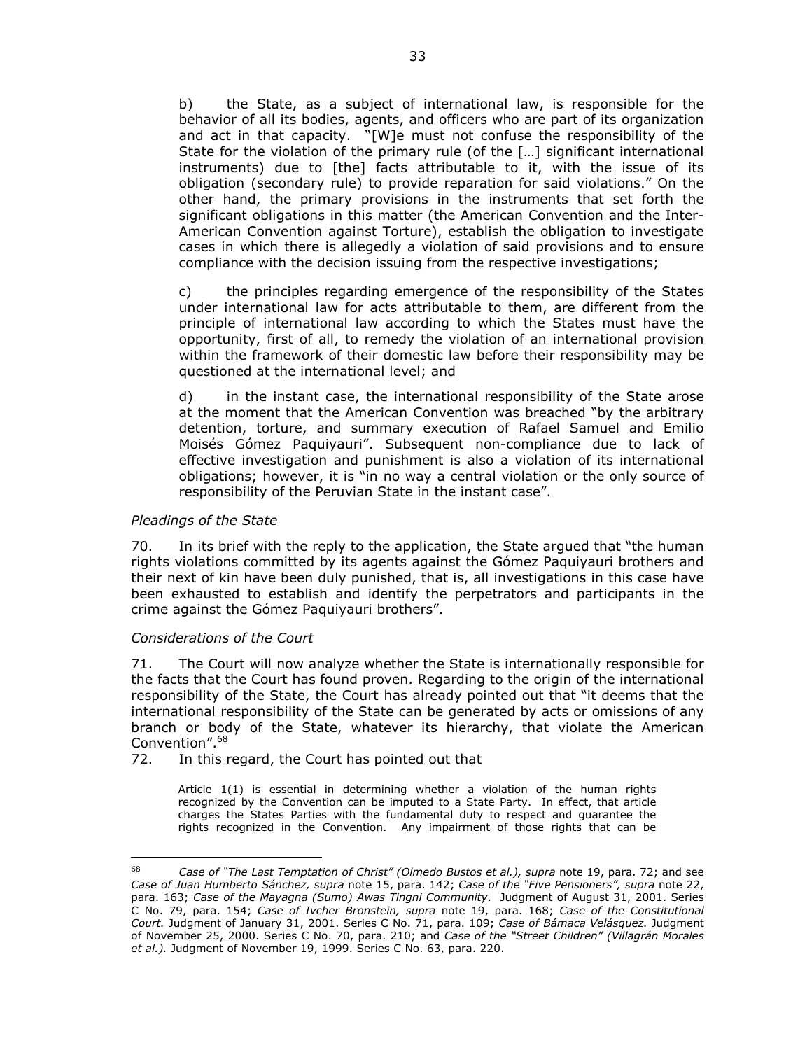b) the State, as a subject of international law, is responsible for the behavior of all its bodies, agents, and officers who are part of its organization and act in that capacity. "[W]e must not confuse the responsibility of the State for the violation of the primary rule (of the […] significant international instruments) due to [the] facts attributable to it, with the issue of its obligation (secondary rule) to provide reparation for said violations." On the other hand, the primary provisions in the instruments that set forth the significant obligations in this matter (the American Convention and the Inter-American Convention against Torture), establish the obligation to investigate cases in which there is allegedly a violation of said provisions and to ensure compliance with the decision issuing from the respective investigations;

c) the principles regarding emergence of the responsibility of the States under international law for acts attributable to them, are different from the principle of international law according to which the States must have the opportunity, first of all, to remedy the violation of an international provision within the framework of their domestic law before their responsibility may be questioned at the international level; and

d) in the instant case, the international responsibility of the State arose at the moment that the American Convention was breached "by the arbitrary detention, torture, and summary execution of Rafael Samuel and Emilio Moisés Gómez Paquiyauri". Subsequent non-compliance due to lack of effective investigation and punishment is also a violation of its international obligations; however, it is "in no way a central violation or the only source of responsibility of the Peruvian State in the instant case".

*Pleadings of the State*

70. In its brief with the reply to the application, the State argued that "the human rights violations committed by its agents against the Gómez Paquiyauri brothers and their next of kin have been duly punished, that is, all investigations in this case have been exhausted to establish and identify the perpetrators and participants in the crime against the Gómez Paquiyauri brothers".

*Considerations of the Court*

71. The Court will now analyze whether the State is internationally responsible for the facts that the Court has found proven. Regarding to the origin of the international responsibility of the State, the Court has already pointed out that "it deems that the international responsibility of the State can be generated by acts or omissions of any branch or body of the State, whatever its hierarchy, that violate the American Convention".[68]

72. In this regard, the Court has pointed out that

> Article 1(1) is essential in determining whether a violation of the human rights recognized by the Convention can be imputed to a State Party. In effect, that article charges the States Parties with the fundamental duty to respect and guarantee the rights recognized in the Convention. Any impairment of those rights that can be

---

[68] *Case of "The Last Temptation of Christ" (Olmedo Bustos et al.), supra* note 19, para. 72; and see *Case of Juan Humberto Sánchez, supra* note 15, para. 142; *Case of the "Five Pensioners", supra* note 22, para. 163; *Case of the Mayagna (Sumo) Awas Tingni Community*. Judgment of August 31, 2001. Series C No. 79, para. 154; *Case of Ivcher Bronstein, supra* note 19, para. 168; *Case of the Constitutional Court.* Judgment of January 31, 2001. Series C No. 71, para. 109; *Case of Bámaca Velásquez.* Judgment of November 25, 2000. Series C No. 70, para. 210; and *Case of the "Street Children" (Villagrán Morales et al.).* Judgment of November 19, 1999. Series C No. 63, para. 220.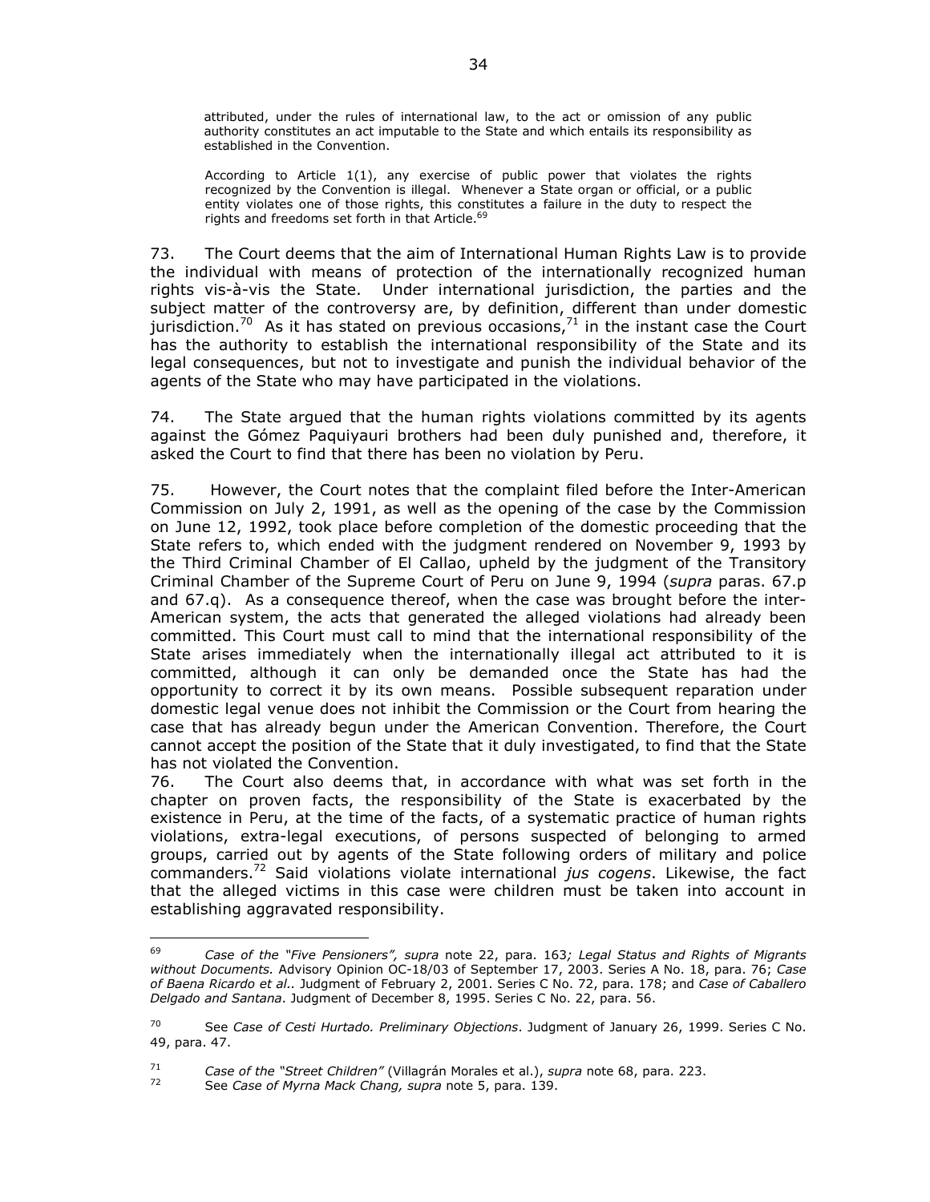> attributed, under the rules of international law, to the act or omission of any public authority constitutes an act imputable to the State and which entails its responsibility as established in the Convention.
>
> According to Article 1(1), any exercise of public power that violates the rights recognized by the Convention is illegal. Whenever a State organ or official, or a public entity violates one of those rights, this constitutes a failure in the duty to respect the rights and freedoms set forth in that Article.[69]

73. The Court deems that the aim of International Human Rights Law is to provide the individual with means of protection of the internationally recognized human rights vis-à-vis the State. Under international jurisdiction, the parties and the subject matter of the controversy are, by definition, different than under domestic jurisdiction.[70] As it has stated on previous occasions,[71] in the instant case the Court has the authority to establish the international responsibility of the State and its legal consequences, but not to investigate and punish the individual behavior of the agents of the State who may have participated in the violations.

74. The State argued that the human rights violations committed by its agents against the Gómez Paquiyauri brothers had been duly punished and, therefore, it asked the Court to find that there has been no violation by Peru.

75. However, the Court notes that the complaint filed before the Inter-American Commission on July 2, 1991, as well as the opening of the case by the Commission on June 12, 1992, took place before completion of the domestic proceeding that the State refers to, which ended with the judgment rendered on November 9, 1993 by the Third Criminal Chamber of El Callao, upheld by the judgment of the Transitory Criminal Chamber of the Supreme Court of Peru on June 9, 1994 (*supra* paras. 67.p and 67.q). As a consequence thereof, when the case was brought before the inter-American system, the acts that generated the alleged violations had already been committed. This Court must call to mind that the international responsibility of the State arises immediately when the internationally illegal act attributed to it is committed, although it can only be demanded once the State has had the opportunity to correct it by its own means. Possible subsequent reparation under domestic legal venue does not inhibit the Commission or the Court from hearing the case that has already begun under the American Convention. Therefore, the Court cannot accept the position of the State that it duly investigated, to find that the State has not violated the Convention.

76. The Court also deems that, in accordance with what was set forth in the chapter on proven facts, the responsibility of the State is exacerbated by the existence in Peru, at the time of the facts, of a systematic practice of human rights violations, extra-legal executions, of persons suspected of belonging to armed groups, carried out by agents of the State following orders of military and police commanders.[72] Said violations violate international *jus cogens*. Likewise, the fact that the alleged victims in this case were children must be taken into account in establishing aggravated responsibility.

---

[69] *Case of the "Five Pensioners", supra* note 22, para. 163*; Legal Status and Rights of Migrants without Documents.* Advisory Opinion OC-18/03 of September 17, 2003. Series A No. 18, para. 76; *Case of Baena Ricardo et al.*. Judgment of February 2, 2001. Series C No. 72, para. 178; and *Case of Caballero Delgado and Santana*. Judgment of December 8, 1995. Series C No. 22, para. 56.

[70] See *Case of Cesti Hurtado. Preliminary Objections*. Judgment of January 26, 1999. Series C No. 49, para. 47.

[71] *Case of the "Street Children"* (Villagrán Morales et al.), *supra* note 68, para. 223.

[72] See *Case of Myrna Mack Chang, supra* note 5, para. 139.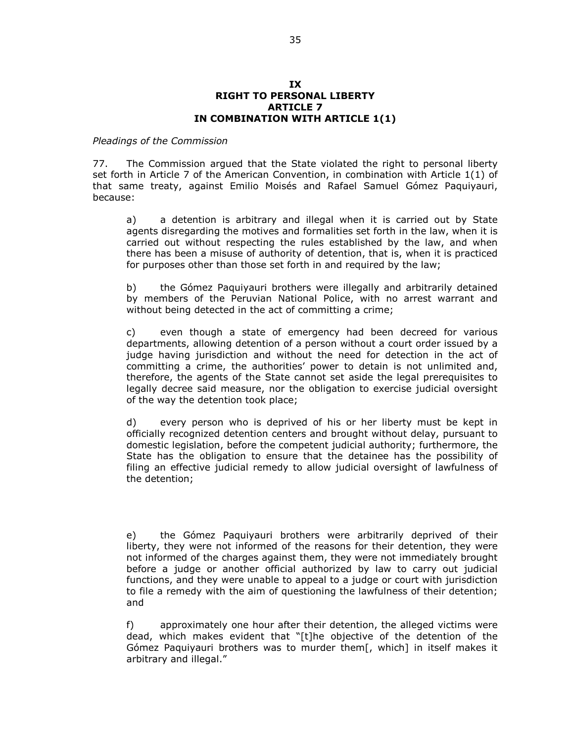## IX
## RIGHT TO PERSONAL LIBERTY
## ARTICLE 7
## IN COMBINATION WITH ARTICLE 1(1)

*Pleadings of the Commission*

77. The Commission argued that the State violated the right to personal liberty set forth in Article 7 of the American Convention, in combination with Article 1(1) of that same treaty, against Emilio Moisés and Rafael Samuel Gómez Paquiyauri, because:

a) a detention is arbitrary and illegal when it is carried out by State agents disregarding the motives and formalities set forth in the law, when it is carried out without respecting the rules established by the law, and when there has been a misuse of authority of detention, that is, when it is practiced for purposes other than those set forth in and required by the law;

b) the Gómez Paquiyauri brothers were illegally and arbitrarily detained by members of the Peruvian National Police, with no arrest warrant and without being detected in the act of committing a crime;

c) even though a state of emergency had been decreed for various departments, allowing detention of a person without a court order issued by a judge having jurisdiction and without the need for detection in the act of committing a crime, the authorities' power to detain is not unlimited and, therefore, the agents of the State cannot set aside the legal prerequisites to legally decree said measure, nor the obligation to exercise judicial oversight of the way the detention took place;

d) every person who is deprived of his or her liberty must be kept in officially recognized detention centers and brought without delay, pursuant to domestic legislation, before the competent judicial authority; furthermore, the State has the obligation to ensure that the detainee has the possibility of filing an effective judicial remedy to allow judicial oversight of lawfulness of the detention;

e) the Gómez Paquiyauri brothers were arbitrarily deprived of their liberty, they were not informed of the reasons for their detention, they were not informed of the charges against them, they were not immediately brought before a judge or another official authorized by law to carry out judicial functions, and they were unable to appeal to a judge or court with jurisdiction to file a remedy with the aim of questioning the lawfulness of their detention; and

f) approximately one hour after their detention, the alleged victims were dead, which makes evident that "[t]he objective of the detention of the Gómez Paquiyauri brothers was to murder them[, which] in itself makes it arbitrary and illegal."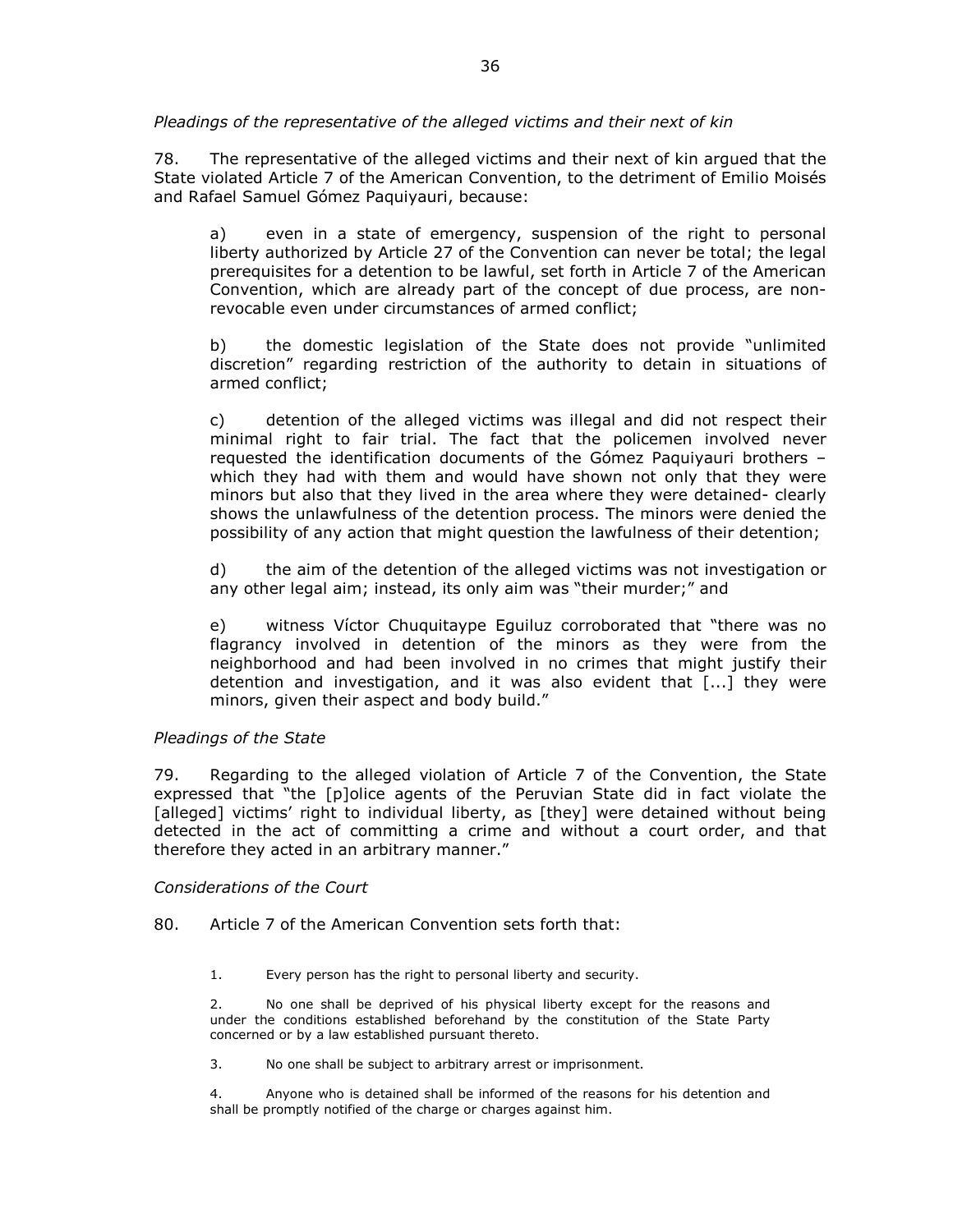*Pleadings of the representative of the alleged victims and their next of kin*

78. The representative of the alleged victims and their next of kin argued that the State violated Article 7 of the American Convention, to the detriment of Emilio Moisés and Rafael Samuel Gómez Paquiyauri, because:

> a) even in a state of emergency, suspension of the right to personal liberty authorized by Article 27 of the Convention can never be total; the legal prerequisites for a detention to be lawful, set forth in Article 7 of the American Convention, which are already part of the concept of due process, are non-revocable even under circumstances of armed conflict;
>
> b) the domestic legislation of the State does not provide "unlimited discretion" regarding restriction of the authority to detain in situations of armed conflict;
>
> c) detention of the alleged victims was illegal and did not respect their minimal right to fair trial. The fact that the policemen involved never requested the identification documents of the Gómez Paquiyauri brothers – which they had with them and would have shown not only that they were minors but also that they lived in the area where they were detained- clearly shows the unlawfulness of the detention process. The minors were denied the possibility of any action that might question the lawfulness of their detention;
>
> d) the aim of the detention of the alleged victims was not investigation or any other legal aim; instead, its only aim was "their murder;" and
>
> e) witness Víctor Chuquitaype Eguiluz corroborated that "there was no flagrancy involved in detention of the minors as they were from the neighborhood and had been involved in no crimes that might justify their detention and investigation, and it was also evident that [...] they were minors, given their aspect and body build."

*Pleadings of the State*

79. Regarding to the alleged violation of Article 7 of the Convention, the State expressed that "the [p]olice agents of the Peruvian State did in fact violate the [alleged] victims' right to individual liberty, as [they] were detained without being detected in the act of committing a crime and without a court order, and that therefore they acted in an arbitrary manner."

*Considerations of the Court*

80. Article 7 of the American Convention sets forth that:

> 1. Every person has the right to personal liberty and security.
>
> 2. No one shall be deprived of his physical liberty except for the reasons and under the conditions established beforehand by the constitution of the State Party concerned or by a law established pursuant thereto.
>
> 3. No one shall be subject to arbitrary arrest or imprisonment.
>
> 4. Anyone who is detained shall be informed of the reasons for his detention and shall be promptly notified of the charge or charges against him.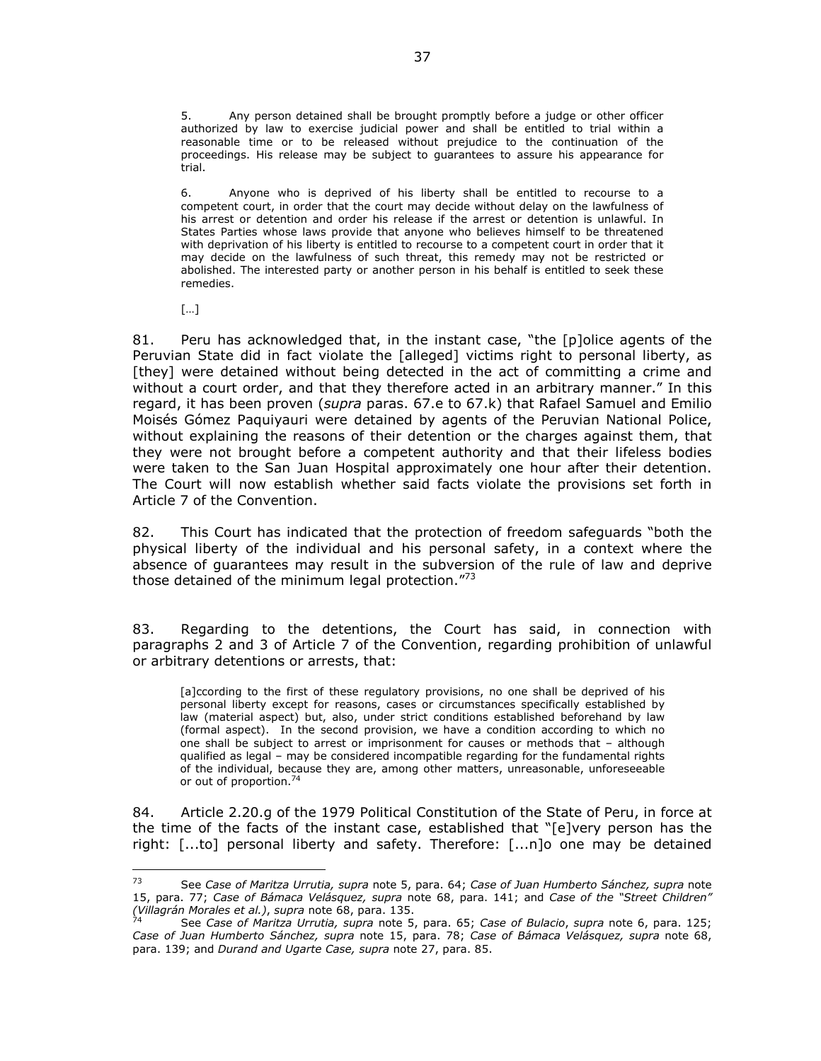> 5. Any person detained shall be brought promptly before a judge or other officer authorized by law to exercise judicial power and shall be entitled to trial within a reasonable time or to be released without prejudice to the continuation of the proceedings. His release may be subject to guarantees to assure his appearance for trial.
>
> 6. Anyone who is deprived of his liberty shall be entitled to recourse to a competent court, in order that the court may decide without delay on the lawfulness of his arrest or detention and order his release if the arrest or detention is unlawful. In States Parties whose laws provide that anyone who believes himself to be threatened with deprivation of his liberty is entitled to recourse to a competent court in order that it may decide on the lawfulness of such threat, this remedy may not be restricted or abolished. The interested party or another person in his behalf is entitled to seek these remedies.
>
> […]

81. Peru has acknowledged that, in the instant case, "the [p]olice agents of the Peruvian State did in fact violate the [alleged] victims right to personal liberty, as [they] were detained without being detected in the act of committing a crime and without a court order, and that they therefore acted in an arbitrary manner." In this regard, it has been proven (*supra* paras. 67.e to 67.k) that Rafael Samuel and Emilio Moisés Gómez Paquiyauri were detained by agents of the Peruvian National Police, without explaining the reasons of their detention or the charges against them, that they were not brought before a competent authority and that their lifeless bodies were taken to the San Juan Hospital approximately one hour after their detention. The Court will now establish whether said facts violate the provisions set forth in Article 7 of the Convention.

82. This Court has indicated that the protection of freedom safeguards "both the physical liberty of the individual and his personal safety, in a context where the absence of guarantees may result in the subversion of the rule of law and deprive those detained of the minimum legal protection."[73]

83. Regarding to the detentions, the Court has said, in connection with paragraphs 2 and 3 of Article 7 of the Convention, regarding prohibition of unlawful or arbitrary detentions or arrests, that:

> [a]ccording to the first of these regulatory provisions, no one shall be deprived of his personal liberty except for reasons, cases or circumstances specifically established by law (material aspect) but, also, under strict conditions established beforehand by law (formal aspect). In the second provision, we have a condition according to which no one shall be subject to arrest or imprisonment for causes or methods that – although qualified as legal – may be considered incompatible regarding for the fundamental rights of the individual, because they are, among other matters, unreasonable, unforeseeable or out of proportion.[74]

84. Article 2.20.g of the 1979 Political Constitution of the State of Peru, in force at the time of the facts of the instant case, established that "[e]very person has the right: [...to] personal liberty and safety. Therefore: [...n]o one may be detained

---

[73] See *Case of Maritza Urrutia, supra* note 5, para. 64; *Case of Juan Humberto Sánchez, supra* note 15, para. 77; *Case of Bámaca Velásquez, supra* note 68, para. 141; and *Case of the "Street Children" (Villagrán Morales et al.)*, *supra* note 68, para. 135.

[74] See *Case of Maritza Urrutia, supra* note 5, para. 65; *Case of Bulacio*, *supra* note 6, para. 125; *Case of Juan Humberto Sánchez, supra* note 15, para. 78; *Case of Bámaca Velásquez, supra* note 68, para. 139; and *Durand and Ugarte Case, supra* note 27, para. 85.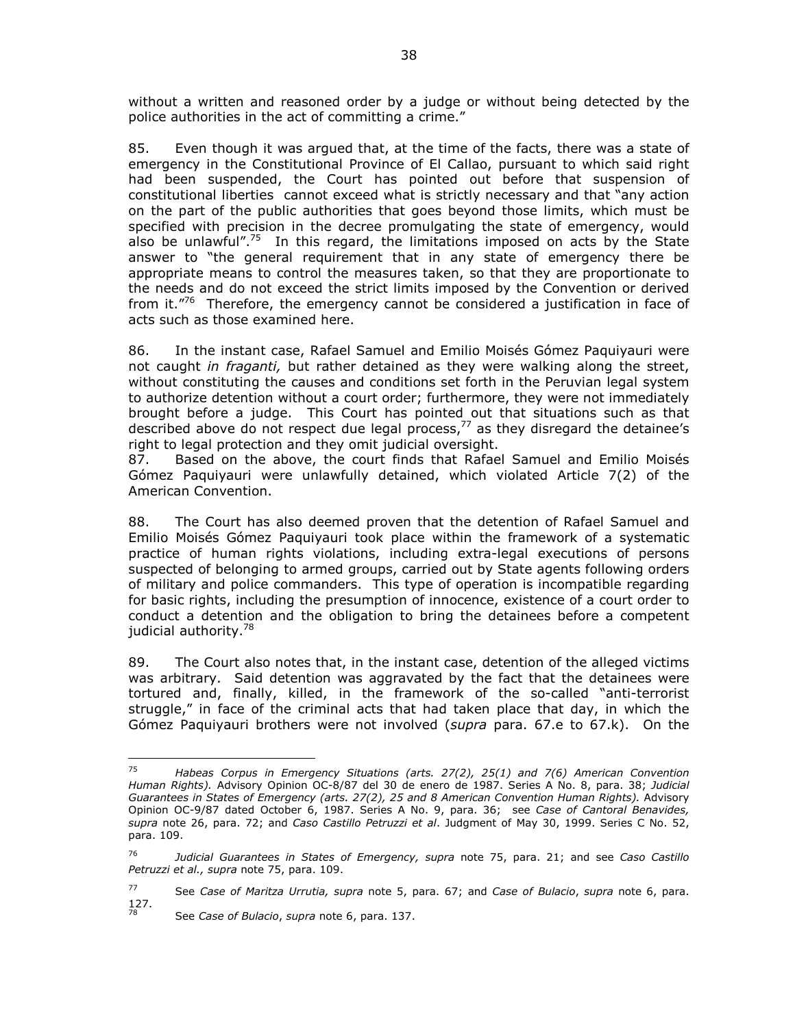without a written and reasoned order by a judge or without being detected by the police authorities in the act of committing a crime."

85. Even though it was argued that, at the time of the facts, there was a state of emergency in the Constitutional Province of El Callao, pursuant to which said right had been suspended, the Court has pointed out before that suspension of constitutional liberties cannot exceed what is strictly necessary and that "any action on the part of the public authorities that goes beyond those limits, which must be specified with precision in the decree promulgating the state of emergency, would also be unlawful".[75] In this regard, the limitations imposed on acts by the State answer to "the general requirement that in any state of emergency there be appropriate means to control the measures taken, so that they are proportionate to the needs and do not exceed the strict limits imposed by the Convention or derived from it."[76] Therefore, the emergency cannot be considered a justification in face of acts such as those examined here.

86. In the instant case, Rafael Samuel and Emilio Moisés Gómez Paquiyauri were not caught *in fraganti,* but rather detained as they were walking along the street, without constituting the causes and conditions set forth in the Peruvian legal system to authorize detention without a court order; furthermore, they were not immediately brought before a judge. This Court has pointed out that situations such as that described above do not respect due legal process,[77] as they disregard the detainee's right to legal protection and they omit judicial oversight.

87. Based on the above, the court finds that Rafael Samuel and Emilio Moisés Gómez Paquiyauri were unlawfully detained, which violated Article 7(2) of the American Convention.

88. The Court has also deemed proven that the detention of Rafael Samuel and Emilio Moisés Gómez Paquiyauri took place within the framework of a systematic practice of human rights violations, including extra-legal executions of persons suspected of belonging to armed groups, carried out by State agents following orders of military and police commanders. This type of operation is incompatible regarding for basic rights, including the presumption of innocence, existence of a court order to conduct a detention and the obligation to bring the detainees before a competent judicial authority.[78]

89. The Court also notes that, in the instant case, detention of the alleged victims was arbitrary. Said detention was aggravated by the fact that the detainees were tortured and, finally, killed, in the framework of the so-called "anti-terrorist struggle," in face of the criminal acts that had taken place that day, in which the Gómez Paquiyauri brothers were not involved (*supra* para. 67.e to 67.k). On the

---

[75] *Habeas Corpus in Emergency Situations (arts. 27(2), 25(1) and 7(6) American Convention Human Rights).* Advisory Opinion OC-8/87 del 30 de enero de 1987. Series A No. 8, para. 38; *Judicial Guarantees in States of Emergency (arts. 27(2), 25 and 8 American Convention Human Rights).* Advisory Opinion OC-9/87 dated October 6, 1987. Series A No. 9, para. 36; see *Case of Cantoral Benavides, supra* note 26, para. 72; and *Caso Castillo Petruzzi et al*. Judgment of May 30, 1999. Series C No. 52, para. 109.

[76] *Judicial Guarantees in States of Emergency, supra* note 75, para. 21; and see *Caso Castillo Petruzzi et al., supra* note 75, para. 109.

[77] See *Case of Maritza Urrutia, supra* note 5, para. 67; and *Case of Bulacio*, *supra* note 6, para. 127.

[78] See *Case of Bulacio*, *supra* note 6, para. 137.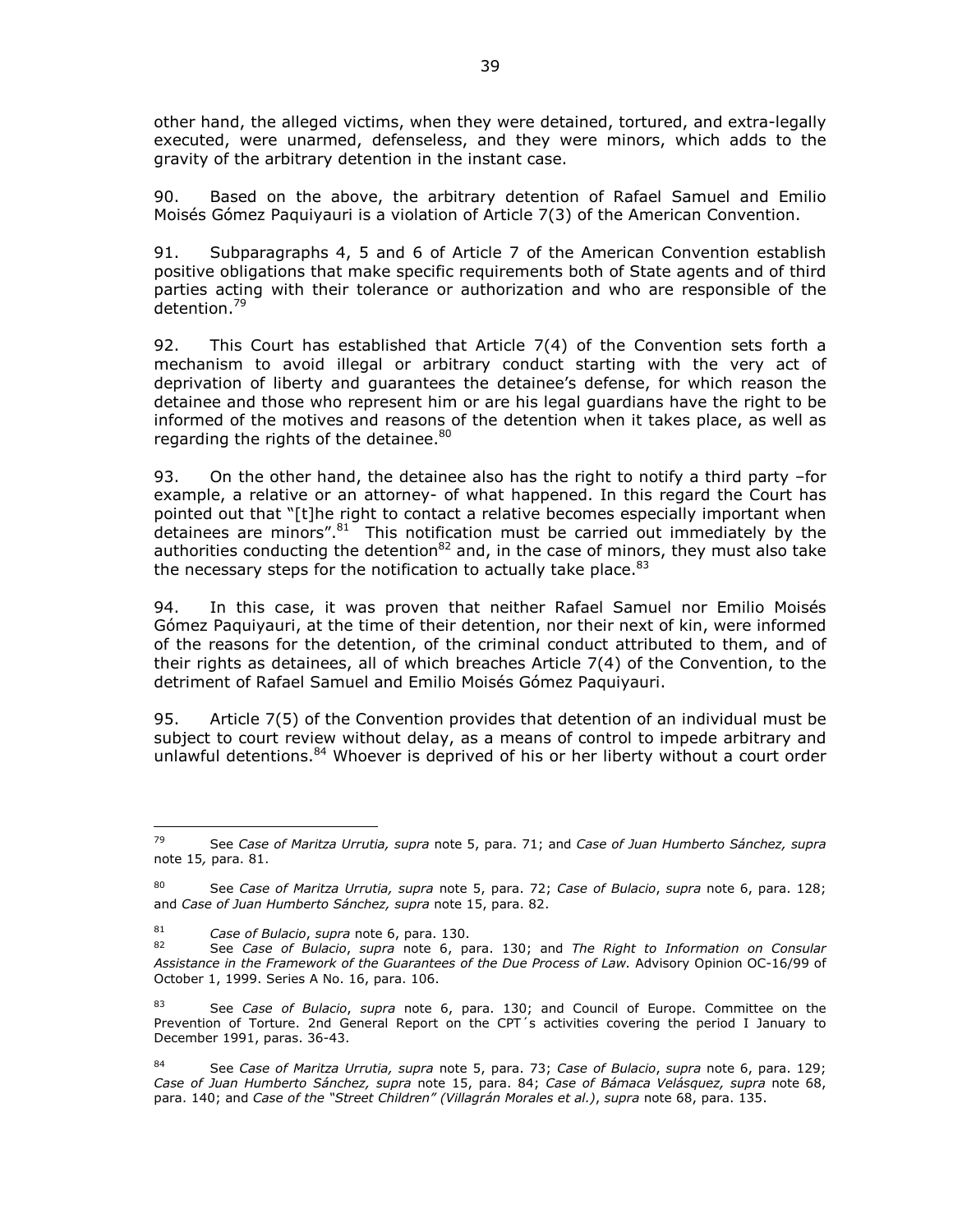other hand, the alleged victims, when they were detained, tortured, and extra-legally executed, were unarmed, defenseless, and they were minors, which adds to the gravity of the arbitrary detention in the instant case.

90. Based on the above, the arbitrary detention of Rafael Samuel and Emilio Moisés Gómez Paquiyauri is a violation of Article 7(3) of the American Convention.

91. Subparagraphs 4, 5 and 6 of Article 7 of the American Convention establish positive obligations that make specific requirements both of State agents and of third parties acting with their tolerance or authorization and who are responsible of the detention.[79]

92. This Court has established that Article 7(4) of the Convention sets forth a mechanism to avoid illegal or arbitrary conduct starting with the very act of deprivation of liberty and guarantees the detainee's defense, for which reason the detainee and those who represent him or are his legal guardians have the right to be informed of the motives and reasons of the detention when it takes place, as well as regarding the rights of the detainee.[80]

93. On the other hand, the detainee also has the right to notify a third party –for example, a relative or an attorney- of what happened. In this regard the Court has pointed out that "[t]he right to contact a relative becomes especially important when detainees are minors".[81] This notification must be carried out immediately by the authorities conducting the detention[82] and, in the case of minors, they must also take the necessary steps for the notification to actually take place.[83]

94. In this case, it was proven that neither Rafael Samuel nor Emilio Moisés Gómez Paquiyauri, at the time of their detention, nor their next of kin, were informed of the reasons for the detention, of the criminal conduct attributed to them, and of their rights as detainees, all of which breaches Article 7(4) of the Convention, to the detriment of Rafael Samuel and Emilio Moisés Gómez Paquiyauri.

95. Article 7(5) of the Convention provides that detention of an individual must be subject to court review without delay, as a means of control to impede arbitrary and unlawful detentions.[84] Whoever is deprived of his or her liberty without a court order

---

[79] See *Case of Maritza Urrutia, supra* note 5, para. 71; and *Case of Juan Humberto Sánchez, supra* note 15*,* para. 81.

[80] See *Case of Maritza Urrutia, supra* note 5, para. 72; *Case of Bulacio*, *supra* note 6, para. 128; and *Case of Juan Humberto Sánchez, supra* note 15, para. 82.

[81] *Case of Bulacio*, *supra* note 6, para. 130.

[82] See *Case of Bulacio*, *supra* note 6, para. 130; and *The Right to Information on Consular Assistance in the Framework of the Guarantees of the Due Process of Law.* Advisory Opinion OC-16/99 of October 1, 1999. Series A No. 16, para. 106.

[83] See *Case of Bulacio*, *supra* note 6, para. 130; and Council of Europe. Committee on the Prevention of Torture. 2nd General Report on the CPT´s activities covering the period I January to December 1991, paras. 36-43.

[84] See *Case of Maritza Urrutia, supra* note 5, para. 73; *Case of Bulacio*, *supra* note 6, para. 129; *Case of Juan Humberto Sánchez, supra* note 15, para. 84; *Case of Bámaca Velásquez, supra* note 68, para. 140; and *Case of the "Street Children" (Villagrán Morales et al.)*, *supra* note 68, para. 135.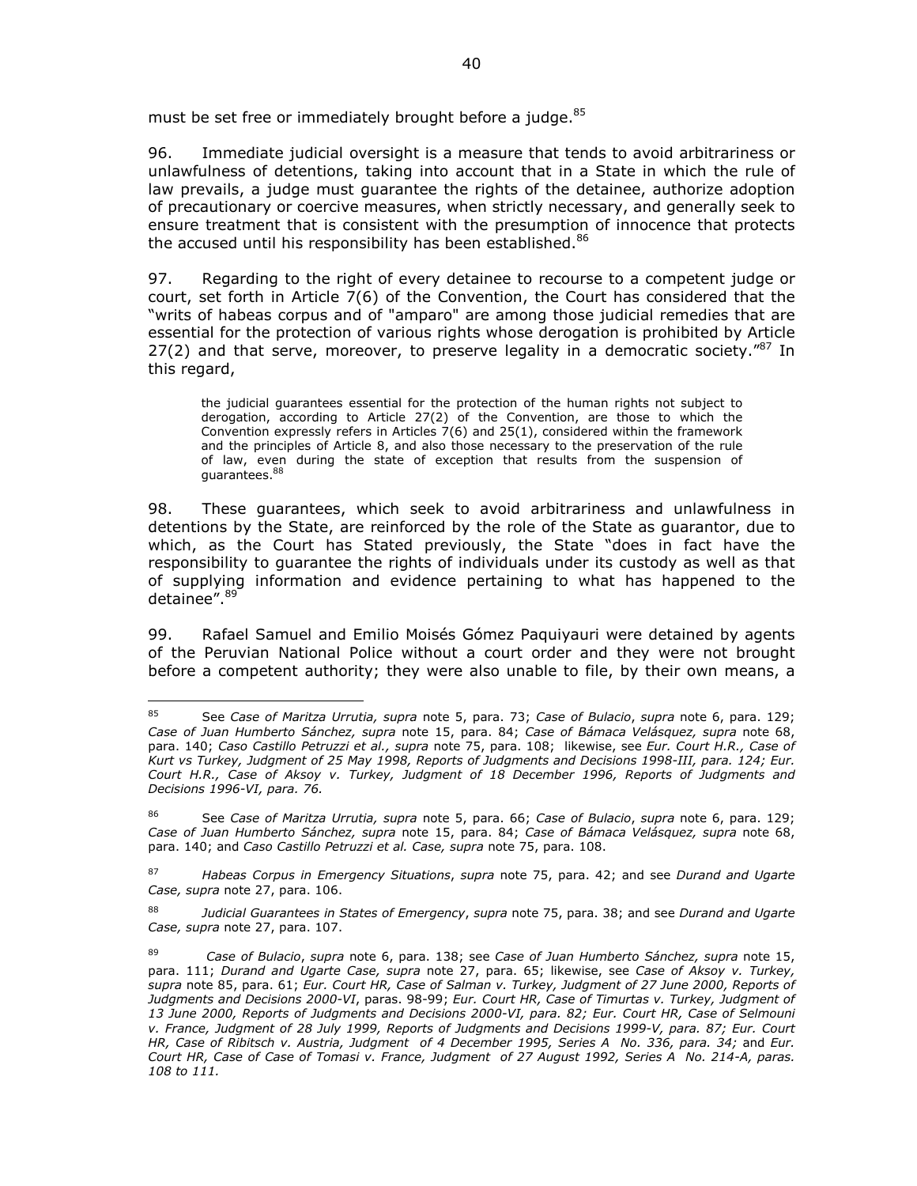must be set free or immediately brought before a judge.[85]

96. Immediate judicial oversight is a measure that tends to avoid arbitrariness or unlawfulness of detentions, taking into account that in a State in which the rule of law prevails, a judge must guarantee the rights of the detainee, authorize adoption of precautionary or coercive measures, when strictly necessary, and generally seek to ensure treatment that is consistent with the presumption of innocence that protects the accused until his responsibility has been established.[86]

97. Regarding to the right of every detainee to recourse to a competent judge or court, set forth in Article 7(6) of the Convention, the Court has considered that the "writs of habeas corpus and of "amparo" are among those judicial remedies that are essential for the protection of various rights whose derogation is prohibited by Article 27(2) and that serve, moreover, to preserve legality in a democratic society."[87] In this regard,

> the judicial guarantees essential for the protection of the human rights not subject to derogation, according to Article 27(2) of the Convention, are those to which the Convention expressly refers in Articles 7(6) and 25(1), considered within the framework and the principles of Article 8, and also those necessary to the preservation of the rule of law, even during the state of exception that results from the suspension of guarantees.[88]

98. These guarantees, which seek to avoid arbitrariness and unlawfulness in detentions by the State, are reinforced by the role of the State as guarantor, due to which, as the Court has Stated previously, the State "does in fact have the responsibility to guarantee the rights of individuals under its custody as well as that of supplying information and evidence pertaining to what has happened to the detainee".[89]

99. Rafael Samuel and Emilio Moisés Gómez Paquiyauri were detained by agents of the Peruvian National Police without a court order and they were not brought before a competent authority; they were also unable to file, by their own means, a

---

85 See *Case of Maritza Urrutia, supra* note 5, para. 73; *Case of Bulacio*, *supra* note 6, para. 129; *Case of Juan Humberto Sánchez, supra* note 15, para. 84; *Case of Bámaca Velásquez, supra* note 68, para. 140; *Caso Castillo Petruzzi et al., supra* note 75, para. 108; likewise, see *Eur. Court H.R., Case of Kurt vs Turkey, Judgment of 25 May 1998, Reports of Judgments and Decisions 1998-III, para. 124; Eur. Court H.R., Case of Aksoy v. Turkey, Judgment of 18 December 1996, Reports of Judgments and Decisions 1996-VI, para. 76.*

86 See *Case of Maritza Urrutia, supra* note 5, para. 66; *Case of Bulacio*, *supra* note 6, para. 129; *Case of Juan Humberto Sánchez, supra* note 15, para. 84; *Case of Bámaca Velásquez, supra* note 68, para. 140; and *Caso Castillo Petruzzi et al. Case, supra* note 75, para. 108.

87 *Habeas Corpus in Emergency Situations*, *supra* note 75, para. 42; and see *Durand and Ugarte Case, supra* note 27, para. 106.

88 *Judicial Guarantees in States of Emergency*, *supra* note 75, para. 38; and see *Durand and Ugarte Case, supra* note 27, para. 107.

89 *Case of Bulacio*, *supra* note 6, para. 138; see *Case of Juan Humberto Sánchez, supra* note 15, para. 111; *Durand and Ugarte Case, supra* note 27, para. 65; likewise, see *Case of Aksoy v. Turkey, supra* note 85, para. 61; *Eur. Court HR, Case of Salman v. Turkey, Judgment of 27 June 2000, Reports of Judgments and Decisions 2000-VI*, paras. 98-99; *Eur. Court HR, Case of Timurtas v. Turkey, Judgment of 13 June 2000, Reports of Judgments and Decisions 2000-VI, para. 82; Eur. Court HR, Case of Selmouni v. France, Judgment of 28 July 1999, Reports of Judgments and Decisions 1999-V, para. 87; Eur. Court HR, Case of Ribitsch v. Austria, Judgment of 4 December 1995, Series A No. 336, para. 34;* and *Eur. Court HR, Case of Case of Tomasi v. France, Judgment of 27 August 1992, Series A No. 214-A, paras. 108 to 111.*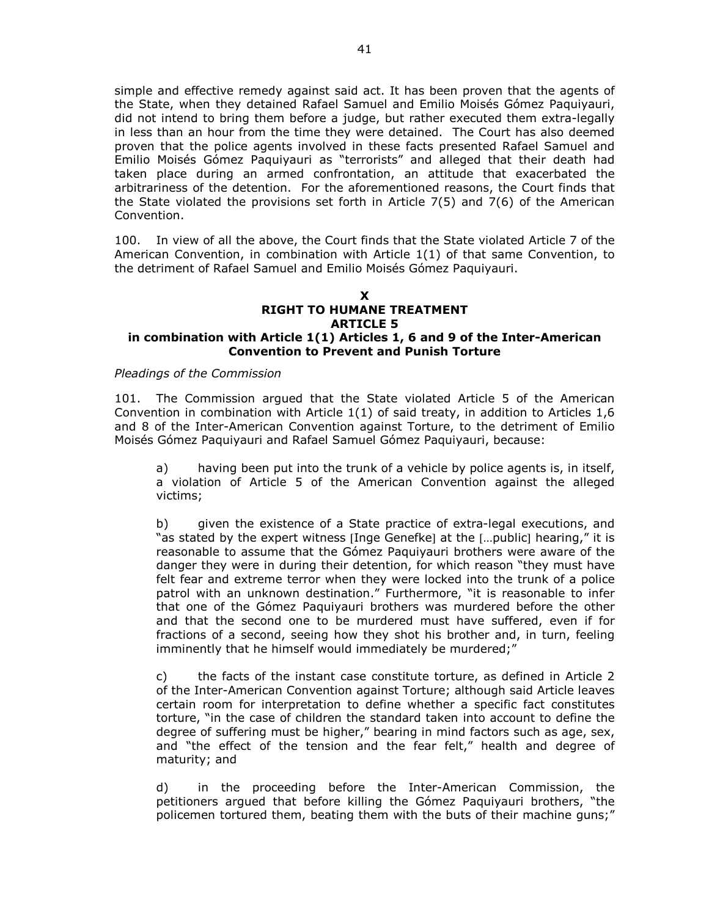simple and effective remedy against said act. It has been proven that the agents of the State, when they detained Rafael Samuel and Emilio Moisés Gómez Paquiyauri, did not intend to bring them before a judge, but rather executed them extra-legally in less than an hour from the time they were detained. The Court has also deemed proven that the police agents involved in these facts presented Rafael Samuel and Emilio Moisés Gómez Paquiyauri as "terrorists" and alleged that their death had taken place during an armed confrontation, an attitude that exacerbated the arbitrariness of the detention. For the aforementioned reasons, the Court finds that the State violated the provisions set forth in Article 7(5) and 7(6) of the American Convention.

100. In view of all the above, the Court finds that the State violated Article 7 of the American Convention, in combination with Article 1(1) of that same Convention, to the detriment of Rafael Samuel and Emilio Moisés Gómez Paquiyauri.

## X
## RIGHT TO HUMANE TREATMENT
## ARTICLE 5
## in combination with Article 1(1) Articles 1, 6 and 9 of the Inter-American Convention to Prevent and Punish Torture

*Pleadings of the Commission*

101. The Commission argued that the State violated Article 5 of the American Convention in combination with Article 1(1) of said treaty, in addition to Articles 1,6 and 8 of the Inter-American Convention against Torture, to the detriment of Emilio Moisés Gómez Paquiyauri and Rafael Samuel Gómez Paquiyauri, because:

a) having been put into the trunk of a vehicle by police agents is, in itself, a violation of Article 5 of the American Convention against the alleged victims;

b) given the existence of a State practice of extra-legal executions, and "as stated by the expert witness [Inge Genefke] at the […public] hearing," it is reasonable to assume that the Gómez Paquiyauri brothers were aware of the danger they were in during their detention, for which reason "they must have felt fear and extreme terror when they were locked into the trunk of a police patrol with an unknown destination." Furthermore, "it is reasonable to infer that one of the Gómez Paquiyauri brothers was murdered before the other and that the second one to be murdered must have suffered, even if for fractions of a second, seeing how they shot his brother and, in turn, feeling imminently that he himself would immediately be murdered;"

c) the facts of the instant case constitute torture, as defined in Article 2 of the Inter-American Convention against Torture; although said Article leaves certain room for interpretation to define whether a specific fact constitutes torture, "in the case of children the standard taken into account to define the degree of suffering must be higher," bearing in mind factors such as age, sex, and "the effect of the tension and the fear felt," health and degree of maturity; and

d) in the proceeding before the Inter-American Commission, the petitioners argued that before killing the Gómez Paquiyauri brothers, "the policemen tortured them, beating them with the buts of their machine guns;"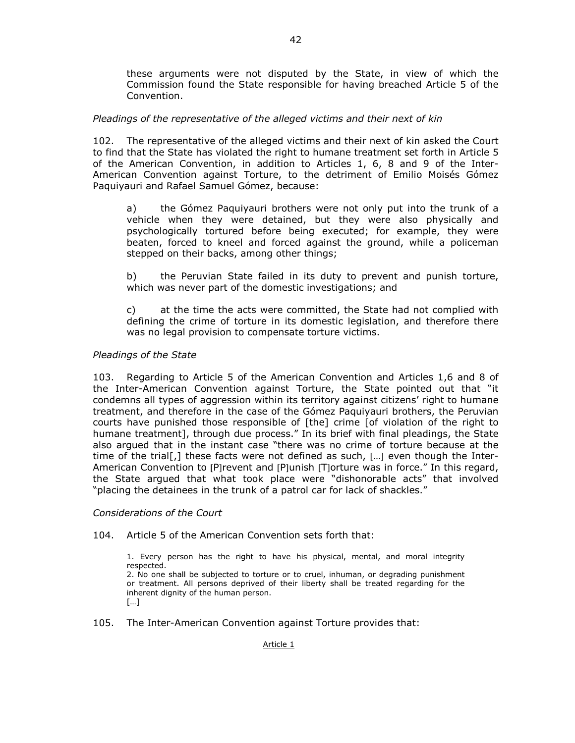these arguments were not disputed by the State, in view of which the Commission found the State responsible for having breached Article 5 of the Convention.

*Pleadings of the representative of the alleged victims and their next of kin*

102. The representative of the alleged victims and their next of kin asked the Court to find that the State has violated the right to humane treatment set forth in Article 5 of the American Convention, in addition to Articles 1, 6, 8 and 9 of the Inter-American Convention against Torture, to the detriment of Emilio Moisés Gómez Paquiyauri and Rafael Samuel Gómez, because:

> a) the Gómez Paquiyauri brothers were not only put into the trunk of a vehicle when they were detained, but they were also physically and psychologically tortured before being executed; for example, they were beaten, forced to kneel and forced against the ground, while a policeman stepped on their backs, among other things;
>
> b) the Peruvian State failed in its duty to prevent and punish torture, which was never part of the domestic investigations; and
>
> c) at the time the acts were committed, the State had not complied with defining the crime of torture in its domestic legislation, and therefore there was no legal provision to compensate torture victims.

*Pleadings of the State*

103. Regarding to Article 5 of the American Convention and Articles 1,6 and 8 of the Inter-American Convention against Torture, the State pointed out that "it condemns all types of aggression within its territory against citizens' right to humane treatment, and therefore in the case of the Gómez Paquiyauri brothers, the Peruvian courts have punished those responsible of [the] crime [of violation of the right to humane treatment], through due process." In its brief with final pleadings, the State also argued that in the instant case "there was no crime of torture because at the time of the trial[,] these facts were not defined as such, […] even though the Inter-American Convention to [P]revent and [P]unish [T]orture was in force." In this regard, the State argued that what took place were "dishonorable acts" that involved "placing the detainees in the trunk of a patrol car for lack of shackles."

*Considerations of the Court*

104. Article 5 of the American Convention sets forth that:

> 1. Every person has the right to have his physical, mental, and moral integrity respected.
> 2. No one shall be subjected to torture or to cruel, inhuman, or degrading punishment or treatment. All persons deprived of their liberty shall be treated regarding for the inherent dignity of the human person.
> […]

105. The Inter-American Convention against Torture provides that:

Article 1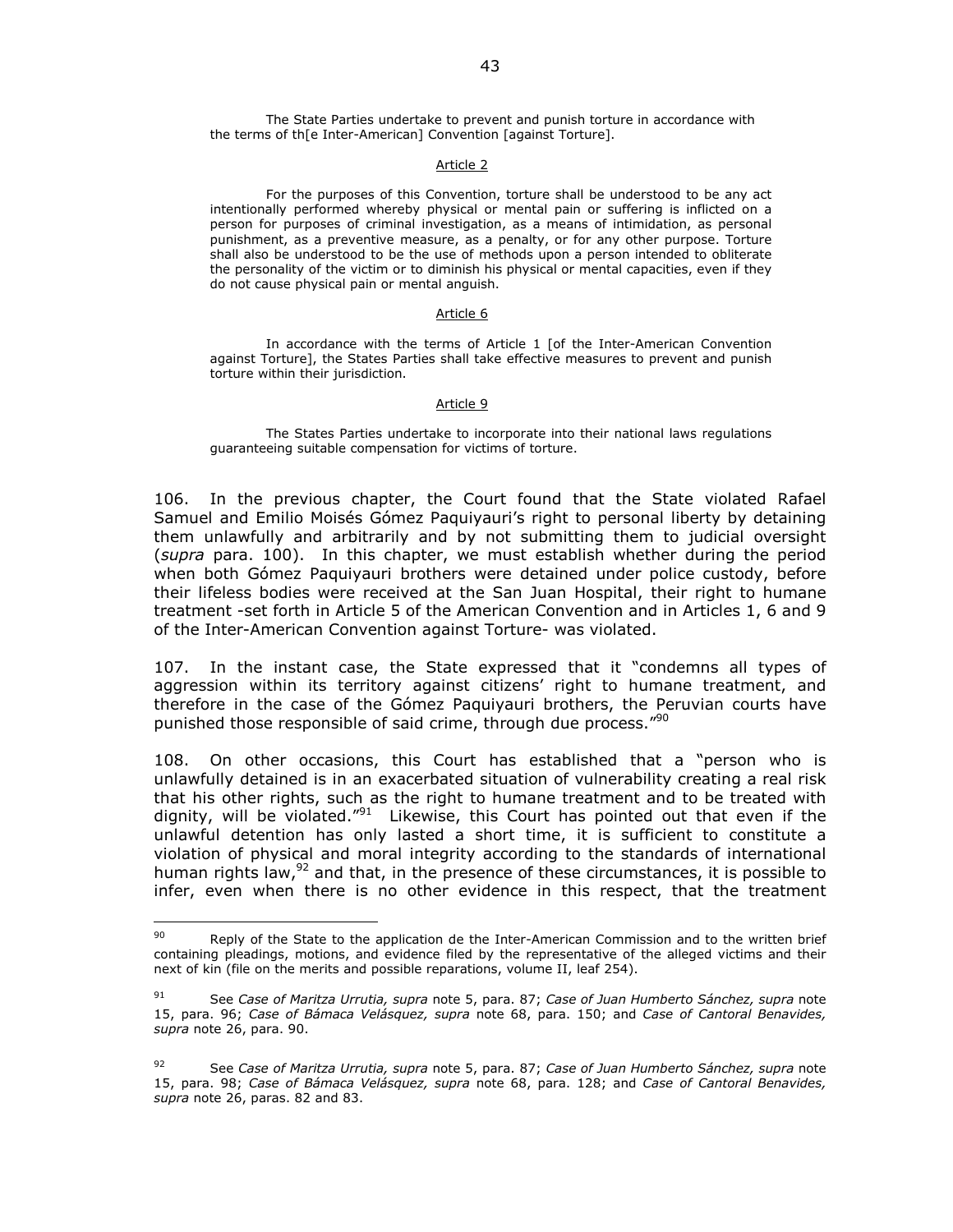> The State Parties undertake to prevent and punish torture in accordance with the terms of th[e Inter-American] Convention [against Torture].

Article 2

> For the purposes of this Convention, torture shall be understood to be any act intentionally performed whereby physical or mental pain or suffering is inflicted on a person for purposes of criminal investigation, as a means of intimidation, as personal punishment, as a preventive measure, as a penalty, or for any other purpose. Torture shall also be understood to be the use of methods upon a person intended to obliterate the personality of the victim or to diminish his physical or mental capacities, even if they do not cause physical pain or mental anguish.

Article 6

> In accordance with the terms of Article 1 [of the Inter-American Convention against Torture], the States Parties shall take effective measures to prevent and punish torture within their jurisdiction.

Article 9

> The States Parties undertake to incorporate into their national laws regulations guaranteeing suitable compensation for victims of torture.

106. In the previous chapter, the Court found that the State violated Rafael Samuel and Emilio Moisés Gómez Paquiyauri's right to personal liberty by detaining them unlawfully and arbitrarily and by not submitting them to judicial oversight (*supra* para. 100). In this chapter, we must establish whether during the period when both Gómez Paquiyauri brothers were detained under police custody, before their lifeless bodies were received at the San Juan Hospital, their right to humane treatment -set forth in Article 5 of the American Convention and in Articles 1, 6 and 9 of the Inter-American Convention against Torture- was violated.

107. In the instant case, the State expressed that it "condemns all types of aggression within its territory against citizens' right to humane treatment, and therefore in the case of the Gómez Paquiyauri brothers, the Peruvian courts have punished those responsible of said crime, through due process."[90]

108. On other occasions, this Court has established that a "person who is unlawfully detained is in an exacerbated situation of vulnerability creating a real risk that his other rights, such as the right to humane treatment and to be treated with dignity, will be violated."[91] Likewise, this Court has pointed out that even if the unlawful detention has only lasted a short time, it is sufficient to constitute a violation of physical and moral integrity according to the standards of international human rights law,[92] and that, in the presence of these circumstances, it is possible to infer, even when there is no other evidence in this respect, that the treatment

---

[90] Reply of the State to the application de the Inter-American Commission and to the written brief containing pleadings, motions, and evidence filed by the representative of the alleged victims and their next of kin (file on the merits and possible reparations, volume II, leaf 254).

[91] See *Case of Maritza Urrutia, supra* note 5, para. 87; *Case of Juan Humberto Sánchez, supra* note 15, para. 96; *Case of Bámaca Velásquez, supra* note 68, para. 150; and *Case of Cantoral Benavides, supra* note 26, para. 90.

[92] See *Case of Maritza Urrutia, supra* note 5, para. 87; *Case of Juan Humberto Sánchez, supra* note 15, para. 98; *Case of Bámaca Velásquez, supra* note 68, para. 128; and *Case of Cantoral Benavides, supra* note 26, paras. 82 and 83.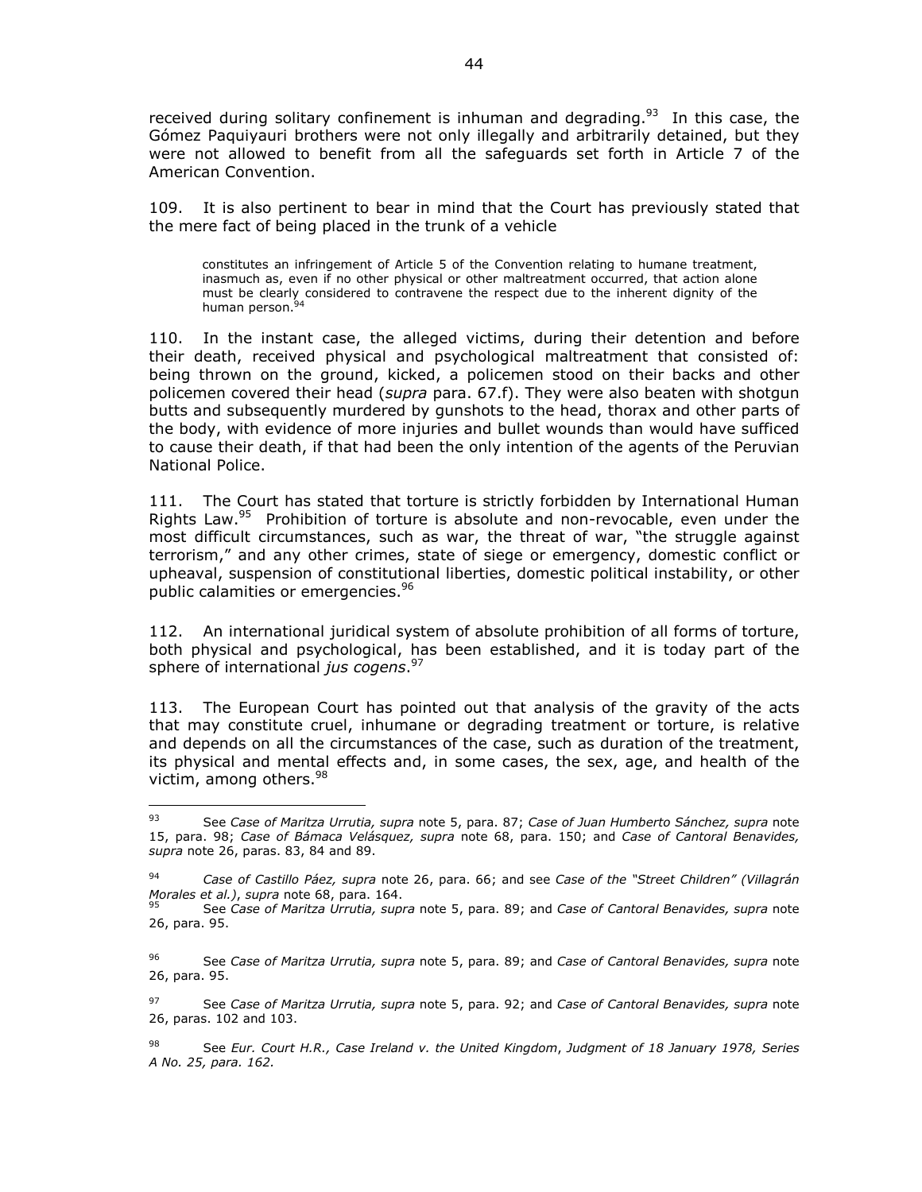received during solitary confinement is inhuman and degrading.[93] In this case, the Gómez Paquiyauri brothers were not only illegally and arbitrarily detained, but they were not allowed to benefit from all the safeguards set forth in Article 7 of the American Convention.

109. It is also pertinent to bear in mind that the Court has previously stated that the mere fact of being placed in the trunk of a vehicle

> constitutes an infringement of Article 5 of the Convention relating to humane treatment, inasmuch as, even if no other physical or other maltreatment occurred, that action alone must be clearly considered to contravene the respect due to the inherent dignity of the human person.[94]

110. In the instant case, the alleged victims, during their detention and before their death, received physical and psychological maltreatment that consisted of: being thrown on the ground, kicked, a policemen stood on their backs and other policemen covered their head (*supra* para. 67.f). They were also beaten with shotgun butts and subsequently murdered by gunshots to the head, thorax and other parts of the body, with evidence of more injuries and bullet wounds than would have sufficed to cause their death, if that had been the only intention of the agents of the Peruvian National Police.

111. The Court has stated that torture is strictly forbidden by International Human Rights Law.[95] Prohibition of torture is absolute and non-revocable, even under the most difficult circumstances, such as war, the threat of war, "the struggle against terrorism," and any other crimes, state of siege or emergency, domestic conflict or upheaval, suspension of constitutional liberties, domestic political instability, or other public calamities or emergencies.[96]

112. An international juridical system of absolute prohibition of all forms of torture, both physical and psychological, has been established, and it is today part of the sphere of international *jus cogens*.[97]

113. The European Court has pointed out that analysis of the gravity of the acts that may constitute cruel, inhumane or degrading treatment or torture, is relative and depends on all the circumstances of the case, such as duration of the treatment, its physical and mental effects and, in some cases, the sex, age, and health of the victim, among others.[98]

---

[93] See *Case of Maritza Urrutia, supra* note 5, para. 87; *Case of Juan Humberto Sánchez, supra* note 15, para. 98; *Case of Bámaca Velásquez, supra* note 68, para. 150; and *Case of Cantoral Benavides, supra* note 26, paras. 83, 84 and 89.

[94] *Case of Castillo Páez, supra* note 26, para. 66; and see *Case of the "Street Children" (Villagrán Morales et al.), supra* note 68, para. 164.

[95] See *Case of Maritza Urrutia, supra* note 5, para. 89; and *Case of Cantoral Benavides, supra* note 26, para. 95.

[96] See *Case of Maritza Urrutia, supra* note 5, para. 89; and *Case of Cantoral Benavides, supra* note 26, para. 95.

[97] See *Case of Maritza Urrutia, supra* note 5, para. 92; and *Case of Cantoral Benavides, supra* note 26, paras. 102 and 103.

[98] See *Eur. Court H.R., Case Ireland v. the United Kingdom*, *Judgment of 18 January 1978, Series A No. 25, para. 162.*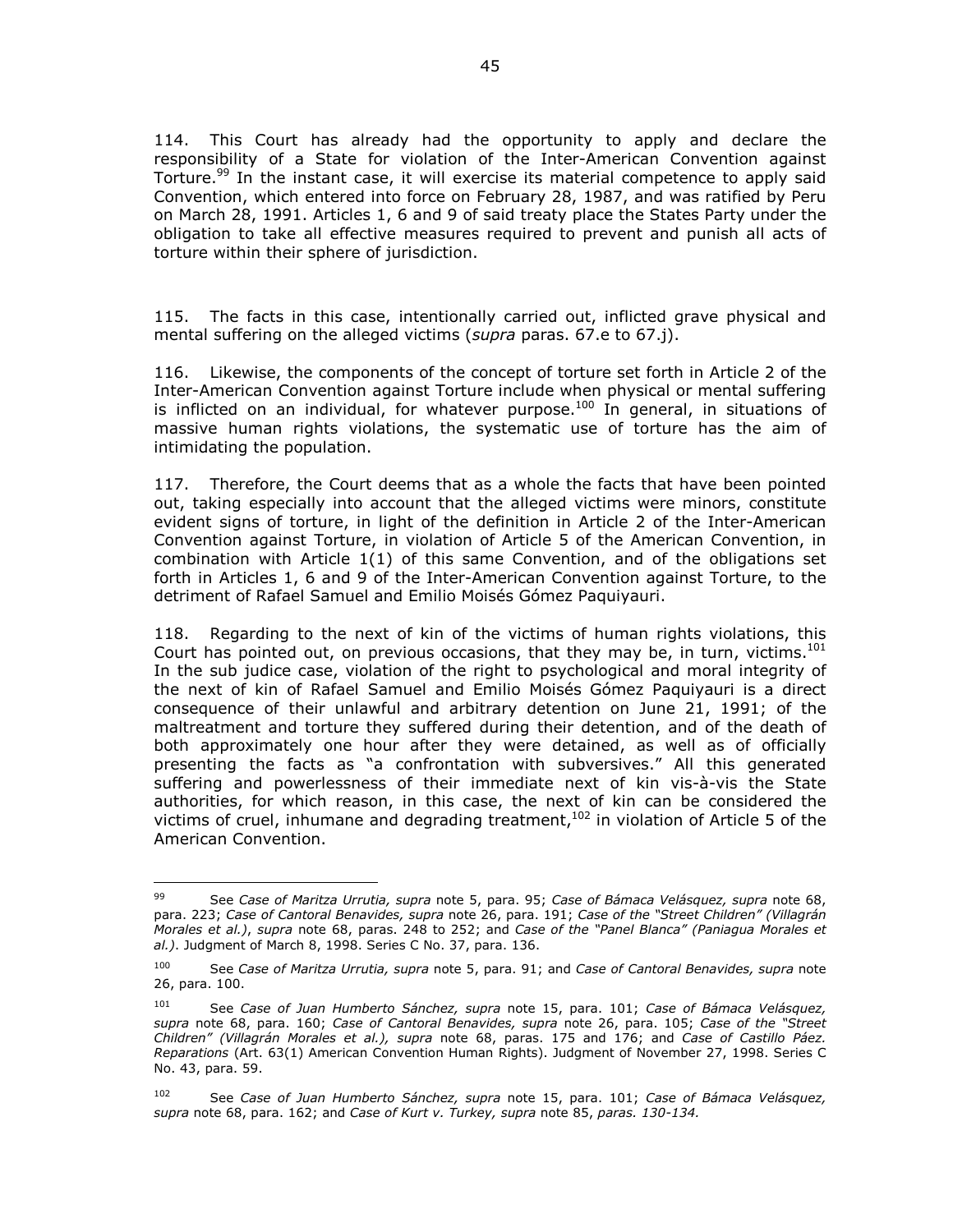114. This Court has already had the opportunity to apply and declare the responsibility of a State for violation of the Inter-American Convention against Torture.[99] In the instant case, it will exercise its material competence to apply said Convention, which entered into force on February 28, 1987, and was ratified by Peru on March 28, 1991. Articles 1, 6 and 9 of said treaty place the States Party under the obligation to take all effective measures required to prevent and punish all acts of torture within their sphere of jurisdiction.

115. The facts in this case, intentionally carried out, inflicted grave physical and mental suffering on the alleged victims (*supra* paras. 67.e to 67.j).

116. Likewise, the components of the concept of torture set forth in Article 2 of the Inter-American Convention against Torture include when physical or mental suffering is inflicted on an individual, for whatever purpose.[100] In general, in situations of massive human rights violations, the systematic use of torture has the aim of intimidating the population.

117. Therefore, the Court deems that as a whole the facts that have been pointed out, taking especially into account that the alleged victims were minors, constitute evident signs of torture, in light of the definition in Article 2 of the Inter-American Convention against Torture, in violation of Article 5 of the American Convention, in combination with Article 1(1) of this same Convention, and of the obligations set forth in Articles 1, 6 and 9 of the Inter-American Convention against Torture, to the detriment of Rafael Samuel and Emilio Moisés Gómez Paquiyauri.

118. Regarding to the next of kin of the victims of human rights violations, this Court has pointed out, on previous occasions, that they may be, in turn, victims.[101] In the sub judice case, violation of the right to psychological and moral integrity of the next of kin of Rafael Samuel and Emilio Moisés Gómez Paquiyauri is a direct consequence of their unlawful and arbitrary detention on June 21, 1991; of the maltreatment and torture they suffered during their detention, and of the death of both approximately one hour after they were detained, as well as of officially presenting the facts as "a confrontation with subversives." All this generated suffering and powerlessness of their immediate next of kin vis-à-vis the State authorities, for which reason, in this case, the next of kin can be considered the victims of cruel, inhumane and degrading treatment,[102] in violation of Article 5 of the American Convention.

---

[99] See *Case of Maritza Urrutia, supra* note 5, para. 95; *Case of Bámaca Velásquez, supra* note 68, para. 223; *Case of Cantoral Benavides, supra* note 26, para. 191; *Case of the "Street Children" (Villagrán Morales et al.)*, *supra* note 68, paras. 248 to 252; and *Case of the "Panel Blanca" (Paniagua Morales et al.)*. Judgment of March 8, 1998. Series C No. 37, para. 136.

[100] See *Case of Maritza Urrutia, supra* note 5, para. 91; and *Case of Cantoral Benavides, supra* note 26, para. 100.

[101] See *Case of Juan Humberto Sánchez, supra* note 15, para. 101; *Case of Bámaca Velásquez, supra* note 68, para. 160; *Case of Cantoral Benavides, supra* note 26, para. 105; *Case of the "Street Children" (Villagrán Morales et al.), supra* note 68, paras. 175 and 176; and *Case of Castillo Páez. Reparations* (Art. 63(1) American Convention Human Rights). Judgment of November 27, 1998. Series C No. 43, para. 59.

[102] See *Case of Juan Humberto Sánchez, supra* note 15, para. 101; *Case of Bámaca Velásquez, supra* note 68, para. 162; and *Case of Kurt v. Turkey, supra* note 85, *paras. 130-134.*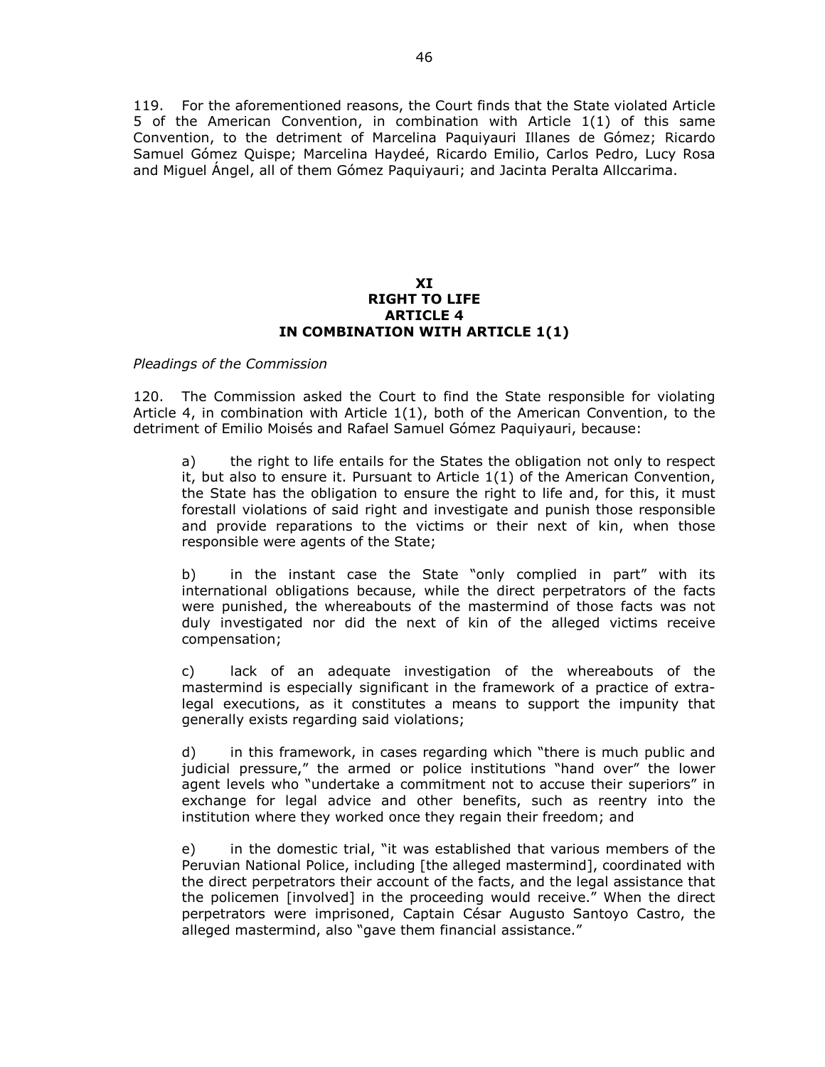119. For the aforementioned reasons, the Court finds that the State violated Article 5 of the American Convention, in combination with Article 1(1) of this same Convention, to the detriment of Marcelina Paquiyauri Illanes de Gómez; Ricardo Samuel Gómez Quispe; Marcelina Haydeé, Ricardo Emilio, Carlos Pedro, Lucy Rosa and Miguel Ángel, all of them Gómez Paquiyauri; and Jacinta Peralta Allccarima.

## XI
## RIGHT TO LIFE
## ARTICLE 4
## IN COMBINATION WITH ARTICLE 1(1)

*Pleadings of the Commission*

120. The Commission asked the Court to find the State responsible for violating Article 4, in combination with Article 1(1), both of the American Convention, to the detriment of Emilio Moisés and Rafael Samuel Gómez Paquiyauri, because:

> a) the right to life entails for the States the obligation not only to respect it, but also to ensure it. Pursuant to Article 1(1) of the American Convention, the State has the obligation to ensure the right to life and, for this, it must forestall violations of said right and investigate and punish those responsible and provide reparations to the victims or their next of kin, when those responsible were agents of the State;
>
> b) in the instant case the State "only complied in part" with its international obligations because, while the direct perpetrators of the facts were punished, the whereabouts of the mastermind of those facts was not duly investigated nor did the next of kin of the alleged victims receive compensation;
>
> c) lack of an adequate investigation of the whereabouts of the mastermind is especially significant in the framework of a practice of extra-legal executions, as it constitutes a means to support the impunity that generally exists regarding said violations;
>
> d) in this framework, in cases regarding which "there is much public and judicial pressure," the armed or police institutions "hand over" the lower agent levels who "undertake a commitment not to accuse their superiors" in exchange for legal advice and other benefits, such as reentry into the institution where they worked once they regain their freedom; and
>
> e) in the domestic trial, "it was established that various members of the Peruvian National Police, including [the alleged mastermind], coordinated with the direct perpetrators their account of the facts, and the legal assistance that the policemen [involved] in the proceeding would receive." When the direct perpetrators were imprisoned, Captain César Augusto Santoyo Castro, the alleged mastermind, also "gave them financial assistance."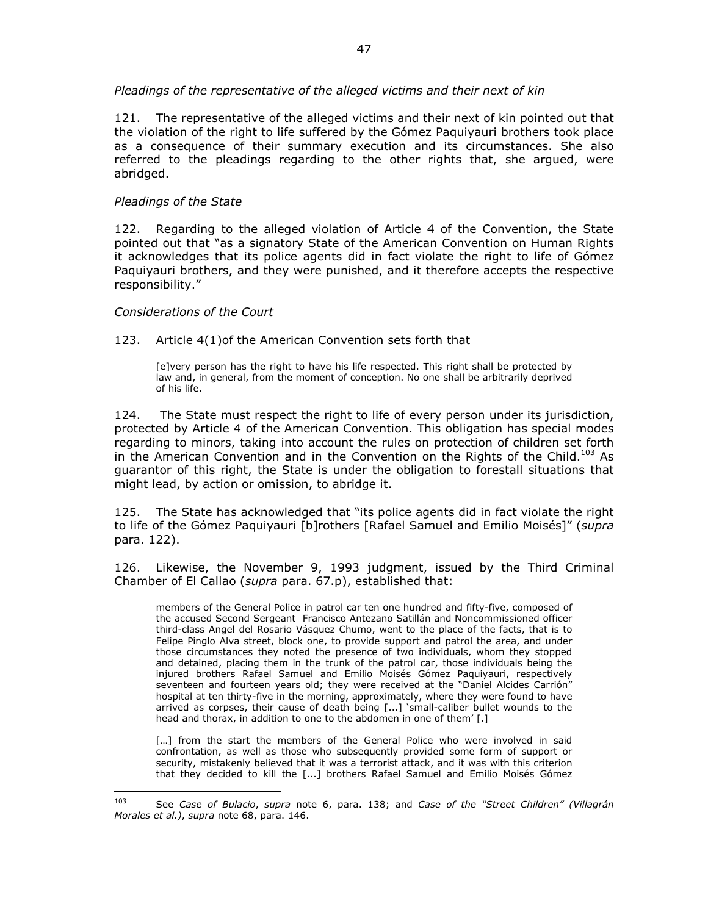*Pleadings of the representative of the alleged victims and their next of kin*

121. The representative of the alleged victims and their next of kin pointed out that the violation of the right to life suffered by the Gómez Paquiyauri brothers took place as a consequence of their summary execution and its circumstances. She also referred to the pleadings regarding to the other rights that, she argued, were abridged.

*Pleadings of the State*

122. Regarding to the alleged violation of Article 4 of the Convention, the State pointed out that "as a signatory State of the American Convention on Human Rights it acknowledges that its police agents did in fact violate the right to life of Gómez Paquiyauri brothers, and they were punished, and it therefore accepts the respective responsibility."

*Considerations of the Court*

123. Article 4(1)of the American Convention sets forth that

> [e]very person has the right to have his life respected. This right shall be protected by law and, in general, from the moment of conception. No one shall be arbitrarily deprived of his life.

124. The State must respect the right to life of every person under its jurisdiction, protected by Article 4 of the American Convention. This obligation has special modes regarding to minors, taking into account the rules on protection of children set forth in the American Convention and in the Convention on the Rights of the Child.[103] As guarantor of this right, the State is under the obligation to forestall situations that might lead, by action or omission, to abridge it.

125. The State has acknowledged that "its police agents did in fact violate the right to life of the Gómez Paquiyauri [b]rothers [Rafael Samuel and Emilio Moisés]" (*supra* para. 122).

126. Likewise, the November 9, 1993 judgment, issued by the Third Criminal Chamber of El Callao (*supra* para. 67.p), established that:

> members of the General Police in patrol car ten one hundred and fifty-five, composed of the accused Second Sergeant Francisco Antezano Satillán and Noncommissioned officer third-class Angel del Rosario Vásquez Chumo, went to the place of the facts, that is to Felipe Pinglo Alva street, block one, to provide support and patrol the area, and under those circumstances they noted the presence of two individuals, whom they stopped and detained, placing them in the trunk of the patrol car, those individuals being the injured brothers Rafael Samuel and Emilio Moisés Gómez Paquiyauri, respectively seventeen and fourteen years old; they were received at the "Daniel Alcides Carrión" hospital at ten thirty-five in the morning, approximately, where they were found to have arrived as corpses, their cause of death being [...] 'small-caliber bullet wounds to the head and thorax, in addition to one to the abdomen in one of them' [.]
>
> [...] from the start the members of the General Police who were involved in said confrontation, as well as those who subsequently provided some form of support or security, mistakenly believed that it was a terrorist attack, and it was with this criterion that they decided to kill the [...] brothers Rafael Samuel and Emilio Moisés Gómez

---

[103] See *Case of Bulacio*, *supra* note 6, para. 138; and *Case of the "Street Children" (Villagrán Morales et al.)*, *supra* note 68, para. 146.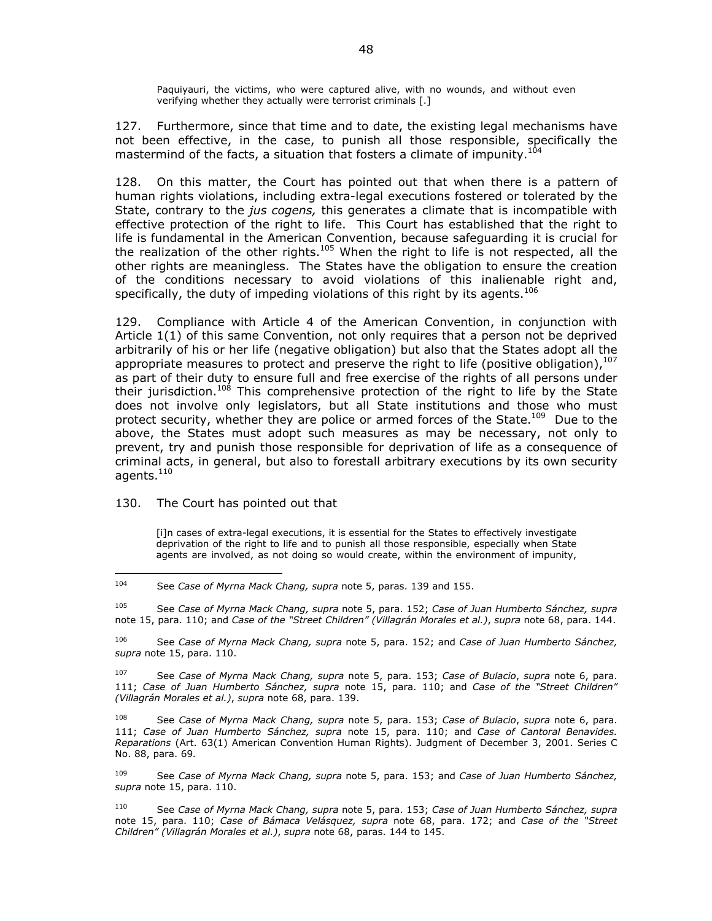> Paquiyauri, the victims, who were captured alive, with no wounds, and without even verifying whether they actually were terrorist criminals [.]

127. Furthermore, since that time and to date, the existing legal mechanisms have not been effective, in the case, to punish all those responsible, specifically the mastermind of the facts, a situation that fosters a climate of impunity.[104]

128. On this matter, the Court has pointed out that when there is a pattern of human rights violations, including extra-legal executions fostered or tolerated by the State, contrary to the *jus cogens,* this generates a climate that is incompatible with effective protection of the right to life. This Court has established that the right to life is fundamental in the American Convention, because safeguarding it is crucial for the realization of the other rights.[105] When the right to life is not respected, all the other rights are meaningless. The States have the obligation to ensure the creation of the conditions necessary to avoid violations of this inalienable right and, specifically, the duty of impeding violations of this right by its agents.[106]

129. Compliance with Article 4 of the American Convention, in conjunction with Article 1(1) of this same Convention, not only requires that a person not be deprived arbitrarily of his or her life (negative obligation) but also that the States adopt all the appropriate measures to protect and preserve the right to life (positive obligation),[107] as part of their duty to ensure full and free exercise of the rights of all persons under their jurisdiction.[108] This comprehensive protection of the right to life by the State does not involve only legislators, but all State institutions and those who must protect security, whether they are police or armed forces of the State.[109] Due to the above, the States must adopt such measures as may be necessary, not only to prevent, try and punish those responsible for deprivation of life as a consequence of criminal acts, in general, but also to forestall arbitrary executions by its own security agents.[110]

130. The Court has pointed out that

> [i]n cases of extra-legal executions, it is essential for the States to effectively investigate deprivation of the right to life and to punish all those responsible, especially when State agents are involved, as not doing so would create, within the environment of impunity,

---

[104] See *Case of Myrna Mack Chang, supra* note 5, paras. 139 and 155.

[105] See *Case of Myrna Mack Chang, supra* note 5, para. 152; *Case of Juan Humberto Sánchez, supra* note 15, para. 110; and *Case of the "Street Children" (Villagrán Morales et al.)*, *supra* note 68, para. 144.

[106] See *Case of Myrna Mack Chang, supra* note 5, para. 152; and *Case of Juan Humberto Sánchez, supra* note 15, para. 110.

[107] See *Case of Myrna Mack Chang, supra* note 5, para. 153; *Case of Bulacio*, *supra* note 6, para. 111; *Case of Juan Humberto Sánchez, supra* note 15, para. 110; and *Case of the "Street Children" (Villagrán Morales et al.)*, *supra* note 68, para. 139.

[108] See *Case of Myrna Mack Chang, supra* note 5, para. 153; *Case of Bulacio*, *supra* note 6, para. 111; *Case of Juan Humberto Sánchez, supra* note 15, para. 110; and *Case of Cantoral Benavides. Reparations* (Art. 63(1) American Convention Human Rights). Judgment of December 3, 2001. Series C No. 88, para. 69*.*

[109] See *Case of Myrna Mack Chang, supra* note 5, para. 153; and *Case of Juan Humberto Sánchez, supra* note 15, para. 110.

[110] See *Case of Myrna Mack Chang, supra* note 5, para. 153; *Case of Juan Humberto Sánchez, supra* note 15, para. 110; *Case of Bámaca Velásquez, supra* note 68, para. 172; and *Case of the "Street Children" (Villagrán Morales et al.)*, *supra* note 68, paras. 144 to 145.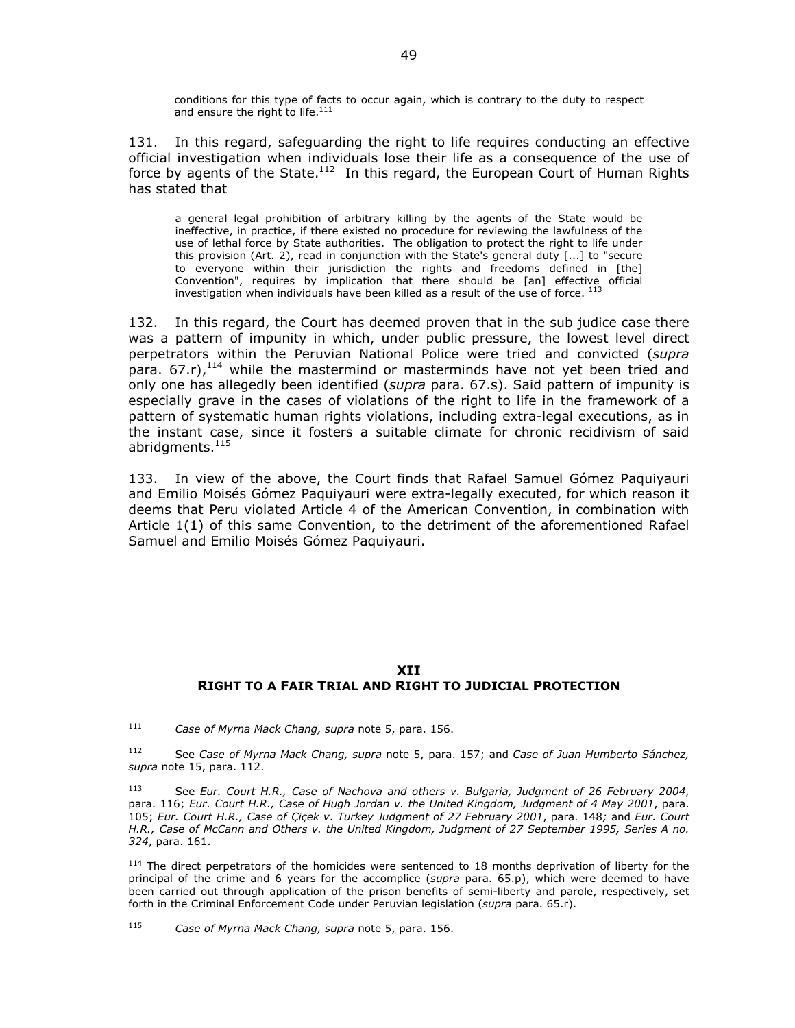> conditions for this type of facts to occur again, which is contrary to the duty to respect and ensure the right to life.[111]

131. In this regard, safeguarding the right to life requires conducting an effective official investigation when individuals lose their life as a consequence of the use of force by agents of the State.[112] In this regard, the European Court of Human Rights has stated that

> a general legal prohibition of arbitrary killing by the agents of the State would be ineffective, in practice, if there existed no procedure for reviewing the lawfulness of the use of lethal force by State authorities. The obligation to protect the right to life under this provision (Art. 2), read in conjunction with the State's general duty [...] to "secure to everyone within their jurisdiction the rights and freedoms defined in [the] Convention", requires by implication that there should be [an] effective official investigation when individuals have been killed as a result of the use of force. [113]

132. In this regard, the Court has deemed proven that in the sub judice case there was a pattern of impunity in which, under public pressure, the lowest level direct perpetrators within the Peruvian National Police were tried and convicted (*supra* para. 67.r),[114] while the mastermind or masterminds have not yet been tried and only one has allegedly been identified (*supra* para. 67.s). Said pattern of impunity is especially grave in the cases of violations of the right to life in the framework of a pattern of systematic human rights violations, including extra-legal executions, as in the instant case, since it fosters a suitable climate for chronic recidivism of said abridgments.[115]

133. In view of the above, the Court finds that Rafael Samuel Gómez Paquiyauri and Emilio Moisés Gómez Paquiyauri were extra-legally executed, for which reason it deems that Peru violated Article 4 of the American Convention, in combination with Article 1(1) of this same Convention, to the detriment of the aforementioned Rafael Samuel and Emilio Moisés Gómez Paquiyauri.

## XII
## RIGHT TO A FAIR TRIAL AND RIGHT TO JUDICIAL PROTECTION

---

[111] *Case of Myrna Mack Chang, supra* note 5, para. 156.

[112] See *Case of Myrna Mack Chang, supra* note 5, para. 157; and *Case of Juan Humberto Sánchez, supra* note 15, para. 112.

[113] See *Eur. Court H.R., Case of Nachova and others v. Bulgaria, Judgment of 26 February 2004*, para. 116; *Eur. Court H.R., Case of Hugh Jordan v. the United Kingdom, Judgment of 4 May 2001*, para. 105; *Eur. Court H.R., Case of Çiçek v. Turkey Judgment of 27 February 2001*, para. 148; and *Eur. Court H.R., Case of McCann and Others v. the United Kingdom, Judgment of 27 September 1995, Series A no. 324*, para. 161.

[114] The direct perpetrators of the homicides were sentenced to 18 months deprivation of liberty for the principal of the crime and 6 years for the accomplice (*supra* para. 65.p), which were deemed to have been carried out through application of the prison benefits of semi-liberty and parole, respectively, set forth in the Criminal Enforcement Code under Peruvian legislation (*supra* para. 65.r).

[115] *Case of Myrna Mack Chang, supra* note 5, para. 156.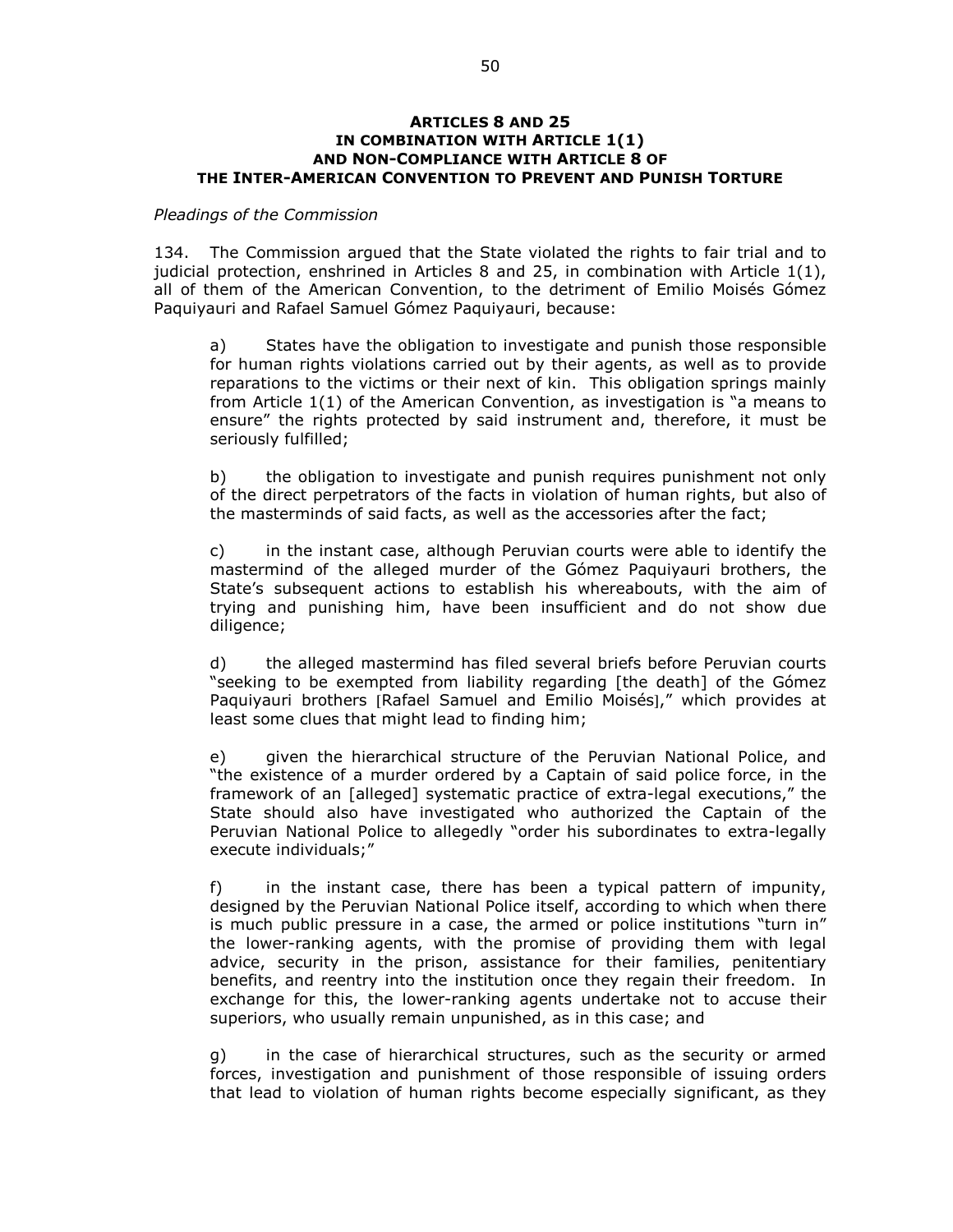### ARTICLES 8 AND 25 IN COMBINATION WITH ARTICLE 1(1) AND NON-COMPLIANCE WITH ARTICLE 8 OF THE INTER-AMERICAN CONVENTION TO PREVENT AND PUNISH TORTURE

*Pleadings of the Commission*

134. The Commission argued that the State violated the rights to fair trial and to judicial protection, enshrined in Articles 8 and 25, in combination with Article 1(1), all of them of the American Convention, to the detriment of Emilio Moisés Gómez Paquiyauri and Rafael Samuel Gómez Paquiyauri, because:

> a) States have the obligation to investigate and punish those responsible for human rights violations carried out by their agents, as well as to provide reparations to the victims or their next of kin. This obligation springs mainly from Article 1(1) of the American Convention, as investigation is "a means to ensure" the rights protected by said instrument and, therefore, it must be seriously fulfilled;
>
> b) the obligation to investigate and punish requires punishment not only of the direct perpetrators of the facts in violation of human rights, but also of the masterminds of said facts, as well as the accessories after the fact;
>
> c) in the instant case, although Peruvian courts were able to identify the mastermind of the alleged murder of the Gómez Paquiyauri brothers, the State's subsequent actions to establish his whereabouts, with the aim of trying and punishing him, have been insufficient and do not show due diligence;
>
> d) the alleged mastermind has filed several briefs before Peruvian courts "seeking to be exempted from liability regarding [the death] of the Gómez Paquiyauri brothers [Rafael Samuel and Emilio Moisés]," which provides at least some clues that might lead to finding him;
>
> e) given the hierarchical structure of the Peruvian National Police, and "the existence of a murder ordered by a Captain of said police force, in the framework of an [alleged] systematic practice of extra-legal executions," the State should also have investigated who authorized the Captain of the Peruvian National Police to allegedly "order his subordinates to extra-legally execute individuals;"
>
> f) in the instant case, there has been a typical pattern of impunity, designed by the Peruvian National Police itself, according to which when there is much public pressure in a case, the armed or police institutions "turn in" the lower-ranking agents, with the promise of providing them with legal advice, security in the prison, assistance for their families, penitentiary benefits, and reentry into the institution once they regain their freedom. In exchange for this, the lower-ranking agents undertake not to accuse their superiors, who usually remain unpunished, as in this case; and
>
> g) in the case of hierarchical structures, such as the security or armed forces, investigation and punishment of those responsible of issuing orders that lead to violation of human rights become especially significant, as they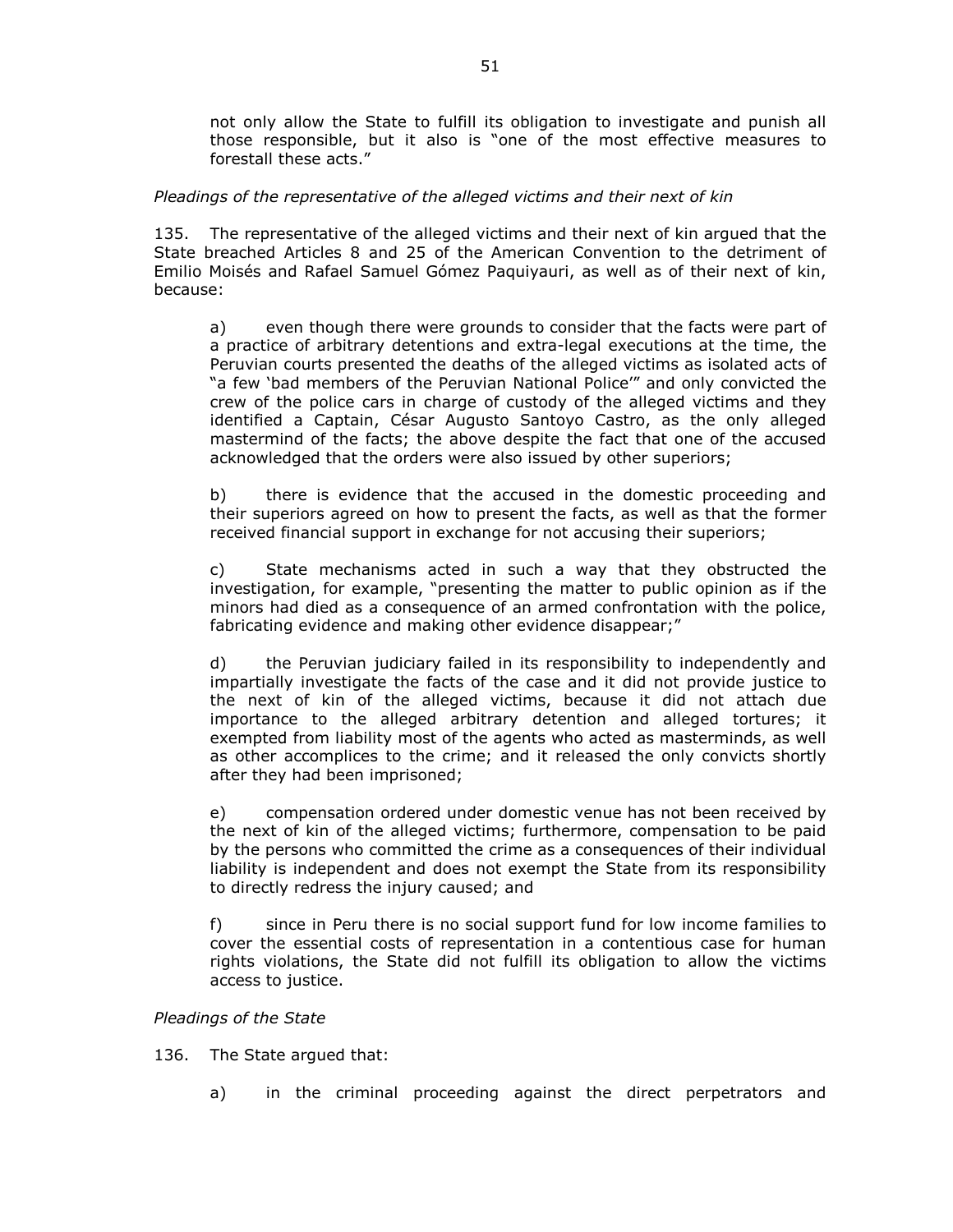not only allow the State to fulfill its obligation to investigate and punish all those responsible, but it also is "one of the most effective measures to forestall these acts."

*Pleadings of the representative of the alleged victims and their next of kin*

135. The representative of the alleged victims and their next of kin argued that the State breached Articles 8 and 25 of the American Convention to the detriment of Emilio Moisés and Rafael Samuel Gómez Paquiyauri, as well as of their next of kin, because:

a) even though there were grounds to consider that the facts were part of a practice of arbitrary detentions and extra-legal executions at the time, the Peruvian courts presented the deaths of the alleged victims as isolated acts of "a few 'bad members of the Peruvian National Police'" and only convicted the crew of the police cars in charge of custody of the alleged victims and they identified a Captain, César Augusto Santoyo Castro, as the only alleged mastermind of the facts; the above despite the fact that one of the accused acknowledged that the orders were also issued by other superiors;

b) there is evidence that the accused in the domestic proceeding and their superiors agreed on how to present the facts, as well as that the former received financial support in exchange for not accusing their superiors;

c) State mechanisms acted in such a way that they obstructed the investigation, for example, "presenting the matter to public opinion as if the minors had died as a consequence of an armed confrontation with the police, fabricating evidence and making other evidence disappear;"

d) the Peruvian judiciary failed in its responsibility to independently and impartially investigate the facts of the case and it did not provide justice to the next of kin of the alleged victims, because it did not attach due importance to the alleged arbitrary detention and alleged tortures; it exempted from liability most of the agents who acted as masterminds, as well as other accomplices to the crime; and it released the only convicts shortly after they had been imprisoned;

e) compensation ordered under domestic venue has not been received by the next of kin of the alleged victims; furthermore, compensation to be paid by the persons who committed the crime as a consequences of their individual liability is independent and does not exempt the State from its responsibility to directly redress the injury caused; and

f) since in Peru there is no social support fund for low income families to cover the essential costs of representation in a contentious case for human rights violations, the State did not fulfill its obligation to allow the victims access to justice.

*Pleadings of the State*

136. The State argued that:

a) in the criminal proceeding against the direct perpetrators and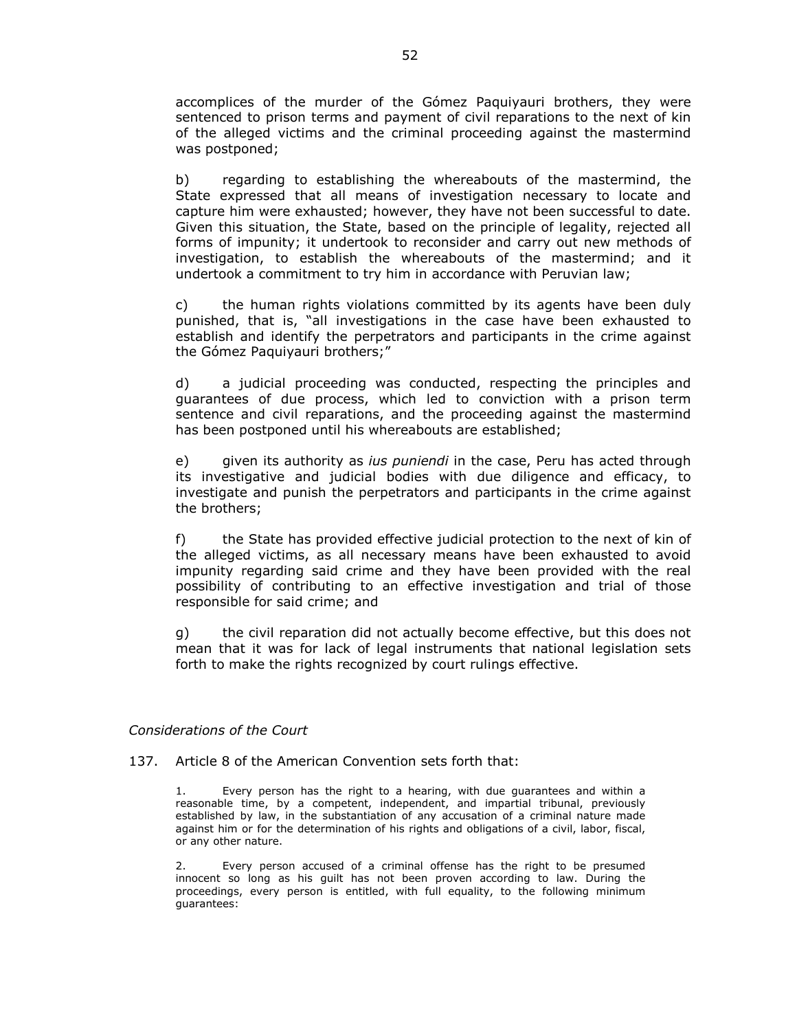accomplices of the murder of the Gómez Paquiyauri brothers, they were sentenced to prison terms and payment of civil reparations to the next of kin of the alleged victims and the criminal proceeding against the mastermind was postponed;

b) regarding to establishing the whereabouts of the mastermind, the State expressed that all means of investigation necessary to locate and capture him were exhausted; however, they have not been successful to date. Given this situation, the State, based on the principle of legality, rejected all forms of impunity; it undertook to reconsider and carry out new methods of investigation, to establish the whereabouts of the mastermind; and it undertook a commitment to try him in accordance with Peruvian law;

c) the human rights violations committed by its agents have been duly punished, that is, "all investigations in the case have been exhausted to establish and identify the perpetrators and participants in the crime against the Gómez Paquiyauri brothers;"

d) a judicial proceeding was conducted, respecting the principles and guarantees of due process, which led to conviction with a prison term sentence and civil reparations, and the proceeding against the mastermind has been postponed until his whereabouts are established;

e) given its authority as *ius puniendi* in the case, Peru has acted through its investigative and judicial bodies with due diligence and efficacy, to investigate and punish the perpetrators and participants in the crime against the brothers;

f) the State has provided effective judicial protection to the next of kin of the alleged victims, as all necessary means have been exhausted to avoid impunity regarding said crime and they have been provided with the real possibility of contributing to an effective investigation and trial of those responsible for said crime; and

g) the civil reparation did not actually become effective, but this does not mean that it was for lack of legal instruments that national legislation sets forth to make the rights recognized by court rulings effective.

*Considerations of the Court*

137. Article 8 of the American Convention sets forth that:

> 1. Every person has the right to a hearing, with due guarantees and within a reasonable time, by a competent, independent, and impartial tribunal, previously established by law, in the substantiation of any accusation of a criminal nature made against him or for the determination of his rights and obligations of a civil, labor, fiscal, or any other nature.
>
> 2. Every person accused of a criminal offense has the right to be presumed innocent so long as his guilt has not been proven according to law. During the proceedings, every person is entitled, with full equality, to the following minimum guarantees: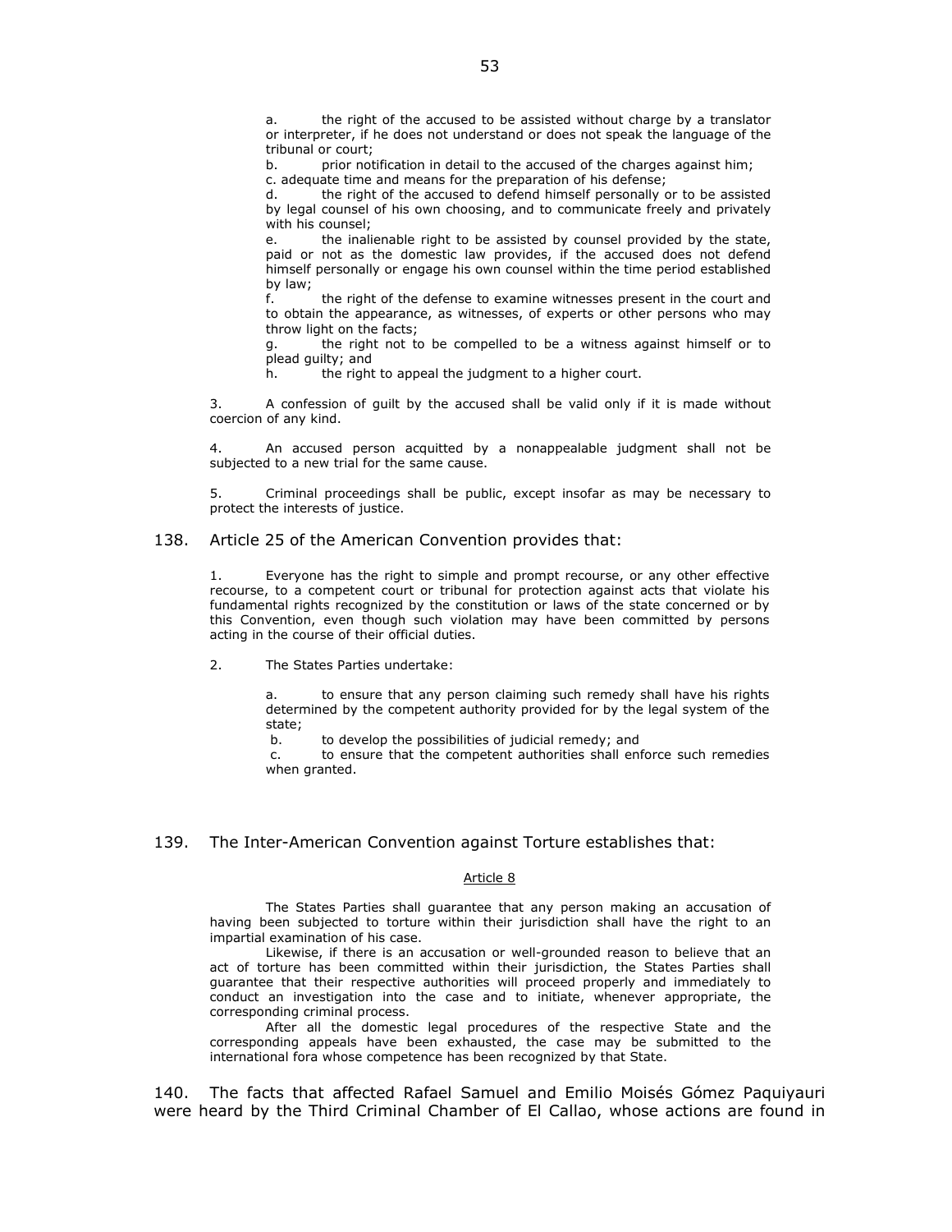a. the right of the accused to be assisted without charge by a translator or interpreter, if he does not understand or does not speak the language of the tribunal or court;

b. prior notification in detail to the accused of the charges against him;

c. adequate time and means for the preparation of his defense;

d. the right of the accused to defend himself personally or to be assisted by legal counsel of his own choosing, and to communicate freely and privately with his counsel;

e. the inalienable right to be assisted by counsel provided by the state, paid or not as the domestic law provides, if the accused does not defend himself personally or engage his own counsel within the time period established by law;

f. the right of the defense to examine witnesses present in the court and to obtain the appearance, as witnesses, of experts or other persons who may throw light on the facts;

g. the right not to be compelled to be a witness against himself or to plead guilty; and

h. the right to appeal the judgment to a higher court.

3. A confession of guilt by the accused shall be valid only if it is made without coercion of any kind.

4. An accused person acquitted by a nonappealable judgment shall not be subjected to a new trial for the same cause.

5. Criminal proceedings shall be public, except insofar as may be necessary to protect the interests of justice.

138. Article 25 of the American Convention provides that:

1. Everyone has the right to simple and prompt recourse, or any other effective recourse, to a competent court or tribunal for protection against acts that violate his fundamental rights recognized by the constitution or laws of the state concerned or by this Convention, even though such violation may have been committed by persons acting in the course of their official duties.

2. The States Parties undertake:

a. to ensure that any person claiming such remedy shall have his rights determined by the competent authority provided for by the legal system of the state;

b. to develop the possibilities of judicial remedy; and

c. to ensure that the competent authorities shall enforce such remedies when granted.

139. The Inter-American Convention against Torture establishes that:

Article 8

The States Parties shall guarantee that any person making an accusation of having been subjected to torture within their jurisdiction shall have the right to an impartial examination of his case.

Likewise, if there is an accusation or well-grounded reason to believe that an act of torture has been committed within their jurisdiction, the States Parties shall guarantee that their respective authorities will proceed properly and immediately to conduct an investigation into the case and to initiate, whenever appropriate, the corresponding criminal process.

After all the domestic legal procedures of the respective State and the corresponding appeals have been exhausted, the case may be submitted to the international fora whose competence has been recognized by that State.

140. The facts that affected Rafael Samuel and Emilio Moisés Gómez Paquiyauri were heard by the Third Criminal Chamber of El Callao, whose actions are found in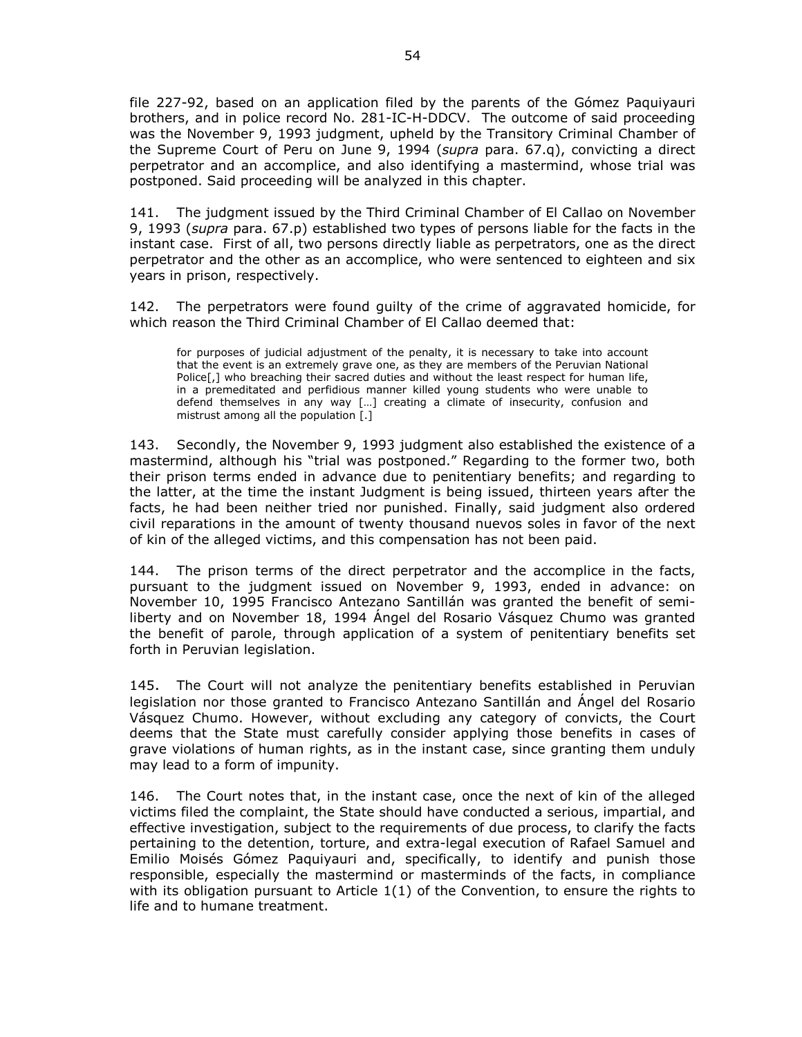file 227-92, based on an application filed by the parents of the Gómez Paquiyauri brothers, and in police record No. 281-IC-H-DDCV. The outcome of said proceeding was the November 9, 1993 judgment, upheld by the Transitory Criminal Chamber of the Supreme Court of Peru on June 9, 1994 (*supra* para. 67.q), convicting a direct perpetrator and an accomplice, and also identifying a mastermind, whose trial was postponed. Said proceeding will be analyzed in this chapter.

141. The judgment issued by the Third Criminal Chamber of El Callao on November 9, 1993 (*supra* para. 67.p) established two types of persons liable for the facts in the instant case. First of all, two persons directly liable as perpetrators, one as the direct perpetrator and the other as an accomplice, who were sentenced to eighteen and six years in prison, respectively.

142. The perpetrators were found guilty of the crime of aggravated homicide, for which reason the Third Criminal Chamber of El Callao deemed that:

> for purposes of judicial adjustment of the penalty, it is necessary to take into account that the event is an extremely grave one, as they are members of the Peruvian National Police[,] who breaching their sacred duties and without the least respect for human life, in a premeditated and perfidious manner killed young students who were unable to defend themselves in any way […] creating a climate of insecurity, confusion and mistrust among all the population [.]

143. Secondly, the November 9, 1993 judgment also established the existence of a mastermind, although his "trial was postponed." Regarding to the former two, both their prison terms ended in advance due to penitentiary benefits; and regarding to the latter, at the time the instant Judgment is being issued, thirteen years after the facts, he had been neither tried nor punished. Finally, said judgment also ordered civil reparations in the amount of twenty thousand nuevos soles in favor of the next of kin of the alleged victims, and this compensation has not been paid.

144. The prison terms of the direct perpetrator and the accomplice in the facts, pursuant to the judgment issued on November 9, 1993, ended in advance: on November 10, 1995 Francisco Antezano Santillán was granted the benefit of semi-liberty and on November 18, 1994 Ángel del Rosario Vásquez Chumo was granted the benefit of parole, through application of a system of penitentiary benefits set forth in Peruvian legislation.

145. The Court will not analyze the penitentiary benefits established in Peruvian legislation nor those granted to Francisco Antezano Santillán and Ángel del Rosario Vásquez Chumo. However, without excluding any category of convicts, the Court deems that the State must carefully consider applying those benefits in cases of grave violations of human rights, as in the instant case, since granting them unduly may lead to a form of impunity.

146. The Court notes that, in the instant case, once the next of kin of the alleged victims filed the complaint, the State should have conducted a serious, impartial, and effective investigation, subject to the requirements of due process, to clarify the facts pertaining to the detention, torture, and extra-legal execution of Rafael Samuel and Emilio Moisés Gómez Paquiyauri and, specifically, to identify and punish those responsible, especially the mastermind or masterminds of the facts, in compliance with its obligation pursuant to Article 1(1) of the Convention, to ensure the rights to life and to humane treatment.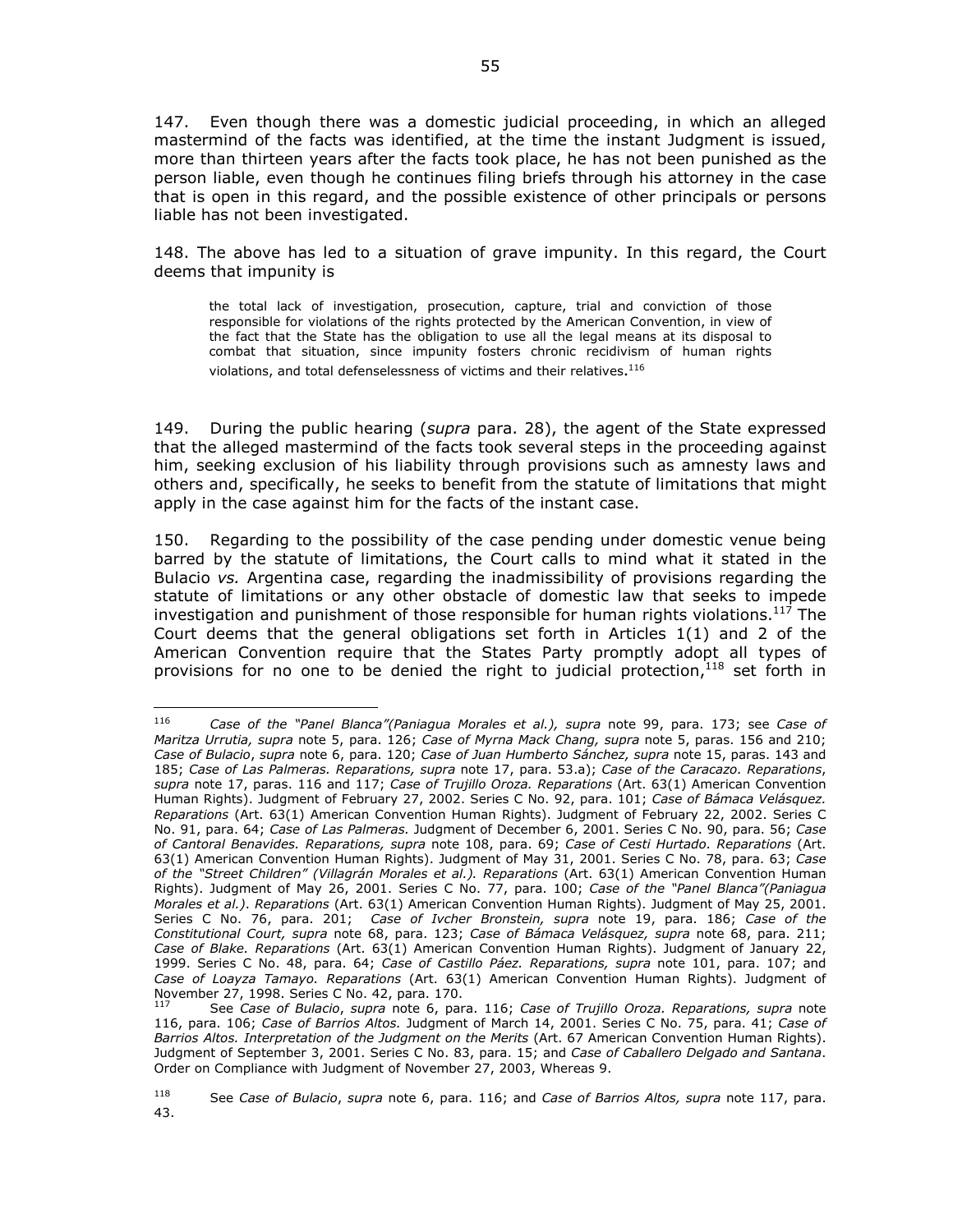147. Even though there was a domestic judicial proceeding, in which an alleged mastermind of the facts was identified, at the time the instant Judgment is issued, more than thirteen years after the facts took place, he has not been punished as the person liable, even though he continues filing briefs through his attorney in the case that is open in this regard, and the possible existence of other principals or persons liable has not been investigated.

148. The above has led to a situation of grave impunity. In this regard, the Court deems that impunity is

> the total lack of investigation, prosecution, capture, trial and conviction of those responsible for violations of the rights protected by the American Convention, in view of the fact that the State has the obligation to use all the legal means at its disposal to combat that situation, since impunity fosters chronic recidivism of human rights violations, and total defenselessness of victims and their relatives.[116]

149. During the public hearing (*supra* para. 28), the agent of the State expressed that the alleged mastermind of the facts took several steps in the proceeding against him, seeking exclusion of his liability through provisions such as amnesty laws and others and, specifically, he seeks to benefit from the statute of limitations that might apply in the case against him for the facts of the instant case.

150. Regarding to the possibility of the case pending under domestic venue being barred by the statute of limitations, the Court calls to mind what it stated in the Bulacio *vs.* Argentina case, regarding the inadmissibility of provisions regarding the statute of limitations or any other obstacle of domestic law that seeks to impede investigation and punishment of those responsible for human rights violations.[117] The Court deems that the general obligations set forth in Articles 1(1) and 2 of the American Convention require that the States Party promptly adopt all types of provisions for no one to be denied the right to judicial protection,[118] set forth in

---

[116] *Case of the "Panel Blanca"(Paniagua Morales et al.), supra* note 99, para. 173; see *Case of Maritza Urrutia, supra* note 5, para. 126; *Case of Myrna Mack Chang, supra* note 5, paras. 156 and 210; *Case of Bulacio*, *supra* note 6, para. 120; *Case of Juan Humberto Sánchez, supra* note 15, paras. 143 and 185; *Case of Las Palmeras. Reparations, supra* note 17, para. 53.a); *Case of the Caracazo. Reparations*, *supra* note 17, paras. 116 and 117; *Case of Trujillo Oroza. Reparations* (Art. 63(1) American Convention Human Rights). Judgment of February 27, 2002. Series C No. 92, para. 101; *Case of Bámaca Velásquez. Reparations* (Art. 63(1) American Convention Human Rights). Judgment of February 22, 2002. Series C No. 91, para. 64; *Case of Las Palmeras.* Judgment of December 6, 2001. Series C No. 90, para. 56; *Case of Cantoral Benavides. Reparations, supra* note 108, para. 69; *Case of Cesti Hurtado. Reparations* (Art. 63(1) American Convention Human Rights). Judgment of May 31, 2001. Series C No. 78, para. 63; *Case of the "Street Children" (Villagrán Morales et al.). Reparations* (Art. 63(1) American Convention Human Rights). Judgment of May 26, 2001. Series C No. 77, para. 100; *Case of the "Panel Blanca"(Paniagua Morales et al.). Reparations* (Art. 63(1) American Convention Human Rights). Judgment of May 25, 2001. Series C No. 76, para. 201; *Case of Ivcher Bronstein, supra* note 19, para. 186; *Case of the Constitutional Court, supra* note 68, para. 123; *Case of Bámaca Velásquez, supra* note 68, para. 211; *Case of Blake. Reparations* (Art. 63(1) American Convention Human Rights). Judgment of January 22, 1999. Series C No. 48, para. 64; *Case of Castillo Páez. Reparations, supra* note 101, para. 107; and *Case of Loayza Tamayo. Reparations* (Art. 63(1) American Convention Human Rights). Judgment of November 27, 1998. Series C No. 42, para. 170.

[117] See *Case of Bulacio*, *supra* note 6, para. 116; *Case of Trujillo Oroza. Reparations, supra* note 116, para. 106; *Case of Barrios Altos.* Judgment of March 14, 2001. Series C No. 75, para. 41; *Case of Barrios Altos. Interpretation of the Judgment on the Merits* (Art. 67 American Convention Human Rights). Judgment of September 3, 2001. Series C No. 83, para. 15; and *Case of Caballero Delgado and Santana*. Order on Compliance with Judgment of November 27, 2003, Whereas 9.

[118] See *Case of Bulacio*, *supra* note 6, para. 116; and *Case of Barrios Altos, supra* note 117, para. 43.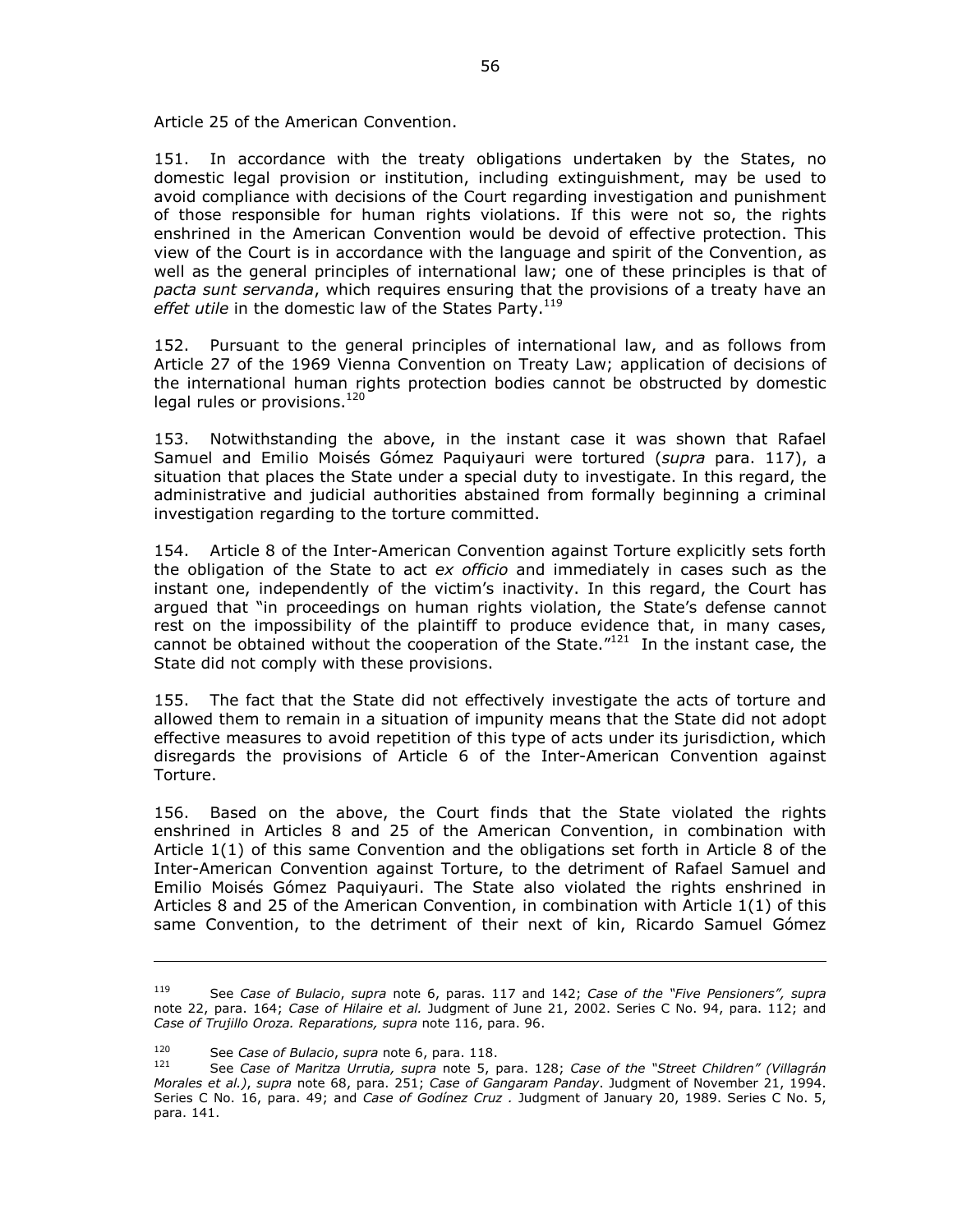Article 25 of the American Convention.

151. In accordance with the treaty obligations undertaken by the States, no domestic legal provision or institution, including extinguishment, may be used to avoid compliance with decisions of the Court regarding investigation and punishment of those responsible for human rights violations. If this were not so, the rights enshrined in the American Convention would be devoid of effective protection. This view of the Court is in accordance with the language and spirit of the Convention, as well as the general principles of international law; one of these principles is that of *pacta sunt servanda*, which requires ensuring that the provisions of a treaty have an *effet utile* in the domestic law of the States Party.[119]

152. Pursuant to the general principles of international law, and as follows from Article 27 of the 1969 Vienna Convention on Treaty Law; application of decisions of the international human rights protection bodies cannot be obstructed by domestic legal rules or provisions.[120]

153. Notwithstanding the above, in the instant case it was shown that Rafael Samuel and Emilio Moisés Gómez Paquiyauri were tortured (*supra* para. 117), a situation that places the State under a special duty to investigate. In this regard, the administrative and judicial authorities abstained from formally beginning a criminal investigation regarding to the torture committed.

154. Article 8 of the Inter-American Convention against Torture explicitly sets forth the obligation of the State to act *ex officio* and immediately in cases such as the instant one, independently of the victim's inactivity. In this regard, the Court has argued that "in proceedings on human rights violation, the State's defense cannot rest on the impossibility of the plaintiff to produce evidence that, in many cases, cannot be obtained without the cooperation of the State."[121] In the instant case, the State did not comply with these provisions.

155. The fact that the State did not effectively investigate the acts of torture and allowed them to remain in a situation of impunity means that the State did not adopt effective measures to avoid repetition of this type of acts under its jurisdiction, which disregards the provisions of Article 6 of the Inter-American Convention against Torture.

156. Based on the above, the Court finds that the State violated the rights enshrined in Articles 8 and 25 of the American Convention, in combination with Article 1(1) of this same Convention and the obligations set forth in Article 8 of the Inter-American Convention against Torture, to the detriment of Rafael Samuel and Emilio Moisés Gómez Paquiyauri. The State also violated the rights enshrined in Articles 8 and 25 of the American Convention, in combination with Article 1(1) of this same Convention, to the detriment of their next of kin, Ricardo Samuel Gómez

---

[119] See *Case of Bulacio*, *supra* note 6, paras. 117 and 142; *Case of the "Five Pensioners", supra* note 22, para. 164; *Case of Hilaire et al.* Judgment of June 21, 2002. Series C No. 94, para. 112; and *Case of Trujillo Oroza. Reparations, supra* note 116, para. 96.

[120] See *Case of Bulacio*, *supra* note 6, para. 118.

[121] See *Case of Maritza Urrutia, supra* note 5, para. 128; *Case of the "Street Children" (Villagrán Morales et al.)*, *supra* note 68, para. 251; *Case of Gangaram Panday*. Judgment of November 21, 1994. Series C No. 16, para. 49; and *Case of Godínez Cruz .* Judgment of January 20, 1989. Series C No. 5, para. 141.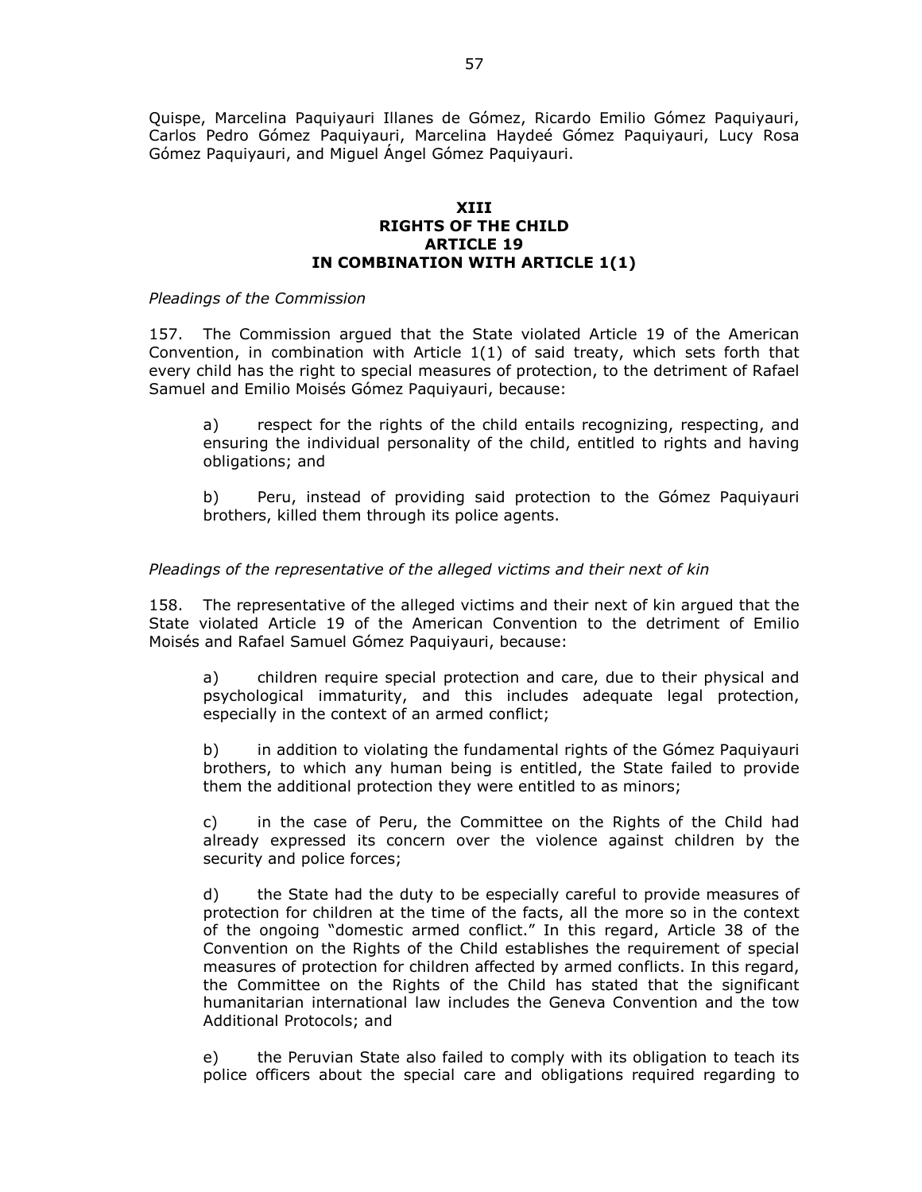Quispe, Marcelina Paquiyauri Illanes de Gómez, Ricardo Emilio Gómez Paquiyauri, Carlos Pedro Gómez Paquiyauri, Marcelina Haydeé Gómez Paquiyauri, Lucy Rosa Gómez Paquiyauri, and Miguel Ángel Gómez Paquiyauri.

## XIII
## RIGHTS OF THE CHILD
## ARTICLE 19
## IN COMBINATION WITH ARTICLE 1(1)

*Pleadings of the Commission*

157. The Commission argued that the State violated Article 19 of the American Convention, in combination with Article 1(1) of said treaty, which sets forth that every child has the right to special measures of protection, to the detriment of Rafael Samuel and Emilio Moisés Gómez Paquiyauri, because:

a) respect for the rights of the child entails recognizing, respecting, and ensuring the individual personality of the child, entitled to rights and having obligations; and

b) Peru, instead of providing said protection to the Gómez Paquiyauri brothers, killed them through its police agents.

*Pleadings of the representative of the alleged victims and their next of kin*

158. The representative of the alleged victims and their next of kin argued that the State violated Article 19 of the American Convention to the detriment of Emilio Moisés and Rafael Samuel Gómez Paquiyauri, because:

a) children require special protection and care, due to their physical and psychological immaturity, and this includes adequate legal protection, especially in the context of an armed conflict;

b) in addition to violating the fundamental rights of the Gómez Paquiyauri brothers, to which any human being is entitled, the State failed to provide them the additional protection they were entitled to as minors;

c) in the case of Peru, the Committee on the Rights of the Child had already expressed its concern over the violence against children by the security and police forces;

d) the State had the duty to be especially careful to provide measures of protection for children at the time of the facts, all the more so in the context of the ongoing "domestic armed conflict." In this regard, Article 38 of the Convention on the Rights of the Child establishes the requirement of special measures of protection for children affected by armed conflicts. In this regard, the Committee on the Rights of the Child has stated that the significant humanitarian international law includes the Geneva Convention and the tow Additional Protocols; and

e) the Peruvian State also failed to comply with its obligation to teach its police officers about the special care and obligations required regarding to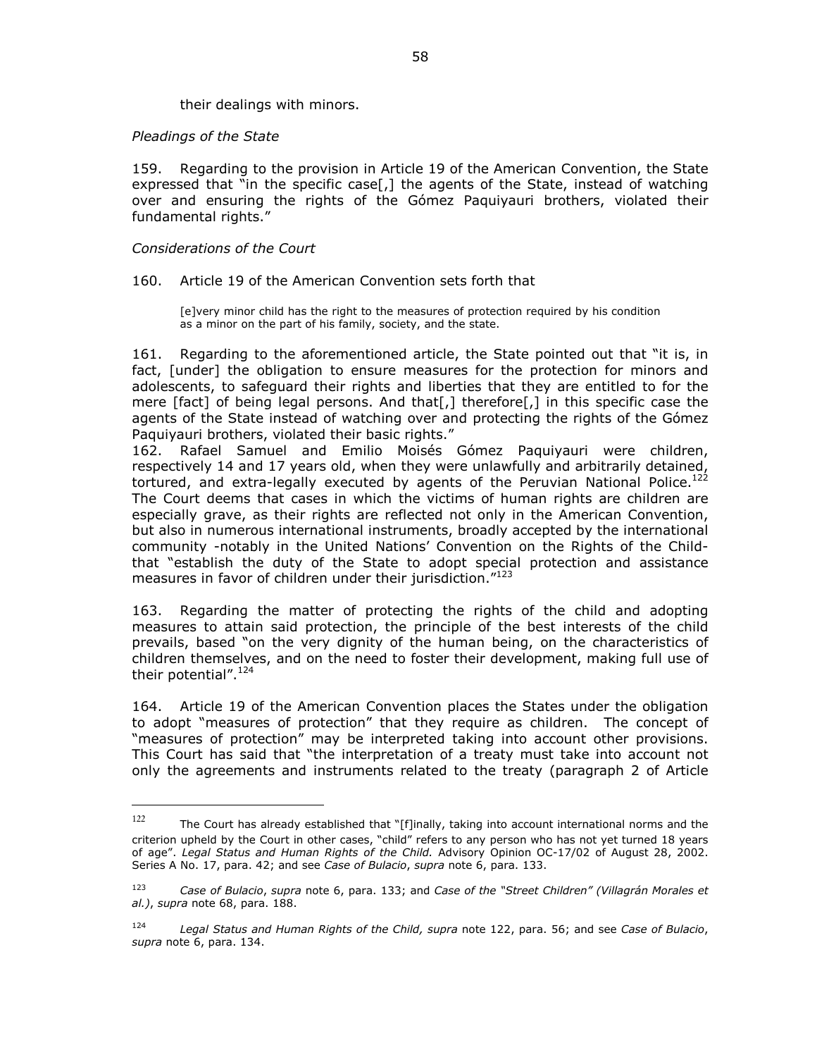their dealings with minors.

*Pleadings of the State*

159. Regarding to the provision in Article 19 of the American Convention, the State expressed that "in the specific case[,] the agents of the State, instead of watching over and ensuring the rights of the Gómez Paquiyauri brothers, violated their fundamental rights."

*Considerations of the Court*

160. Article 19 of the American Convention sets forth that

> [e]very minor child has the right to the measures of protection required by his condition as a minor on the part of his family, society, and the state.

161. Regarding to the aforementioned article, the State pointed out that "it is, in fact, [under] the obligation to ensure measures for the protection for minors and adolescents, to safeguard their rights and liberties that they are entitled to for the mere [fact] of being legal persons. And that[,] therefore[,] in this specific case the agents of the State instead of watching over and protecting the rights of the Gómez Paquiyauri brothers, violated their basic rights."

162. Rafael Samuel and Emilio Moisés Gómez Paquiyauri were children, respectively 14 and 17 years old, when they were unlawfully and arbitrarily detained, tortured, and extra-legally executed by agents of the Peruvian National Police.[122] The Court deems that cases in which the victims of human rights are children are especially grave, as their rights are reflected not only in the American Convention, but also in numerous international instruments, broadly accepted by the international community -notably in the United Nations' Convention on the Rights of the Child- that "establish the duty of the State to adopt special protection and assistance measures in favor of children under their jurisdiction."[123]

163. Regarding the matter of protecting the rights of the child and adopting measures to attain said protection, the principle of the best interests of the child prevails, based "on the very dignity of the human being, on the characteristics of children themselves, and on the need to foster their development, making full use of their potential".[124]

164. Article 19 of the American Convention places the States under the obligation to adopt "measures of protection" that they require as children. The concept of "measures of protection" may be interpreted taking into account other provisions. This Court has said that "the interpretation of a treaty must take into account not only the agreements and instruments related to the treaty (paragraph 2 of Article

---

[122] The Court has already established that "[f]inally, taking into account international norms and the criterion upheld by the Court in other cases, "child" refers to any person who has not yet turned 18 years of age". *Legal Status and Human Rights of the Child.* Advisory Opinion OC-17/02 of August 28, 2002. Series A No. 17, para. 42; and see *Case of Bulacio*, *supra* note 6, para. 133.

[123] *Case of Bulacio*, *supra* note 6, para. 133; and *Case of the "Street Children" (Villagrán Morales et al.)*, *supra* note 68, para. 188.

[124] *Legal Status and Human Rights of the Child, supra* note 122, para. 56; and see *Case of Bulacio*, *supra* note 6, para. 134.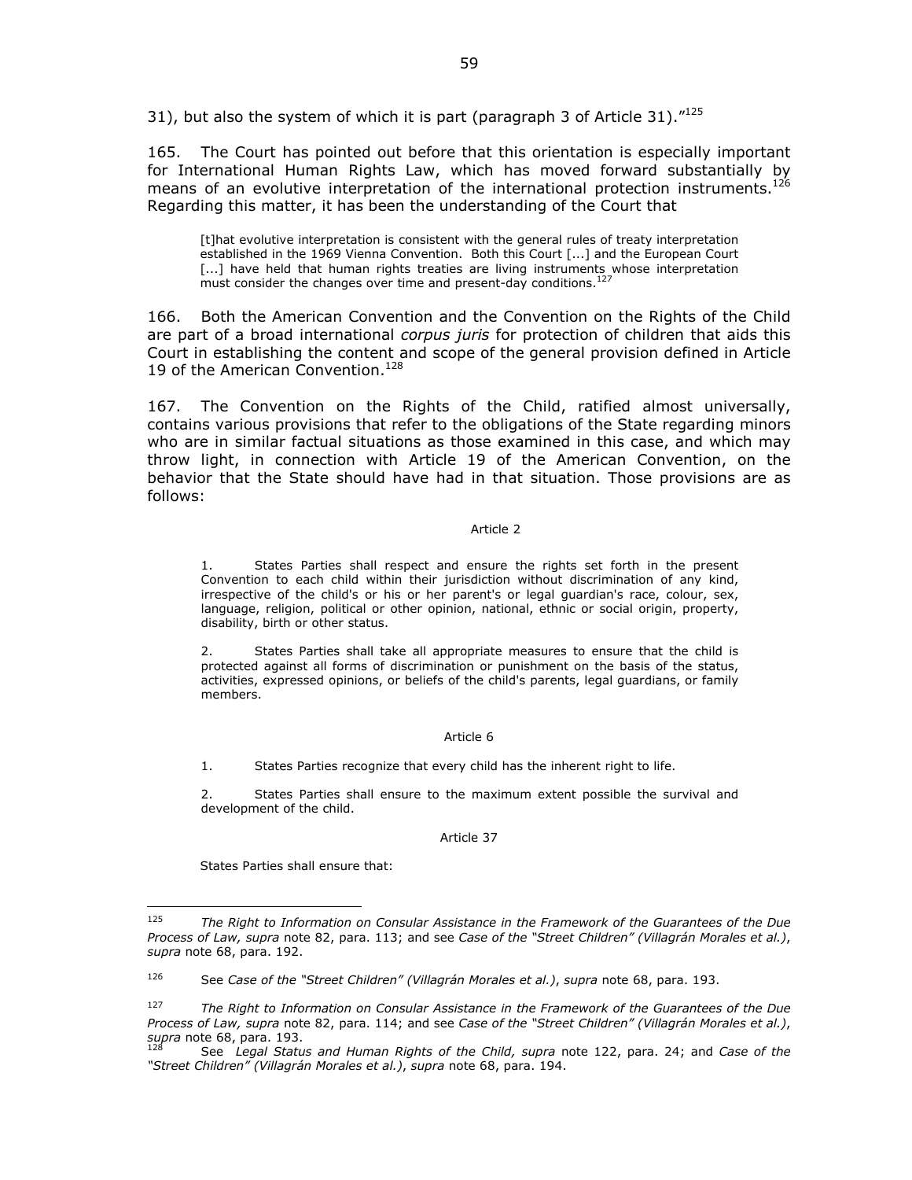31), but also the system of which it is part (paragraph 3 of Article 31)."[125]

165. The Court has pointed out before that this orientation is especially important for International Human Rights Law, which has moved forward substantially by means of an evolutive interpretation of the international protection instruments.[126] Regarding this matter, it has been the understanding of the Court that

> [t]hat evolutive interpretation is consistent with the general rules of treaty interpretation established in the 1969 Vienna Convention. Both this Court [...] and the European Court [...] have held that human rights treaties are living instruments whose interpretation must consider the changes over time and present-day conditions.[127]

166. Both the American Convention and the Convention on the Rights of the Child are part of a broad international *corpus juris* for protection of children that aids this Court in establishing the content and scope of the general provision defined in Article 19 of the American Convention.[128]

167. The Convention on the Rights of the Child, ratified almost universally, contains various provisions that refer to the obligations of the State regarding minors who are in similar factual situations as those examined in this case, and which may throw light, in connection with Article 19 of the American Convention, on the behavior that the State should have had in that situation. Those provisions are as follows:

> Article 2
>
> 1. States Parties shall respect and ensure the rights set forth in the present Convention to each child within their jurisdiction without discrimination of any kind, irrespective of the child's or his or her parent's or legal guardian's race, colour, sex, language, religion, political or other opinion, national, ethnic or social origin, property, disability, birth or other status.
>
> 2. States Parties shall take all appropriate measures to ensure that the child is protected against all forms of discrimination or punishment on the basis of the status, activities, expressed opinions, or beliefs of the child's parents, legal guardians, or family members.
>
> Article 6
>
> 1. States Parties recognize that every child has the inherent right to life.
>
> 2. States Parties shall ensure to the maximum extent possible the survival and development of the child.
>
> Article 37
>
> States Parties shall ensure that:

---

[125] *The Right to Information on Consular Assistance in the Framework of the Guarantees of the Due Process of Law, supra* note 82, para. 113; and see *Case of the "Street Children" (Villagrán Morales et al.)*, *supra* note 68, para. 192.

[126] See *Case of the "Street Children" (Villagrán Morales et al.)*, *supra* note 68, para. 193.

[127] *The Right to Information on Consular Assistance in the Framework of the Guarantees of the Due Process of Law, supra* note 82, para. 114; and see *Case of the "Street Children" (Villagrán Morales et al.)*, *supra* note 68, para. 193.

[128] See *Legal Status and Human Rights of the Child, supra* note 122, para. 24; and *Case of the "Street Children" (Villagrán Morales et al.)*, *supra* note 68, para. 194.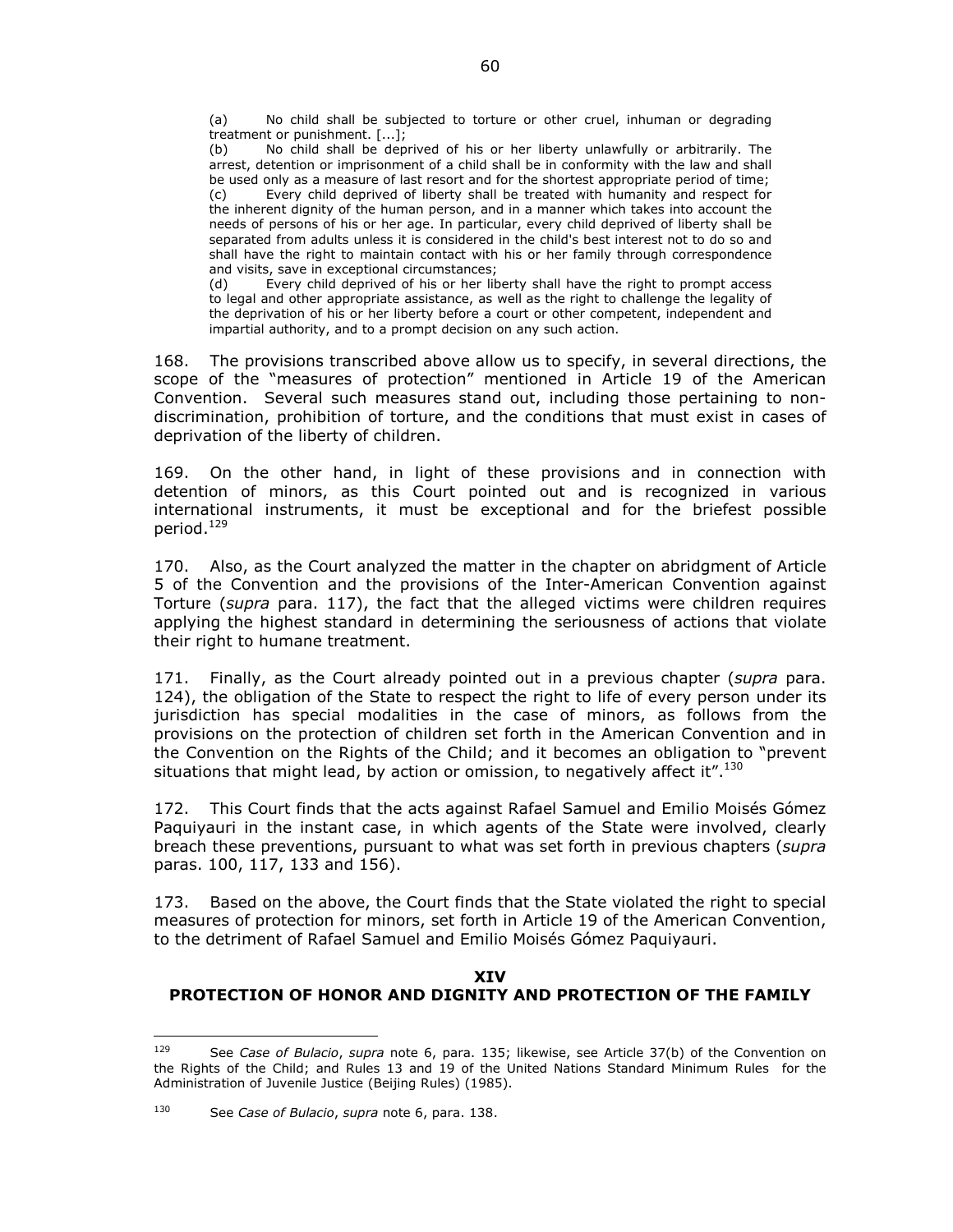(a) No child shall be subjected to torture or other cruel, inhuman or degrading treatment or punishment. [...];
(b) No child shall be deprived of his or her liberty unlawfully or arbitrarily. The arrest, detention or imprisonment of a child shall be in conformity with the law and shall be used only as a measure of last resort and for the shortest appropriate period of time;
(c) Every child deprived of liberty shall be treated with humanity and respect for the inherent dignity of the human person, and in a manner which takes into account the needs of persons of his or her age. In particular, every child deprived of liberty shall be separated from adults unless it is considered in the child's best interest not to do so and shall have the right to maintain contact with his or her family through correspondence and visits, save in exceptional circumstances;
(d) Every child deprived of his or her liberty shall have the right to prompt access to legal and other appropriate assistance, as well as the right to challenge the legality of the deprivation of his or her liberty before a court or other competent, independent and impartial authority, and to a prompt decision on any such action.

168. The provisions transcribed above allow us to specify, in several directions, the scope of the "measures of protection" mentioned in Article 19 of the American Convention. Several such measures stand out, including those pertaining to non-discrimination, prohibition of torture, and the conditions that must exist in cases of deprivation of the liberty of children.

169. On the other hand, in light of these provisions and in connection with detention of minors, as this Court pointed out and is recognized in various international instruments, it must be exceptional and for the briefest possible period.[129]

170. Also, as the Court analyzed the matter in the chapter on abridgment of Article 5 of the Convention and the provisions of the Inter-American Convention against Torture (*supra* para. 117), the fact that the alleged victims were children requires applying the highest standard in determining the seriousness of actions that violate their right to humane treatment.

171. Finally, as the Court already pointed out in a previous chapter (*supra* para. 124), the obligation of the State to respect the right to life of every person under its jurisdiction has special modalities in the case of minors, as follows from the provisions on the protection of children set forth in the American Convention and in the Convention on the Rights of the Child; and it becomes an obligation to "prevent situations that might lead, by action or omission, to negatively affect it".[130]

172. This Court finds that the acts against Rafael Samuel and Emilio Moisés Gómez Paquiyauri in the instant case, in which agents of the State were involved, clearly breach these preventions, pursuant to what was set forth in previous chapters (*supra* paras. 100, 117, 133 and 156).

173. Based on the above, the Court finds that the State violated the right to special measures of protection for minors, set forth in Article 19 of the American Convention, to the detriment of Rafael Samuel and Emilio Moisés Gómez Paquiyauri.

## XIV
## PROTECTION OF HONOR AND DIGNITY AND PROTECTION OF THE FAMILY

---

[129] See *Case of Bulacio*, *supra* note 6, para. 135; likewise, see Article 37(b) of the Convention on the Rights of the Child; and Rules 13 and 19 of the United Nations Standard Minimum Rules for the Administration of Juvenile Justice (Beijing Rules) (1985).

[130] See *Case of Bulacio*, *supra* note 6, para. 138.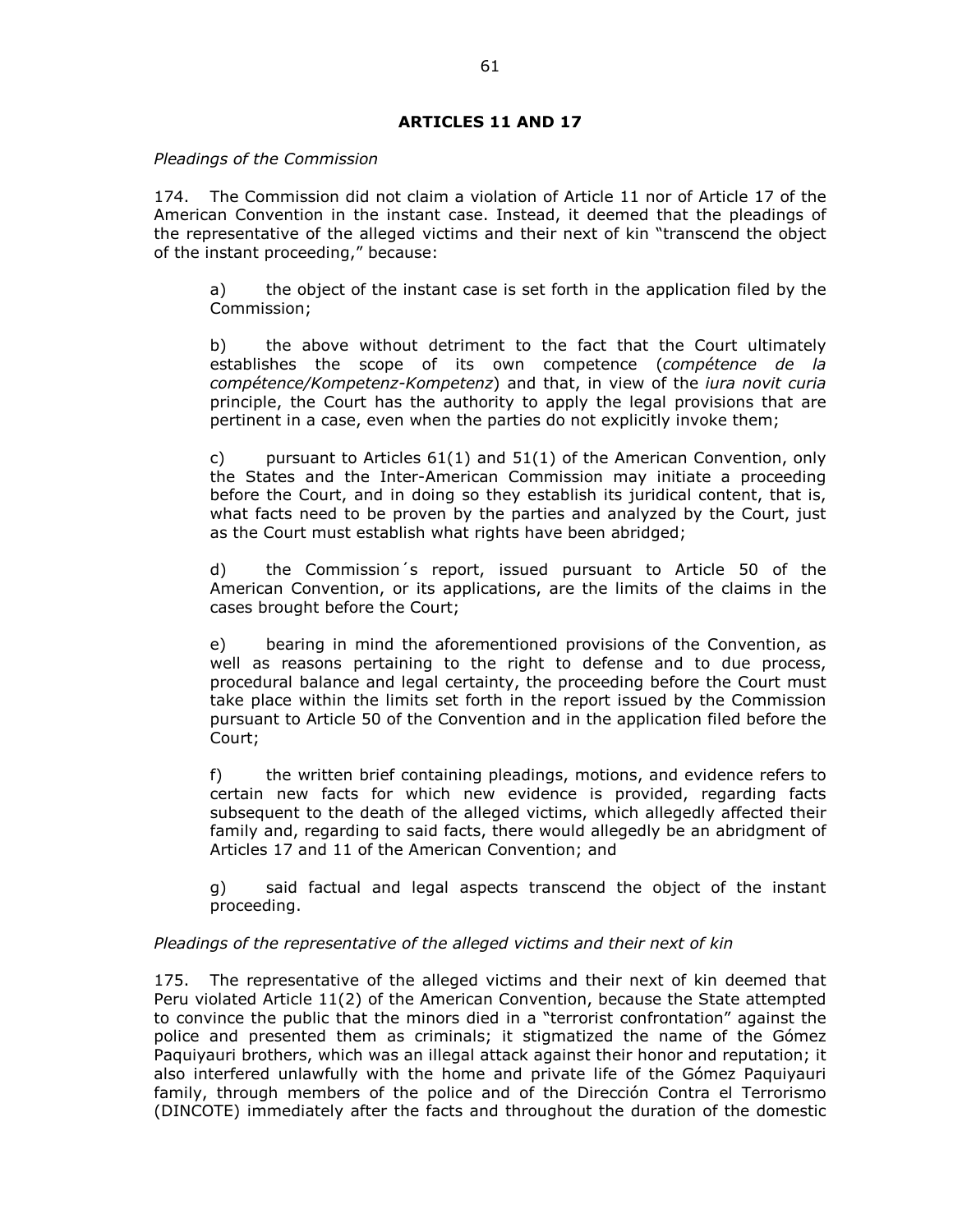## ARTICLES 11 AND 17

*Pleadings of the Commission*

174. The Commission did not claim a violation of Article 11 nor of Article 17 of the American Convention in the instant case. Instead, it deemed that the pleadings of the representative of the alleged victims and their next of kin "transcend the object of the instant proceeding," because:

a) the object of the instant case is set forth in the application filed by the Commission;

b) the above without detriment to the fact that the Court ultimately establishes the scope of its own competence (*compétence de la compétence/Kompetenz-Kompetenz*) and that, in view of the *iura novit curia* principle, the Court has the authority to apply the legal provisions that are pertinent in a case, even when the parties do not explicitly invoke them;

c) pursuant to Articles 61(1) and 51(1) of the American Convention, only the States and the Inter-American Commission may initiate a proceeding before the Court, and in doing so they establish its juridical content, that is, what facts need to be proven by the parties and analyzed by the Court, just as the Court must establish what rights have been abridged;

d) the Commission´s report, issued pursuant to Article 50 of the American Convention, or its applications, are the limits of the claims in the cases brought before the Court;

e) bearing in mind the aforementioned provisions of the Convention, as well as reasons pertaining to the right to defense and to due process, procedural balance and legal certainty, the proceeding before the Court must take place within the limits set forth in the report issued by the Commission pursuant to Article 50 of the Convention and in the application filed before the Court;

f) the written brief containing pleadings, motions, and evidence refers to certain new facts for which new evidence is provided, regarding facts subsequent to the death of the alleged victims, which allegedly affected their family and, regarding to said facts, there would allegedly be an abridgment of Articles 17 and 11 of the American Convention; and

g) said factual and legal aspects transcend the object of the instant proceeding.

*Pleadings of the representative of the alleged victims and their next of kin*

175. The representative of the alleged victims and their next of kin deemed that Peru violated Article 11(2) of the American Convention, because the State attempted to convince the public that the minors died in a "terrorist confrontation" against the police and presented them as criminals; it stigmatized the name of the Gómez Paquiyauri brothers, which was an illegal attack against their honor and reputation; it also interfered unlawfully with the home and private life of the Gómez Paquiyauri family, through members of the police and of the Dirección Contra el Terrorismo (DINCOTE) immediately after the facts and throughout the duration of the domestic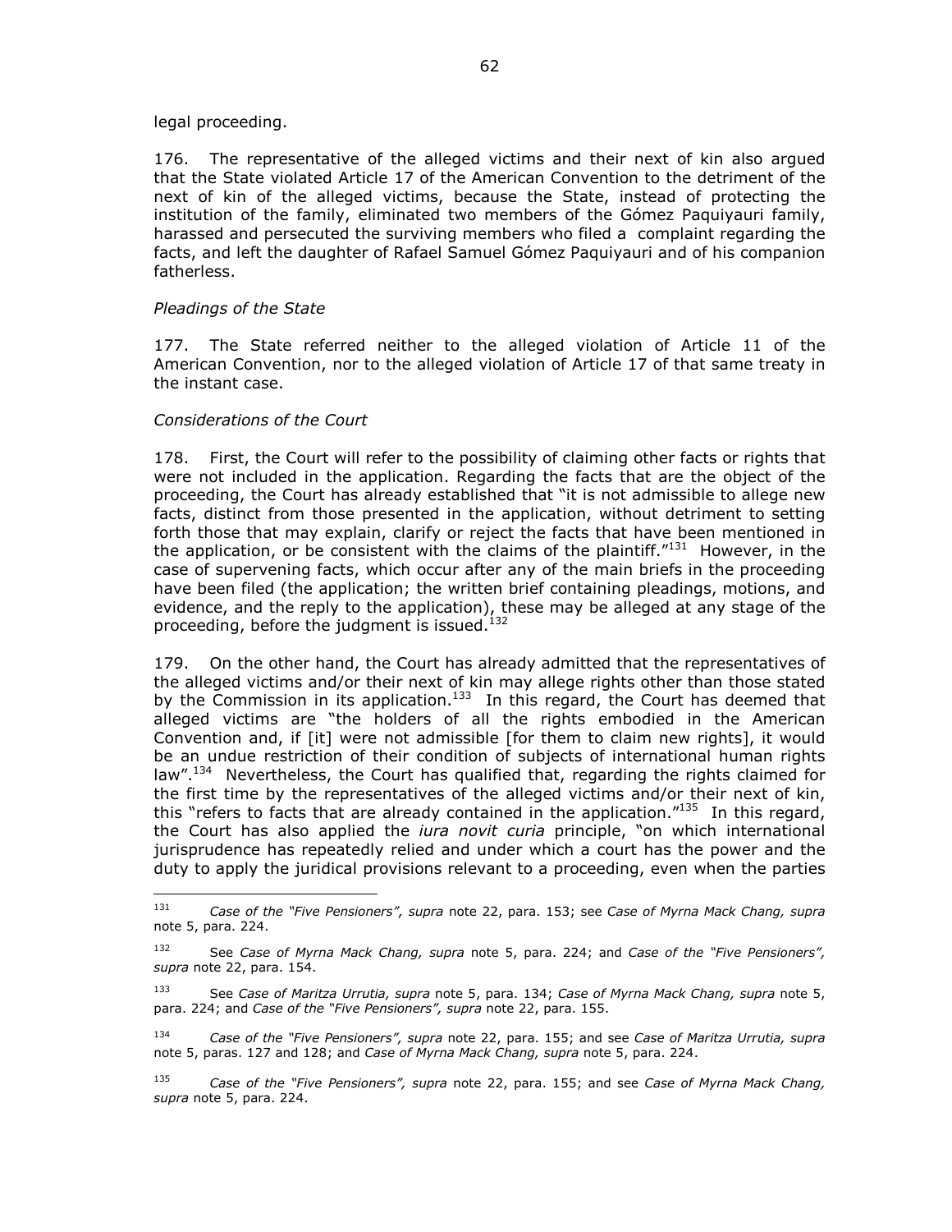legal proceeding.

176. The representative of the alleged victims and their next of kin also argued that the State violated Article 17 of the American Convention to the detriment of the next of kin of the alleged victims, because the State, instead of protecting the institution of the family, eliminated two members of the Gómez Paquiyauri family, harassed and persecuted the surviving members who filed a complaint regarding the facts, and left the daughter of Rafael Samuel Gómez Paquiyauri and of his companion fatherless.

*Pleadings of the State*

177. The State referred neither to the alleged violation of Article 11 of the American Convention, nor to the alleged violation of Article 17 of that same treaty in the instant case.

*Considerations of the Court*

178. First, the Court will refer to the possibility of claiming other facts or rights that were not included in the application. Regarding the facts that are the object of the proceeding, the Court has already established that "it is not admissible to allege new facts, distinct from those presented in the application, without detriment to setting forth those that may explain, clarify or reject the facts that have been mentioned in the application, or be consistent with the claims of the plaintiff."[131] However, in the case of supervening facts, which occur after any of the main briefs in the proceeding have been filed (the application; the written brief containing pleadings, motions, and evidence, and the reply to the application), these may be alleged at any stage of the proceeding, before the judgment is issued.[132]

179. On the other hand, the Court has already admitted that the representatives of the alleged victims and/or their next of kin may allege rights other than those stated by the Commission in its application.[133] In this regard, the Court has deemed that alleged victims are "the holders of all the rights embodied in the American Convention and, if [it] were not admissible [for them to claim new rights], it would be an undue restriction of their condition of subjects of international human rights law".[134] Nevertheless, the Court has qualified that, regarding the rights claimed for the first time by the representatives of the alleged victims and/or their next of kin, this "refers to facts that are already contained in the application."[135] In this regard, the Court has also applied the *iura novit curia* principle, "on which international jurisprudence has repeatedly relied and under which a court has the power and the duty to apply the juridical provisions relevant to a proceeding, even when the parties

---

131 *Case of the "Five Pensioners", supra* note 22, para. 153; see *Case of Myrna Mack Chang, supra* note 5, para. 224.

132 See *Case of Myrna Mack Chang, supra* note 5, para. 224; and *Case of the "Five Pensioners", supra* note 22, para. 154.

133 See *Case of Maritza Urrutia, supra* note 5, para. 134; *Case of Myrna Mack Chang, supra* note 5, para. 224; and *Case of the "Five Pensioners", supra* note 22, para. 155.

134 *Case of the "Five Pensioners", supra* note 22, para. 155; and see *Case of Maritza Urrutia, supra* note 5, paras. 127 and 128; and *Case of Myrna Mack Chang, supra* note 5, para. 224.

135 *Case of the "Five Pensioners", supra* note 22, para. 155; and see *Case of Myrna Mack Chang, supra* note 5, para. 224.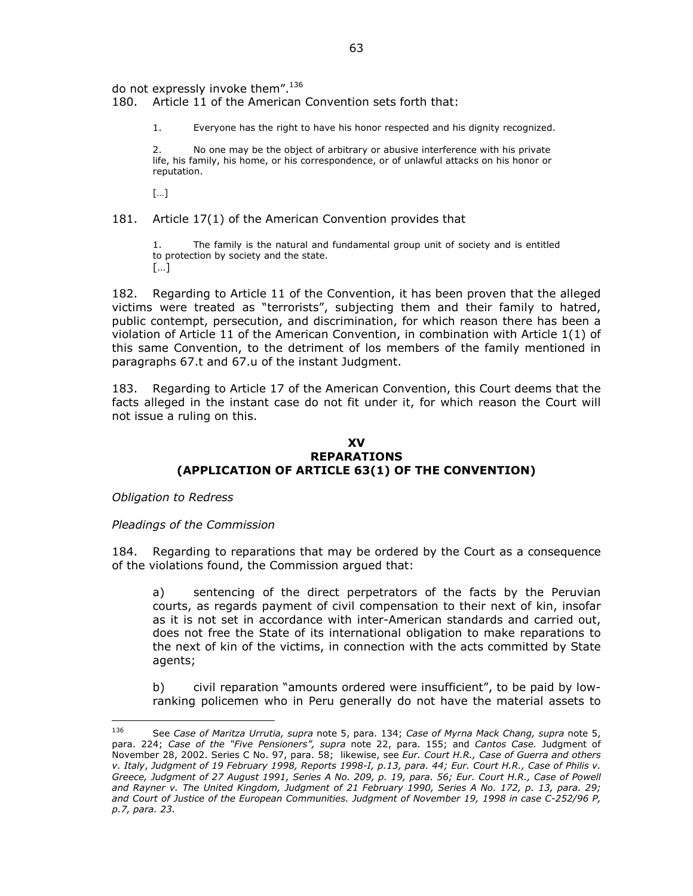do not expressly invoke them".[136]

180. Article 11 of the American Convention sets forth that:

> 1. Everyone has the right to have his honor respected and his dignity recognized.
>
> 2. No one may be the object of arbitrary or abusive interference with his private life, his family, his home, or his correspondence, or of unlawful attacks on his honor or reputation.
>
> […]

181. Article 17(1) of the American Convention provides that

> 1. The family is the natural and fundamental group unit of society and is entitled to protection by society and the state.
> […]

182. Regarding to Article 11 of the Convention, it has been proven that the alleged victims were treated as "terrorists", subjecting them and their family to hatred, public contempt, persecution, and discrimination, for which reason there has been a violation of Article 11 of the American Convention, in combination with Article 1(1) of this same Convention, to the detriment of los members of the family mentioned in paragraphs 67.t and 67.u of the instant Judgment.

183. Regarding to Article 17 of the American Convention, this Court deems that the facts alleged in the instant case do not fit under it, for which reason the Court will not issue a ruling on this.

## XV
## REPARATIONS
## (APPLICATION OF ARTICLE 63(1) OF THE CONVENTION)

*Obligation to Redress*

*Pleadings of the Commission*

184. Regarding to reparations that may be ordered by the Court as a consequence of the violations found, the Commission argued that:

> a) sentencing of the direct perpetrators of the facts by the Peruvian courts, as regards payment of civil compensation to their next of kin, insofar as it is not set in accordance with inter-American standards and carried out, does not free the State of its international obligation to make reparations to the next of kin of the victims, in connection with the acts committed by State agents;
>
> b) civil reparation "amounts ordered were insufficient", to be paid by low-ranking policemen who in Peru generally do not have the material assets to

---

[136] See *Case of Maritza Urrutia, supra* note 5, para. 134; *Case of Myrna Mack Chang, supra* note 5, para. 224; *Case of the "Five Pensioners", supra* note 22, para. 155; and *Cantos Case.* Judgment of November 28, 2002. Series C No. 97, para. 58; likewise, see *Eur. Court H.R., Case of Guerra and others v. Italy*, *Judgment of 19 February 1998, Reports 1998-I, p.13, para. 44; Eur. Court H.R., Case of Philis v. Greece, Judgment of 27 August 1991, Series A No. 209, p. 19, para. 56; Eur. Court H.R., Case of Powell and Rayner v. The United Kingdom, Judgment of 21 February 1990, Series A No. 172, p. 13, para. 29; and Court of Justice of the European Communities. Judgment of November 19, 1998 in case C-252/96 P, p.7, para. 23.*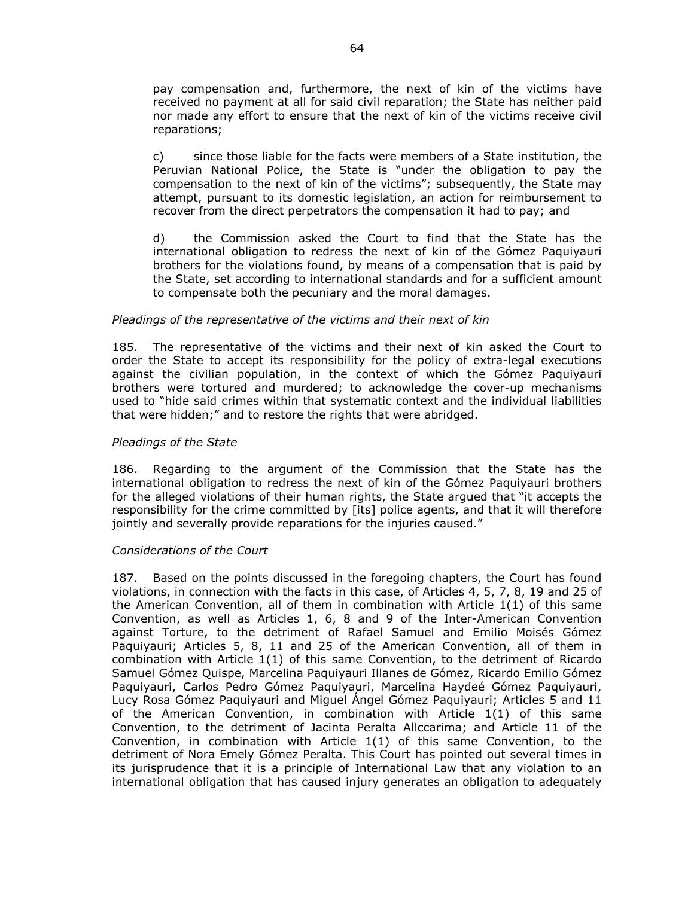pay compensation and, furthermore, the next of kin of the victims have received no payment at all for said civil reparation; the State has neither paid nor made any effort to ensure that the next of kin of the victims receive civil reparations;

c) since those liable for the facts were members of a State institution, the Peruvian National Police, the State is "under the obligation to pay the compensation to the next of kin of the victims"; subsequently, the State may attempt, pursuant to its domestic legislation, an action for reimbursement to recover from the direct perpetrators the compensation it had to pay; and

d) the Commission asked the Court to find that the State has the international obligation to redress the next of kin of the Gómez Paquiyauri brothers for the violations found, by means of a compensation that is paid by the State, set according to international standards and for a sufficient amount to compensate both the pecuniary and the moral damages.

*Pleadings of the representative of the victims and their next of kin*

185. The representative of the victims and their next of kin asked the Court to order the State to accept its responsibility for the policy of extra-legal executions against the civilian population, in the context of which the Gómez Paquiyauri brothers were tortured and murdered; to acknowledge the cover-up mechanisms used to "hide said crimes within that systematic context and the individual liabilities that were hidden;" and to restore the rights that were abridged.

*Pleadings of the State*

186. Regarding to the argument of the Commission that the State has the international obligation to redress the next of kin of the Gómez Paquiyauri brothers for the alleged violations of their human rights, the State argued that "it accepts the responsibility for the crime committed by [its] police agents, and that it will therefore jointly and severally provide reparations for the injuries caused."

*Considerations of the Court*

187. Based on the points discussed in the foregoing chapters, the Court has found violations, in connection with the facts in this case, of Articles 4, 5, 7, 8, 19 and 25 of the American Convention, all of them in combination with Article 1(1) of this same Convention, as well as Articles 1, 6, 8 and 9 of the Inter-American Convention against Torture, to the detriment of Rafael Samuel and Emilio Moisés Gómez Paquiyauri; Articles 5, 8, 11 and 25 of the American Convention, all of them in combination with Article 1(1) of this same Convention, to the detriment of Ricardo Samuel Gómez Quispe, Marcelina Paquiyauri Illanes de Gómez, Ricardo Emilio Gómez Paquiyauri, Carlos Pedro Gómez Paquiyauri, Marcelina Haydeé Gómez Paquiyauri, Lucy Rosa Gómez Paquiyauri and Miguel Ángel Gómez Paquiyauri; Articles 5 and 11 of the American Convention, in combination with Article 1(1) of this same Convention, to the detriment of Jacinta Peralta Allccarima; and Article 11 of the Convention, in combination with Article 1(1) of this same Convention, to the detriment of Nora Emely Gómez Peralta. This Court has pointed out several times in its jurisprudence that it is a principle of International Law that any violation to an international obligation that has caused injury generates an obligation to adequately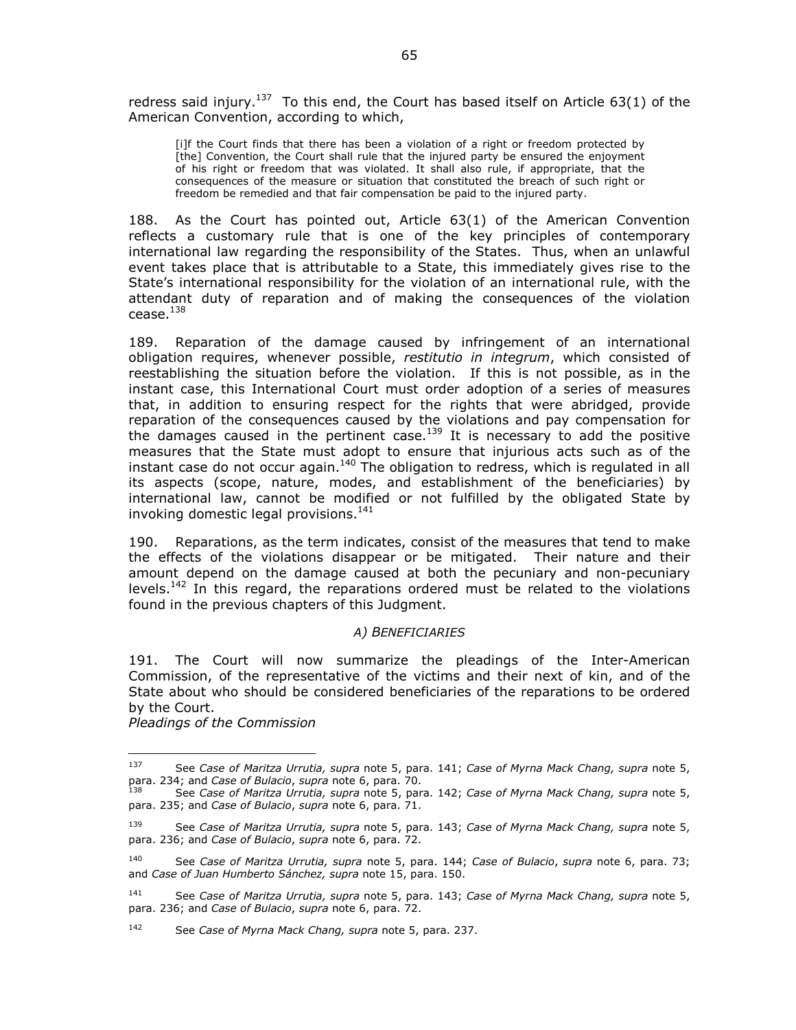redress said injury.[137] To this end, the Court has based itself on Article 63(1) of the American Convention, according to which,

> [i]f the Court finds that there has been a violation of a right or freedom protected by [the] Convention, the Court shall rule that the injured party be ensured the enjoyment of his right or freedom that was violated. It shall also rule, if appropriate, that the consequences of the measure or situation that constituted the breach of such right or freedom be remedied and that fair compensation be paid to the injured party.

188. As the Court has pointed out, Article 63(1) of the American Convention reflects a customary rule that is one of the key principles of contemporary international law regarding the responsibility of the States. Thus, when an unlawful event takes place that is attributable to a State, this immediately gives rise to the State's international responsibility for the violation of an international rule, with the attendant duty of reparation and of making the consequences of the violation cease.[138]

189. Reparation of the damage caused by infringement of an international obligation requires, whenever possible, *restitutio in integrum*, which consisted of reestablishing the situation before the violation. If this is not possible, as in the instant case, this International Court must order adoption of a series of measures that, in addition to ensuring respect for the rights that were abridged, provide reparation of the consequences caused by the violations and pay compensation for the damages caused in the pertinent case.[139] It is necessary to add the positive measures that the State must adopt to ensure that injurious acts such as of the instant case do not occur again.[140] The obligation to redress, which is regulated in all its aspects (scope, nature, modes, and establishment of the beneficiaries) by international law, cannot be modified or not fulfilled by the obligated State by invoking domestic legal provisions.[141]

190. Reparations, as the term indicates, consist of the measures that tend to make the effects of the violations disappear or be mitigated. Their nature and their amount depend on the damage caused at both the pecuniary and non-pecuniary levels.[142] In this regard, the reparations ordered must be related to the violations found in the previous chapters of this Judgment.

### *A) BENEFICIARIES*

191. The Court will now summarize the pleadings of the Inter-American Commission, of the representative of the victims and their next of kin, and of the State about who should be considered beneficiaries of the reparations to be ordered by the Court.

*Pleadings of the Commission*

---

[137] See *Case of Maritza Urrutia, supra* note 5, para. 141; *Case of Myrna Mack Chang, supra* note 5, para. 234; and *Case of Bulacio*, *supra* note 6, para. 70.

[138] See *Case of Maritza Urrutia, supra* note 5, para. 142; *Case of Myrna Mack Chang, supra* note 5, para. 235; and *Case of Bulacio*, *supra* note 6, para. 71.

[139] See *Case of Maritza Urrutia, supra* note 5, para. 143; *Case of Myrna Mack Chang, supra* note 5, para. 236; and *Case of Bulacio*, *supra* note 6, para. 72.

[140] See *Case of Maritza Urrutia, supra* note 5, para. 144; *Case of Bulacio*, *supra* note 6, para. 73; and *Case of Juan Humberto Sánchez, supra* note 15, para. 150.

[141] See *Case of Maritza Urrutia, supra* note 5, para. 143; *Case of Myrna Mack Chang, supra* note 5, para. 236; and *Case of Bulacio*, *supra* note 6, para. 72.

[142] See *Case of Myrna Mack Chang, supra* note 5, para. 237.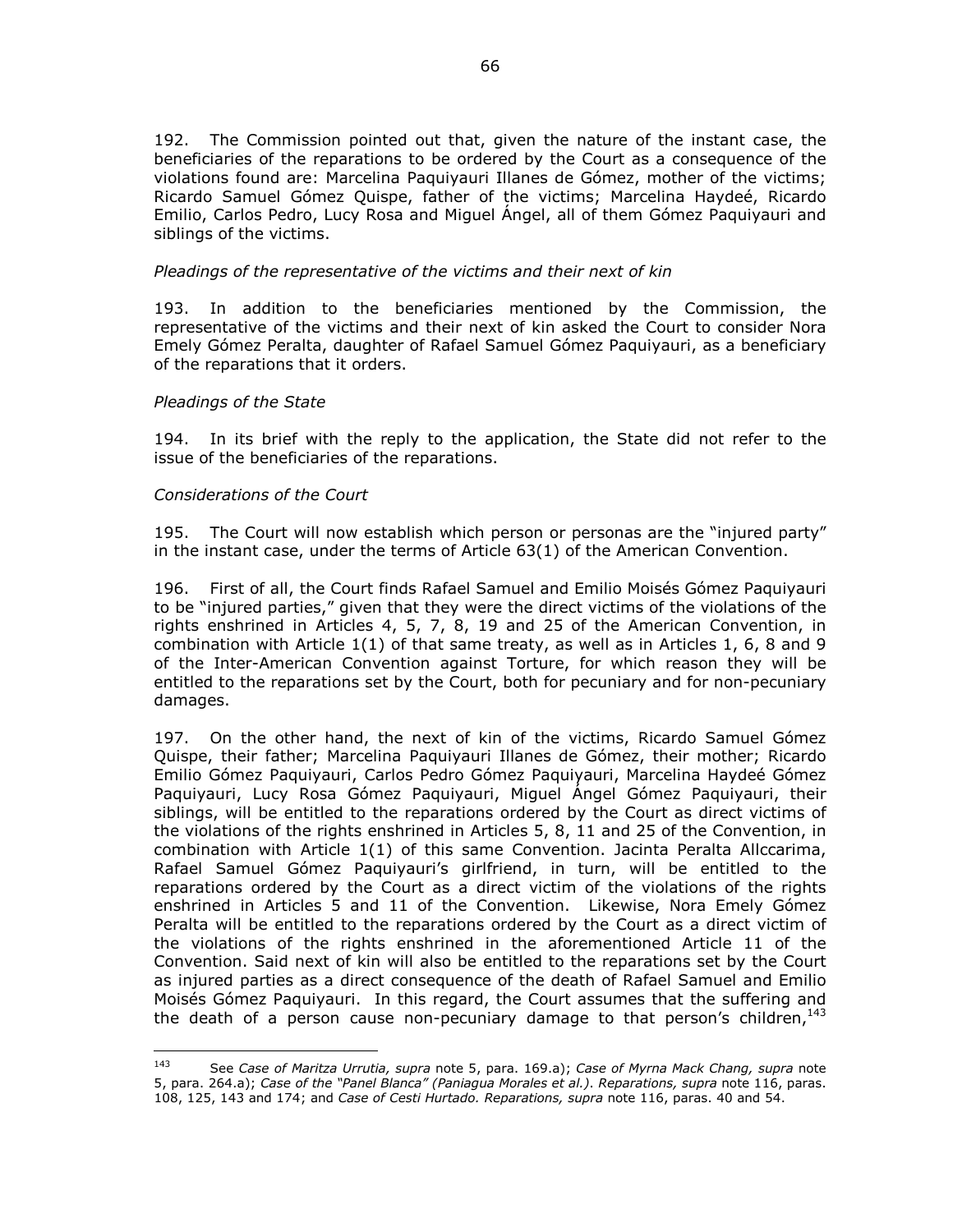192. The Commission pointed out that, given the nature of the instant case, the beneficiaries of the reparations to be ordered by the Court as a consequence of the violations found are: Marcelina Paquiyauri Illanes de Gómez, mother of the victims; Ricardo Samuel Gómez Quispe, father of the victims; Marcelina Haydeé, Ricardo Emilio, Carlos Pedro, Lucy Rosa and Miguel Ángel, all of them Gómez Paquiyauri and siblings of the victims.

*Pleadings of the representative of the victims and their next of kin*

193. In addition to the beneficiaries mentioned by the Commission, the representative of the victims and their next of kin asked the Court to consider Nora Emely Gómez Peralta, daughter of Rafael Samuel Gómez Paquiyauri, as a beneficiary of the reparations that it orders.

*Pleadings of the State*

194. In its brief with the reply to the application, the State did not refer to the issue of the beneficiaries of the reparations.

*Considerations of the Court*

195. The Court will now establish which person or personas are the "injured party" in the instant case, under the terms of Article 63(1) of the American Convention.

196. First of all, the Court finds Rafael Samuel and Emilio Moisés Gómez Paquiyauri to be "injured parties," given that they were the direct victims of the violations of the rights enshrined in Articles 4, 5, 7, 8, 19 and 25 of the American Convention, in combination with Article 1(1) of that same treaty, as well as in Articles 1, 6, 8 and 9 of the Inter-American Convention against Torture, for which reason they will be entitled to the reparations set by the Court, both for pecuniary and for non-pecuniary damages.

197. On the other hand, the next of kin of the victims, Ricardo Samuel Gómez Quispe, their father; Marcelina Paquiyauri Illanes de Gómez, their mother; Ricardo Emilio Gómez Paquiyauri, Carlos Pedro Gómez Paquiyauri, Marcelina Haydeé Gómez Paquiyauri, Lucy Rosa Gómez Paquiyauri, Miguel Ángel Gómez Paquiyauri, their siblings, will be entitled to the reparations ordered by the Court as direct victims of the violations of the rights enshrined in Articles 5, 8, 11 and 25 of the Convention, in combination with Article 1(1) of this same Convention. Jacinta Peralta Allccarima, Rafael Samuel Gómez Paquiyauri's girlfriend, in turn, will be entitled to the reparations ordered by the Court as a direct victim of the violations of the rights enshrined in Articles 5 and 11 of the Convention. Likewise, Nora Emely Gómez Peralta will be entitled to the reparations ordered by the Court as a direct victim of the violations of the rights enshrined in the aforementioned Article 11 of the Convention. Said next of kin will also be entitled to the reparations set by the Court as injured parties as a direct consequence of the death of Rafael Samuel and Emilio Moisés Gómez Paquiyauri. In this regard, the Court assumes that the suffering and the death of a person cause non-pecuniary damage to that person's children,[143]

---

[143] See *Case of Maritza Urrutia, supra* note 5, para. 169.a); *Case of Myrna Mack Chang, supra* note 5, para. 264.a); *Case of the "Panel Blanca" (Paniagua Morales et al.). Reparations, supra* note 116, paras. 108, 125, 143 and 174; and *Case of Cesti Hurtado. Reparations, supra* note 116, paras. 40 and 54.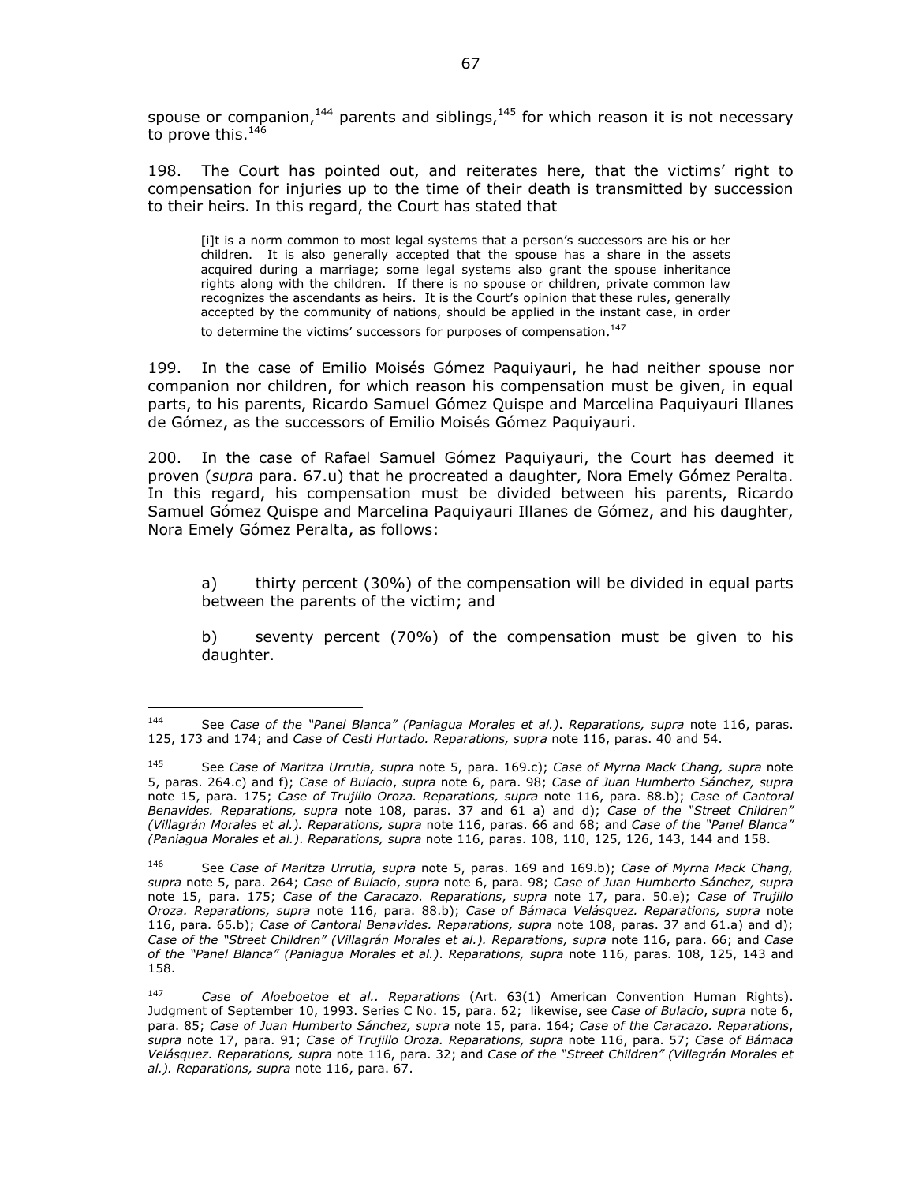spouse or companion,[144] parents and siblings,[145] for which reason it is not necessary to prove this.[146]

198. The Court has pointed out, and reiterates here, that the victims' right to compensation for injuries up to the time of their death is transmitted by succession to their heirs. In this regard, the Court has stated that

> [i]t is a norm common to most legal systems that a person's successors are his or her children. It is also generally accepted that the spouse has a share in the assets acquired during a marriage; some legal systems also grant the spouse inheritance rights along with the children. If there is no spouse or children, private common law recognizes the ascendants as heirs. It is the Court's opinion that these rules, generally accepted by the community of nations, should be applied in the instant case, in order to determine the victims' successors for purposes of compensation.[147]

199. In the case of Emilio Moisés Gómez Paquiyauri, he had neither spouse nor companion nor children, for which reason his compensation must be given, in equal parts, to his parents, Ricardo Samuel Gómez Quispe and Marcelina Paquiyauri Illanes de Gómez, as the successors of Emilio Moisés Gómez Paquiyauri.

200. In the case of Rafael Samuel Gómez Paquiyauri, the Court has deemed it proven (*supra* para. 67.u) that he procreated a daughter, Nora Emely Gómez Peralta. In this regard, his compensation must be divided between his parents, Ricardo Samuel Gómez Quispe and Marcelina Paquiyauri Illanes de Gómez, and his daughter, Nora Emely Gómez Peralta, as follows:

a) thirty percent (30%) of the compensation will be divided in equal parts between the parents of the victim; and

b) seventy percent (70%) of the compensation must be given to his daughter.

---

[144] See *Case of the "Panel Blanca" (Paniagua Morales et al.). Reparations, supra* note 116, paras. 125, 173 and 174; and *Case of Cesti Hurtado. Reparations, supra* note 116, paras. 40 and 54.

[145] See *Case of Maritza Urrutia, supra* note 5, para. 169.c); *Case of Myrna Mack Chang, supra* note 5, paras. 264.c) and f); *Case of Bulacio*, *supra* note 6, para. 98; *Case of Juan Humberto Sánchez, supra* note 15, para. 175; *Case of Trujillo Oroza. Reparations, supra* note 116, para. 88.b); *Case of Cantoral Benavides. Reparations, supra* note 108, paras. 37 and 61 a) and d); *Case of the "Street Children" (Villagrán Morales et al.). Reparations, supra* note 116, paras. 66 and 68; and *Case of the "Panel Blanca" (Paniagua Morales et al.). Reparations, supra* note 116, paras. 108, 110, 125, 126, 143, 144 and 158.

[146] See *Case of Maritza Urrutia, supra* note 5, paras. 169 and 169.b); *Case of Myrna Mack Chang, supra* note 5, para. 264; *Case of Bulacio*, *supra* note 6, para. 98; *Case of Juan Humberto Sánchez, supra* note 15, para. 175; *Case of the Caracazo. Reparations*, *supra* note 17, para. 50.e); *Case of Trujillo Oroza. Reparations, supra* note 116, para. 88.b); *Case of Bámaca Velásquez. Reparations, supra* note 116, para. 65.b); *Case of Cantoral Benavides. Reparations, supra* note 108, paras. 37 and 61.a) and d); *Case of the "Street Children" (Villagrán Morales et al.). Reparations, supra* note 116, para. 66; and *Case of the "Panel Blanca" (Paniagua Morales et al.). Reparations, supra* note 116, paras. 108, 125, 143 and 158.

[147] *Case of Aloeboetoe et al.. Reparations* (Art. 63(1) American Convention Human Rights). Judgment of September 10, 1993. Series C No. 15, para. 62; likewise, see *Case of Bulacio*, *supra* note 6, para. 85; *Case of Juan Humberto Sánchez, supra* note 15, para. 164; *Case of the Caracazo. Reparations*, *supra* note 17, para. 91; *Case of Trujillo Oroza. Reparations, supra* note 116, para. 57; *Case of Bámaca Velásquez. Reparations, supra* note 116, para. 32; and *Case of the "Street Children" (Villagrán Morales et al.). Reparations, supra* note 116, para. 67.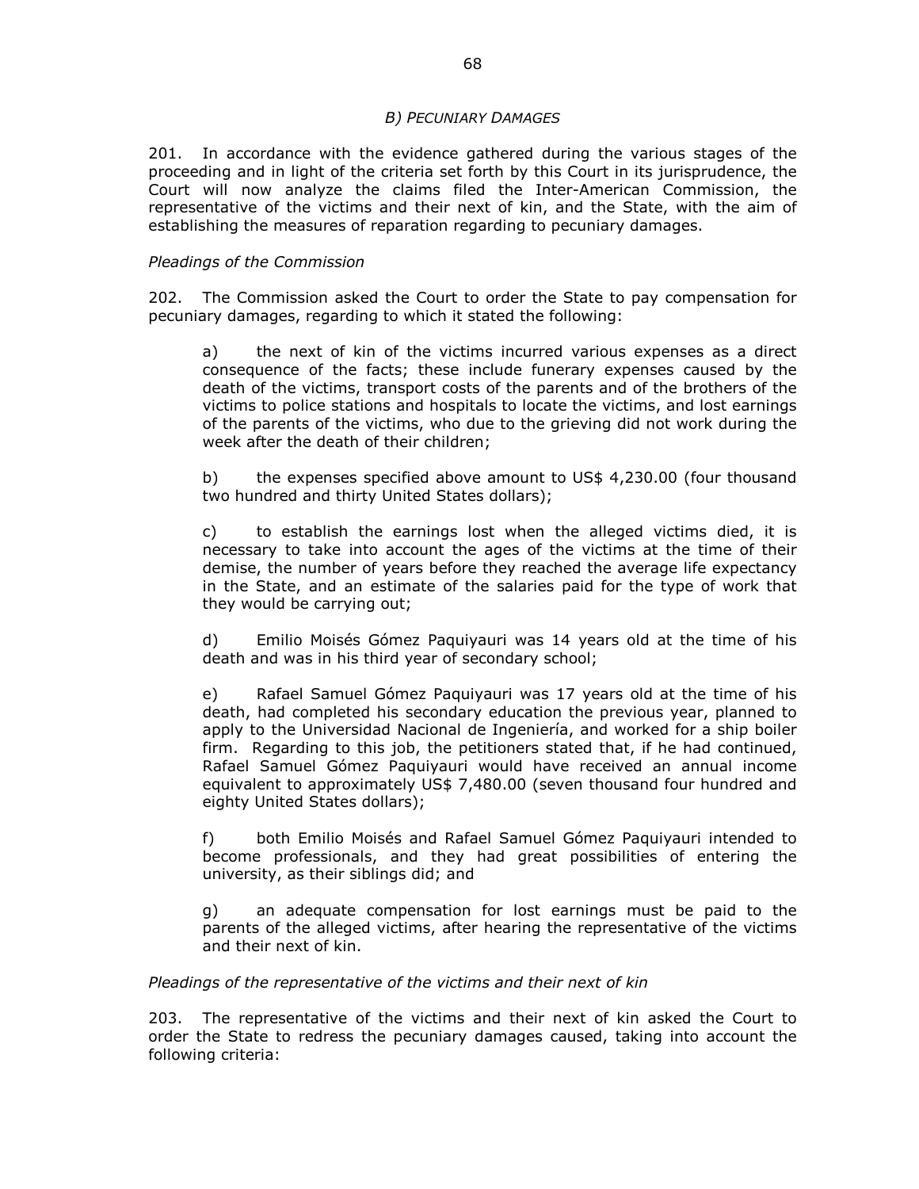### *B) PECUNIARY DAMAGES*

201. In accordance with the evidence gathered during the various stages of the proceeding and in light of the criteria set forth by this Court in its jurisprudence, the Court will now analyze the claims filed the Inter-American Commission, the representative of the victims and their next of kin, and the State, with the aim of establishing the measures of reparation regarding to pecuniary damages.

*Pleadings of the Commission*

202. The Commission asked the Court to order the State to pay compensation for pecuniary damages, regarding to which it stated the following:

> a) the next of kin of the victims incurred various expenses as a direct consequence of the facts; these include funerary expenses caused by the death of the victims, transport costs of the parents and of the brothers of the victims to police stations and hospitals to locate the victims, and lost earnings of the parents of the victims, who due to the grieving did not work during the week after the death of their children;
>
> b) the expenses specified above amount to US$ 4,230.00 (four thousand two hundred and thirty United States dollars);
>
> c) to establish the earnings lost when the alleged victims died, it is necessary to take into account the ages of the victims at the time of their demise, the number of years before they reached the average life expectancy in the State, and an estimate of the salaries paid for the type of work that they would be carrying out;
>
> d) Emilio Moisés Gómez Paquiyauri was 14 years old at the time of his death and was in his third year of secondary school;
>
> e) Rafael Samuel Gómez Paquiyauri was 17 years old at the time of his death, had completed his secondary education the previous year, planned to apply to the Universidad Nacional de Ingeniería, and worked for a ship boiler firm. Regarding to this job, the petitioners stated that, if he had continued, Rafael Samuel Gómez Paquiyauri would have received an annual income equivalent to approximately US$ 7,480.00 (seven thousand four hundred and eighty United States dollars);
>
> f) both Emilio Moisés and Rafael Samuel Gómez Paquiyauri intended to become professionals, and they had great possibilities of entering the university, as their siblings did; and
>
> g) an adequate compensation for lost earnings must be paid to the parents of the alleged victims, after hearing the representative of the victims and their next of kin.

*Pleadings of the representative of the victims and their next of kin*

203. The representative of the victims and their next of kin asked the Court to order the State to redress the pecuniary damages caused, taking into account the following criteria: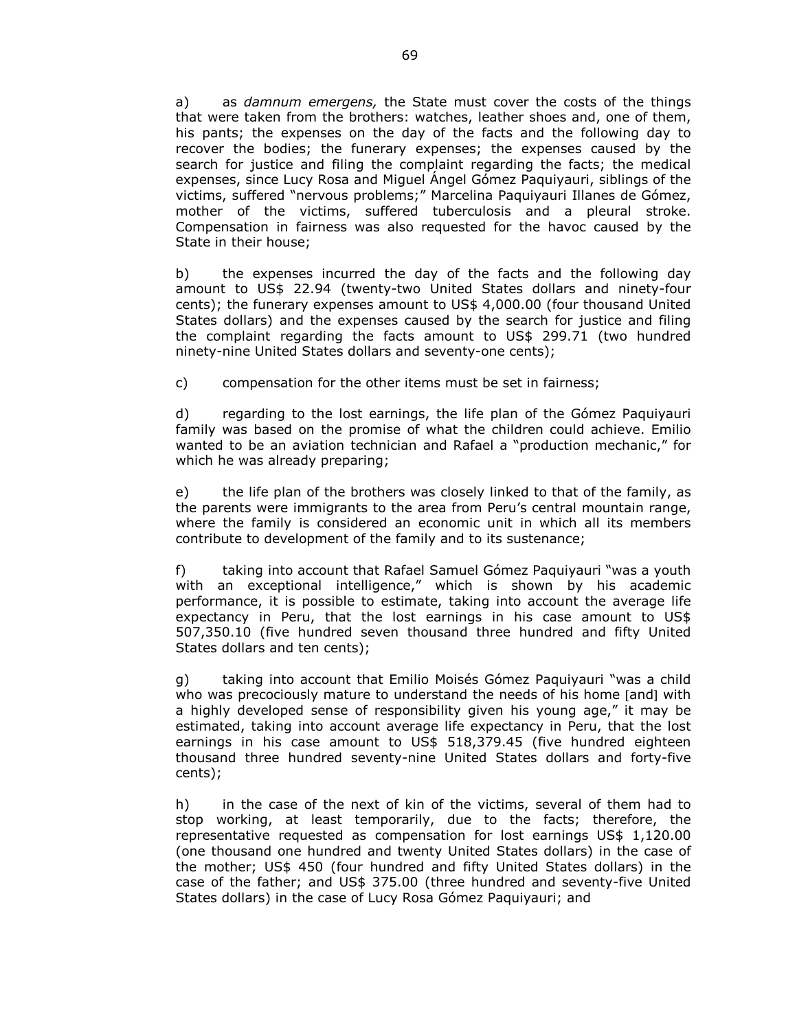a) as *damnum emergens,* the State must cover the costs of the things that were taken from the brothers: watches, leather shoes and, one of them, his pants; the expenses on the day of the facts and the following day to recover the bodies; the funerary expenses; the expenses caused by the search for justice and filing the complaint regarding the facts; the medical expenses, since Lucy Rosa and Miguel Ángel Gómez Paquiyauri, siblings of the victims, suffered "nervous problems;" Marcelina Paquiyauri Illanes de Gómez, mother of the victims, suffered tuberculosis and a pleural stroke. Compensation in fairness was also requested for the havoc caused by the State in their house;

b) the expenses incurred the day of the facts and the following day amount to US$ 22.94 (twenty-two United States dollars and ninety-four cents); the funerary expenses amount to US$ 4,000.00 (four thousand United States dollars) and the expenses caused by the search for justice and filing the complaint regarding the facts amount to US$ 299.71 (two hundred ninety-nine United States dollars and seventy-one cents);

c) compensation for the other items must be set in fairness;

d) regarding to the lost earnings, the life plan of the Gómez Paquiyauri family was based on the promise of what the children could achieve. Emilio wanted to be an aviation technician and Rafael a "production mechanic," for which he was already preparing;

e) the life plan of the brothers was closely linked to that of the family, as the parents were immigrants to the area from Peru's central mountain range, where the family is considered an economic unit in which all its members contribute to development of the family and to its sustenance;

f) taking into account that Rafael Samuel Gómez Paquiyauri "was a youth with an exceptional intelligence," which is shown by his academic performance, it is possible to estimate, taking into account the average life expectancy in Peru, that the lost earnings in his case amount to US$ 507,350.10 (five hundred seven thousand three hundred and fifty United States dollars and ten cents);

g) taking into account that Emilio Moisés Gómez Paquiyauri "was a child who was precociously mature to understand the needs of his home [and] with a highly developed sense of responsibility given his young age," it may be estimated, taking into account average life expectancy in Peru, that the lost earnings in his case amount to US$ 518,379.45 (five hundred eighteen thousand three hundred seventy-nine United States dollars and forty-five cents);

h) in the case of the next of kin of the victims, several of them had to stop working, at least temporarily, due to the facts; therefore, the representative requested as compensation for lost earnings US$ 1,120.00 (one thousand one hundred and twenty United States dollars) in the case of the mother; US$ 450 (four hundred and fifty United States dollars) in the case of the father; and US$ 375.00 (three hundred and seventy-five United States dollars) in the case of Lucy Rosa Gómez Paquiyauri; and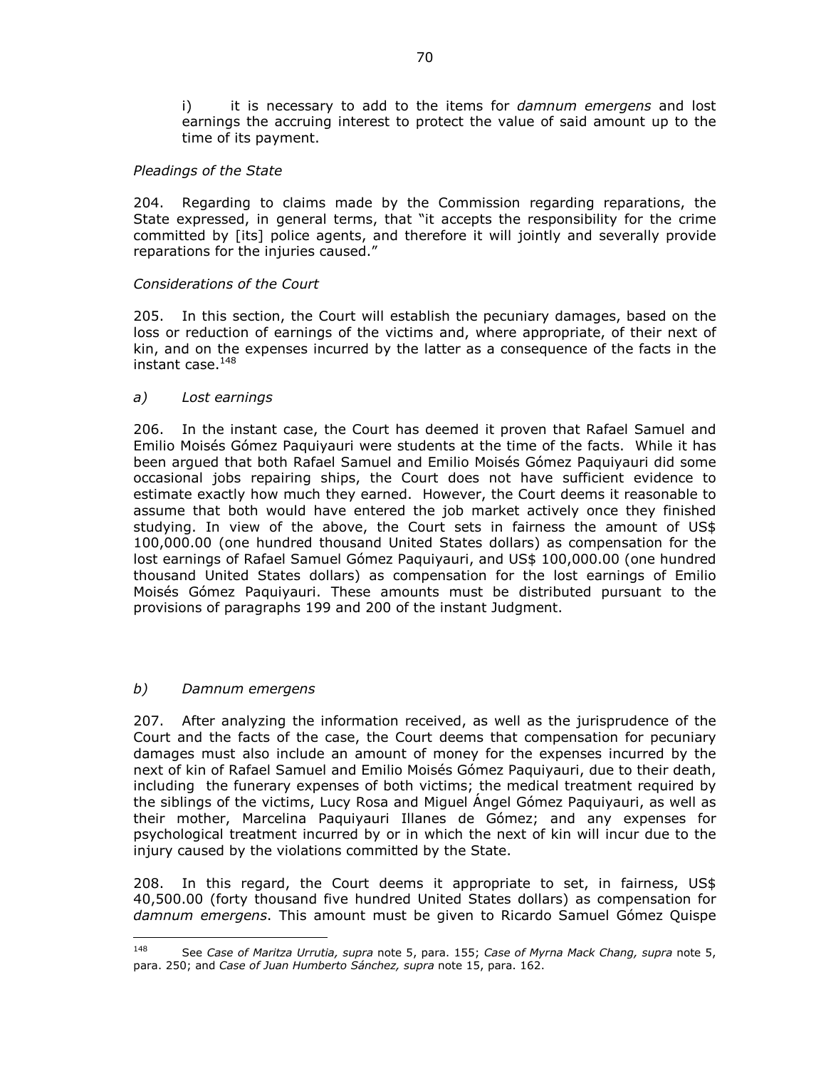i) it is necessary to add to the items for *damnum emergens* and lost earnings the accruing interest to protect the value of said amount up to the time of its payment.

*Pleadings of the State*

204. Regarding to claims made by the Commission regarding reparations, the State expressed, in general terms, that "it accepts the responsibility for the crime committed by [its] police agents, and therefore it will jointly and severally provide reparations for the injuries caused."

*Considerations of the Court*

205. In this section, the Court will establish the pecuniary damages, based on the loss or reduction of earnings of the victims and, where appropriate, of their next of kin, and on the expenses incurred by the latter as a consequence of the facts in the instant case.[148]

*a) Lost earnings*

206. In the instant case, the Court has deemed it proven that Rafael Samuel and Emilio Moisés Gómez Paquiyauri were students at the time of the facts. While it has been argued that both Rafael Samuel and Emilio Moisés Gómez Paquiyauri did some occasional jobs repairing ships, the Court does not have sufficient evidence to estimate exactly how much they earned. However, the Court deems it reasonable to assume that both would have entered the job market actively once they finished studying. In view of the above, the Court sets in fairness the amount of US$ 100,000.00 (one hundred thousand United States dollars) as compensation for the lost earnings of Rafael Samuel Gómez Paquiyauri, and US$ 100,000.00 (one hundred thousand United States dollars) as compensation for the lost earnings of Emilio Moisés Gómez Paquiyauri. These amounts must be distributed pursuant to the provisions of paragraphs 199 and 200 of the instant Judgment.

*b) Damnum emergens*

207. After analyzing the information received, as well as the jurisprudence of the Court and the facts of the case, the Court deems that compensation for pecuniary damages must also include an amount of money for the expenses incurred by the next of kin of Rafael Samuel and Emilio Moisés Gómez Paquiyauri, due to their death, including the funerary expenses of both victims; the medical treatment required by the siblings of the victims, Lucy Rosa and Miguel Ángel Gómez Paquiyauri, as well as their mother, Marcelina Paquiyauri Illanes de Gómez; and any expenses for psychological treatment incurred by or in which the next of kin will incur due to the injury caused by the violations committed by the State.

208. In this regard, the Court deems it appropriate to set, in fairness, US$ 40,500.00 (forty thousand five hundred United States dollars) as compensation for *damnum emergens*. This amount must be given to Ricardo Samuel Gómez Quispe

---

[148] See *Case of Maritza Urrutia, supra* note 5, para. 155; *Case of Myrna Mack Chang, supra* note 5, para. 250; and *Case of Juan Humberto Sánchez, supra* note 15, para. 162.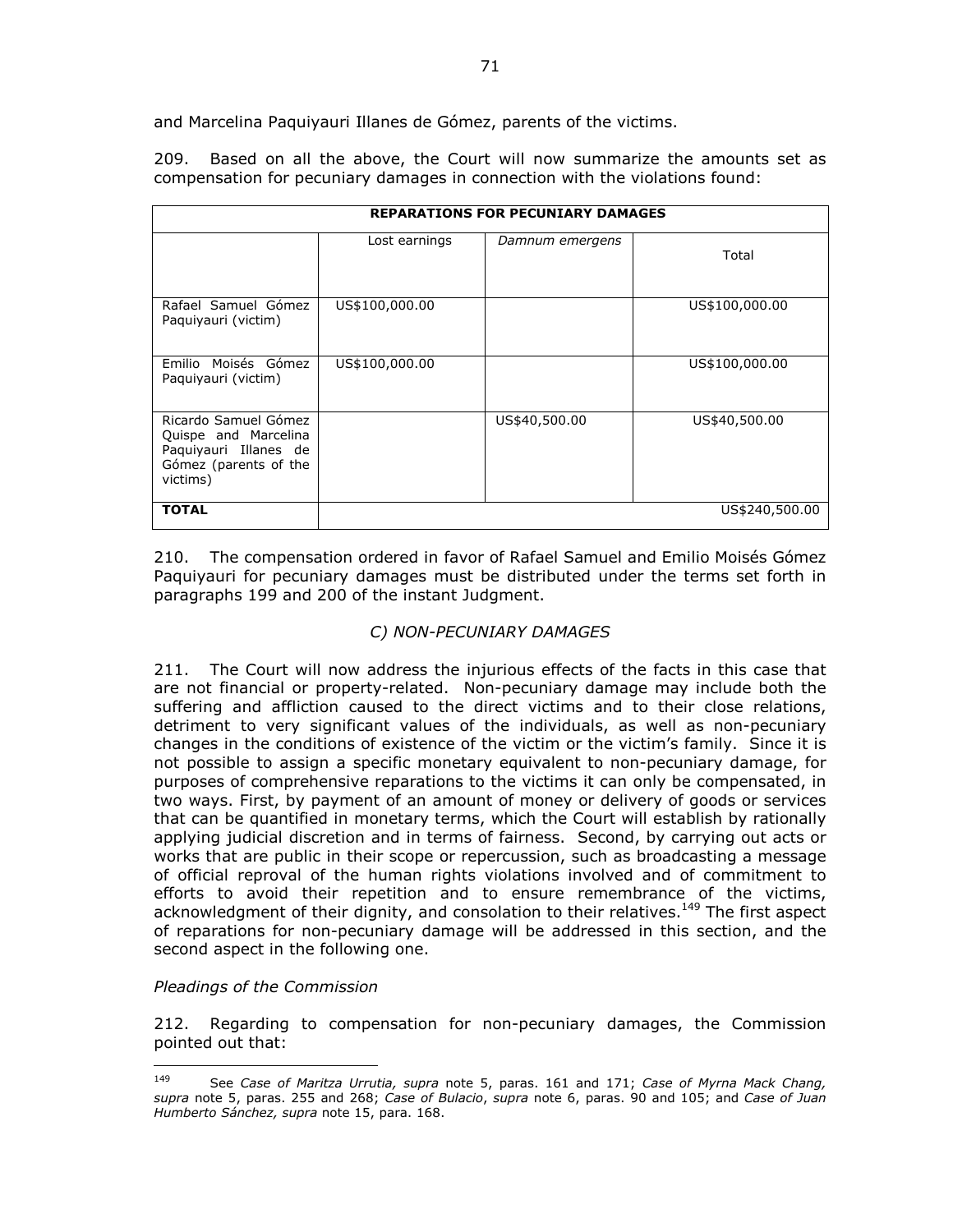and Marcelina Paquiyauri Illanes de Gómez, parents of the victims.

209. Based on all the above, the Court will now summarize the amounts set as compensation for pecuniary damages in connection with the violations found:

| **REPARATIONS FOR PECUNIARY DAMAGES** | | | |
|---|---|---|---|
| | Lost earnings | *Damnum emergens* | Total |
| Rafael Samuel Gómez Paquiyauri (victim) | US$100,000.00 | | US$100,000.00 |
| Emilio Moisés Gómez Paquiyauri (victim) | US$100,000.00 | | US$100,000.00 |
| Ricardo Samuel Gómez Quispe and Marcelina Paquiyauri Illanes de Gómez (parents of the victims) | | US$40,500.00 | US$40,500.00 |
| **TOTAL** | | | US$240,500.00 |

210. The compensation ordered in favor of Rafael Samuel and Emilio Moisés Gómez Paquiyauri for pecuniary damages must be distributed under the terms set forth in paragraphs 199 and 200 of the instant Judgment.

### *C) NON-PECUNIARY DAMAGES*

211. The Court will now address the injurious effects of the facts in this case that are not financial or property-related. Non-pecuniary damage may include both the suffering and affliction caused to the direct victims and to their close relations, detriment to very significant values of the individuals, as well as non-pecuniary changes in the conditions of existence of the victim or the victim's family. Since it is not possible to assign a specific monetary equivalent to non-pecuniary damage, for purposes of comprehensive reparations to the victims it can only be compensated, in two ways. First, by payment of an amount of money or delivery of goods or services that can be quantified in monetary terms, which the Court will establish by rationally applying judicial discretion and in terms of fairness. Second, by carrying out acts or works that are public in their scope or repercussion, such as broadcasting a message of official reproval of the human rights violations involved and of commitment to efforts to avoid their repetition and to ensure remembrance of the victims, acknowledgment of their dignity, and consolation to their relatives.[149] The first aspect of reparations for non-pecuniary damage will be addressed in this section, and the second aspect in the following one.

*Pleadings of the Commission*

212. Regarding to compensation for non-pecuniary damages, the Commission pointed out that:

---

[149] See *Case of Maritza Urrutia, supra* note 5, paras. 161 and 171; *Case of Myrna Mack Chang, supra* note 5, paras. 255 and 268; *Case of Bulacio*, *supra* note 6, paras. 90 and 105; and *Case of Juan Humberto Sánchez, supra* note 15, para. 168.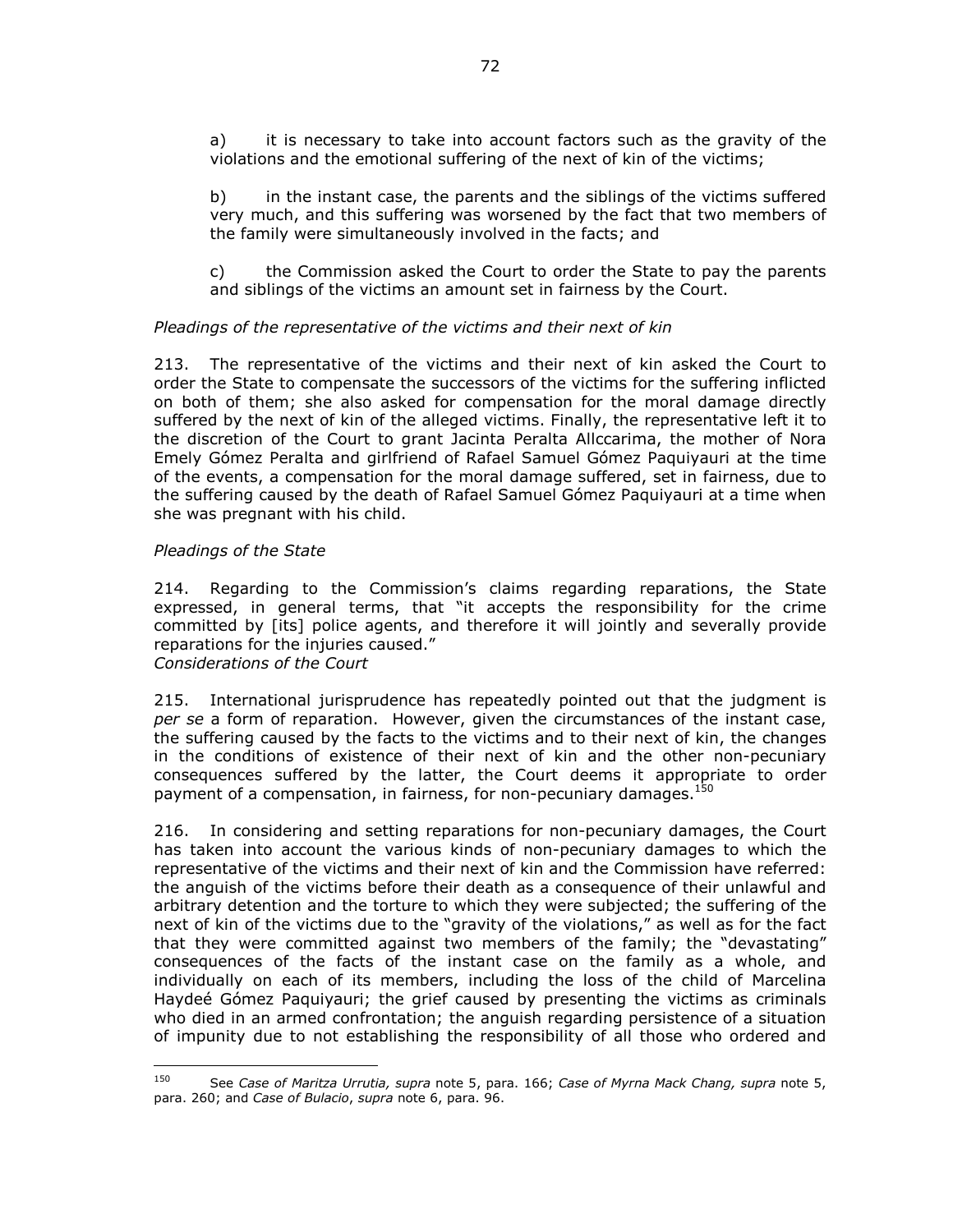a) it is necessary to take into account factors such as the gravity of the violations and the emotional suffering of the next of kin of the victims;

b) in the instant case, the parents and the siblings of the victims suffered very much, and this suffering was worsened by the fact that two members of the family were simultaneously involved in the facts; and

c) the Commission asked the Court to order the State to pay the parents and siblings of the victims an amount set in fairness by the Court.

*Pleadings of the representative of the victims and their next of kin*

213. The representative of the victims and their next of kin asked the Court to order the State to compensate the successors of the victims for the suffering inflicted on both of them; she also asked for compensation for the moral damage directly suffered by the next of kin of the alleged victims. Finally, the representative left it to the discretion of the Court to grant Jacinta Peralta Allccarima, the mother of Nora Emely Gómez Peralta and girlfriend of Rafael Samuel Gómez Paquiyauri at the time of the events, a compensation for the moral damage suffered, set in fairness, due to the suffering caused by the death of Rafael Samuel Gómez Paquiyauri at a time when she was pregnant with his child.

*Pleadings of the State*

214. Regarding to the Commission's claims regarding reparations, the State expressed, in general terms, that "it accepts the responsibility for the crime committed by [its] police agents, and therefore it will jointly and severally provide reparations for the injuries caused."

*Considerations of the Court*

215. International jurisprudence has repeatedly pointed out that the judgment is *per se* a form of reparation. However, given the circumstances of the instant case, the suffering caused by the facts to the victims and to their next of kin, the changes in the conditions of existence of their next of kin and the other non-pecuniary consequences suffered by the latter, the Court deems it appropriate to order payment of a compensation, in fairness, for non-pecuniary damages.[150]

216. In considering and setting reparations for non-pecuniary damages, the Court has taken into account the various kinds of non-pecuniary damages to which the representative of the victims and their next of kin and the Commission have referred: the anguish of the victims before their death as a consequence of their unlawful and arbitrary detention and the torture to which they were subjected; the suffering of the next of kin of the victims due to the "gravity of the violations," as well as for the fact that they were committed against two members of the family; the "devastating" consequences of the facts of the instant case on the family as a whole, and individually on each of its members, including the loss of the child of Marcelina Haydeé Gómez Paquiyauri; the grief caused by presenting the victims as criminals who died in an armed confrontation; the anguish regarding persistence of a situation of impunity due to not establishing the responsibility of all those who ordered and

---

[150] See *Case of Maritza Urrutia, supra* note 5, para. 166; *Case of Myrna Mack Chang, supra* note 5, para. 260; and *Case of Bulacio*, *supra* note 6, para. 96.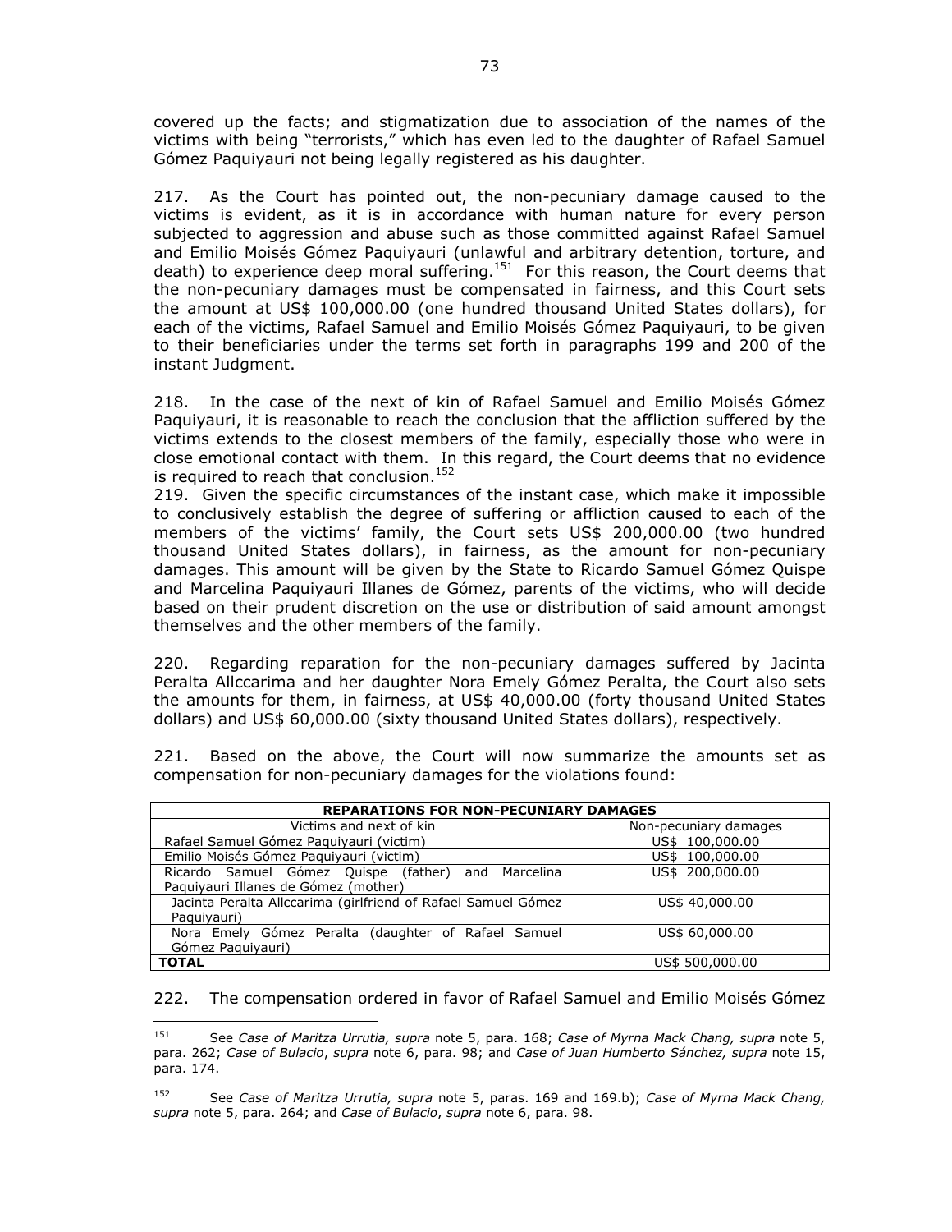covered up the facts; and stigmatization due to association of the names of the victims with being "terrorists," which has even led to the daughter of Rafael Samuel Gómez Paquiyauri not being legally registered as his daughter.

217. As the Court has pointed out, the non-pecuniary damage caused to the victims is evident, as it is in accordance with human nature for every person subjected to aggression and abuse such as those committed against Rafael Samuel and Emilio Moisés Gómez Paquiyauri (unlawful and arbitrary detention, torture, and death) to experience deep moral suffering.[151] For this reason, the Court deems that the non-pecuniary damages must be compensated in fairness, and this Court sets the amount at US$ 100,000.00 (one hundred thousand United States dollars), for each of the victims, Rafael Samuel and Emilio Moisés Gómez Paquiyauri, to be given to their beneficiaries under the terms set forth in paragraphs 199 and 200 of the instant Judgment.

218. In the case of the next of kin of Rafael Samuel and Emilio Moisés Gómez Paquiyauri, it is reasonable to reach the conclusion that the affliction suffered by the victims extends to the closest members of the family, especially those who were in close emotional contact with them. In this regard, the Court deems that no evidence is required to reach that conclusion.[152]

219. Given the specific circumstances of the instant case, which make it impossible to conclusively establish the degree of suffering or affliction caused to each of the members of the victims' family, the Court sets US$ 200,000.00 (two hundred thousand United States dollars), in fairness, as the amount for non-pecuniary damages. This amount will be given by the State to Ricardo Samuel Gómez Quispe and Marcelina Paquiyauri Illanes de Gómez, parents of the victims, who will decide based on their prudent discretion on the use or distribution of said amount amongst themselves and the other members of the family.

220. Regarding reparation for the non-pecuniary damages suffered by Jacinta Peralta Allccarima and her daughter Nora Emely Gómez Peralta, the Court also sets the amounts for them, in fairness, at US$ 40,000.00 (forty thousand United States dollars) and US$ 60,000.00 (sixty thousand United States dollars), respectively.

221. Based on the above, the Court will now summarize the amounts set as compensation for non-pecuniary damages for the violations found:

| **REPARATIONS FOR NON-PECUNIARY DAMAGES** | |
|---|---|
| Victims and next of kin | Non-pecuniary damages |
| Rafael Samuel Gómez Paquiyauri (victim) | US$ 100,000.00 |
| Emilio Moisés Gómez Paquiyauri (victim) | US$ 100,000.00 |
| Ricardo Samuel Gómez Quispe (father) and Marcelina Paquiyauri Illanes de Gómez (mother) | US$ 200,000.00 |
| Jacinta Peralta Allccarima (girlfriend of Rafael Samuel Gómez Paquiyauri) | US$ 40,000.00 |
| Nora Emely Gómez Peralta (daughter of Rafael Samuel Gómez Paquiyauri) | US$ 60,000.00 |
| **TOTAL** | US$ 500,000.00 |

222. The compensation ordered in favor of Rafael Samuel and Emilio Moisés Gómez

---

[151] See *Case of Maritza Urrutia, supra* note 5, para. 168; *Case of Myrna Mack Chang, supra* note 5, para. 262; *Case of Bulacio*, *supra* note 6, para. 98; and *Case of Juan Humberto Sánchez, supra* note 15, para. 174.

[152] See *Case of Maritza Urrutia, supra* note 5, paras. 169 and 169.b); *Case of Myrna Mack Chang, supra* note 5, para. 264; and *Case of Bulacio*, *supra* note 6, para. 98.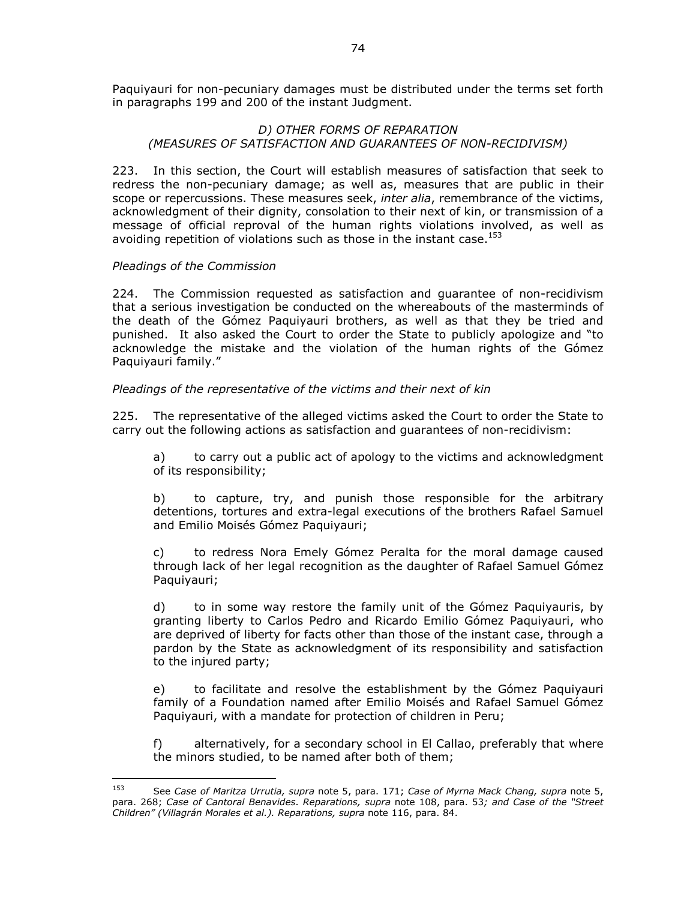Paquiyauri for non-pecuniary damages must be distributed under the terms set forth in paragraphs 199 and 200 of the instant Judgment.

### *D) OTHER FORMS OF REPARATION (MEASURES OF SATISFACTION AND GUARANTEES OF NON-RECIDIVISM)*

223. In this section, the Court will establish measures of satisfaction that seek to redress the non-pecuniary damage; as well as, measures that are public in their scope or repercussions. These measures seek, *inter alia*, remembrance of the victims, acknowledgment of their dignity, consolation to their next of kin, or transmission of a message of official reproval of the human rights violations involved, as well as avoiding repetition of violations such as those in the instant case.[153]

*Pleadings of the Commission*

224. The Commission requested as satisfaction and guarantee of non-recidivism that a serious investigation be conducted on the whereabouts of the masterminds of the death of the Gómez Paquiyauri brothers, as well as that they be tried and punished. It also asked the Court to order the State to publicly apologize and "to acknowledge the mistake and the violation of the human rights of the Gómez Paquiyauri family."

*Pleadings of the representative of the victims and their next of kin*

225. The representative of the alleged victims asked the Court to order the State to carry out the following actions as satisfaction and guarantees of non-recidivism:

a) to carry out a public act of apology to the victims and acknowledgment of its responsibility;

b) to capture, try, and punish those responsible for the arbitrary detentions, tortures and extra-legal executions of the brothers Rafael Samuel and Emilio Moisés Gómez Paquiyauri;

c) to redress Nora Emely Gómez Peralta for the moral damage caused through lack of her legal recognition as the daughter of Rafael Samuel Gómez Paquiyauri;

d) to in some way restore the family unit of the Gómez Paquiyauris, by granting liberty to Carlos Pedro and Ricardo Emilio Gómez Paquiyauri, who are deprived of liberty for facts other than those of the instant case, through a pardon by the State as acknowledgment of its responsibility and satisfaction to the injured party;

e) to facilitate and resolve the establishment by the Gómez Paquiyauri family of a Foundation named after Emilio Moisés and Rafael Samuel Gómez Paquiyauri, with a mandate for protection of children in Peru;

f) alternatively, for a secondary school in El Callao, preferably that where the minors studied, to be named after both of them;

---

[153] See *Case of Maritza Urrutia, supra* note 5, para. 171; *Case of Myrna Mack Chang, supra* note 5, para. 268; *Case of Cantoral Benavides*. *Reparations, supra* note 108, para. 53*; and Case of the "Street Children" (Villagrán Morales et al.). Reparations, supra* note 116, para. 84.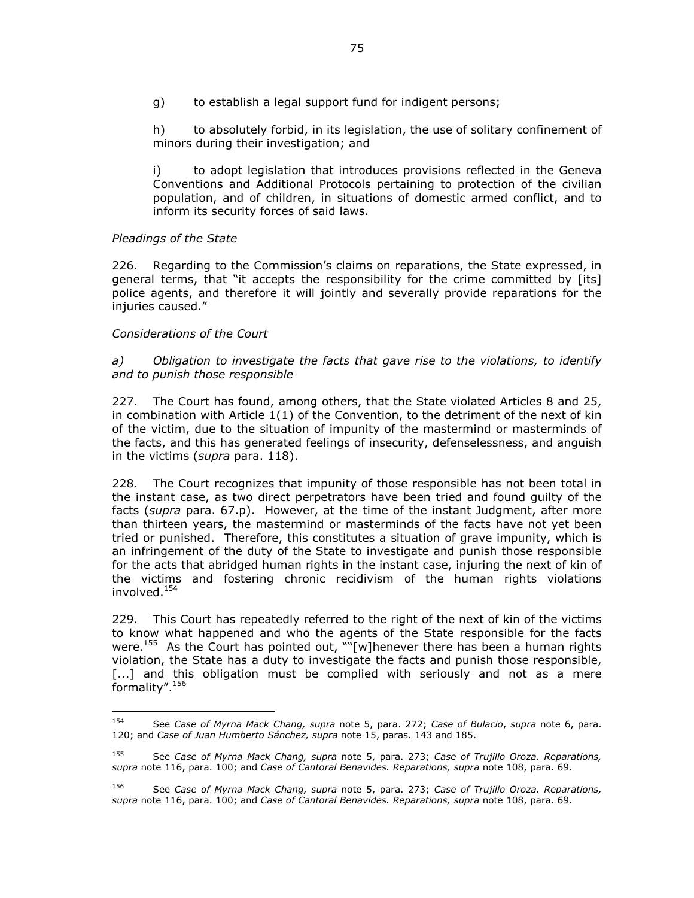g) to establish a legal support fund for indigent persons;

h) to absolutely forbid, in its legislation, the use of solitary confinement of minors during their investigation; and

i) to adopt legislation that introduces provisions reflected in the Geneva Conventions and Additional Protocols pertaining to protection of the civilian population, and of children, in situations of domestic armed conflict, and to inform its security forces of said laws.

*Pleadings of the State*

226. Regarding to the Commission's claims on reparations, the State expressed, in general terms, that "it accepts the responsibility for the crime committed by [its] police agents, and therefore it will jointly and severally provide reparations for the injuries caused."

*Considerations of the Court*

*a) Obligation to investigate the facts that gave rise to the violations, to identify and to punish those responsible*

227. The Court has found, among others, that the State violated Articles 8 and 25, in combination with Article 1(1) of the Convention, to the detriment of the next of kin of the victim, due to the situation of impunity of the mastermind or masterminds of the facts, and this has generated feelings of insecurity, defenselessness, and anguish in the victims (*supra* para. 118).

228. The Court recognizes that impunity of those responsible has not been total in the instant case, as two direct perpetrators have been tried and found guilty of the facts (*supra* para. 67.p). However, at the time of the instant Judgment, after more than thirteen years, the mastermind or masterminds of the facts have not yet been tried or punished. Therefore, this constitutes a situation of grave impunity, which is an infringement of the duty of the State to investigate and punish those responsible for the acts that abridged human rights in the instant case, injuring the next of kin of the victims and fostering chronic recidivism of the human rights violations involved.[154]

229. This Court has repeatedly referred to the right of the next of kin of the victims to know what happened and who the agents of the State responsible for the facts were.[155] As the Court has pointed out, ""[w]henever there has been a human rights violation, the State has a duty to investigate the facts and punish those responsible, [...] and this obligation must be complied with seriously and not as a mere formality".[156]

---

154 See *Case of Myrna Mack Chang, supra* note 5, para. 272; *Case of Bulacio*, *supra* note 6, para. 120; and *Case of Juan Humberto Sánchez, supra* note 15, paras. 143 and 185.

155 See *Case of Myrna Mack Chang, supra* note 5, para. 273; *Case of Trujillo Oroza. Reparations, supra* note 116, para. 100; and *Case of Cantoral Benavides. Reparations, supra* note 108, para. 69.

156 See *Case of Myrna Mack Chang, supra* note 5, para. 273; *Case of Trujillo Oroza. Reparations, supra* note 116, para. 100; and *Case of Cantoral Benavides. Reparations, supra* note 108, para. 69.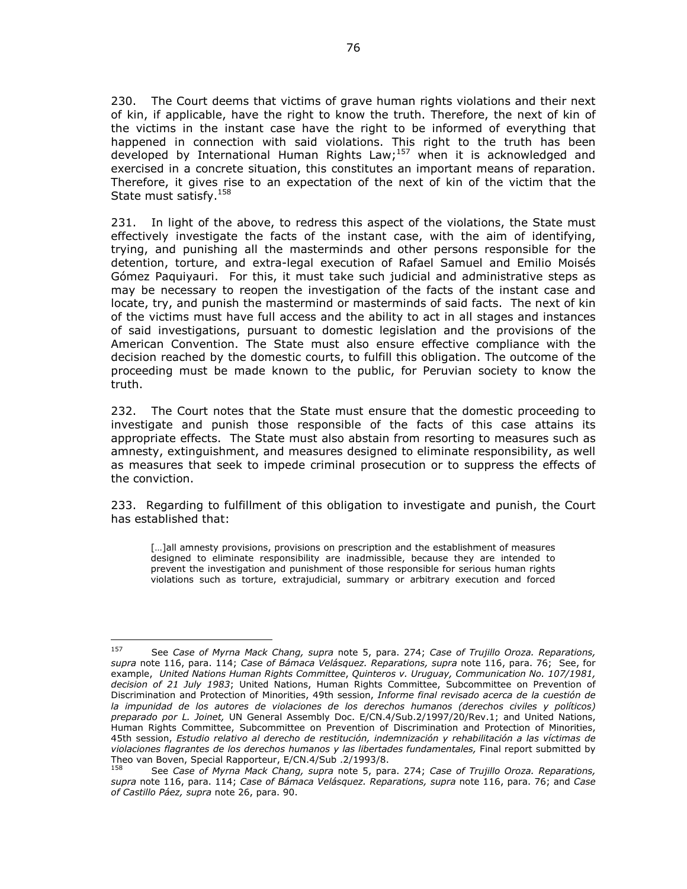230. The Court deems that victims of grave human rights violations and their next of kin, if applicable, have the right to know the truth. Therefore, the next of kin of the victims in the instant case have the right to be informed of everything that happened in connection with said violations. This right to the truth has been developed by International Human Rights Law;[157] when it is acknowledged and exercised in a concrete situation, this constitutes an important means of reparation. Therefore, it gives rise to an expectation of the next of kin of the victim that the State must satisfy.[158]

231. In light of the above, to redress this aspect of the violations, the State must effectively investigate the facts of the instant case, with the aim of identifying, trying, and punishing all the masterminds and other persons responsible for the detention, torture, and extra-legal execution of Rafael Samuel and Emilio Moisés Gómez Paquiyauri. For this, it must take such judicial and administrative steps as may be necessary to reopen the investigation of the facts of the instant case and locate, try, and punish the mastermind or masterminds of said facts. The next of kin of the victims must have full access and the ability to act in all stages and instances of said investigations, pursuant to domestic legislation and the provisions of the American Convention. The State must also ensure effective compliance with the decision reached by the domestic courts, to fulfill this obligation. The outcome of the proceeding must be made known to the public, for Peruvian society to know the truth.

232. The Court notes that the State must ensure that the domestic proceeding to investigate and punish those responsible of the facts of this case attains its appropriate effects. The State must also abstain from resorting to measures such as amnesty, extinguishment, and measures designed to eliminate responsibility, as well as measures that seek to impede criminal prosecution or to suppress the effects of the conviction.

233. Regarding to fulfillment of this obligation to investigate and punish, the Court has established that:

> […]all amnesty provisions, provisions on prescription and the establishment of measures designed to eliminate responsibility are inadmissible, because they are intended to prevent the investigation and punishment of those responsible for serious human rights violations such as torture, extrajudicial, summary or arbitrary execution and forced

---

[157] See *Case of Myrna Mack Chang, supra* note 5, para. 274; *Case of Trujillo Oroza. Reparations, supra* note 116, para. 114; *Case of Bámaca Velásquez. Reparations, supra* note 116, para. 76; See, for example, *United Nations Human Rights Committee*, *Quinteros v. Uruguay, Communication No. 107/1981, decision of 21 July 1983*; United Nations, Human Rights Committee, Subcommittee on Prevention of Discrimination and Protection of Minorities, 49th session, *Informe final revisado acerca de la cuestión de la impunidad de los autores de violaciones de los derechos humanos (derechos civiles y políticos) preparado por L. Joinet,* UN General Assembly Doc. E/CN.4/Sub.2/1997/20/Rev.1; and United Nations, Human Rights Committee, Subcommittee on Prevention of Discrimination and Protection of Minorities, 45th session, *Estudio relativo al derecho de restitución, indemnización y rehabilitación a las víctimas de violaciones flagrantes de los derechos humanos y las libertades fundamentales,* Final report submitted by Theo van Boven, Special Rapporteur, E/CN.4/Sub .2/1993/8.

[158] See *Case of Myrna Mack Chang, supra* note 5, para. 274; *Case of Trujillo Oroza. Reparations, supra* note 116, para. 114; *Case of Bámaca Velásquez. Reparations, supra* note 116, para. 76; and *Case of Castillo Páez, supra* note 26, para. 90.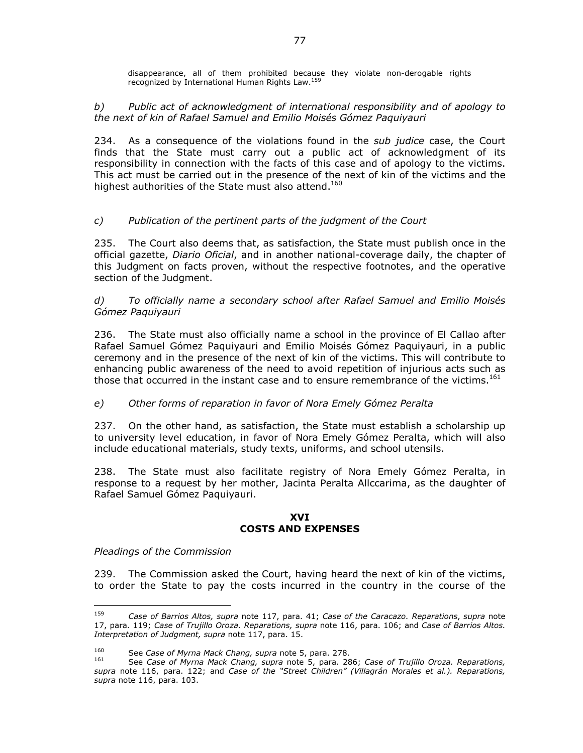> disappearance, all of them prohibited because they violate non-derogable rights recognized by International Human Rights Law.[159]

*b) Public act of acknowledgment of international responsibility and of apology to the next of kin of Rafael Samuel and Emilio Moisés Gómez Paquiyauri*

234. As a consequence of the violations found in the *sub judice* case, the Court finds that the State must carry out a public act of acknowledgment of its responsibility in connection with the facts of this case and of apology to the victims. This act must be carried out in the presence of the next of kin of the victims and the highest authorities of the State must also attend.[160]

*c) Publication of the pertinent parts of the judgment of the Court*

235. The Court also deems that, as satisfaction, the State must publish once in the official gazette, *Diario Oficial*, and in another national-coverage daily, the chapter of this Judgment on facts proven, without the respective footnotes, and the operative section of the Judgment.

*d) To officially name a secondary school after Rafael Samuel and Emilio Moisés Gómez Paquiyauri*

236. The State must also officially name a school in the province of El Callao after Rafael Samuel Gómez Paquiyauri and Emilio Moisés Gómez Paquiyauri, in a public ceremony and in the presence of the next of kin of the victims. This will contribute to enhancing public awareness of the need to avoid repetition of injurious acts such as those that occurred in the instant case and to ensure remembrance of the victims.[161]

*e) Other forms of reparation in favor of Nora Emely Gómez Peralta*

237. On the other hand, as satisfaction, the State must establish a scholarship up to university level education, in favor of Nora Emely Gómez Peralta, which will also include educational materials, study texts, uniforms, and school utensils.

238. The State must also facilitate registry of Nora Emely Gómez Peralta, in response to a request by her mother, Jacinta Peralta Allccarima, as the daughter of Rafael Samuel Gómez Paquiyauri.

## XVI
## COSTS AND EXPENSES

*Pleadings of the Commission*

239. The Commission asked the Court, having heard the next of kin of the victims, to order the State to pay the costs incurred in the country in the course of the

---

[159] *Case of Barrios Altos, supra* note 117, para. 41; *Case of the Caracazo. Reparations*, *supra* note 17, para. 119; *Case of Trujillo Oroza. Reparations, supra* note 116, para. 106; and *Case of Barrios Altos. Interpretation of Judgment, supra* note 117, para. 15.

[160] See *Case of Myrna Mack Chang, supra* note 5, para. 278.

[161] See *Case of Myrna Mack Chang, supra* note 5, para. 286; *Case of Trujillo Oroza. Reparations, supra* note 116, para. 122; and *Case of the "Street Children" (Villagrán Morales et al.). Reparations, supra* note 116, para. 103.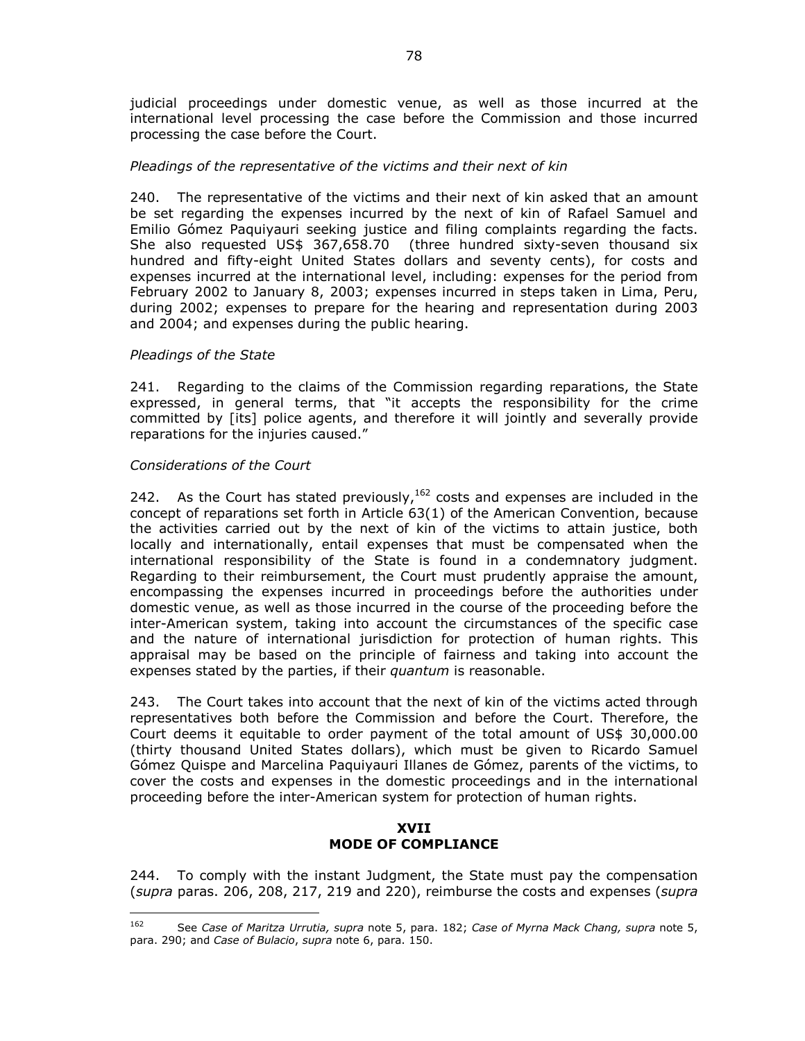judicial proceedings under domestic venue, as well as those incurred at the international level processing the case before the Commission and those incurred processing the case before the Court.

*Pleadings of the representative of the victims and their next of kin*

240. The representative of the victims and their next of kin asked that an amount be set regarding the expenses incurred by the next of kin of Rafael Samuel and Emilio Gómez Paquiyauri seeking justice and filing complaints regarding the facts. She also requested US$ 367,658.70 (three hundred sixty-seven thousand six hundred and fifty-eight United States dollars and seventy cents), for costs and expenses incurred at the international level, including: expenses for the period from February 2002 to January 8, 2003; expenses incurred in steps taken in Lima, Peru, during 2002; expenses to prepare for the hearing and representation during 2003 and 2004; and expenses during the public hearing.

*Pleadings of the State*

241. Regarding to the claims of the Commission regarding reparations, the State expressed, in general terms, that "it accepts the responsibility for the crime committed by [its] police agents, and therefore it will jointly and severally provide reparations for the injuries caused."

*Considerations of the Court*

242. As the Court has stated previously,[162] costs and expenses are included in the concept of reparations set forth in Article 63(1) of the American Convention, because the activities carried out by the next of kin of the victims to attain justice, both locally and internationally, entail expenses that must be compensated when the international responsibility of the State is found in a condemnatory judgment. Regarding to their reimbursement, the Court must prudently appraise the amount, encompassing the expenses incurred in proceedings before the authorities under domestic venue, as well as those incurred in the course of the proceeding before the inter-American system, taking into account the circumstances of the specific case and the nature of international jurisdiction for protection of human rights. This appraisal may be based on the principle of fairness and taking into account the expenses stated by the parties, if their *quantum* is reasonable.

243. The Court takes into account that the next of kin of the victims acted through representatives both before the Commission and before the Court. Therefore, the Court deems it equitable to order payment of the total amount of US$ 30,000.00 (thirty thousand United States dollars), which must be given to Ricardo Samuel Gómez Quispe and Marcelina Paquiyauri Illanes de Gómez, parents of the victims, to cover the costs and expenses in the domestic proceedings and in the international proceeding before the inter-American system for protection of human rights.

## XVII
## MODE OF COMPLIANCE

244. To comply with the instant Judgment, the State must pay the compensation (*supra* paras. 206, 208, 217, 219 and 220), reimburse the costs and expenses (*supra*

[162] See *Case of Maritza Urrutia, supra* note 5, para. 182; *Case of Myrna Mack Chang, supra* note 5, para. 290; and *Case of Bulacio*, *supra* note 6, para. 150.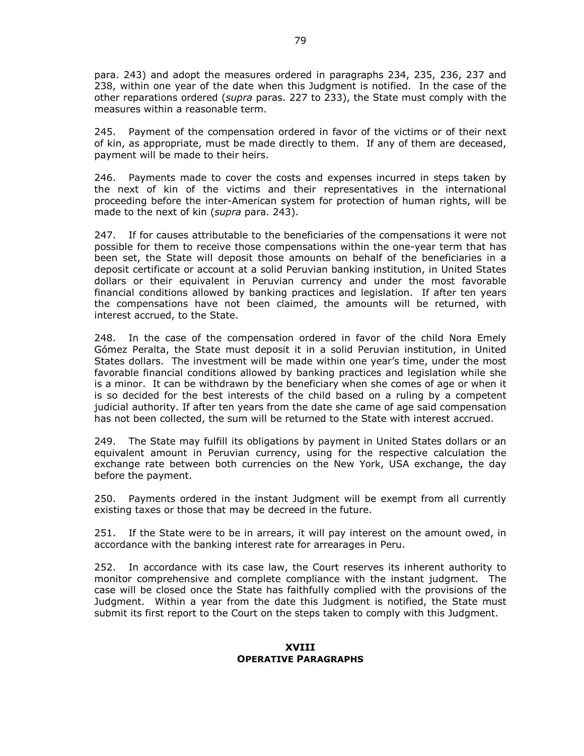para. 243) and adopt the measures ordered in paragraphs 234, 235, 236, 237 and 238, within one year of the date when this Judgment is notified. In the case of the other reparations ordered (*supra* paras. 227 to 233), the State must comply with the measures within a reasonable term.

245. Payment of the compensation ordered in favor of the victims or of their next of kin, as appropriate, must be made directly to them. If any of them are deceased, payment will be made to their heirs.

246. Payments made to cover the costs and expenses incurred in steps taken by the next of kin of the victims and their representatives in the international proceeding before the inter-American system for protection of human rights, will be made to the next of kin (*supra* para. 243).

247. If for causes attributable to the beneficiaries of the compensations it were not possible for them to receive those compensations within the one-year term that has been set, the State will deposit those amounts on behalf of the beneficiaries in a deposit certificate or account at a solid Peruvian banking institution, in United States dollars or their equivalent in Peruvian currency and under the most favorable financial conditions allowed by banking practices and legislation. If after ten years the compensations have not been claimed, the amounts will be returned, with interest accrued, to the State.

248. In the case of the compensation ordered in favor of the child Nora Emely Gómez Peralta, the State must deposit it in a solid Peruvian institution, in United States dollars. The investment will be made within one year's time, under the most favorable financial conditions allowed by banking practices and legislation while she is a minor. It can be withdrawn by the beneficiary when she comes of age or when it is so decided for the best interests of the child based on a ruling by a competent judicial authority. If after ten years from the date she came of age said compensation has not been collected, the sum will be returned to the State with interest accrued.

249. The State may fulfill its obligations by payment in United States dollars or an equivalent amount in Peruvian currency, using for the respective calculation the exchange rate between both currencies on the New York, USA exchange, the day before the payment.

250. Payments ordered in the instant Judgment will be exempt from all currently existing taxes or those that may be decreed in the future.

251. If the State were to be in arrears, it will pay interest on the amount owed, in accordance with the banking interest rate for arrearages in Peru.

252. In accordance with its case law, the Court reserves its inherent authority to monitor comprehensive and complete compliance with the instant judgment. The case will be closed once the State has faithfully complied with the provisions of the Judgment. Within a year from the date this Judgment is notified, the State must submit its first report to the Court on the steps taken to comply with this Judgment.

## XVIII
## OPERATIVE PARAGRAPHS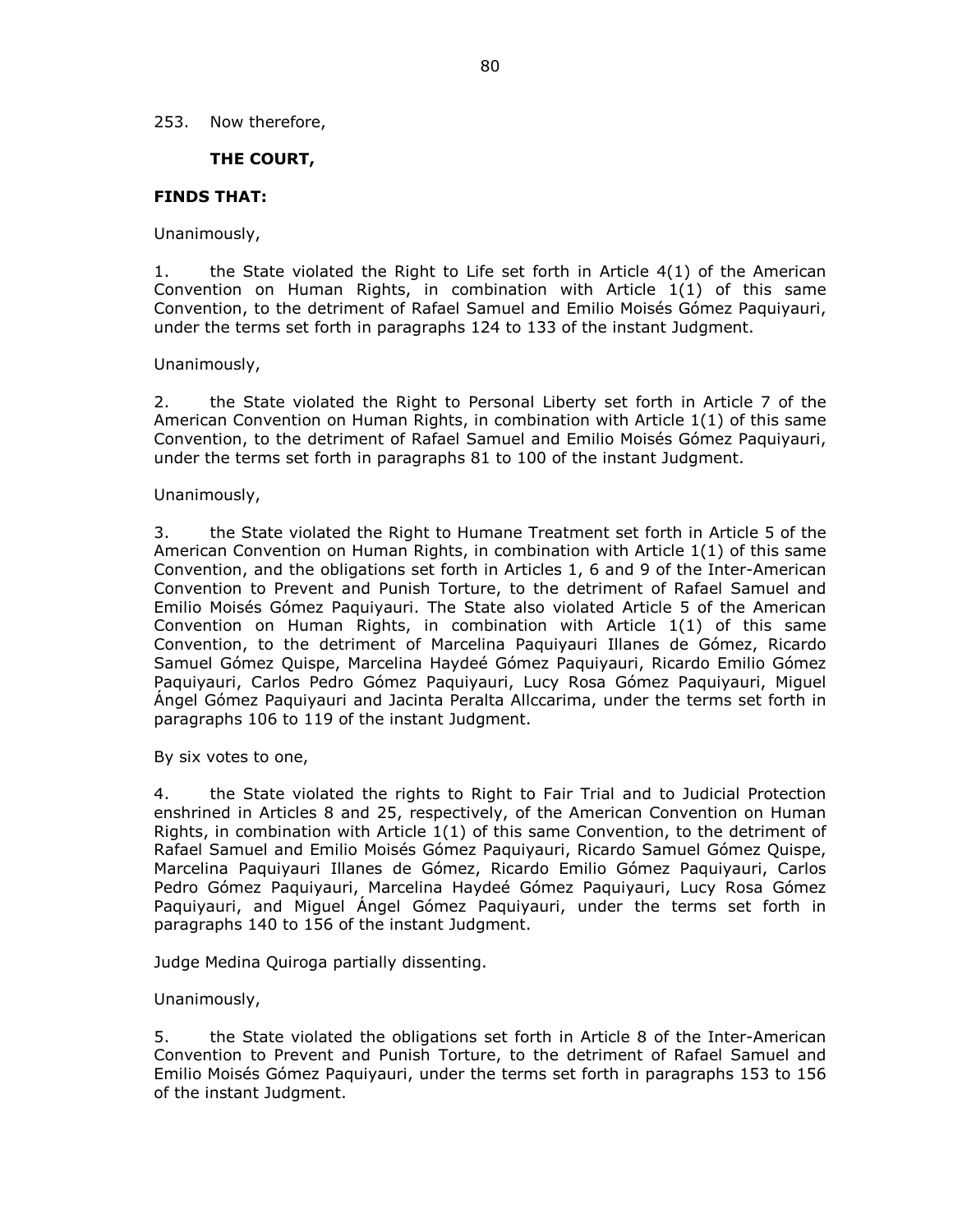253. Now therefore,

**THE COURT,**

**FINDS THAT:**

Unanimously,

1. the State violated the Right to Life set forth in Article 4(1) of the American Convention on Human Rights, in combination with Article 1(1) of this same Convention, to the detriment of Rafael Samuel and Emilio Moisés Gómez Paquiyauri, under the terms set forth in paragraphs 124 to 133 of the instant Judgment.

Unanimously,

2. the State violated the Right to Personal Liberty set forth in Article 7 of the American Convention on Human Rights, in combination with Article 1(1) of this same Convention, to the detriment of Rafael Samuel and Emilio Moisés Gómez Paquiyauri, under the terms set forth in paragraphs 81 to 100 of the instant Judgment.

Unanimously,

3. the State violated the Right to Humane Treatment set forth in Article 5 of the American Convention on Human Rights, in combination with Article 1(1) of this same Convention, and the obligations set forth in Articles 1, 6 and 9 of the Inter-American Convention to Prevent and Punish Torture, to the detriment of Rafael Samuel and Emilio Moisés Gómez Paquiyauri. The State also violated Article 5 of the American Convention on Human Rights, in combination with Article 1(1) of this same Convention, to the detriment of Marcelina Paquiyauri Illanes de Gómez, Ricardo Samuel Gómez Quispe, Marcelina Haydeé Gómez Paquiyauri, Ricardo Emilio Gómez Paquiyauri, Carlos Pedro Gómez Paquiyauri, Lucy Rosa Gómez Paquiyauri, Miguel Ángel Gómez Paquiyauri and Jacinta Peralta Allccarima, under the terms set forth in paragraphs 106 to 119 of the instant Judgment.

By six votes to one,

4. the State violated the rights to Right to Fair Trial and to Judicial Protection enshrined in Articles 8 and 25, respectively, of the American Convention on Human Rights, in combination with Article 1(1) of this same Convention, to the detriment of Rafael Samuel and Emilio Moisés Gómez Paquiyauri, Ricardo Samuel Gómez Quispe, Marcelina Paquiyauri Illanes de Gómez, Ricardo Emilio Gómez Paquiyauri, Carlos Pedro Gómez Paquiyauri, Marcelina Haydeé Gómez Paquiyauri, Lucy Rosa Gómez Paquiyauri, and Miguel Ángel Gómez Paquiyauri, under the terms set forth in paragraphs 140 to 156 of the instant Judgment.

Judge Medina Quiroga partially dissenting.

Unanimously,

5. the State violated the obligations set forth in Article 8 of the Inter-American Convention to Prevent and Punish Torture, to the detriment of Rafael Samuel and Emilio Moisés Gómez Paquiyauri, under the terms set forth in paragraphs 153 to 156 of the instant Judgment.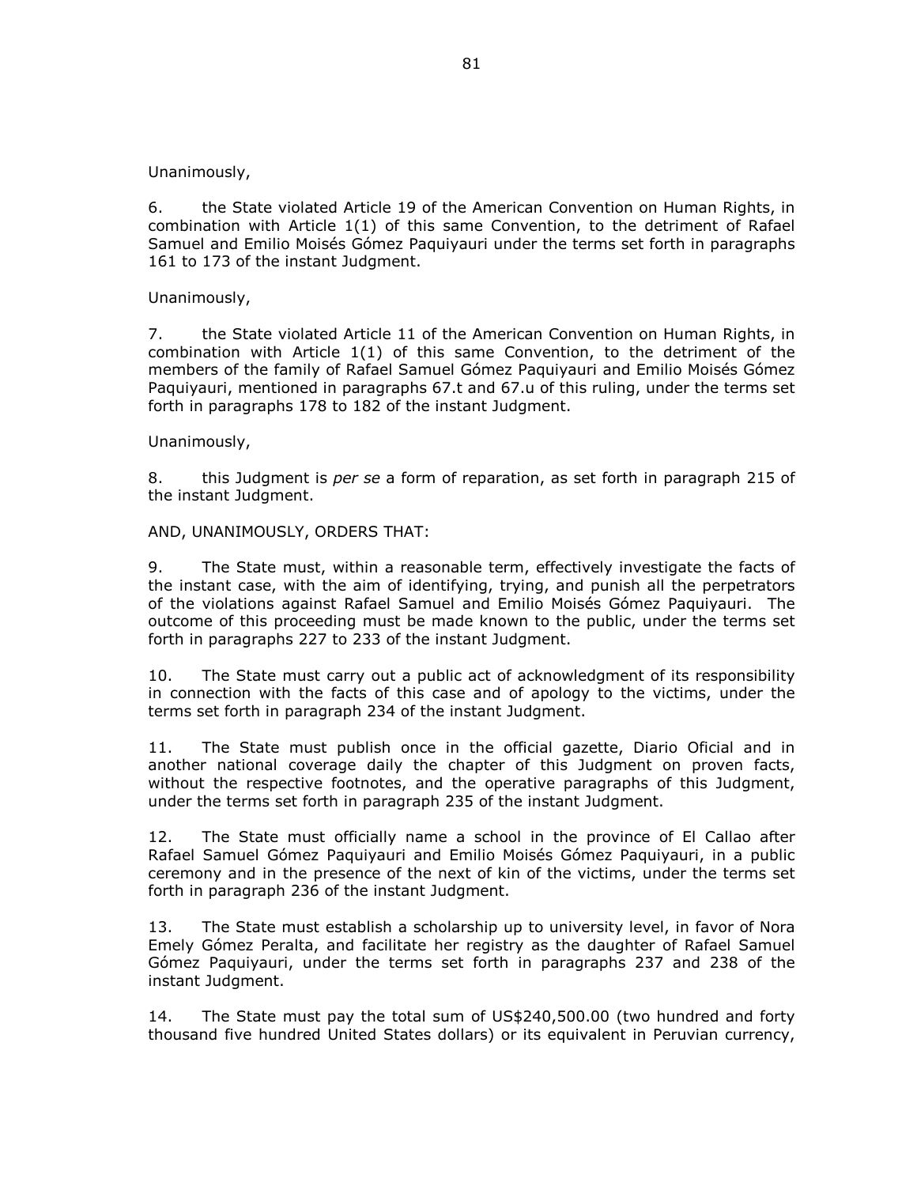Unanimously,

6. the State violated Article 19 of the American Convention on Human Rights, in combination with Article 1(1) of this same Convention, to the detriment of Rafael Samuel and Emilio Moisés Gómez Paquiyauri under the terms set forth in paragraphs 161 to 173 of the instant Judgment.

Unanimously,

7. the State violated Article 11 of the American Convention on Human Rights, in combination with Article 1(1) of this same Convention, to the detriment of the members of the family of Rafael Samuel Gómez Paquiyauri and Emilio Moisés Gómez Paquiyauri, mentioned in paragraphs 67.t and 67.u of this ruling, under the terms set forth in paragraphs 178 to 182 of the instant Judgment.

Unanimously,

8. this Judgment is *per se* a form of reparation, as set forth in paragraph 215 of the instant Judgment.

AND, UNANIMOUSLY, ORDERS THAT:

9. The State must, within a reasonable term, effectively investigate the facts of the instant case, with the aim of identifying, trying, and punish all the perpetrators of the violations against Rafael Samuel and Emilio Moisés Gómez Paquiyauri. The outcome of this proceeding must be made known to the public, under the terms set forth in paragraphs 227 to 233 of the instant Judgment.

10. The State must carry out a public act of acknowledgment of its responsibility in connection with the facts of this case and of apology to the victims, under the terms set forth in paragraph 234 of the instant Judgment.

11. The State must publish once in the official gazette, Diario Oficial and in another national coverage daily the chapter of this Judgment on proven facts, without the respective footnotes, and the operative paragraphs of this Judgment, under the terms set forth in paragraph 235 of the instant Judgment.

12. The State must officially name a school in the province of El Callao after Rafael Samuel Gómez Paquiyauri and Emilio Moisés Gómez Paquiyauri, in a public ceremony and in the presence of the next of kin of the victims, under the terms set forth in paragraph 236 of the instant Judgment.

13. The State must establish a scholarship up to university level, in favor of Nora Emely Gómez Peralta, and facilitate her registry as the daughter of Rafael Samuel Gómez Paquiyauri, under the terms set forth in paragraphs 237 and 238 of the instant Judgment.

14. The State must pay the total sum of US$240,500.00 (two hundred and forty thousand five hundred United States dollars) or its equivalent in Peruvian currency,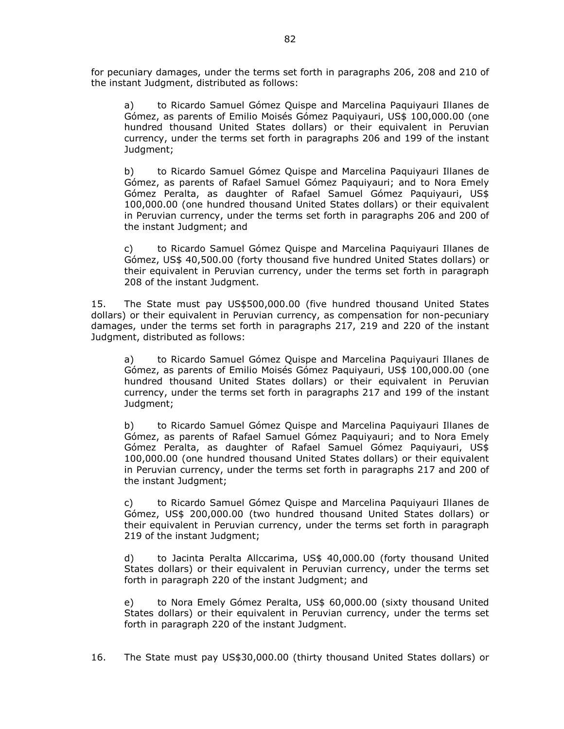for pecuniary damages, under the terms set forth in paragraphs 206, 208 and 210 of the instant Judgment, distributed as follows:

a) to Ricardo Samuel Gómez Quispe and Marcelina Paquiyauri Illanes de Gómez, as parents of Emilio Moisés Gómez Paquiyauri, US$ 100,000.00 (one hundred thousand United States dollars) or their equivalent in Peruvian currency, under the terms set forth in paragraphs 206 and 199 of the instant Judgment;

b) to Ricardo Samuel Gómez Quispe and Marcelina Paquiyauri Illanes de Gómez, as parents of Rafael Samuel Gómez Paquiyauri; and to Nora Emely Gómez Peralta, as daughter of Rafael Samuel Gómez Paquiyauri, US$ 100,000.00 (one hundred thousand United States dollars) or their equivalent in Peruvian currency, under the terms set forth in paragraphs 206 and 200 of the instant Judgment; and

c) to Ricardo Samuel Gómez Quispe and Marcelina Paquiyauri Illanes de Gómez, US$ 40,500.00 (forty thousand five hundred United States dollars) or their equivalent in Peruvian currency, under the terms set forth in paragraph 208 of the instant Judgment.

15. The State must pay US$500,000.00 (five hundred thousand United States dollars) or their equivalent in Peruvian currency, as compensation for non-pecuniary damages, under the terms set forth in paragraphs 217, 219 and 220 of the instant Judgment, distributed as follows:

a) to Ricardo Samuel Gómez Quispe and Marcelina Paquiyauri Illanes de Gómez, as parents of Emilio Moisés Gómez Paquiyauri, US$ 100,000.00 (one hundred thousand United States dollars) or their equivalent in Peruvian currency, under the terms set forth in paragraphs 217 and 199 of the instant Judgment;

b) to Ricardo Samuel Gómez Quispe and Marcelina Paquiyauri Illanes de Gómez, as parents of Rafael Samuel Gómez Paquiyauri; and to Nora Emely Gómez Peralta, as daughter of Rafael Samuel Gómez Paquiyauri, US$ 100,000.00 (one hundred thousand United States dollars) or their equivalent in Peruvian currency, under the terms set forth in paragraphs 217 and 200 of the instant Judgment;

c) to Ricardo Samuel Gómez Quispe and Marcelina Paquiyauri Illanes de Gómez, US$ 200,000.00 (two hundred thousand United States dollars) or their equivalent in Peruvian currency, under the terms set forth in paragraph 219 of the instant Judgment;

d) to Jacinta Peralta Allccarima, US$ 40,000.00 (forty thousand United States dollars) or their equivalent in Peruvian currency, under the terms set forth in paragraph 220 of the instant Judgment; and

e) to Nora Emely Gómez Peralta, US$ 60,000.00 (sixty thousand United States dollars) or their equivalent in Peruvian currency, under the terms set forth in paragraph 220 of the instant Judgment.

16. The State must pay US$30,000.00 (thirty thousand United States dollars) or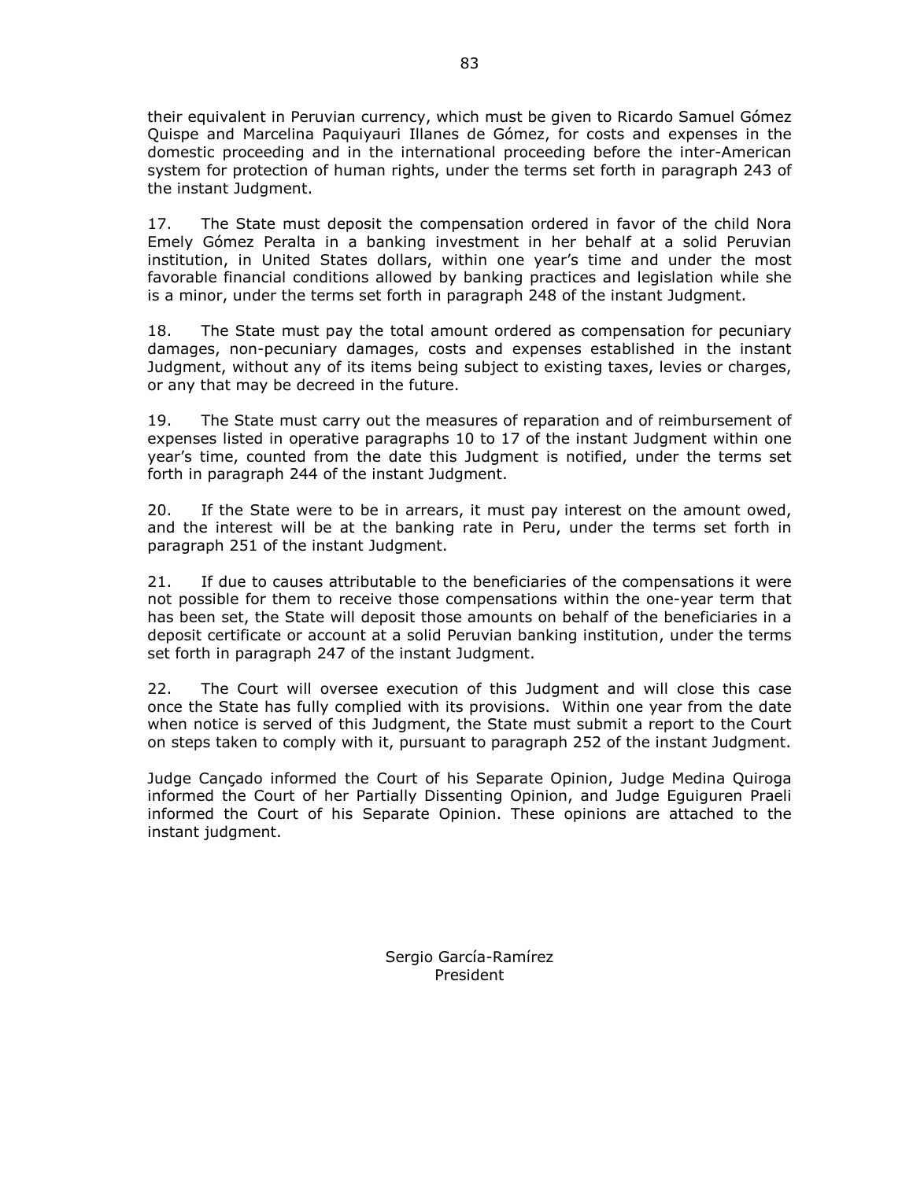their equivalent in Peruvian currency, which must be given to Ricardo Samuel Gómez Quispe and Marcelina Paquiyauri Illanes de Gómez, for costs and expenses in the domestic proceeding and in the international proceeding before the inter-American system for protection of human rights, under the terms set forth in paragraph 243 of the instant Judgment.

17. The State must deposit the compensation ordered in favor of the child Nora Emely Gómez Peralta in a banking investment in her behalf at a solid Peruvian institution, in United States dollars, within one year's time and under the most favorable financial conditions allowed by banking practices and legislation while she is a minor, under the terms set forth in paragraph 248 of the instant Judgment.

18. The State must pay the total amount ordered as compensation for pecuniary damages, non-pecuniary damages, costs and expenses established in the instant Judgment, without any of its items being subject to existing taxes, levies or charges, or any that may be decreed in the future.

19. The State must carry out the measures of reparation and of reimbursement of expenses listed in operative paragraphs 10 to 17 of the instant Judgment within one year's time, counted from the date this Judgment is notified, under the terms set forth in paragraph 244 of the instant Judgment.

20. If the State were to be in arrears, it must pay interest on the amount owed, and the interest will be at the banking rate in Peru, under the terms set forth in paragraph 251 of the instant Judgment.

21. If due to causes attributable to the beneficiaries of the compensations it were not possible for them to receive those compensations within the one-year term that has been set, the State will deposit those amounts on behalf of the beneficiaries in a deposit certificate or account at a solid Peruvian banking institution, under the terms set forth in paragraph 247 of the instant Judgment.

22. The Court will oversee execution of this Judgment and will close this case once the State has fully complied with its provisions. Within one year from the date when notice is served of this Judgment, the State must submit a report to the Court on steps taken to comply with it, pursuant to paragraph 252 of the instant Judgment.

Judge Cançado informed the Court of his Separate Opinion, Judge Medina Quiroga informed the Court of her Partially Dissenting Opinion, and Judge Eguiguren Praeli informed the Court of his Separate Opinion. These opinions are attached to the instant judgment.

Sergio García-Ramírez
President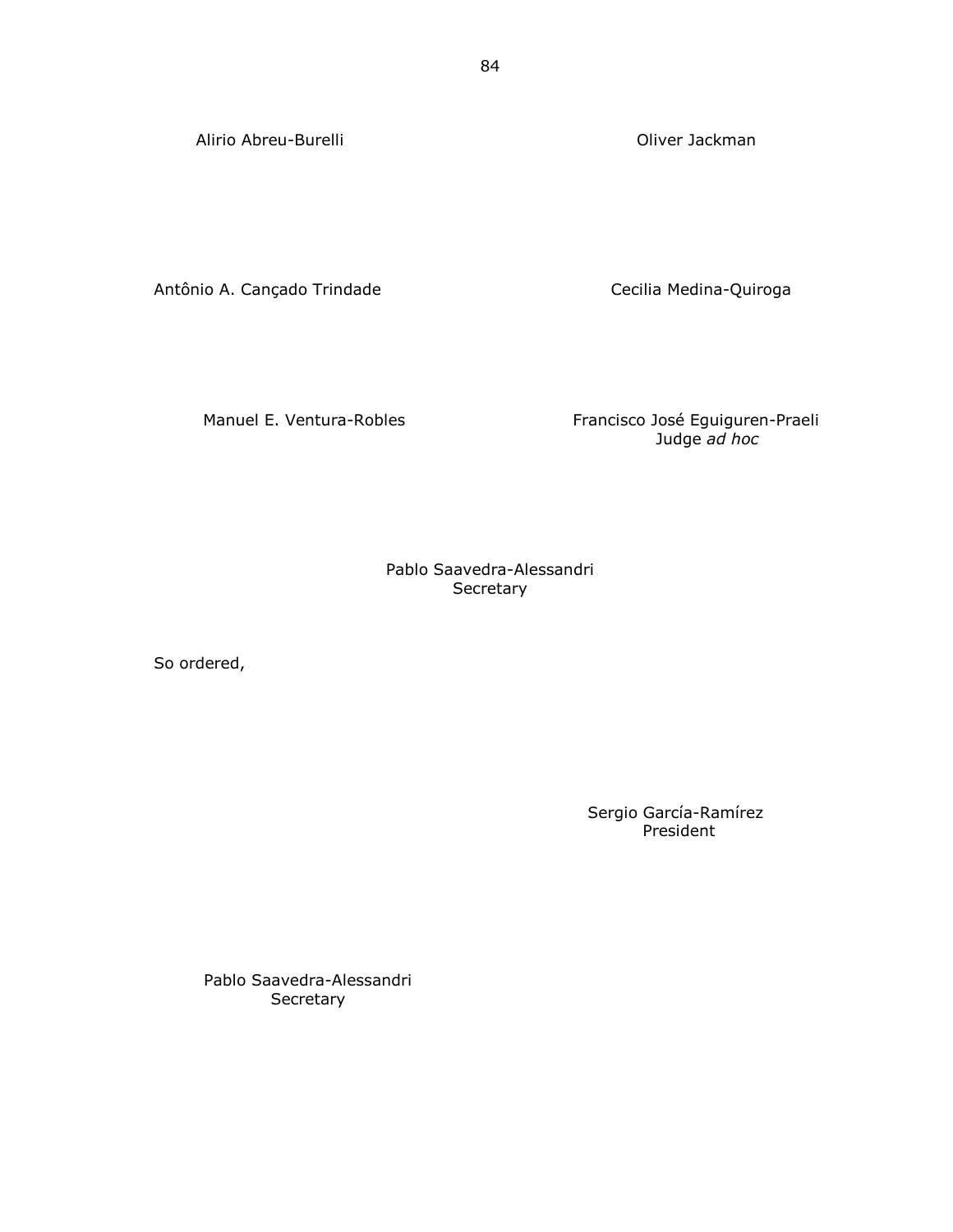Alirio Abreu-Burelli

Oliver Jackman

Antônio A. Cançado Trindade

Cecilia Medina-Quiroga

Manuel E. Ventura-Robles

Francisco José Eguiguren-Praeli
Judge *ad hoc*

Pablo Saavedra-Alessandri
Secretary

So ordered,

Sergio García-Ramírez
President

Pablo Saavedra-Alessandri
Secretary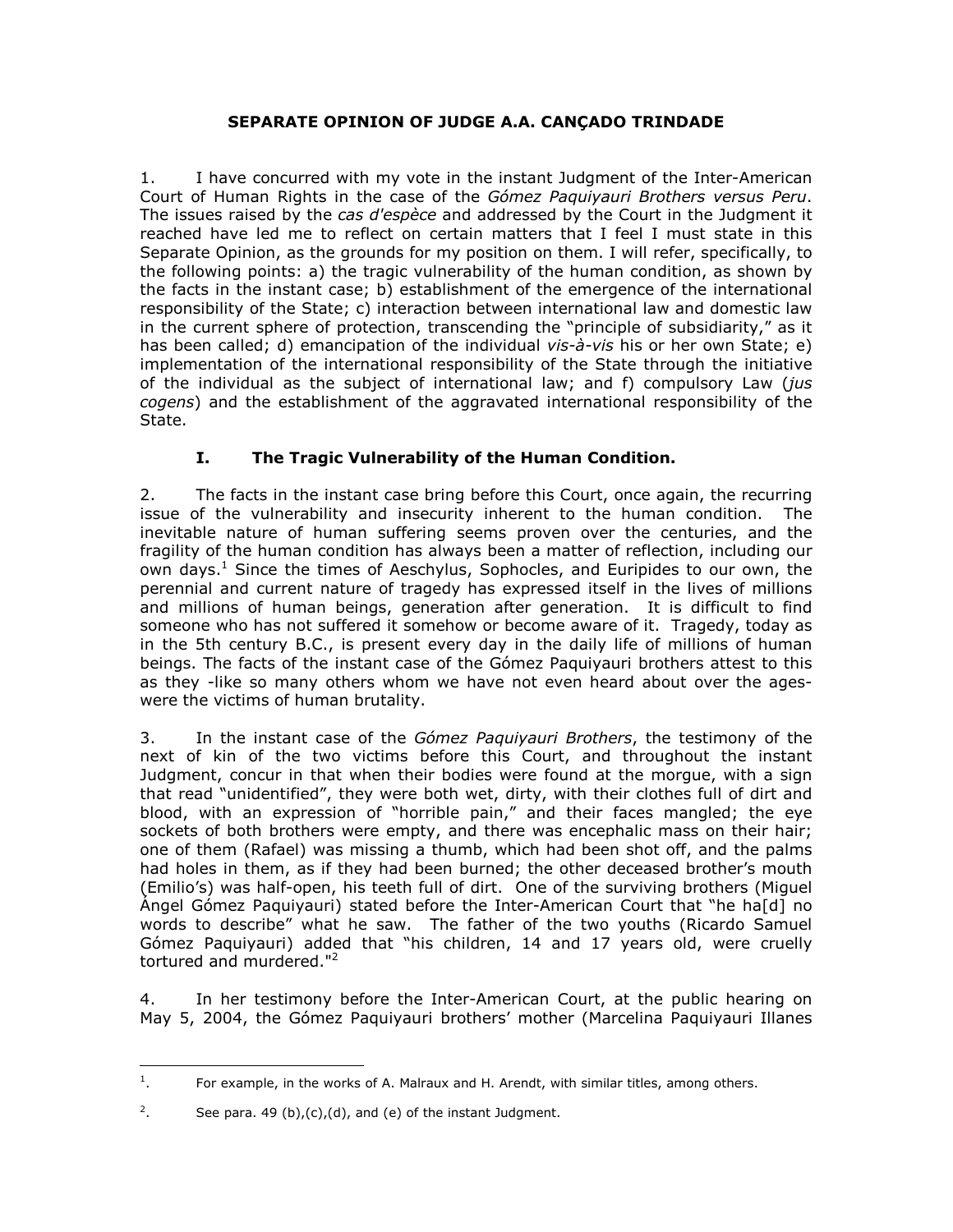## SEPARATE OPINION OF JUDGE A.A. CANÇADO TRINDADE

1. I have concurred with my vote in the instant Judgment of the Inter-American Court of Human Rights in the case of the *Gómez Paquiyauri Brothers versus Peru*. The issues raised by the *cas d'espèce* and addressed by the Court in the Judgment it reached have led me to reflect on certain matters that I feel I must state in this Separate Opinion, as the grounds for my position on them. I will refer, specifically, to the following points: a) the tragic vulnerability of the human condition, as shown by the facts in the instant case; b) establishment of the emergence of the international responsibility of the State; c) interaction between international law and domestic law in the current sphere of protection, transcending the "principle of subsidiarity," as it has been called; d) emancipation of the individual *vis-à-vis* his or her own State; e) implementation of the international responsibility of the State through the initiative of the individual as the subject of international law; and f) compulsory Law (*jus cogens*) and the establishment of the aggravated international responsibility of the State.

### I. The Tragic Vulnerability of the Human Condition.

2. The facts in the instant case bring before this Court, once again, the recurring issue of the vulnerability and insecurity inherent to the human condition. The inevitable nature of human suffering seems proven over the centuries, and the fragility of the human condition has always been a matter of reflection, including our own days.[1] Since the times of Aeschylus, Sophocles, and Euripides to our own, the perennial and current nature of tragedy has expressed itself in the lives of millions and millions of human beings, generation after generation. It is difficult to find someone who has not suffered it somehow or become aware of it. Tragedy, today as in the 5th century B.C., is present every day in the daily life of millions of human beings. The facts of the instant case of the Gómez Paquiyauri brothers attest to this as they -like so many others whom we have not even heard about over the ages- were the victims of human brutality.

3. In the instant case of the *Gómez Paquiyauri Brothers*, the testimony of the next of kin of the two victims before this Court, and throughout the instant Judgment, concur in that when their bodies were found at the morgue, with a sign that read "unidentified", they were both wet, dirty, with their clothes full of dirt and blood, with an expression of "horrible pain," and their faces mangled; the eye sockets of both brothers were empty, and there was encephalic mass on their hair; one of them (Rafael) was missing a thumb, which had been shot off, and the palms had holes in them, as if they had been burned; the other deceased brother's mouth (Emilio's) was half-open, his teeth full of dirt. One of the surviving brothers (Miguel Ángel Gómez Paquiyauri) stated before the Inter-American Court that "he ha[d] no words to describe" what he saw. The father of the two youths (Ricardo Samuel Gómez Paquiyauri) added that "his children, 14 and 17 years old, were cruelly tortured and murdered."[2]

4. In her testimony before the Inter-American Court, at the public hearing on May 5, 2004, the Gómez Paquiyauri brothers' mother (Marcelina Paquiyauri Illanes

---

[1]. For example, in the works of A. Malraux and H. Arendt, with similar titles, among others.

[2]. See para. 49 (b),(c),(d), and (e) of the instant Judgment.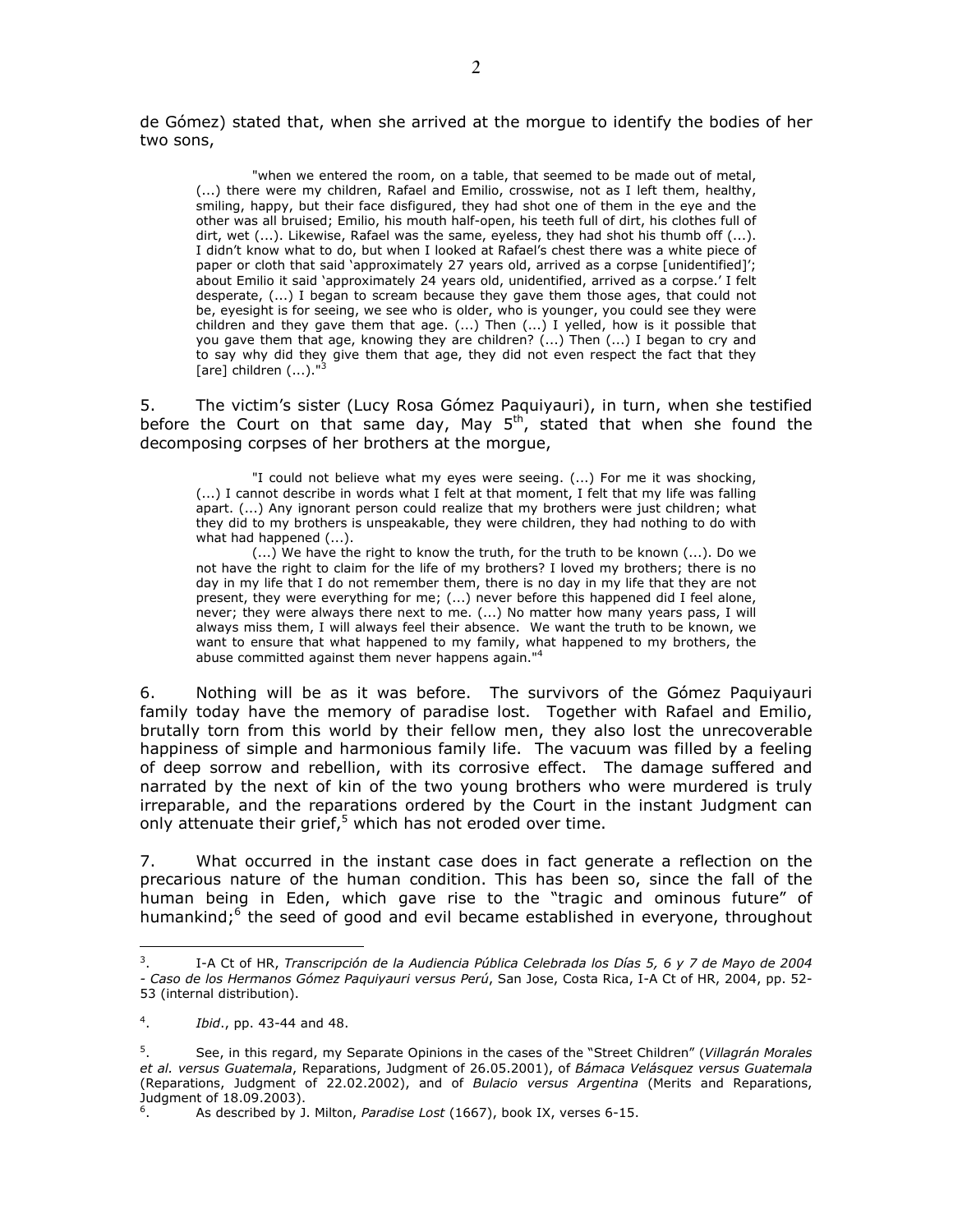de Gómez) stated that, when she arrived at the morgue to identify the bodies of her two sons,

> "when we entered the room, on a table, that seemed to be made out of metal, (...) there were my children, Rafael and Emilio, crosswise, not as I left them, healthy, smiling, happy, but their face disfigured, they had shot one of them in the eye and the other was all bruised; Emilio, his mouth half-open, his teeth full of dirt, his clothes full of dirt, wet (...). Likewise, Rafael was the same, eyeless, they had shot his thumb off (...). I didn't know what to do, but when I looked at Rafael's chest there was a white piece of paper or cloth that said 'approximately 27 years old, arrived as a corpse [unidentified]'; about Emilio it said 'approximately 24 years old, unidentified, arrived as a corpse.' I felt desperate, (...) I began to scream because they gave them those ages, that could not be, eyesight is for seeing, we see who is older, who is younger, you could see they were children and they gave them that age. (...) Then (...) I yelled, how is it possible that you gave them that age, knowing they are children? (...) Then (...) I began to cry and to say why did they give them that age, they did not even respect the fact that they [are] children (...)."[3]

5. The victim's sister (Lucy Rosa Gómez Paquiyauri), in turn, when she testified before the Court on that same day, May 5th, stated that when she found the decomposing corpses of her brothers at the morgue,

> "I could not believe what my eyes were seeing. (...) For me it was shocking, (...) I cannot describe in words what I felt at that moment, I felt that my life was falling apart. (...) Any ignorant person could realize that my brothers were just children; what they did to my brothers is unspeakable, they were children, they had nothing to do with what had happened (...).
>
> (...) We have the right to know the truth, for the truth to be known (...). Do we not have the right to claim for the life of my brothers? I loved my brothers; there is no day in my life that I do not remember them, there is no day in my life that they are not present, they were everything for me; (...) never before this happened did I feel alone, never; they were always there next to me. (...) No matter how many years pass, I will always miss them, I will always feel their absence. We want the truth to be known, we want to ensure that what happened to my family, what happened to my brothers, the abuse committed against them never happens again."[4]

6. Nothing will be as it was before. The survivors of the Gómez Paquiyauri family today have the memory of paradise lost. Together with Rafael and Emilio, brutally torn from this world by their fellow men, they also lost the unrecoverable happiness of simple and harmonious family life. The vacuum was filled by a feeling of deep sorrow and rebellion, with its corrosive effect. The damage suffered and narrated by the next of kin of the two young brothers who were murdered is truly irreparable, and the reparations ordered by the Court in the instant Judgment can only attenuate their grief,[5] which has not eroded over time.

7. What occurred in the instant case does in fact generate a reflection on the precarious nature of the human condition. This has been so, since the fall of the human being in Eden, which gave rise to the "tragic and ominous future" of humankind;[6] the seed of good and evil became established in everyone, throughout

---

[3]. I-A Ct of HR, *Transcripción de la Audiencia Pública Celebrada los Días 5, 6 y 7 de Mayo de 2004 - Caso de los Hermanos Gómez Paquiyauri versus Perú*, San Jose, Costa Rica, I-A Ct of HR, 2004, pp. 52-53 (internal distribution).

[4]. *Ibid*., pp. 43-44 and 48.

[5]. See, in this regard, my Separate Opinions in the cases of the "Street Children" (*Villagrán Morales et al. versus Guatemala*, Reparations, Judgment of 26.05.2001), of *Bámaca Velásquez versus Guatemala* (Reparations, Judgment of 22.02.2002), and of *Bulacio versus Argentina* (Merits and Reparations, Judgment of 18.09.2003).

[6]. As described by J. Milton, *Paradise Lost* (1667), book IX, verses 6-15.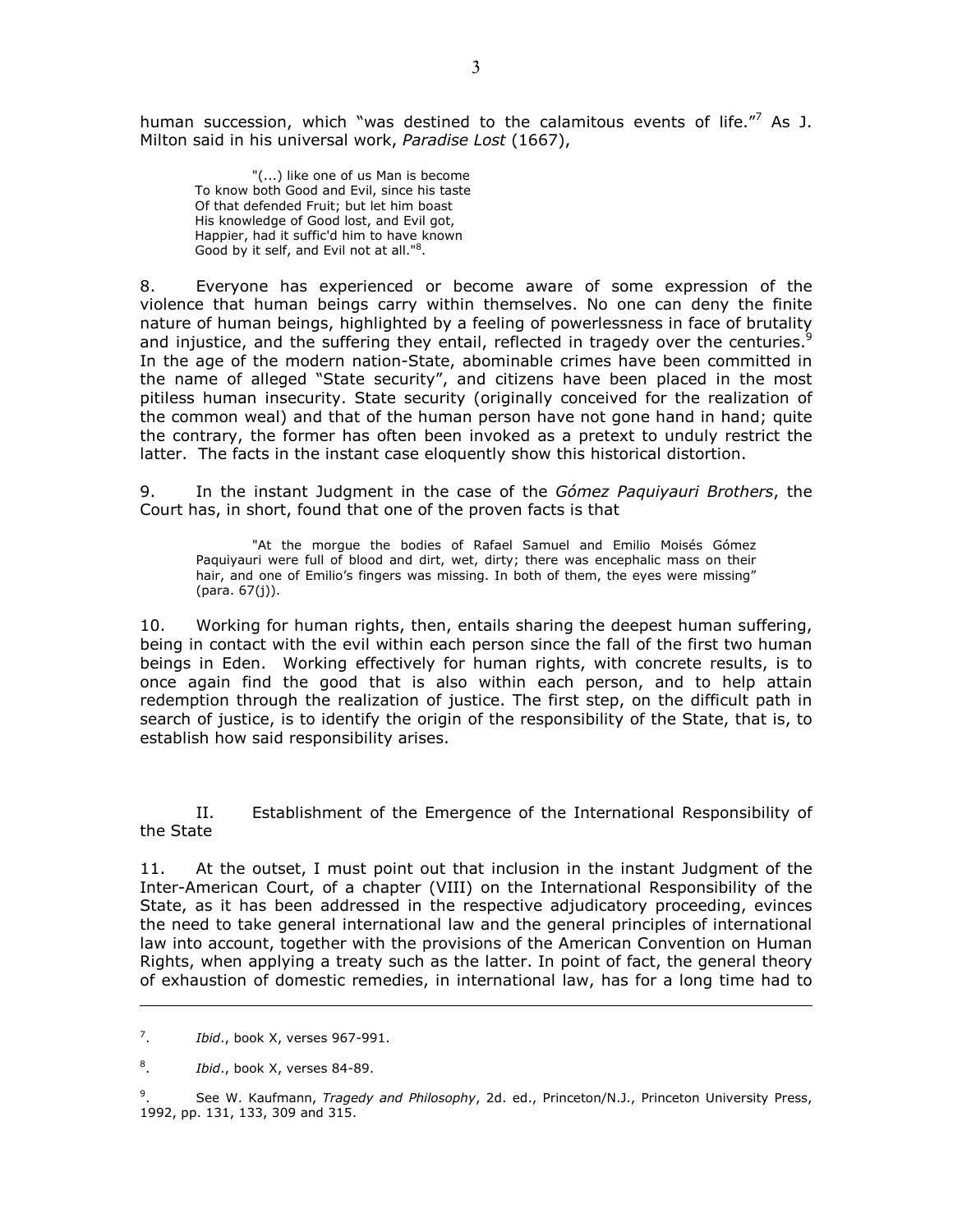human succession, which "was destined to the calamitous events of life."[7] As J. Milton said in his universal work, *Paradise Lost* (1667),

> "(...) like one of us Man is become
> To know both Good and Evil, since his taste
> Of that defended Fruit; but let him boast
> His knowledge of Good lost, and Evil got,
> Happier, had it suffic'd him to have known
> Good by it self, and Evil not at all."[8].

8. Everyone has experienced or become aware of some expression of the violence that human beings carry within themselves. No one can deny the finite nature of human beings, highlighted by a feeling of powerlessness in face of brutality and injustice, and the suffering they entail, reflected in tragedy over the centuries.[9] In the age of the modern nation-State, abominable crimes have been committed in the name of alleged "State security", and citizens have been placed in the most pitiless human insecurity. State security (originally conceived for the realization of the common weal) and that of the human person have not gone hand in hand; quite the contrary, the former has often been invoked as a pretext to unduly restrict the latter. The facts in the instant case eloquently show this historical distortion.

9. In the instant Judgment in the case of the *Gómez Paquiyauri Brothers*, the Court has, in short, found that one of the proven facts is that

> "At the morgue the bodies of Rafael Samuel and Emilio Moisés Gómez Paquiyauri were full of blood and dirt, wet, dirty; there was encephalic mass on their hair, and one of Emilio's fingers was missing. In both of them, the eyes were missing" (para. 67(j)).

10. Working for human rights, then, entails sharing the deepest human suffering, being in contact with the evil within each person since the fall of the first two human beings in Eden. Working effectively for human rights, with concrete results, is to once again find the good that is also within each person, and to help attain redemption through the realization of justice. The first step, on the difficult path in search of justice, is to identify the origin of the responsibility of the State, that is, to establish how said responsibility arises.

## II. Establishment of the Emergence of the International Responsibility of the State

11. At the outset, I must point out that inclusion in the instant Judgment of the Inter-American Court, of a chapter (VIII) on the International Responsibility of the State, as it has been addressed in the respective adjudicatory proceeding, evinces the need to take general international law and the general principles of international law into account, together with the provisions of the American Convention on Human Rights, when applying a treaty such as the latter. In point of fact, the general theory of exhaustion of domestic remedies, in international law, has for a long time had to

---

[7]. *Ibid*., book X, verses 967-991.

[8]. *Ibid*., book X, verses 84-89.

[9]. See W. Kaufmann, *Tragedy and Philosophy*, 2d. ed., Princeton/N.J., Princeton University Press, 1992, pp. 131, 133, 309 and 315.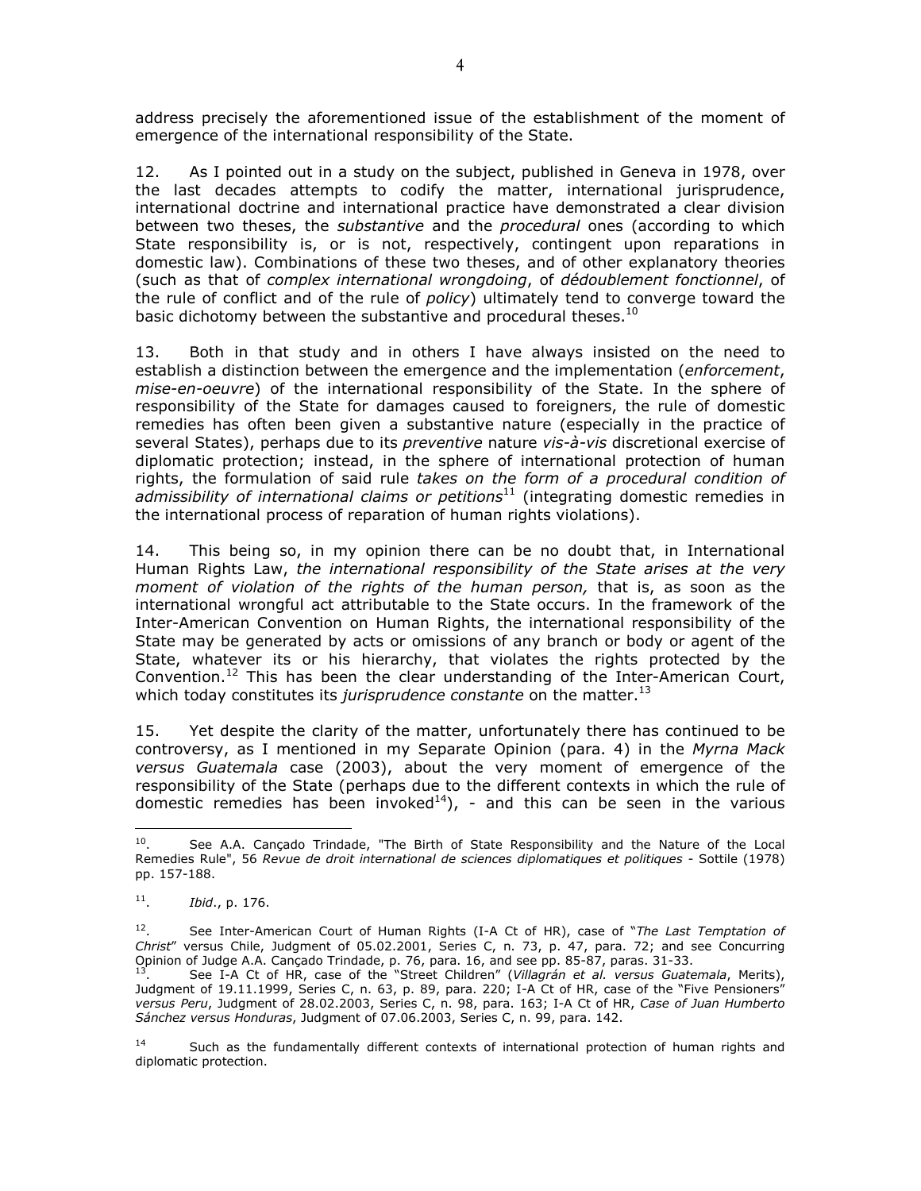address precisely the aforementioned issue of the establishment of the moment of emergence of the international responsibility of the State.

12. As I pointed out in a study on the subject, published in Geneva in 1978, over the last decades attempts to codify the matter, international jurisprudence, international doctrine and international practice have demonstrated a clear division between two theses, the *substantive* and the *procedural* ones (according to which State responsibility is, or is not, respectively, contingent upon reparations in domestic law). Combinations of these two theses, and of other explanatory theories (such as that of *complex international wrongdoing*, of *dédoublement fonctionnel*, of the rule of conflict and of the rule of *policy*) ultimately tend to converge toward the basic dichotomy between the substantive and procedural theses.[10]

13. Both in that study and in others I have always insisted on the need to establish a distinction between the emergence and the implementation (*enforcement*, *mise-en-oeuvre*) of the international responsibility of the State. In the sphere of responsibility of the State for damages caused to foreigners, the rule of domestic remedies has often been given a substantive nature (especially in the practice of several States), perhaps due to its *preventive* nature *vis-à-vis* discretional exercise of diplomatic protection; instead, in the sphere of international protection of human rights, the formulation of said rule *takes on the form of a procedural condition of admissibility of international claims or petitions*[11] (integrating domestic remedies in the international process of reparation of human rights violations).

14. This being so, in my opinion there can be no doubt that, in International Human Rights Law, *the international responsibility of the State arises at the very moment of violation of the rights of the human person,* that is, as soon as the international wrongful act attributable to the State occurs. In the framework of the Inter-American Convention on Human Rights, the international responsibility of the State may be generated by acts or omissions of any branch or body or agent of the State, whatever its or his hierarchy, that violates the rights protected by the Convention.[12] This has been the clear understanding of the Inter-American Court, which today constitutes its *jurisprudence constante* on the matter.[13]

15. Yet despite the clarity of the matter, unfortunately there has continued to be controversy, as I mentioned in my Separate Opinion (para. 4) in the *Myrna Mack versus Guatemala* case (2003), about the very moment of emergence of the responsibility of the State (perhaps due to the different contexts in which the rule of domestic remedies has been invoked[14]), - and this can be seen in the various

---

[10]. See A.A. Cançado Trindade, "The Birth of State Responsibility and the Nature of the Local Remedies Rule", 56 *Revue de droit international de sciences diplomatiques et politiques* - Sottile (1978) pp. 157-188.

[11]. *Ibid*., p. 176.

[12]. See Inter-American Court of Human Rights (I-A Ct of HR), case of "*The Last Temptation of Christ*" versus Chile, Judgment of 05.02.2001, Series C, n. 73, p. 47, para. 72; and see Concurring Opinion of Judge A.A. Cançado Trindade, p. 76, para. 16, and see pp. 85-87, paras. 31-33.

[13]. See I-A Ct of HR, case of the "Street Children" (*Villagrán et al. versus Guatemala*, Merits), Judgment of 19.11.1999, Series C, n. 63, p. 89, para. 220; I-A Ct of HR, case of the "Five Pensioners" *versus Peru*, Judgment of 28.02.2003, Series C, n. 98, para. 163; I-A Ct of HR, *Case of Juan Humberto Sánchez versus Honduras*, Judgment of 07.06.2003, Series C, n. 99, para. 142.

[14] Such as the fundamentally different contexts of international protection of human rights and diplomatic protection.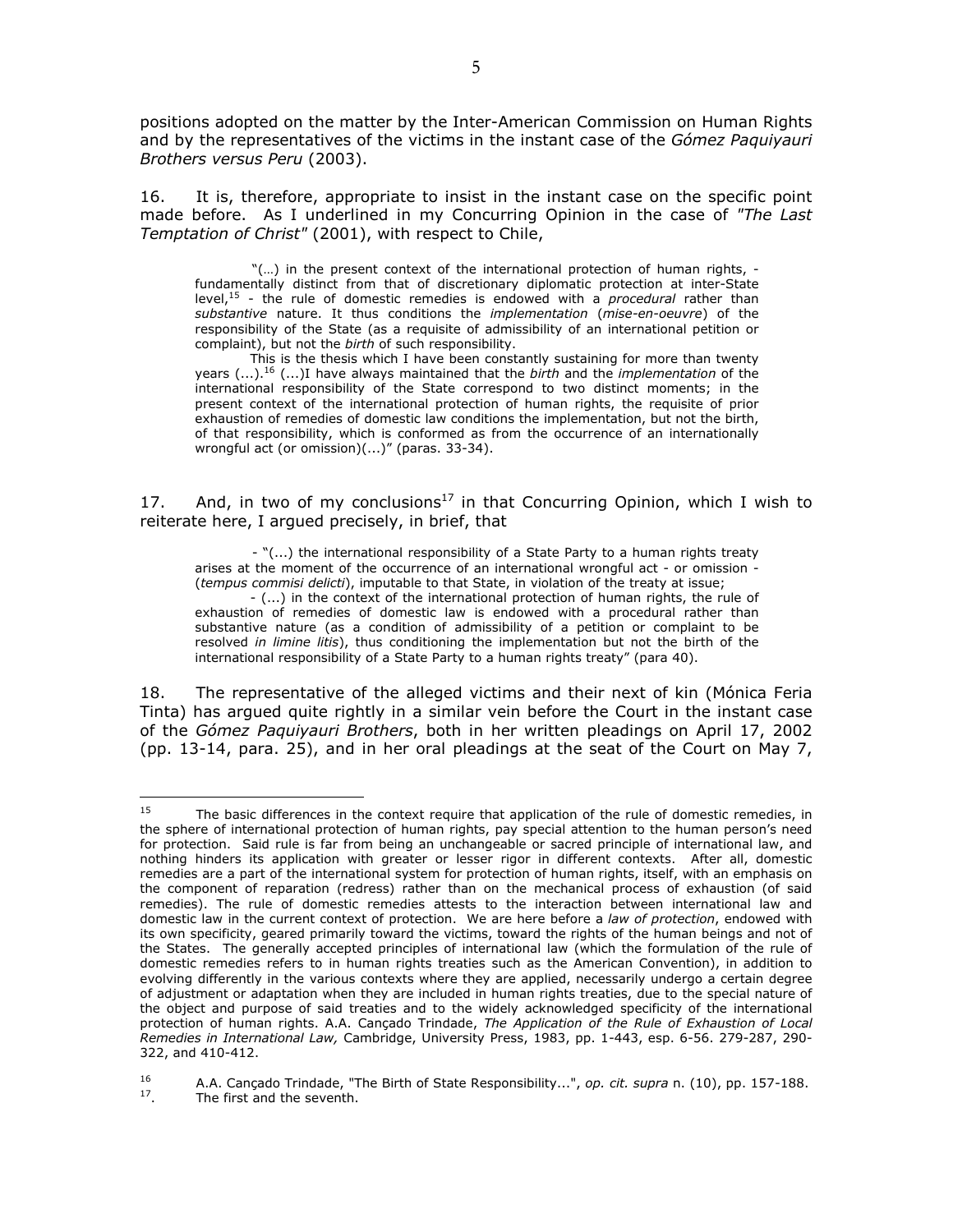positions adopted on the matter by the Inter-American Commission on Human Rights and by the representatives of the victims in the instant case of the *Gómez Paquiyauri Brothers versus Peru* (2003).

16. It is, therefore, appropriate to insist in the instant case on the specific point made before. As I underlined in my Concurring Opinion in the case of *"The Last Temptation of Christ"* (2001), with respect to Chile,

> "(…) in the present context of the international protection of human rights, - fundamentally distinct from that of discretionary diplomatic protection at inter-State level,[15] - the rule of domestic remedies is endowed with a *procedural* rather than *substantive* nature. It thus conditions the *implementation* (*mise-en-oeuvre*) of the responsibility of the State (as a requisite of admissibility of an international petition or complaint), but not the *birth* of such responsibility.
>
> This is the thesis which I have been constantly sustaining for more than twenty years (...).[16] (...)I have always maintained that the *birth* and the *implementation* of the international responsibility of the State correspond to two distinct moments; in the present context of the international protection of human rights, the requisite of prior exhaustion of remedies of domestic law conditions the implementation, but not the birth, of that responsibility, which is conformed as from the occurrence of an internationally wrongful act (or omission)(...)" (paras. 33-34).

17. And, in two of my conclusions[17] in that Concurring Opinion, which I wish to reiterate here, I argued precisely, in brief, that

> - "(...) the international responsibility of a State Party to a human rights treaty arises at the moment of the occurrence of an international wrongful act - or omission - (*tempus commisi delicti*), imputable to that State, in violation of the treaty at issue;
> - (...) in the context of the international protection of human rights, the rule of exhaustion of remedies of domestic law is endowed with a procedural rather than substantive nature (as a condition of admissibility of a petition or complaint to be resolved *in limine litis*), thus conditioning the implementation but not the birth of the international responsibility of a State Party to a human rights treaty" (para 40).

18. The representative of the alleged victims and their next of kin (Mónica Feria Tinta) has argued quite rightly in a similar vein before the Court in the instant case of the *Gómez Paquiyauri Brothers*, both in her written pleadings on April 17, 2002 (pp. 13-14, para. 25), and in her oral pleadings at the seat of the Court on May 7,

---

[15] The basic differences in the context require that application of the rule of domestic remedies, in the sphere of international protection of human rights, pay special attention to the human person's need for protection. Said rule is far from being an unchangeable or sacred principle of international law, and nothing hinders its application with greater or lesser rigor in different contexts. After all, domestic remedies are a part of the international system for protection of human rights, itself, with an emphasis on the component of reparation (redress) rather than on the mechanical process of exhaustion (of said remedies). The rule of domestic remedies attests to the interaction between international law and domestic law in the current context of protection. We are here before a *law of protection*, endowed with its own specificity, geared primarily toward the victims, toward the rights of the human beings and not of the States. The generally accepted principles of international law (which the formulation of the rule of domestic remedies refers to in human rights treaties such as the American Convention), in addition to evolving differently in the various contexts where they are applied, necessarily undergo a certain degree of adjustment or adaptation when they are included in human rights treaties, due to the special nature of the object and purpose of said treaties and to the widely acknowledged specificity of the international protection of human rights. A.A. Cançado Trindade, *The Application of the Rule of Exhaustion of Local Remedies in International Law,* Cambridge, University Press, 1983, pp. 1-443, esp. 6-56. 279-287, 290-322, and 410-412.

[16] A.A. Cançado Trindade, "The Birth of State Responsibility...", *op. cit. supra* n. (10), pp. 157-188.

[17]. The first and the seventh.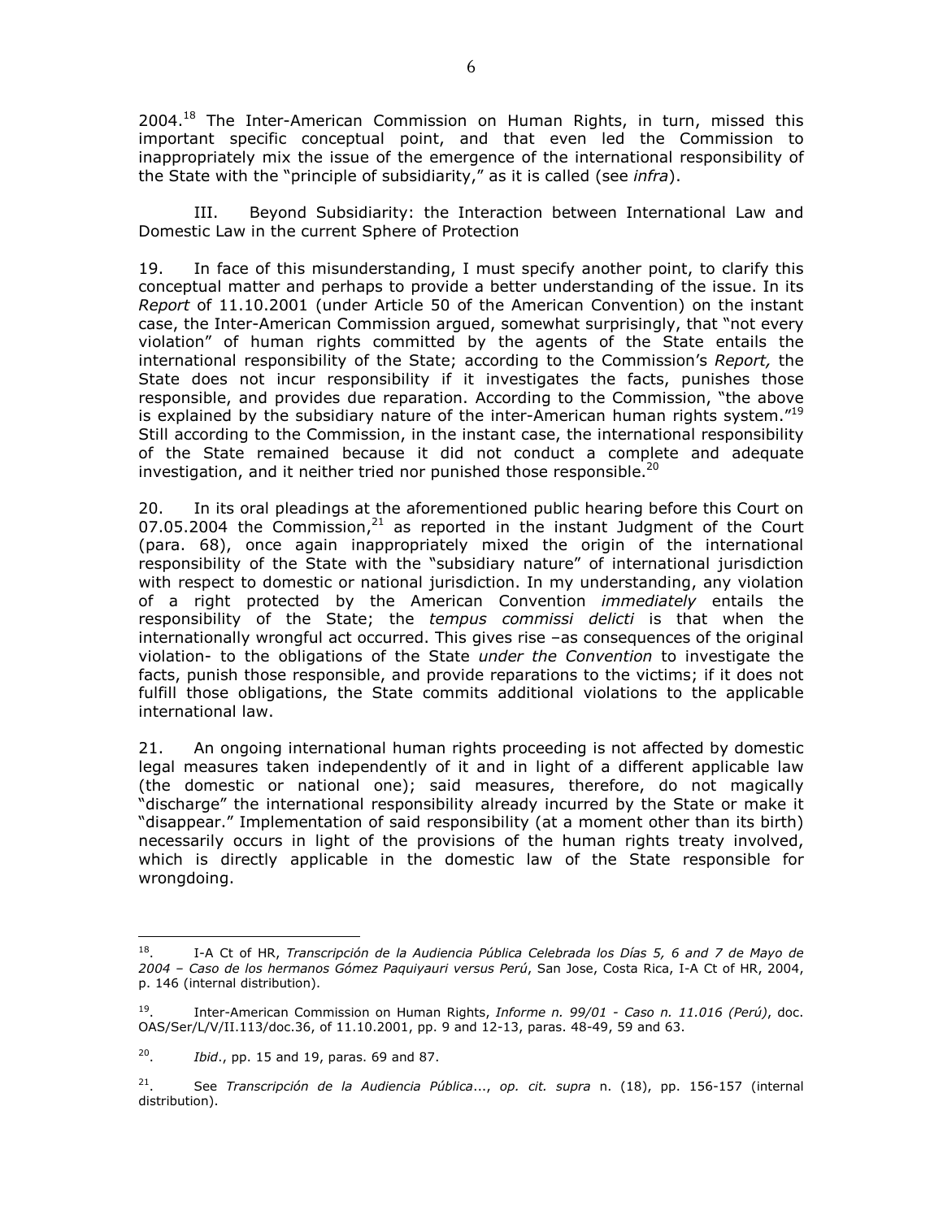2004.[18] The Inter-American Commission on Human Rights, in turn, missed this important specific conceptual point, and that even led the Commission to inappropriately mix the issue of the emergence of the international responsibility of the State with the "principle of subsidiarity," as it is called (see *infra*).

## III. Beyond Subsidiarity: the Interaction between International Law and Domestic Law in the current Sphere of Protection

19. In face of this misunderstanding, I must specify another point, to clarify this conceptual matter and perhaps to provide a better understanding of the issue. In its *Report* of 11.10.2001 (under Article 50 of the American Convention) on the instant case, the Inter-American Commission argued, somewhat surprisingly, that "not every violation" of human rights committed by the agents of the State entails the international responsibility of the State; according to the Commission's *Report,* the State does not incur responsibility if it investigates the facts, punishes those responsible, and provides due reparation. According to the Commission, "the above is explained by the subsidiary nature of the inter-American human rights system."[19] Still according to the Commission, in the instant case, the international responsibility of the State remained because it did not conduct a complete and adequate investigation, and it neither tried nor punished those responsible.[20]

20. In its oral pleadings at the aforementioned public hearing before this Court on 07.05.2004 the Commission,[21] as reported in the instant Judgment of the Court (para. 68), once again inappropriately mixed the origin of the international responsibility of the State with the "subsidiary nature" of international jurisdiction with respect to domestic or national jurisdiction. In my understanding, any violation of a right protected by the American Convention *immediately* entails the responsibility of the State; the *tempus commissi delicti* is that when the internationally wrongful act occurred. This gives rise –as consequences of the original violation- to the obligations of the State *under the Convention* to investigate the facts, punish those responsible, and provide reparations to the victims; if it does not fulfill those obligations, the State commits additional violations to the applicable international law.

21. An ongoing international human rights proceeding is not affected by domestic legal measures taken independently of it and in light of a different applicable law (the domestic or national one); said measures, therefore, do not magically "discharge" the international responsibility already incurred by the State or make it "disappear." Implementation of said responsibility (at a moment other than its birth) necessarily occurs in light of the provisions of the human rights treaty involved, which is directly applicable in the domestic law of the State responsible for wrongdoing.

---

[18]. I-A Ct of HR, *Transcripción de la Audiencia Pública Celebrada los Días 5, 6 and 7 de Mayo de 2004 – Caso de los hermanos Gómez Paquiyauri versus Perú*, San Jose, Costa Rica, I-A Ct of HR, 2004, p. 146 (internal distribution).

[19]. Inter-American Commission on Human Rights, *Informe n. 99/01 - Caso n. 11.016 (Perú)*, doc. OAS/Ser/L/V/II.113/doc.36, of 11.10.2001, pp. 9 and 12-13, paras. 48-49, 59 and 63.

[20]. *Ibid*., pp. 15 and 19, paras. 69 and 87.

[21]. See *Transcripción de la Audiencia Pública*..., *op. cit. supra* n. (18), pp. 156-157 (internal distribution).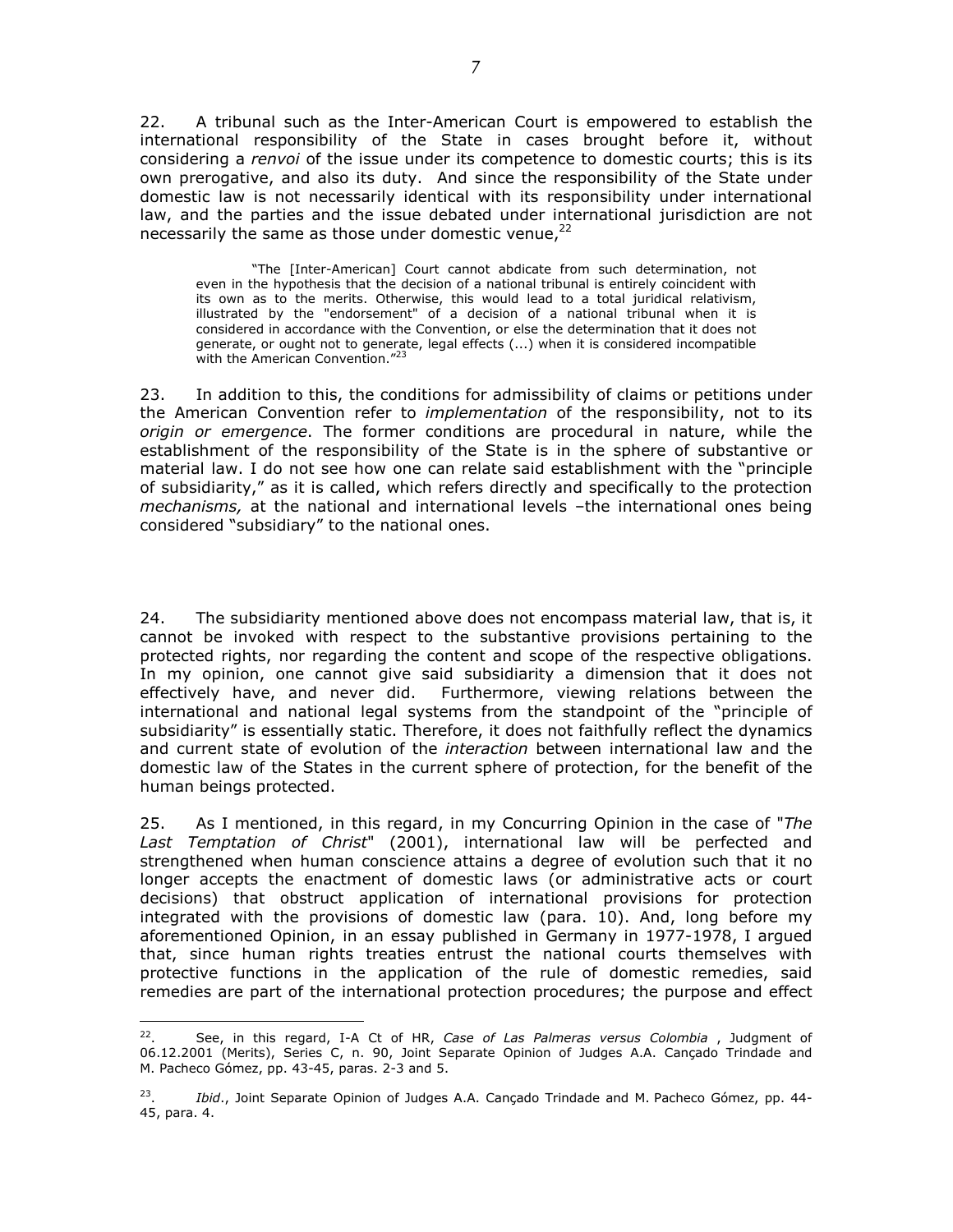22. A tribunal such as the Inter-American Court is empowered to establish the international responsibility of the State in cases brought before it, without considering a *renvoi* of the issue under its competence to domestic courts; this is its own prerogative, and also its duty. And since the responsibility of the State under domestic law is not necessarily identical with its responsibility under international law, and the parties and the issue debated under international jurisdiction are not necessarily the same as those under domestic venue,[22]

> "The [Inter-American] Court cannot abdicate from such determination, not even in the hypothesis that the decision of a national tribunal is entirely coincident with its own as to the merits. Otherwise, this would lead to a total juridical relativism, illustrated by the "endorsement" of a decision of a national tribunal when it is considered in accordance with the Convention, or else the determination that it does not generate, or ought not to generate, legal effects (...) when it is considered incompatible with the American Convention."[23]

23. In addition to this, the conditions for admissibility of claims or petitions under the American Convention refer to *implementation* of the responsibility, not to its *origin or emergence*. The former conditions are procedural in nature, while the establishment of the responsibility of the State is in the sphere of substantive or material law. I do not see how one can relate said establishment with the "principle of subsidiarity," as it is called, which refers directly and specifically to the protection *mechanisms,* at the national and international levels –the international ones being considered "subsidiary" to the national ones.

24. The subsidiarity mentioned above does not encompass material law, that is, it cannot be invoked with respect to the substantive provisions pertaining to the protected rights, nor regarding the content and scope of the respective obligations. In my opinion, one cannot give said subsidiarity a dimension that it does not effectively have, and never did. Furthermore, viewing relations between the international and national legal systems from the standpoint of the "principle of subsidiarity" is essentially static. Therefore, it does not faithfully reflect the dynamics and current state of evolution of the *interaction* between international law and the domestic law of the States in the current sphere of protection, for the benefit of the human beings protected.

25. As I mentioned, in this regard, in my Concurring Opinion in the case of "*The Last Temptation of Christ*" (2001), international law will be perfected and strengthened when human conscience attains a degree of evolution such that it no longer accepts the enactment of domestic laws (or administrative acts or court decisions) that obstruct application of international provisions for protection integrated with the provisions of domestic law (para. 10). And, long before my aforementioned Opinion, in an essay published in Germany in 1977-1978, I argued that, since human rights treaties entrust the national courts themselves with protective functions in the application of the rule of domestic remedies, said remedies are part of the international protection procedures; the purpose and effect

---

[22]. See, in this regard, I-A Ct of HR, *Case of Las Palmeras versus Colombia* , Judgment of 06.12.2001 (Merits), Series C, n. 90, Joint Separate Opinion of Judges A.A. Cançado Trindade and M. Pacheco Gómez, pp. 43-45, paras. 2-3 and 5.

[23]. *Ibid*., Joint Separate Opinion of Judges A.A. Cançado Trindade and M. Pacheco Gómez, pp. 44-45, para. 4.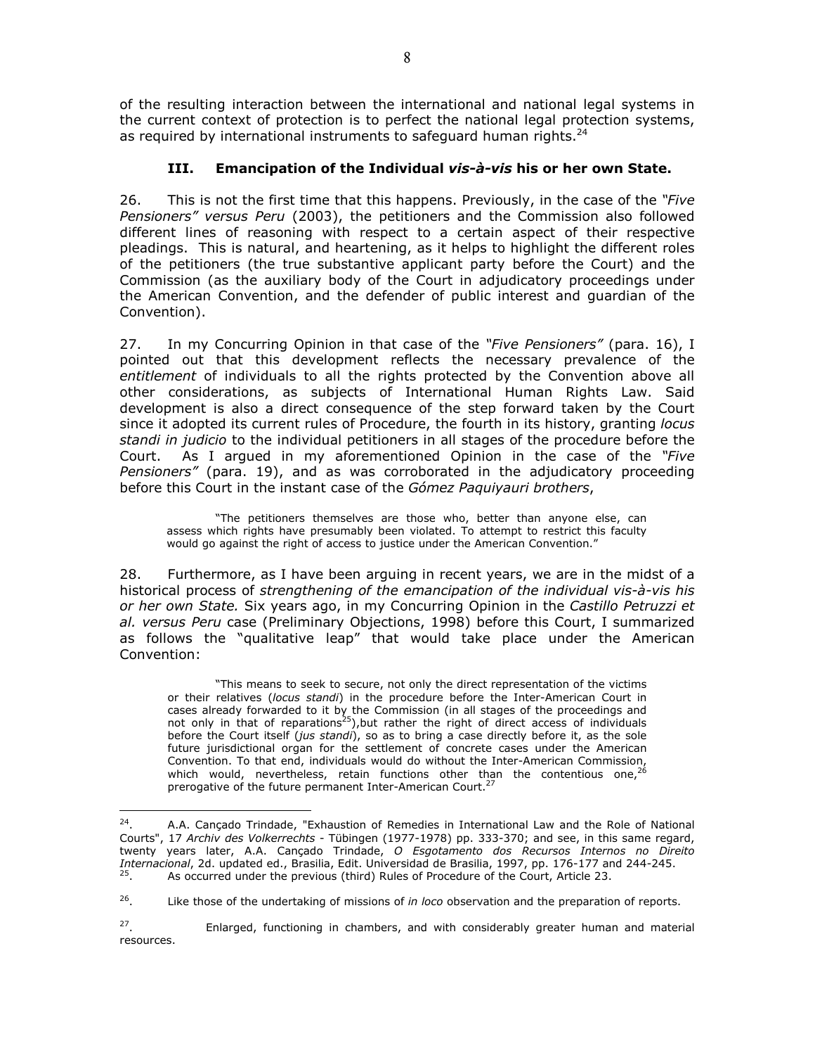of the resulting interaction between the international and national legal systems in the current context of protection is to perfect the national legal protection systems, as required by international instruments to safeguard human rights.[24]

### III. Emancipation of the Individual *vis-à-vis* his or her own State.

26. This is not the first time that this happens. Previously, in the case of the *"Five Pensioners" versus Peru* (2003), the petitioners and the Commission also followed different lines of reasoning with respect to a certain aspect of their respective pleadings. This is natural, and heartening, as it helps to highlight the different roles of the petitioners (the true substantive applicant party before the Court) and the Commission (as the auxiliary body of the Court in adjudicatory proceedings under the American Convention, and the defender of public interest and guardian of the Convention).

27. In my Concurring Opinion in that case of the *"Five Pensioners"* (para. 16), I pointed out that this development reflects the necessary prevalence of the *entitlement* of individuals to all the rights protected by the Convention above all other considerations, as subjects of International Human Rights Law. Said development is also a direct consequence of the step forward taken by the Court since it adopted its current rules of Procedure, the fourth in its history, granting *locus standi in judicio* to the individual petitioners in all stages of the procedure before the Court. As I argued in my aforementioned Opinion in the case of the *"Five Pensioners"* (para. 19), and as was corroborated in the adjudicatory proceeding before this Court in the instant case of the *Gómez Paquiyauri brothers*,

> "The petitioners themselves are those who, better than anyone else, can assess which rights have presumably been violated. To attempt to restrict this faculty would go against the right of access to justice under the American Convention."

28. Furthermore, as I have been arguing in recent years, we are in the midst of a historical process of *strengthening of the emancipation of the individual vis-à-vis his or her own State.* Six years ago, in my Concurring Opinion in the *Castillo Petruzzi et al. versus Peru* case (Preliminary Objections, 1998) before this Court, I summarized as follows the "qualitative leap" that would take place under the American Convention:

> "This means to seek to secure, not only the direct representation of the victims or their relatives (*locus standi*) in the procedure before the Inter-American Court in cases already forwarded to it by the Commission (in all stages of the proceedings and not only in that of reparations[25]),but rather the right of direct access of individuals before the Court itself (*jus standi*), so as to bring a case directly before it, as the sole future jurisdictional organ for the settlement of concrete cases under the American Convention. To that end, individuals would do without the Inter-American Commission, which would, nevertheless, retain functions other than the contentious one,[26] prerogative of the future permanent Inter-American Court.[27]

---

[24]. A.A. Cançado Trindade, "Exhaustion of Remedies in International Law and the Role of National Courts", 17 *Archiv des Volkerrechts* - Tübingen (1977-1978) pp. 333-370; and see, in this same regard, twenty years later, A.A. Cançado Trindade, *O Esgotamento dos Recursos Internos no Direito Internacional*, 2d. updated ed., Brasilia, Edit. Universidad de Brasilia, 1997, pp. 176-177 and 244-245.

[25]. As occurred under the previous (third) Rules of Procedure of the Court, Article 23.

[26]. Like those of the undertaking of missions of *in loco* observation and the preparation of reports.

[27]. Enlarged, functioning in chambers, and with considerably greater human and material resources.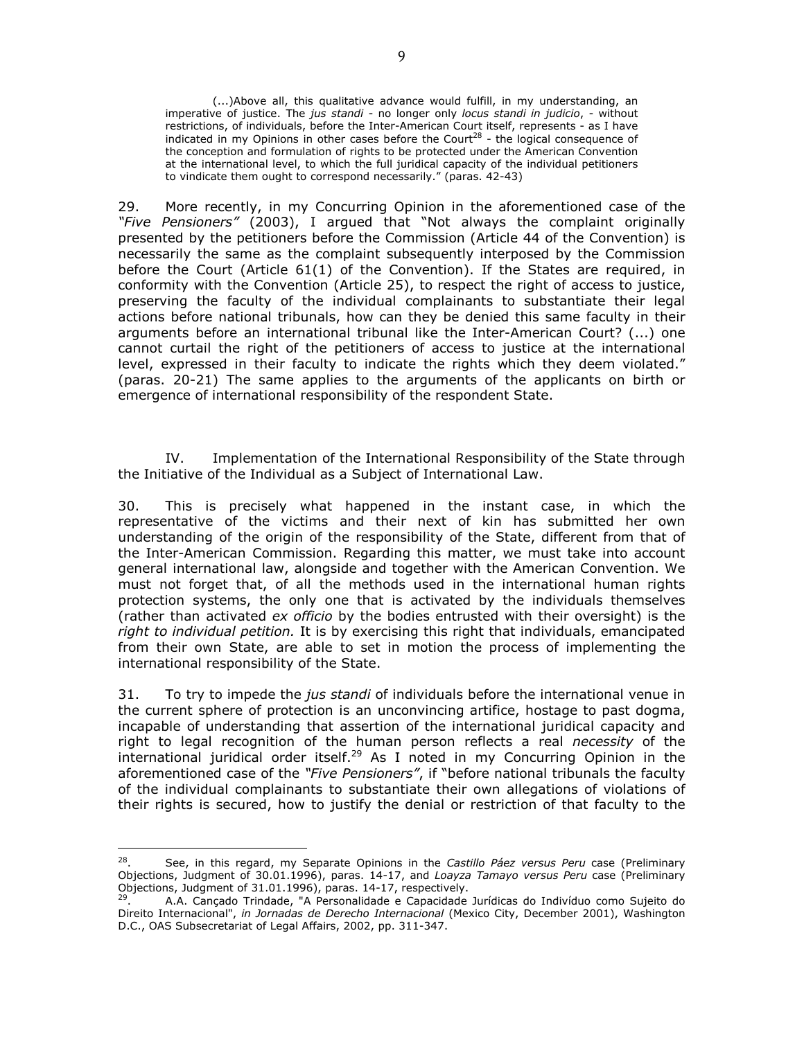(...)Above all, this qualitative advance would fulfill, in my understanding, an imperative of justice. The *jus standi* - no longer only *locus standi in judicio*, - without restrictions, of individuals, before the Inter-American Court itself, represents - as I have indicated in my Opinions in other cases before the Court[28] - the logical consequence of the conception and formulation of rights to be protected under the American Convention at the international level, to which the full juridical capacity of the individual petitioners to vindicate them ought to correspond necessarily." (paras. 42-43)

29. More recently, in my Concurring Opinion in the aforementioned case of the *"Five Pensioners"* (2003), I argued that "Not always the complaint originally presented by the petitioners before the Commission (Article 44 of the Convention) is necessarily the same as the complaint subsequently interposed by the Commission before the Court (Article 61(1) of the Convention). If the States are required, in conformity with the Convention (Article 25), to respect the right of access to justice, preserving the faculty of the individual complainants to substantiate their legal actions before national tribunals, how can they be denied this same faculty in their arguments before an international tribunal like the Inter-American Court? (...) one cannot curtail the right of the petitioners of access to justice at the international level, expressed in their faculty to indicate the rights which they deem violated." (paras. 20-21) The same applies to the arguments of the applicants on birth or emergence of international responsibility of the respondent State.

## IV. Implementation of the International Responsibility of the State through the Initiative of the Individual as a Subject of International Law.

30. This is precisely what happened in the instant case, in which the representative of the victims and their next of kin has submitted her own understanding of the origin of the responsibility of the State, different from that of the Inter-American Commission. Regarding this matter, we must take into account general international law, alongside and together with the American Convention. We must not forget that, of all the methods used in the international human rights protection systems, the only one that is activated by the individuals themselves (rather than activated *ex officio* by the bodies entrusted with their oversight) is the *right to individual petition.* It is by exercising this right that individuals, emancipated from their own State, are able to set in motion the process of implementing the international responsibility of the State.

31. To try to impede the *jus standi* of individuals before the international venue in the current sphere of protection is an unconvincing artifice, hostage to past dogma, incapable of understanding that assertion of the international juridical capacity and right to legal recognition of the human person reflects a real *necessity* of the international juridical order itself.[29] As I noted in my Concurring Opinion in the aforementioned case of the *"Five Pensioners"*, if "before national tribunals the faculty of the individual complainants to substantiate their own allegations of violations of their rights is secured, how to justify the denial or restriction of that faculty to the

---

[28]. See, in this regard, my Separate Opinions in the *Castillo Páez versus Peru* case (Preliminary Objections, Judgment of 30.01.1996), paras. 14-17, and *Loayza Tamayo versus Peru* case (Preliminary Objections, Judgment of 31.01.1996), paras. 14-17, respectively.

[29]. A.A. Cançado Trindade, "A Personalidade e Capacidade Jurídicas do Indivíduo como Sujeito do Direito Internacional", *in Jornadas de Derecho Internacional* (Mexico City, December 2001), Washington D.C., OAS Subsecretariat of Legal Affairs, 2002, pp. 311-347.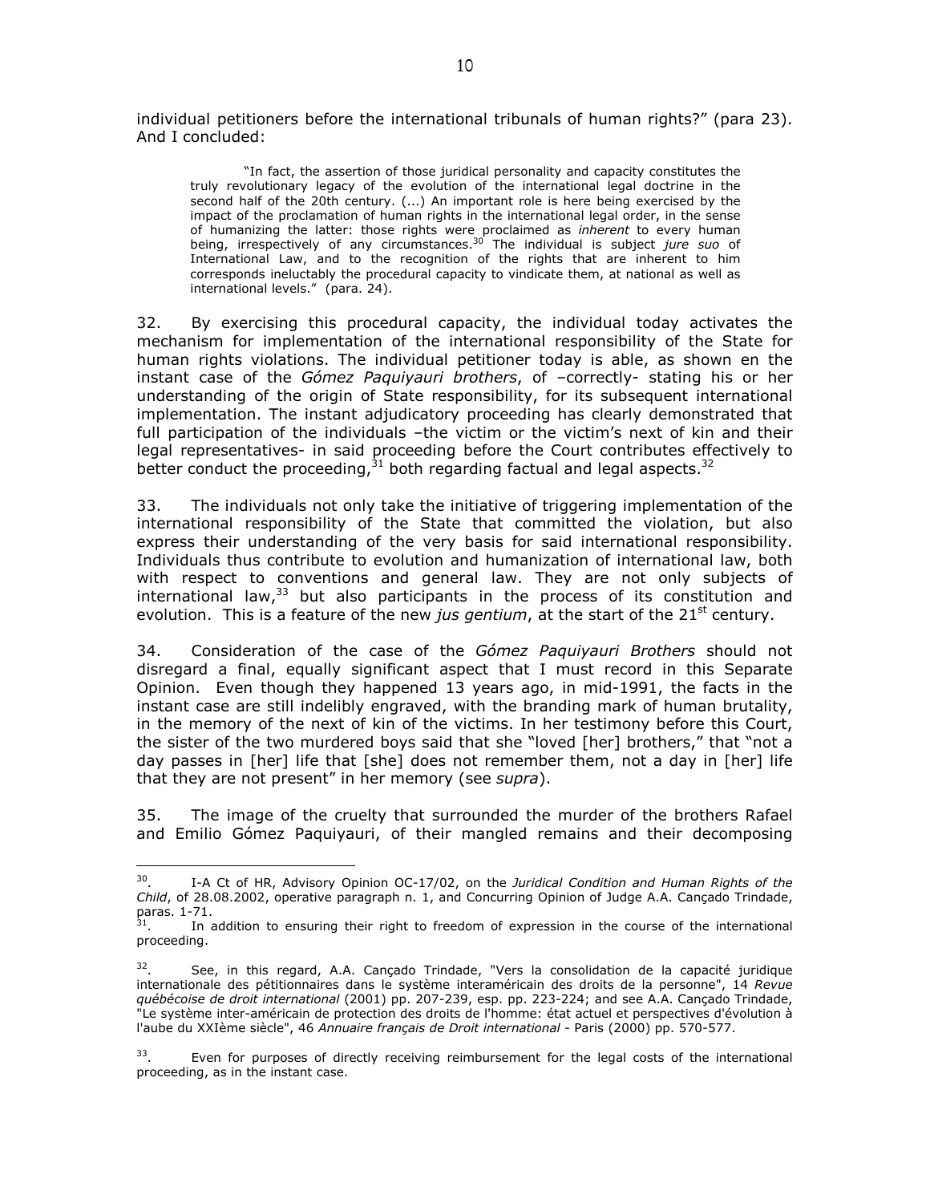individual petitioners before the international tribunals of human rights?" (para 23). And I concluded:

> "In fact, the assertion of those juridical personality and capacity constitutes the truly revolutionary legacy of the evolution of the international legal doctrine in the second half of the 20th century. (...) An important role is here being exercised by the impact of the proclamation of human rights in the international legal order, in the sense of humanizing the latter: those rights were proclaimed as *inherent* to every human being, irrespectively of any circumstances.[30] The individual is subject *jure suo* of International Law, and to the recognition of the rights that are inherent to him corresponds ineluctably the procedural capacity to vindicate them, at national as well as international levels." (para. 24).

32. By exercising this procedural capacity, the individual today activates the mechanism for implementation of the international responsibility of the State for human rights violations. The individual petitioner today is able, as shown en the instant case of the *Gómez Paquiyauri brothers*, of –correctly- stating his or her understanding of the origin of State responsibility, for its subsequent international implementation. The instant adjudicatory proceeding has clearly demonstrated that full participation of the individuals –the victim or the victim's next of kin and their legal representatives- in said proceeding before the Court contributes effectively to better conduct the proceeding,[31] both regarding factual and legal aspects.[32]

33. The individuals not only take the initiative of triggering implementation of the international responsibility of the State that committed the violation, but also express their understanding of the very basis for said international responsibility. Individuals thus contribute to evolution and humanization of international law, both with respect to conventions and general law. They are not only subjects of international law,[33] but also participants in the process of its constitution and evolution. This is a feature of the new *jus gentium*, at the start of the 21st century.

34. Consideration of the case of the *Gómez Paquiyauri Brothers* should not disregard a final, equally significant aspect that I must record in this Separate Opinion. Even though they happened 13 years ago, in mid-1991, the facts in the instant case are still indelibly engraved, with the branding mark of human brutality, in the memory of the next of kin of the victims. In her testimony before this Court, the sister of the two murdered boys said that she "loved [her] brothers," that "not a day passes in [her] life that [she] does not remember them, not a day in [her] life that they are not present" in her memory (see *supra*).

35. The image of the cruelty that surrounded the murder of the brothers Rafael and Emilio Gómez Paquiyauri, of their mangled remains and their decomposing

---

[30]. I-A Ct of HR, Advisory Opinion OC-17/02, on the *Juridical Condition and Human Rights of the Child*, of 28.08.2002, operative paragraph n. 1, and Concurring Opinion of Judge A.A. Cançado Trindade, paras. 1-71.

[31]. In addition to ensuring their right to freedom of expression in the course of the international proceeding.

[32]. See, in this regard, A.A. Cançado Trindade, "Vers la consolidation de la capacité juridique internationale des pétitionnaires dans le système interaméricain des droits de la personne", 14 *Revue québécoise de droit international* (2001) pp. 207-239, esp. pp. 223-224; and see A.A. Cançado Trindade, "Le système inter-américain de protection des droits de l'homme: état actuel et perspectives d'évolution à l'aube du XXIème siècle", 46 *Annuaire français de Droit international* - Paris (2000) pp. 570-577.

[33]. Even for purposes of directly receiving reimbursement for the legal costs of the international proceeding, as in the instant case.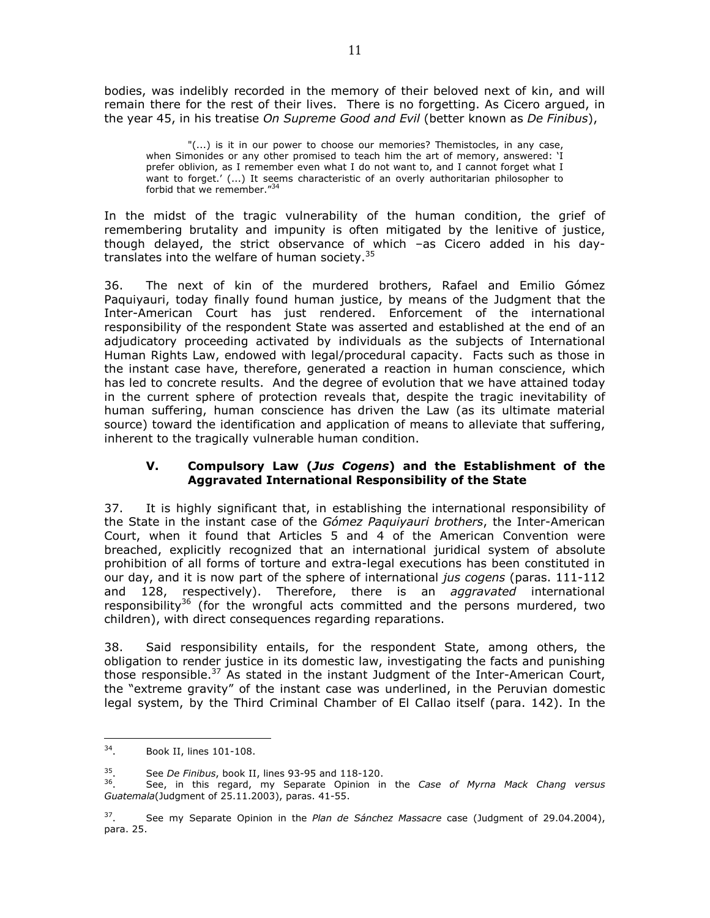bodies, was indelibly recorded in the memory of their beloved next of kin, and will remain there for the rest of their lives. There is no forgetting. As Cicero argued, in the year 45, in his treatise *On Supreme Good and Evil* (better known as *De Finibus*),

> "(...) is it in our power to choose our memories? Themistocles, in any case, when Simonides or any other promised to teach him the art of memory, answered: 'I prefer oblivion, as I remember even what I do not want to, and I cannot forget what I want to forget.' (...) It seems characteristic of an overly authoritarian philosopher to forbid that we remember."[34]

In the midst of the tragic vulnerability of the human condition, the grief of remembering brutality and impunity is often mitigated by the lenitive of justice, though delayed, the strict observance of which –as Cicero added in his day-translates into the welfare of human society.[35]

36. The next of kin of the murdered brothers, Rafael and Emilio Gómez Paquiyauri, today finally found human justice, by means of the Judgment that the Inter-American Court has just rendered. Enforcement of the international responsibility of the respondent State was asserted and established at the end of an adjudicatory proceeding activated by individuals as the subjects of International Human Rights Law, endowed with legal/procedural capacity. Facts such as those in the instant case have, therefore, generated a reaction in human conscience, which has led to concrete results. And the degree of evolution that we have attained today in the current sphere of protection reveals that, despite the tragic inevitability of human suffering, human conscience has driven the Law (as its ultimate material source) toward the identification and application of means to alleviate that suffering, inherent to the tragically vulnerable human condition.

## V. Compulsory Law (*Jus Cogens*) and the Establishment of the Aggravated International Responsibility of the State

37. It is highly significant that, in establishing the international responsibility of the State in the instant case of the *Gómez Paquiyauri brothers*, the Inter-American Court, when it found that Articles 5 and 4 of the American Convention were breached, explicitly recognized that an international juridical system of absolute prohibition of all forms of torture and extra-legal executions has been constituted in our day, and it is now part of the sphere of international *jus cogens* (paras. 111-112 and 128, respectively). Therefore, there is an *aggravated* international responsibility[36] (for the wrongful acts committed and the persons murdered, two children), with direct consequences regarding reparations.

38. Said responsibility entails, for the respondent State, among others, the obligation to render justice in its domestic law, investigating the facts and punishing those responsible.[37] As stated in the instant Judgment of the Inter-American Court, the "extreme gravity" of the instant case was underlined, in the Peruvian domestic legal system, by the Third Criminal Chamber of El Callao itself (para. 142). In the

---

34. Book II, lines 101-108.

35. See *De Finibus*, book II, lines 93-95 and 118-120.

36. See, in this regard, my Separate Opinion in the *Case of Myrna Mack Chang versus Guatemala*(Judgment of 25.11.2003), paras. 41-55.

37. See my Separate Opinion in the *Plan de Sánchez Massacre* case (Judgment of 29.04.2004), para. 25.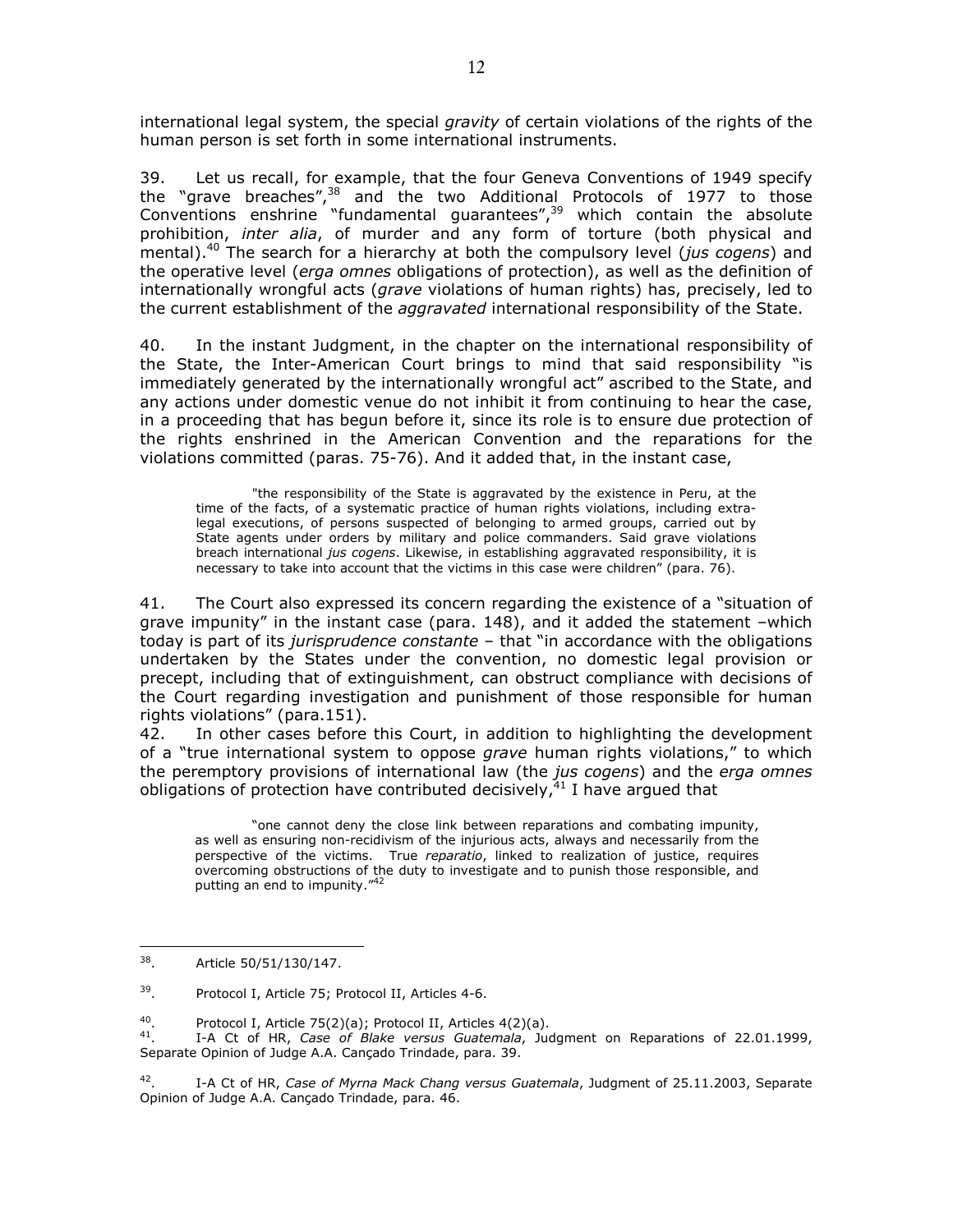international legal system, the special *gravity* of certain violations of the rights of the human person is set forth in some international instruments.

39. Let us recall, for example, that the four Geneva Conventions of 1949 specify the "grave breaches",[38] and the two Additional Protocols of 1977 to those Conventions enshrine "fundamental guarantees",[39] which contain the absolute prohibition, *inter alia*, of murder and any form of torture (both physical and mental).[40] The search for a hierarchy at both the compulsory level (*jus cogens*) and the operative level (*erga omnes* obligations of protection), as well as the definition of internationally wrongful acts (*grave* violations of human rights) has, precisely, led to the current establishment of the *aggravated* international responsibility of the State.

40. In the instant Judgment, in the chapter on the international responsibility of the State, the Inter-American Court brings to mind that said responsibility "is immediately generated by the internationally wrongful act" ascribed to the State, and any actions under domestic venue do not inhibit it from continuing to hear the case, in a proceeding that has begun before it, since its role is to ensure due protection of the rights enshrined in the American Convention and the reparations for the violations committed (paras. 75-76). And it added that, in the instant case,

> "the responsibility of the State is aggravated by the existence in Peru, at the time of the facts, of a systematic practice of human rights violations, including extra-legal executions, of persons suspected of belonging to armed groups, carried out by State agents under orders by military and police commanders. Said grave violations breach international *jus cogens*. Likewise, in establishing aggravated responsibility, it is necessary to take into account that the victims in this case were children" (para. 76).

41. The Court also expressed its concern regarding the existence of a "situation of grave impunity" in the instant case (para. 148), and it added the statement –which today is part of its *jurisprudence constante* – that "in accordance with the obligations undertaken by the States under the convention, no domestic legal provision or precept, including that of extinguishment, can obstruct compliance with decisions of the Court regarding investigation and punishment of those responsible for human rights violations" (para.151).

42. In other cases before this Court, in addition to highlighting the development of a "true international system to oppose *grave* human rights violations," to which the peremptory provisions of international law (the *jus cogens*) and the *erga omnes* obligations of protection have contributed decisively,[41] I have argued that

> "one cannot deny the close link between reparations and combating impunity, as well as ensuring non-recidivism of the injurious acts, always and necessarily from the perspective of the victims. True *reparatio*, linked to realization of justice, requires overcoming obstructions of the duty to investigate and to punish those responsible, and putting an end to impunity."[42]

---

[38]. Article 50/51/130/147.

[39]. Protocol I, Article 75; Protocol II, Articles 4-6.

[40]. Protocol I, Article 75(2)(a); Protocol II, Articles 4(2)(a).

[41]. I-A Ct of HR, *Case of Blake versus Guatemala*, Judgment on Reparations of 22.01.1999, Separate Opinion of Judge A.A. Cançado Trindade, para. 39.

[42]. I-A Ct of HR, *Case of Myrna Mack Chang versus Guatemala*, Judgment of 25.11.2003, Separate Opinion of Judge A.A. Cançado Trindade, para. 46.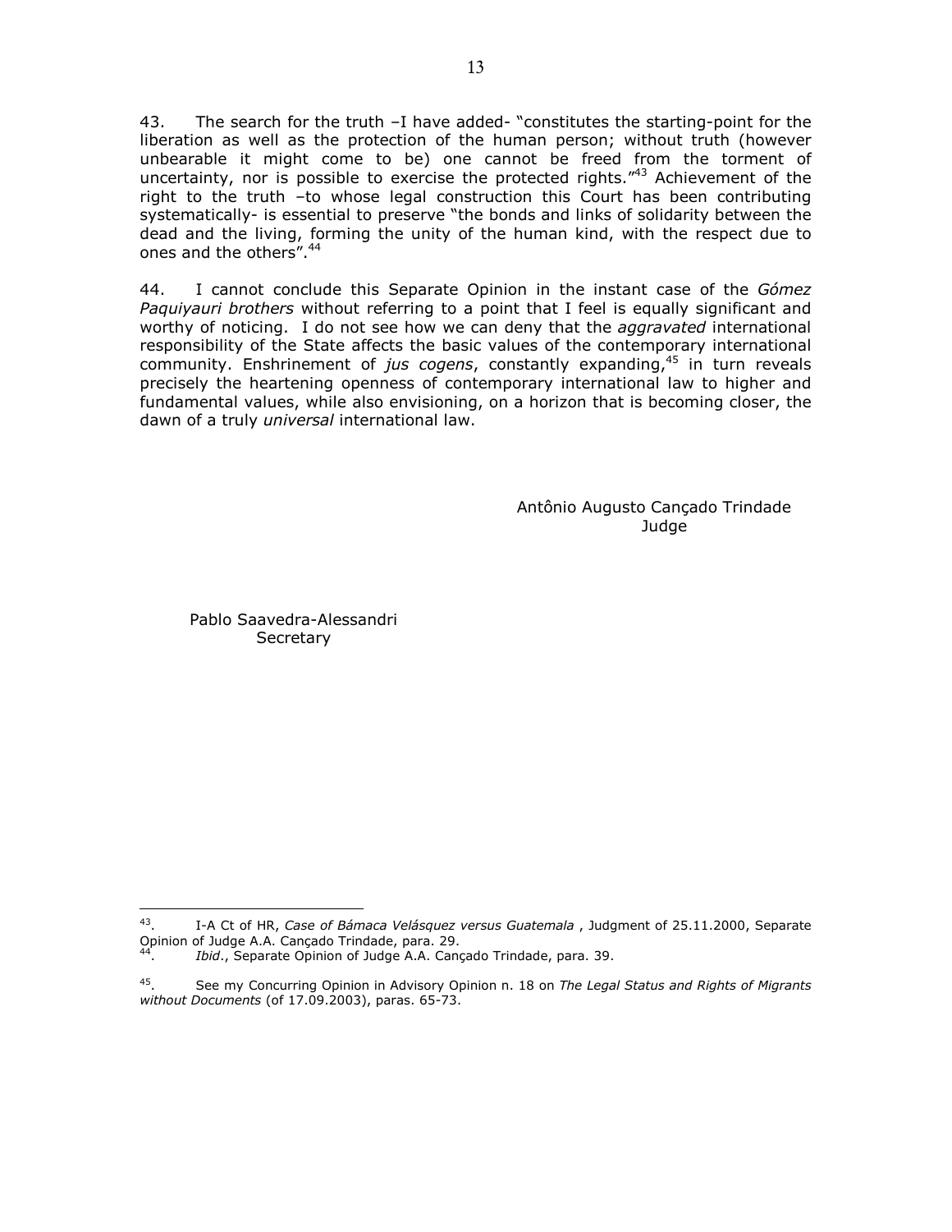43. The search for the truth –I have added- "constitutes the starting-point for the liberation as well as the protection of the human person; without truth (however unbearable it might come to be) one cannot be freed from the torment of uncertainty, nor is possible to exercise the protected rights."[43] Achievement of the right to the truth –to whose legal construction this Court has been contributing systematically- is essential to preserve "the bonds and links of solidarity between the dead and the living, forming the unity of the human kind, with the respect due to ones and the others".[44]

44. I cannot conclude this Separate Opinion in the instant case of the *Gómez Paquiyauri brothers* without referring to a point that I feel is equally significant and worthy of noticing. I do not see how we can deny that the *aggravated* international responsibility of the State affects the basic values of the contemporary international community. Enshrinement of *jus cogens*, constantly expanding,[45] in turn reveals precisely the heartening openness of contemporary international law to higher and fundamental values, while also envisioning, on a horizon that is becoming closer, the dawn of a truly *universal* international law.

Antônio Augusto Cançado Trindade
Judge

Pablo Saavedra-Alessandri
Secretary

---

[43]. I-A Ct of HR, *Case of Bámaca Velásquez versus Guatemala* , Judgment of 25.11.2000, Separate Opinion of Judge A.A. Cançado Trindade, para. 29.

[44]. *Ibid*., Separate Opinion of Judge A.A. Cançado Trindade, para. 39.

[45]. See my Concurring Opinion in Advisory Opinion n. 18 on *The Legal Status and Rights of Migrants without Documents* (of 17.09.2003), paras. 65-73.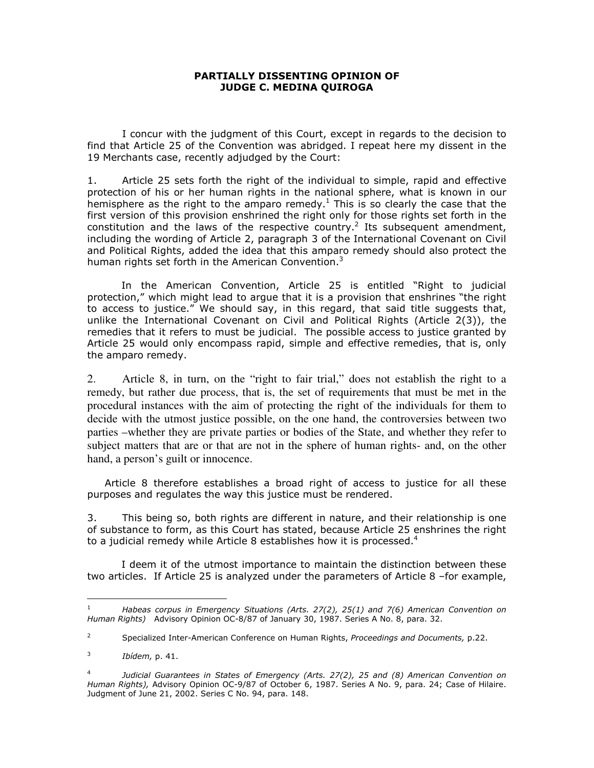**PARTIALLY DISSENTING OPINION OF**
**JUDGE C. MEDINA QUIROGA**

I concur with the judgment of this Court, except in regards to the decision to find that Article 25 of the Convention was abridged. I repeat here my dissent in the 19 Merchants case, recently adjudged by the Court:

1. Article 25 sets forth the right of the individual to simple, rapid and effective protection of his or her human rights in the national sphere, what is known in our hemisphere as the right to the amparo remedy.[1] This is so clearly the case that the first version of this provision enshrined the right only for those rights set forth in the constitution and the laws of the respective country.[2] Its subsequent amendment, including the wording of Article 2, paragraph 3 of the International Covenant on Civil and Political Rights, added the idea that this amparo remedy should also protect the human rights set forth in the American Convention.[3]

In the American Convention, Article 25 is entitled "Right to judicial protection," which might lead to argue that it is a provision that enshrines "the right to access to justice." We should say, in this regard, that said title suggests that, unlike the International Covenant on Civil and Political Rights (Article 2(3)), the remedies that it refers to must be judicial. The possible access to justice granted by Article 25 would only encompass rapid, simple and effective remedies, that is, only the amparo remedy.

2. Article 8, in turn, on the "right to fair trial," does not establish the right to a remedy, but rather due process, that is, the set of requirements that must be met in the procedural instances with the aim of protecting the right of the individuals for them to decide with the utmost justice possible, on the one hand, the controversies between two parties –whether they are private parties or bodies of the State, and whether they refer to subject matters that are or that are not in the sphere of human rights- and, on the other hand, a person's guilt or innocence.

Article 8 therefore establishes a broad right of access to justice for all these purposes and regulates the way this justice must be rendered.

3. This being so, both rights are different in nature, and their relationship is one of substance to form, as this Court has stated, because Article 25 enshrines the right to a judicial remedy while Article 8 establishes how it is processed.[4]

I deem it of the utmost importance to maintain the distinction between these two articles. If Article 25 is analyzed under the parameters of Article 8 –for example,

---

[1] *Habeas corpus in Emergency Situations (Arts. 27(2), 25(1) and 7(6) American Convention on Human Rights)* Advisory Opinion OC-8/87 of January 30, 1987. Series A No. 8, para. 32.

[2] Specialized Inter-American Conference on Human Rights, *Proceedings and Documents,* p.22.

[3] *Ibídem,* p. 41.

[4] *Judicial Guarantees in States of Emergency (Arts. 27(2), 25 and (8) American Convention on Human Rights),* Advisory Opinion OC-9/87 of October 6, 1987. Series A No. 9, para. 24; Case of Hilaire. Judgment of June 21, 2002. Series C No. 94, para. 148.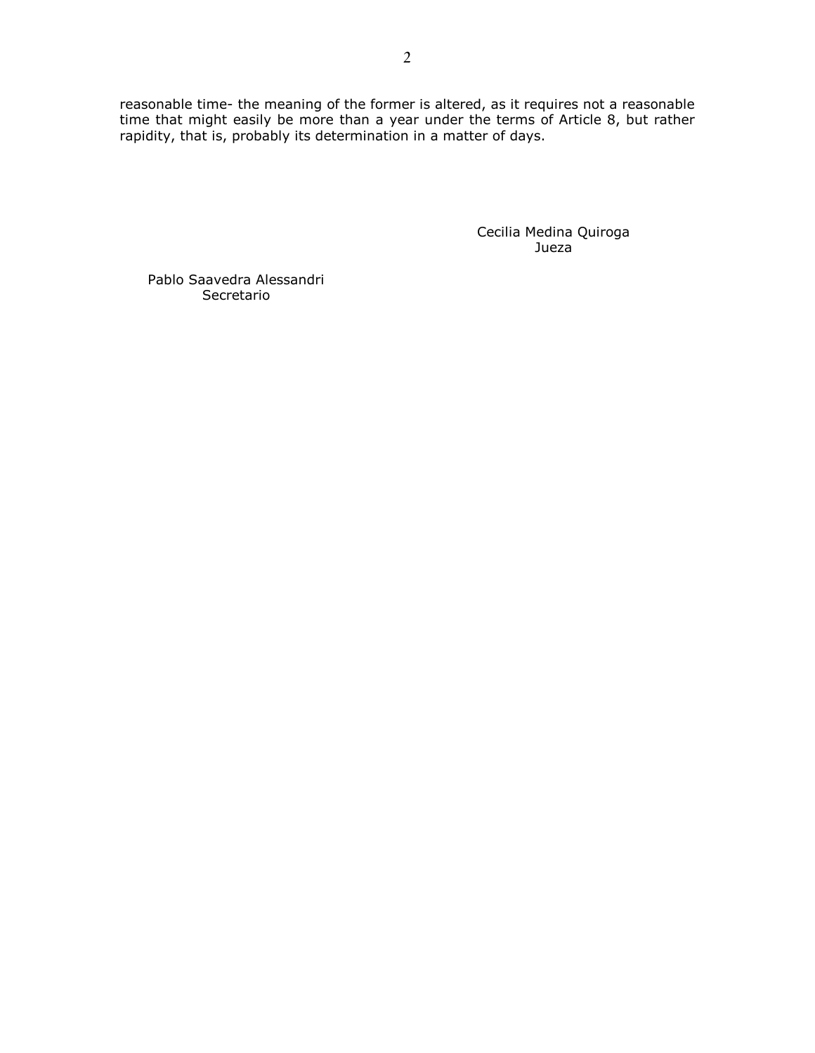reasonable time- the meaning of the former is altered, as it requires not a reasonable time that might easily be more than a year under the terms of Article 8, but rather rapidity, that is, probably its determination in a matter of days.

Cecilia Medina Quiroga
Jueza

Pablo Saavedra Alessandri
Secretario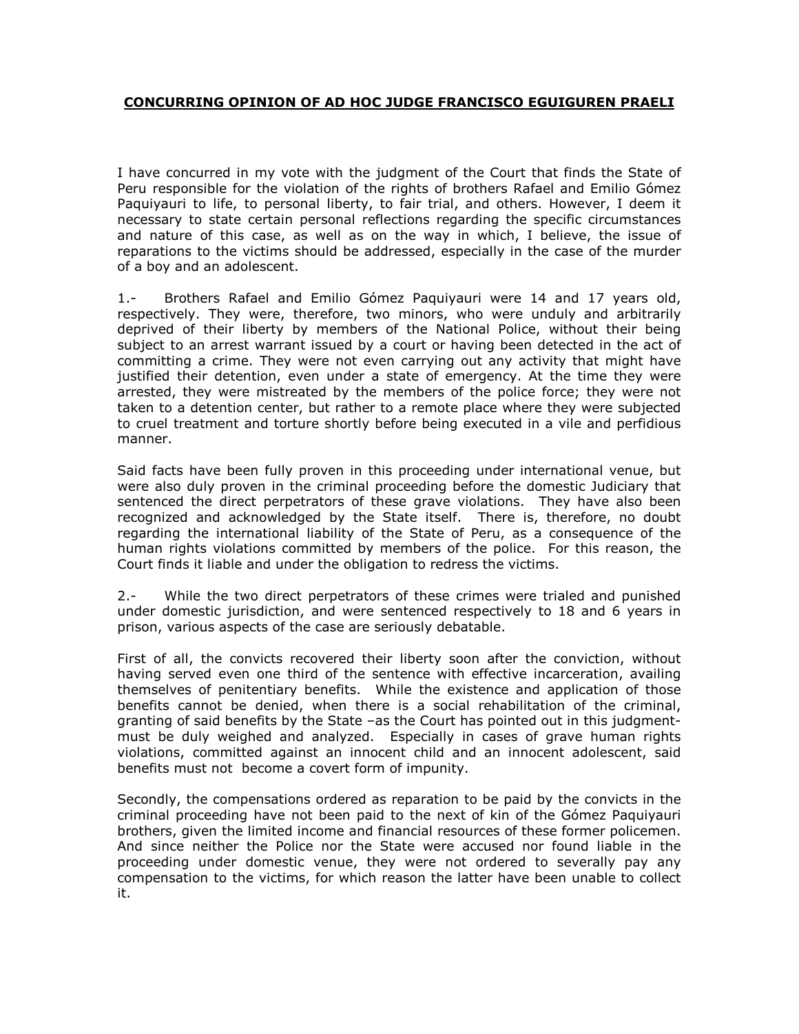**CONCURRING OPINION OF AD HOC JUDGE FRANCISCO EGUIGUREN PRAELI**

I have concurred in my vote with the judgment of the Court that finds the State of Peru responsible for the violation of the rights of brothers Rafael and Emilio Gómez Paquiyauri to life, to personal liberty, to fair trial, and others. However, I deem it necessary to state certain personal reflections regarding the specific circumstances and nature of this case, as well as on the way in which, I believe, the issue of reparations to the victims should be addressed, especially in the case of the murder of a boy and an adolescent.

1.- Brothers Rafael and Emilio Gómez Paquiyauri were 14 and 17 years old, respectively. They were, therefore, two minors, who were unduly and arbitrarily deprived of their liberty by members of the National Police, without their being subject to an arrest warrant issued by a court or having been detected in the act of committing a crime. They were not even carrying out any activity that might have justified their detention, even under a state of emergency. At the time they were arrested, they were mistreated by the members of the police force; they were not taken to a detention center, but rather to a remote place where they were subjected to cruel treatment and torture shortly before being executed in a vile and perfidious manner.

Said facts have been fully proven in this proceeding under international venue, but were also duly proven in the criminal proceeding before the domestic Judiciary that sentenced the direct perpetrators of these grave violations. They have also been recognized and acknowledged by the State itself. There is, therefore, no doubt regarding the international liability of the State of Peru, as a consequence of the human rights violations committed by members of the police. For this reason, the Court finds it liable and under the obligation to redress the victims.

2.- While the two direct perpetrators of these crimes were trialed and punished under domestic jurisdiction, and were sentenced respectively to 18 and 6 years in prison, various aspects of the case are seriously debatable.

First of all, the convicts recovered their liberty soon after the conviction, without having served even one third of the sentence with effective incarceration, availing themselves of penitentiary benefits. While the existence and application of those benefits cannot be denied, when there is a social rehabilitation of the criminal, granting of said benefits by the State –as the Court has pointed out in this judgment- must be duly weighed and analyzed. Especially in cases of grave human rights violations, committed against an innocent child and an innocent adolescent, said benefits must not become a covert form of impunity.

Secondly, the compensations ordered as reparation to be paid by the convicts in the criminal proceeding have not been paid to the next of kin of the Gómez Paquiyauri brothers, given the limited income and financial resources of these former policemen. And since neither the Police nor the State were accused nor found liable in the proceeding under domestic venue, they were not ordered to severally pay any compensation to the victims, for which reason the latter have been unable to collect it.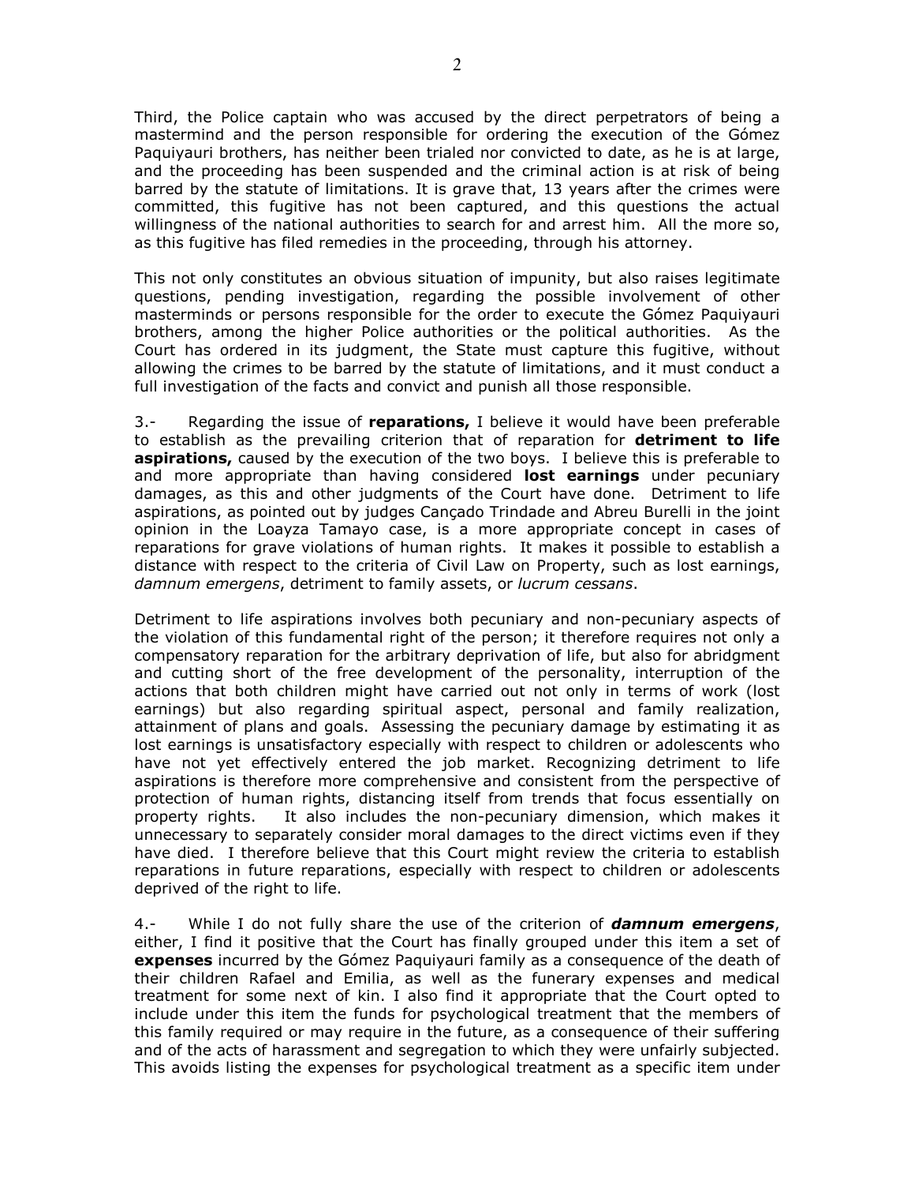Third, the Police captain who was accused by the direct perpetrators of being a mastermind and the person responsible for ordering the execution of the Gómez Paquiyauri brothers, has neither been trialed nor convicted to date, as he is at large, and the proceeding has been suspended and the criminal action is at risk of being barred by the statute of limitations. It is grave that, 13 years after the crimes were committed, this fugitive has not been captured, and this questions the actual willingness of the national authorities to search for and arrest him. All the more so, as this fugitive has filed remedies in the proceeding, through his attorney.

This not only constitutes an obvious situation of impunity, but also raises legitimate questions, pending investigation, regarding the possible involvement of other masterminds or persons responsible for the order to execute the Gómez Paquiyauri brothers, among the higher Police authorities or the political authorities. As the Court has ordered in its judgment, the State must capture this fugitive, without allowing the crimes to be barred by the statute of limitations, and it must conduct a full investigation of the facts and convict and punish all those responsible.

3.- Regarding the issue of **reparations,** I believe it would have been preferable to establish as the prevailing criterion that of reparation for **detriment to life aspirations,** caused by the execution of the two boys. I believe this is preferable to and more appropriate than having considered **lost earnings** under pecuniary damages, as this and other judgments of the Court have done. Detriment to life aspirations, as pointed out by judges Cançado Trindade and Abreu Burelli in the joint opinion in the Loayza Tamayo case, is a more appropriate concept in cases of reparations for grave violations of human rights. It makes it possible to establish a distance with respect to the criteria of Civil Law on Property, such as lost earnings, *damnum emergens*, detriment to family assets, or *lucrum cessans*.

Detriment to life aspirations involves both pecuniary and non-pecuniary aspects of the violation of this fundamental right of the person; it therefore requires not only a compensatory reparation for the arbitrary deprivation of life, but also for abridgment and cutting short of the free development of the personality, interruption of the actions that both children might have carried out not only in terms of work (lost earnings) but also regarding spiritual aspect, personal and family realization, attainment of plans and goals. Assessing the pecuniary damage by estimating it as lost earnings is unsatisfactory especially with respect to children or adolescents who have not yet effectively entered the job market. Recognizing detriment to life aspirations is therefore more comprehensive and consistent from the perspective of protection of human rights, distancing itself from trends that focus essentially on property rights. It also includes the non-pecuniary dimension, which makes it unnecessary to separately consider moral damages to the direct victims even if they have died. I therefore believe that this Court might review the criteria to establish reparations in future reparations, especially with respect to children or adolescents deprived of the right to life.

4.- While I do not fully share the use of the criterion of ***damnum emergens***, either, I find it positive that the Court has finally grouped under this item a set of **expenses** incurred by the Gómez Paquiyauri family as a consequence of the death of their children Rafael and Emilia, as well as the funerary expenses and medical treatment for some next of kin. I also find it appropriate that the Court opted to include under this item the funds for psychological treatment that the members of this family required or may require in the future, as a consequence of their suffering and of the acts of harassment and segregation to which they were unfairly subjected. This avoids listing the expenses for psychological treatment as a specific item under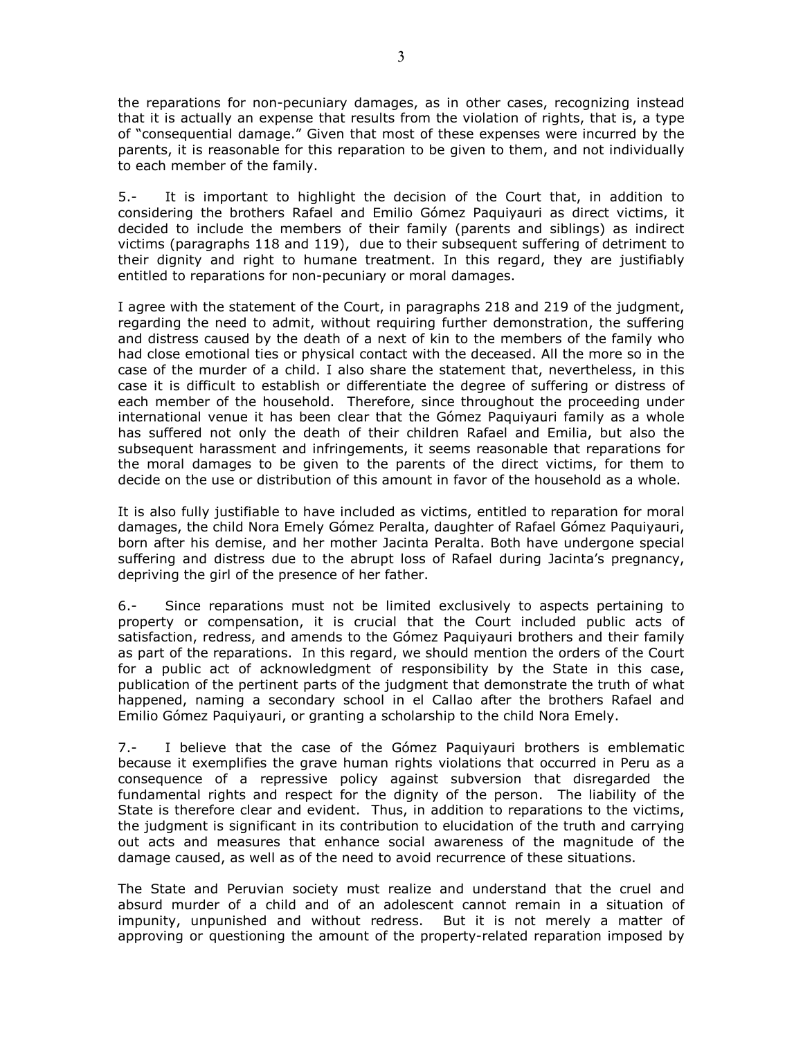the reparations for non-pecuniary damages, as in other cases, recognizing instead that it is actually an expense that results from the violation of rights, that is, a type of "consequential damage." Given that most of these expenses were incurred by the parents, it is reasonable for this reparation to be given to them, and not individually to each member of the family.

5.- It is important to highlight the decision of the Court that, in addition to considering the brothers Rafael and Emilio Gómez Paquiyauri as direct victims, it decided to include the members of their family (parents and siblings) as indirect victims (paragraphs 118 and 119), due to their subsequent suffering of detriment to their dignity and right to humane treatment. In this regard, they are justifiably entitled to reparations for non-pecuniary or moral damages.

I agree with the statement of the Court, in paragraphs 218 and 219 of the judgment, regarding the need to admit, without requiring further demonstration, the suffering and distress caused by the death of a next of kin to the members of the family who had close emotional ties or physical contact with the deceased. All the more so in the case of the murder of a child. I also share the statement that, nevertheless, in this case it is difficult to establish or differentiate the degree of suffering or distress of each member of the household. Therefore, since throughout the proceeding under international venue it has been clear that the Gómez Paquiyauri family as a whole has suffered not only the death of their children Rafael and Emilia, but also the subsequent harassment and infringements, it seems reasonable that reparations for the moral damages to be given to the parents of the direct victims, for them to decide on the use or distribution of this amount in favor of the household as a whole.

It is also fully justifiable to have included as victims, entitled to reparation for moral damages, the child Nora Emely Gómez Peralta, daughter of Rafael Gómez Paquiyauri, born after his demise, and her mother Jacinta Peralta. Both have undergone special suffering and distress due to the abrupt loss of Rafael during Jacinta's pregnancy, depriving the girl of the presence of her father.

6.- Since reparations must not be limited exclusively to aspects pertaining to property or compensation, it is crucial that the Court included public acts of satisfaction, redress, and amends to the Gómez Paquiyauri brothers and their family as part of the reparations. In this regard, we should mention the orders of the Court for a public act of acknowledgment of responsibility by the State in this case, publication of the pertinent parts of the judgment that demonstrate the truth of what happened, naming a secondary school in el Callao after the brothers Rafael and Emilio Gómez Paquiyauri, or granting a scholarship to the child Nora Emely.

7.- I believe that the case of the Gómez Paquiyauri brothers is emblematic because it exemplifies the grave human rights violations that occurred in Peru as a consequence of a repressive policy against subversion that disregarded the fundamental rights and respect for the dignity of the person. The liability of the State is therefore clear and evident. Thus, in addition to reparations to the victims, the judgment is significant in its contribution to elucidation of the truth and carrying out acts and measures that enhance social awareness of the magnitude of the damage caused, as well as of the need to avoid recurrence of these situations.

The State and Peruvian society must realize and understand that the cruel and absurd murder of a child and of an adolescent cannot remain in a situation of impunity, unpunished and without redress. But it is not merely a matter of approving or questioning the amount of the property-related reparation imposed by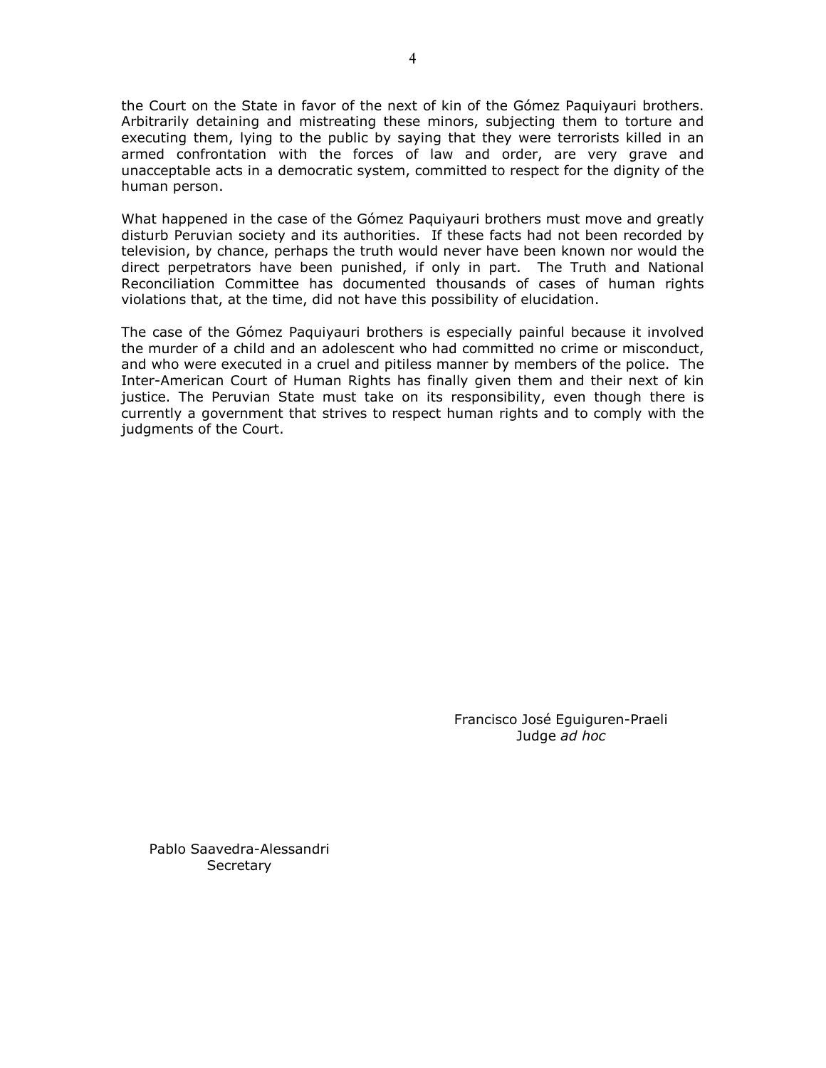the Court on the State in favor of the next of kin of the Gómez Paquiyauri brothers. Arbitrarily detaining and mistreating these minors, subjecting them to torture and executing them, lying to the public by saying that they were terrorists killed in an armed confrontation with the forces of law and order, are very grave and unacceptable acts in a democratic system, committed to respect for the dignity of the human person.

What happened in the case of the Gómez Paquiyauri brothers must move and greatly disturb Peruvian society and its authorities. If these facts had not been recorded by television, by chance, perhaps the truth would never have been known nor would the direct perpetrators have been punished, if only in part. The Truth and National Reconciliation Committee has documented thousands of cases of human rights violations that, at the time, did not have this possibility of elucidation.

The case of the Gómez Paquiyauri brothers is especially painful because it involved the murder of a child and an adolescent who had committed no crime or misconduct, and who were executed in a cruel and pitiless manner by members of the police. The Inter-American Court of Human Rights has finally given them and their next of kin justice. The Peruvian State must take on its responsibility, even though there is currently a government that strives to respect human rights and to comply with the judgments of the Court.

Francisco José Eguiguren-Praeli
Judge *ad hoc*

Pablo Saavedra-Alessandri
Secretary